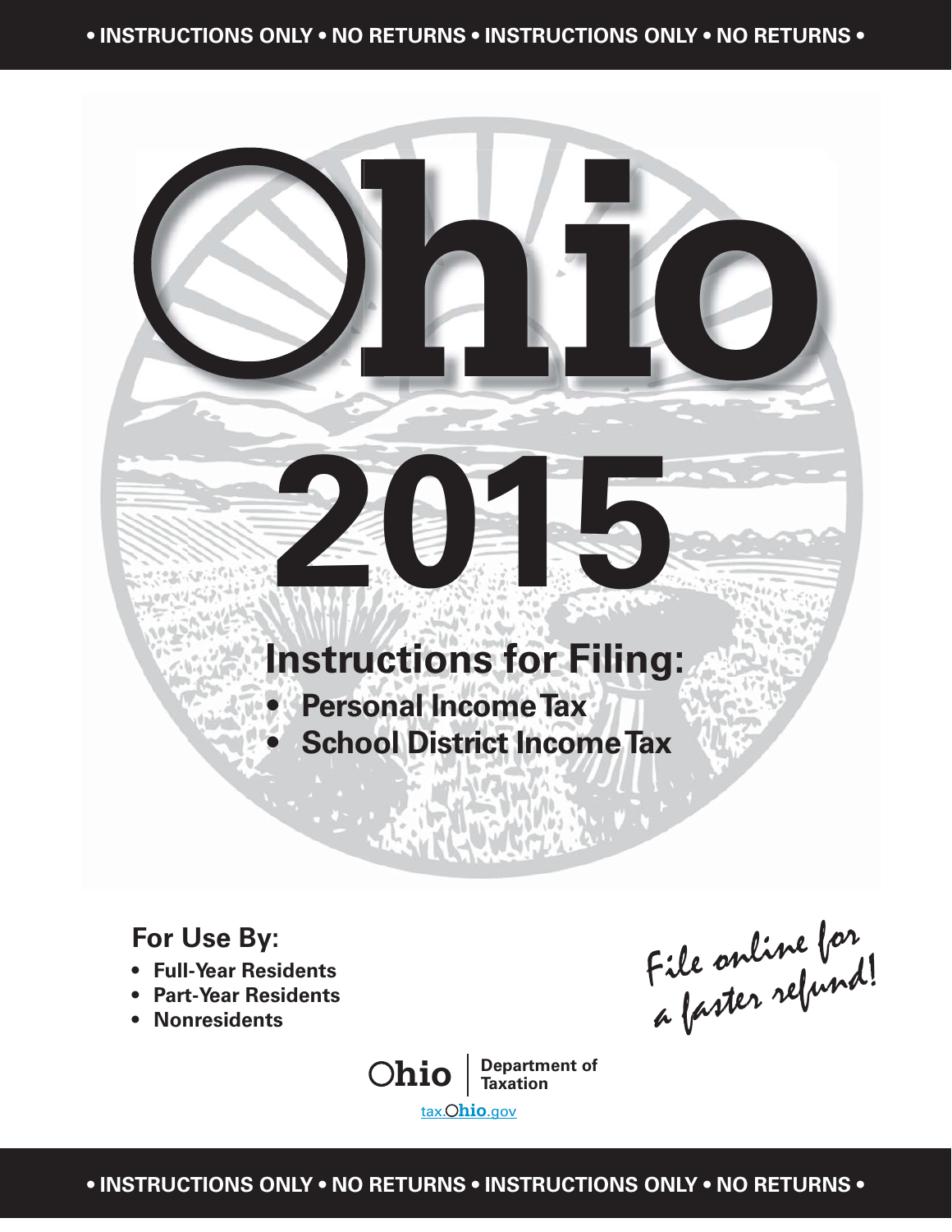• INSTRUCTIONS ONLY • NO RETURNS • INSTRUCTIONS ONLY • NO RETURNS •

# Ohio

# 2015

## Instructions for Filing:

- **Personal Income Tax**
- **School District Income Tax**

**For Use By:**

- **Full-Year Residents**
- **Part-Year Residents**
- **Nonresidents**

*File online for a faster refund!*

Ohio | Department of Taxation

tax.Ohio.gov

• INSTRUCTIONS ONLY • NO RETURNS • INSTRUCTIONS ONLY • NO RETURNS •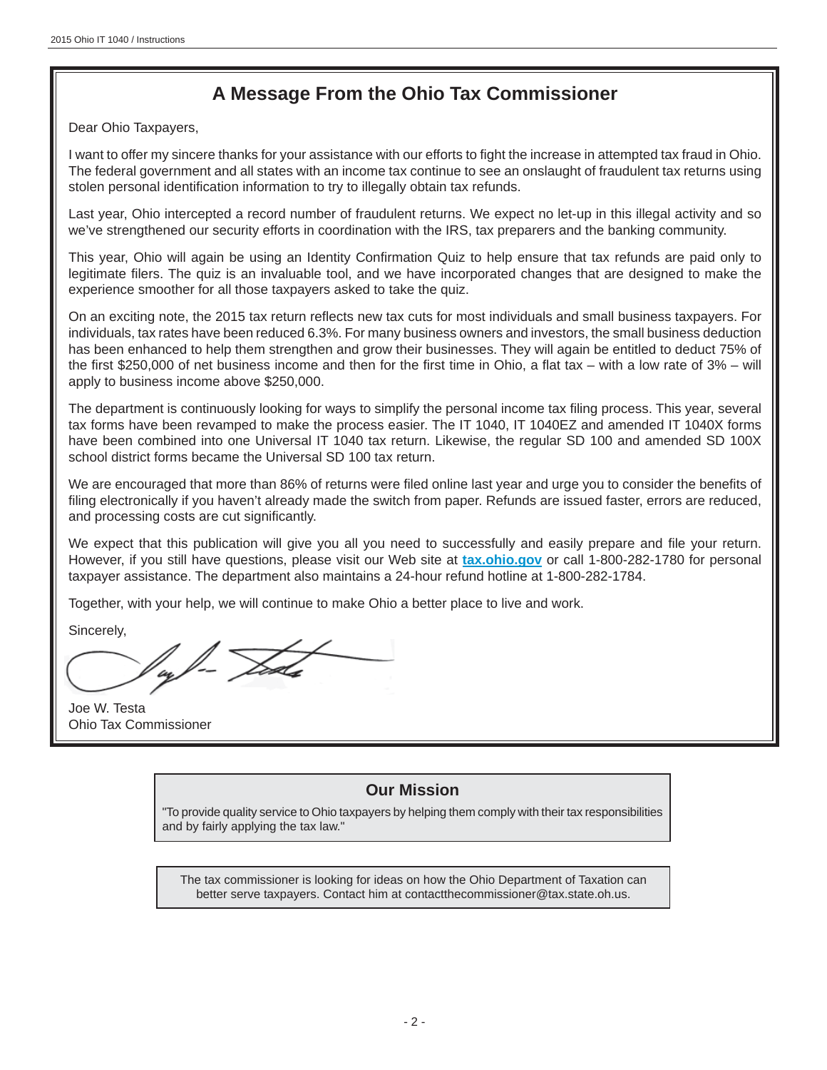## A Message From the Ohio Tax Commissioner

Dear Ohio Taxpayers,

I want to offer my sincere thanks for your assistance with our efforts to fight the increase in attempted tax fraud in Ohio. The federal government and all states with an income tax continue to see an onslaught of fraudulent tax returns using stolen personal identification information to try to illegally obtain tax refunds.

Last year, Ohio intercepted a record number of fraudulent returns. We expect no let-up in this illegal activity and so we've strengthened our security efforts in coordination with the IRS, tax preparers and the banking community.

This year, Ohio will again be using an Identity Confirmation Quiz to help ensure that tax refunds are paid only to legitimate filers. The quiz is an invaluable tool, and we have incorporated changes that are designed to make the experience smoother for all those taxpayers asked to take the quiz.

On an exciting note, the 2015 tax return reflects new tax cuts for most individuals and small business taxpayers. For individuals, tax rates have been reduced 6.3%. For many business owners and investors, the small business deduction has been enhanced to help them strengthen and grow their businesses. They will again be entitled to deduct 75% of the first $250,000 of net business income and then for the first time in Ohio, a flat tax – with a low rate of 3% – will apply to business income above $250,000.

The department is continuously looking for ways to simplify the personal income tax filing process. This year, several tax forms have been revamped to make the process easier. The IT 1040, IT 1040EZ and amended IT 1040X forms have been combined into one Universal IT 1040 tax return. Likewise, the regular SD 100 and amended SD 100X school district forms became the Universal SD 100 tax return.

We are encouraged that more than 86% of returns were filed online last year and urge you to consider the benefits of filing electronically if you haven't already made the switch from paper. Refunds are issued faster, errors are reduced, and processing costs are cut significantly.

We expect that this publication will give you all you need to successfully and easily prepare and file your return. However, if you still have questions, please visit our Web site at **tax.ohio.gov** or call 1-800-282-1780 for personal taxpayer assistance. The department also maintains a 24-hour refund hotline at 1-800-282-1784.

Together, with your help, we will continue to make Ohio a better place to live and work.

Sincerely,

Joe W. Testa
Ohio Tax Commissioner

### Our Mission

"To provide quality service to Ohio taxpayers by helping them comply with their tax responsibilities and by fairly applying the tax law."

The tax commissioner is looking for ideas on how the Ohio Department of Taxation can better serve taxpayers. Contact him at contactthecommissioner@tax.state.oh.us.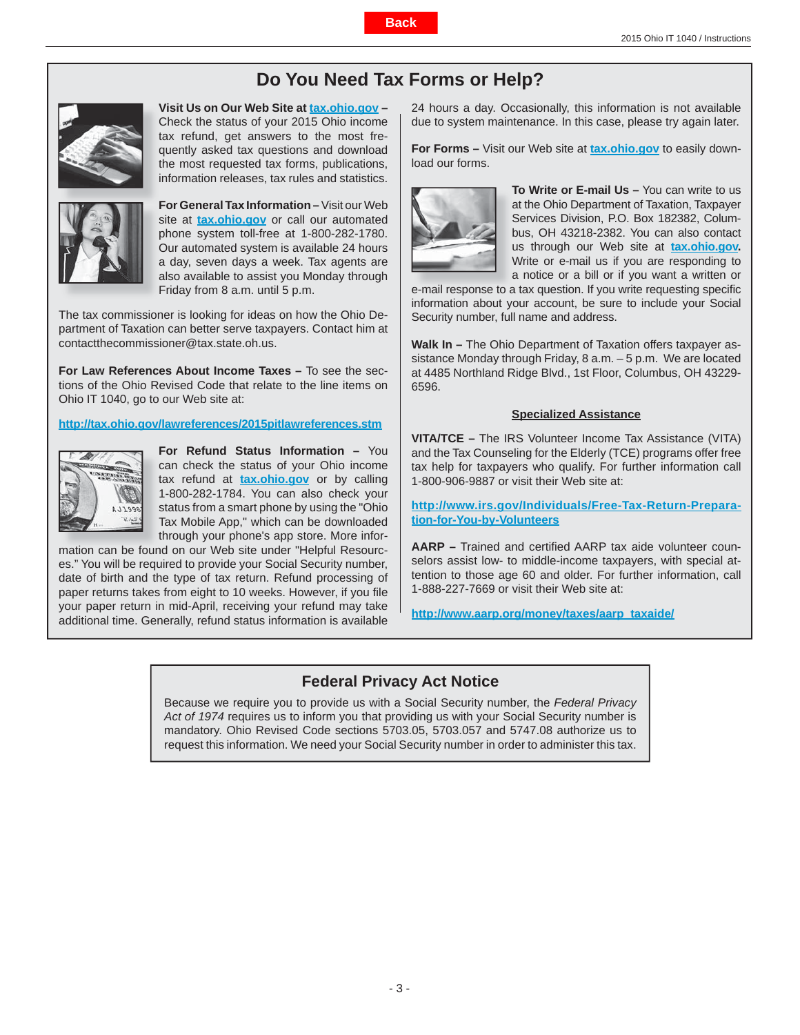Back

## Do You Need Tax Forms or Help?

**Visit Us on Our Web Site at tax.ohio.gov –** Check the status of your 2015 Ohio income tax refund, get answers to the most frequently asked tax questions and download the most requested tax forms, publications, information releases, tax rules and statistics.

**For General Tax Information –** Visit our Web site at tax.ohio.gov or call our automated phone system toll-free at 1-800-282-1780. Our automated system is available 24 hours a day, seven days a week. Tax agents are also available to assist you Monday through Friday from 8 a.m. until 5 p.m.

The tax commissioner is looking for ideas on how the Ohio Department of Taxation can better serve taxpayers. Contact him at contactthecommissioner@tax.state.oh.us.

**For Law References About Income Taxes –** To see the sections of the Ohio Revised Code that relate to the line items on Ohio IT 1040, go to our Web site at:

http://tax.ohio.gov/lawreferences/2015pitlawreferences.stm

**For Refund Status Information –** You can check the status of your Ohio income tax refund at tax.ohio.gov or by calling 1-800-282-1784. You can also check your status from a smart phone by using the "Ohio Tax Mobile App," which can be downloaded through your phone's app store. More information can be found on our Web site under "Helpful Resources." You will be required to provide your Social Security number, date of birth and the type of tax return. Refund processing of paper returns takes from eight to 10 weeks. However, if you file your paper return in mid-April, receiving your refund may take additional time. Generally, refund status information is available 24 hours a day. Occasionally, this information is not available due to system maintenance. In this case, please try again later.

**For Forms –** Visit our Web site at tax.ohio.gov to easily download our forms.

**To Write or E-mail Us –** You can write to us at the Ohio Department of Taxation, Taxpayer Services Division, P.O. Box 182382, Columbus, OH 43218-2382. You can also contact us through our Web site at tax.ohio.gov. Write or e-mail us if you are responding to a notice or a bill or if you want a written or e-mail response to a tax question. If you write requesting specific information about your account, be sure to include your Social Security number, full name and address.

**Walk In –** The Ohio Department of Taxation offers taxpayer assistance Monday through Friday, 8 a.m. – 5 p.m. We are located at 4485 Northland Ridge Blvd., 1st Floor, Columbus, OH 43229-6596.

### Specialized Assistance

**VITA/TCE –** The IRS Volunteer Income Tax Assistance (VITA) and the Tax Counseling for the Elderly (TCE) programs offer free tax help for taxpayers who qualify. For further information call 1-800-906-9887 or visit their Web site at:

http://www.irs.gov/Individuals/Free-Tax-Return-Preparation-for-You-by-Volunteers

**AARP –** Trained and certified AARP tax aide volunteer counselors assist low- to middle-income taxpayers, with special attention to those age 60 and older. For further information, call 1-888-227-7669 or visit their Web site at:

http://www.aarp.org/money/taxes/aarp_taxaide/

## Federal Privacy Act Notice

Because we require you to provide us with a Social Security number, the *Federal Privacy Act of 1974* requires us to inform you that providing us with your Social Security number is mandatory. Ohio Revised Code sections 5703.05, 5703.057 and 5747.08 authorize us to request this information. We need your Social Security number in order to administer this tax.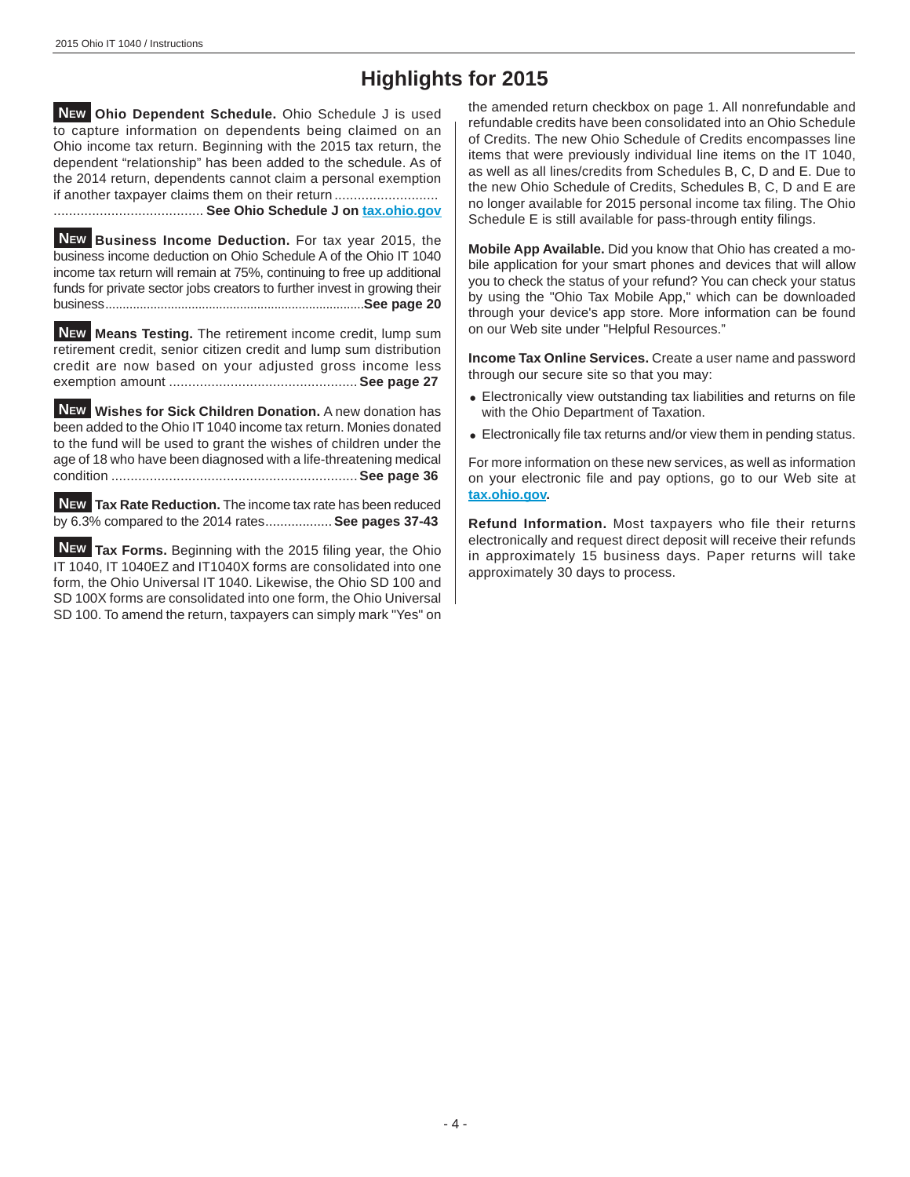# Highlights for 2015

**NEW** **Ohio Dependent Schedule.** Ohio Schedule J is used to capture information on dependents being claimed on an Ohio income tax return. Beginning with the 2015 tax return, the dependent "relationship" has been added to the schedule. As of the 2014 return, dependents cannot claim a personal exemption if another taxpayer claims them on their return ........................................................................ **See Ohio Schedule J on tax.ohio.gov**

**NEW** **Business Income Deduction.** For tax year 2015, the business income deduction on Ohio Schedule A of the Ohio IT 1040 income tax return will remain at 75%, continuing to free up additional funds for private sector jobs creators to further invest in growing their business......................................................................**See page 20**

**NEW** **Means Testing.** The retirement income credit, lump sum retirement credit, senior citizen credit and lump sum distribution credit are now based on your adjusted gross income less exemption amount ................................................. **See page 27**

**NEW** **Wishes for Sick Children Donation.** A new donation has been added to the Ohio IT 1040 income tax return. Monies donated to the fund will be used to grant the wishes of children under the age of 18 who have been diagnosed with a life-threatening medical condition ................................................................ **See page 36**

**NEW** **Tax Rate Reduction.** The income tax rate has been reduced by 6.3% compared to the 2014 rates.................. **See pages 37-43**

**NEW** **Tax Forms.** Beginning with the 2015 filing year, the Ohio IT 1040, IT 1040EZ and IT1040X forms are consolidated into one form, the Ohio Universal IT 1040. Likewise, the Ohio SD 100 and SD 100X forms are consolidated into one form, the Ohio Universal SD 100. To amend the return, taxpayers can simply mark "Yes" on the amended return checkbox on page 1. All nonrefundable and refundable credits have been consolidated into an Ohio Schedule of Credits. The new Ohio Schedule of Credits encompasses line items that were previously individual line items on the IT 1040, as well as all lines/credits from Schedules B, C, D and E. Due to the new Ohio Schedule of Credits, Schedules B, C, D and E are no longer available for 2015 personal income tax filing. The Ohio Schedule E is still available for pass-through entity filings.

**Mobile App Available.** Did you know that Ohio has created a mobile application for your smart phones and devices that will allow you to check the status of your refund? You can check your status by using the "Ohio Tax Mobile App," which can be downloaded through your device's app store. More information can be found on our Web site under "Helpful Resources."

**Income Tax Online Services.** Create a user name and password through our secure site so that you may:

- Electronically view outstanding tax liabilities and returns on file with the Ohio Department of Taxation.
- Electronically file tax returns and/or view them in pending status.

For more information on these new services, as well as information on your electronic file and pay options, go to our Web site at **tax.ohio.gov**.

**Refund Information.** Most taxpayers who file their returns electronically and request direct deposit will receive their refunds in approximately 15 business days. Paper returns will take approximately 30 days to process.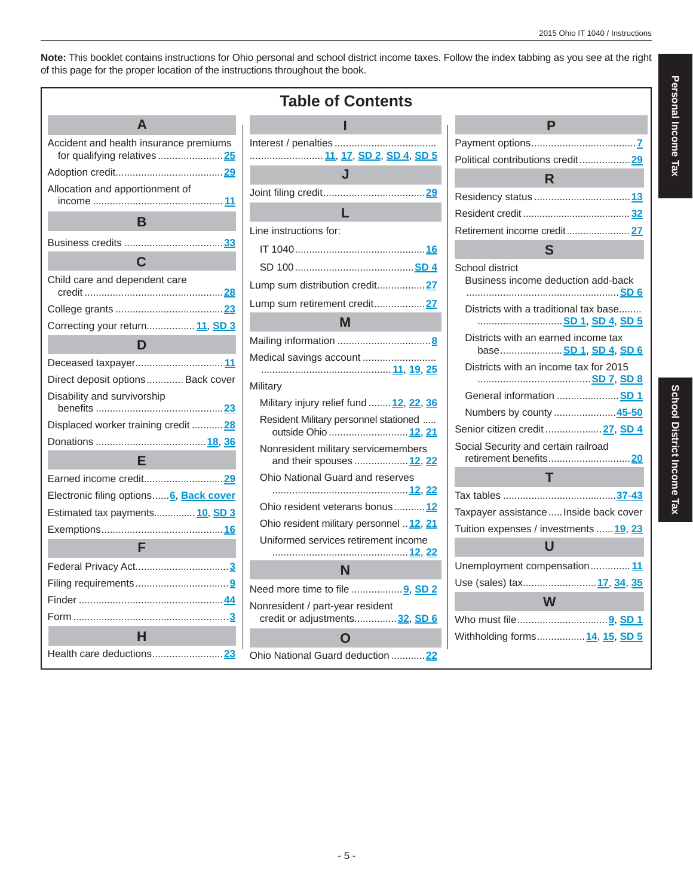**Note:** This booklet contains instructions for Ohio personal and school district income taxes. Follow the index tabbing as you see at the right of this page for the proper location of the instructions throughout the book.

# Table of Contents

## A

- Accident and health insurance premiums for qualifying relatives ....... 25
- Adoption credit ....... 29
- Allocation and apportionment of income ....... 11

## B

- Business credits ....... 33

## C

- Child care and dependent care credit ....... 28
- College grants ....... 23
- Correcting your return ....... 11, SD 3

## D

- Deceased taxpayer ....... 11
- Direct deposit options ....... Back cover
- Disability and survivorship benefits ....... 23
- Displaced worker training credit ....... 28
- Donations ....... 18, 36

## E

- Earned income credit ....... 29
- Electronic filing options ....... 6, Back cover
- Estimated tax payments ....... 10, SD 3
- Exemptions ....... 16

## F

- Federal Privacy Act ....... 3
- Filing requirements ....... 9
- Finder ....... 44
- Form ....... 3

## H

- Health care deductions ....... 23

## I

- Interest / penalties ....... 11, 17, SD 2, SD 4, SD 5

## J

- Joint filing credit ....... 29

## L

- Line instructions for:
  - IT 1040 ....... 16
  - SD 100 ....... SD 4
- Lump sum distribution credit ....... 27
- Lump sum retirement credit ....... 27

## M

- Mailing information ....... 8
- Medical savings account ....... 11, 19, 25
- Military
  - Military injury relief fund ....... 12, 22, 36
  - Resident Military personnel stationed outside Ohio ....... 12, 21
  - Nonresident military servicemembers and their spouses ....... 12, 22
  - Ohio National Guard and reserves ....... 12, 22
  - Ohio resident veterans bonus ....... 12
  - Ohio resident military personnel ....... 12, 21
  - Uniformed services retirement income ....... 12, 22

## N

- Need more time to file ....... 9, SD 2
- Nonresident / part-year resident credit or adjustments ....... 32, SD 6

## O

- Ohio National Guard deduction ....... 22

## P

- Payment options ....... 7
- Political contributions credit ....... 29

## R

- Residency status ....... 13
- Resident credit ....... 32
- Retirement income credit ....... 27

## S

- School district
  - Business income deduction add-back ....... SD 6
  - Districts with a traditional tax base ....... SD 1, SD 4, SD 5
  - Districts with an earned income tax base ....... SD 1, SD 4, SD 6
  - Districts with an income tax for 2015 ....... SD 7, SD 8
  - General information ....... SD 1
  - Numbers by county ....... 45-50
- Senior citizen credit ....... 27, SD 4
- Social Security and certain railroad retirement benefits ....... 20

## T

- Tax tables ....... 37-43
- Taxpayer assistance ....... Inside back cover
- Tuition expenses / investments ....... 19, 23

## U

- Unemployment compensation ....... 11
- Use (sales) tax ....... 17, 34, 35

## W

- Who must file ....... 9, SD 1
- Withholding forms ....... 14, 15, SD 5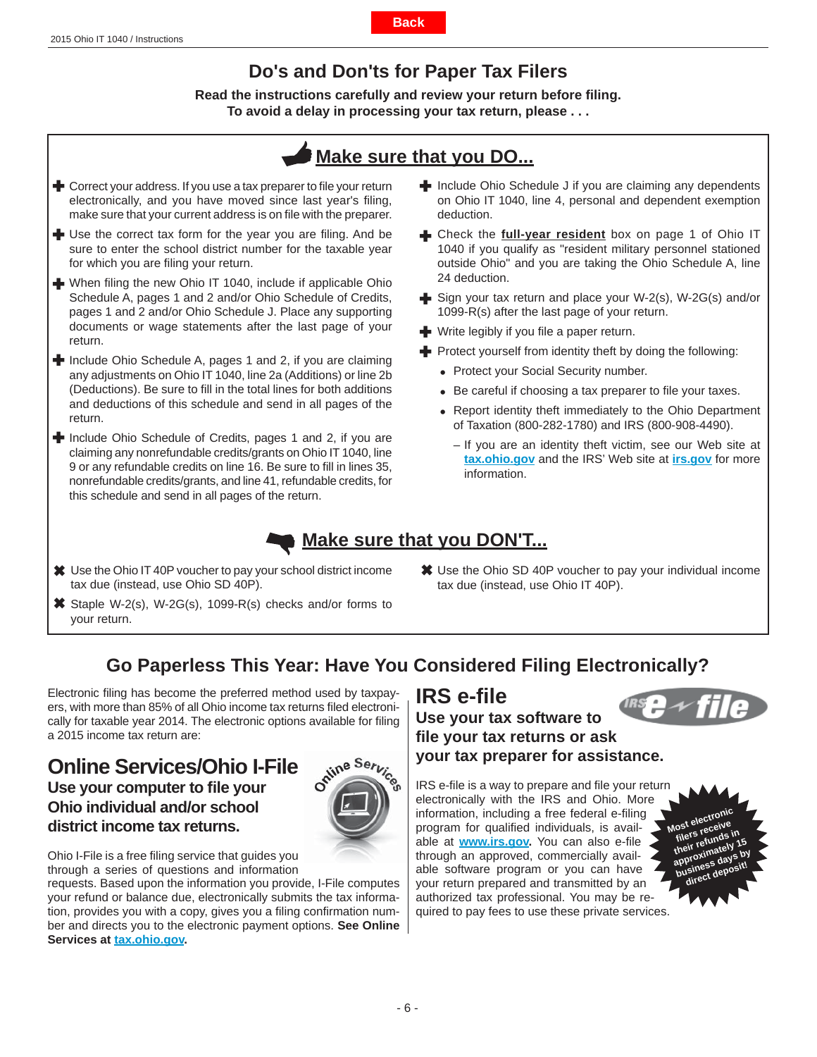# Do's and Don'ts for Paper Tax Filers

**Read the instructions carefully and review your return before filing.**
**To avoid a delay in processing your tax return, please . . .**

## Make sure that you DO...

- Correct your address. If you use a tax preparer to file your return electronically, and you have moved since last year's filing, make sure that your current address is on file with the preparer.
- Use the correct tax form for the year you are filing. And be sure to enter the school district number for the taxable year for which you are filing your return.
- When filing the new Ohio IT 1040, include if applicable Ohio Schedule A, pages 1 and 2 and/or Ohio Schedule of Credits, pages 1 and 2 and/or Ohio Schedule J. Place any supporting documents or wage statements after the last page of your return.
- Include Ohio Schedule A, pages 1 and 2, if you are claiming any adjustments on Ohio IT 1040, line 2a (Additions) or line 2b (Deductions). Be sure to fill in the total lines for both additions and deductions of this schedule and send in all pages of the return.
- Include Ohio Schedule of Credits, pages 1 and 2, if you are claiming any nonrefundable credits/grants on Ohio IT 1040, line 9 or any refundable credits on line 16. Be sure to fill in lines 35, nonrefundable credits/grants, and line 41, refundable credits, for this schedule and send in all pages of the return.
- Include Ohio Schedule J if you are claiming any dependents on Ohio IT 1040, line 4, personal and dependent exemption deduction.
- Check the **full-year resident** box on page 1 of Ohio IT 1040 if you qualify as "resident military personnel stationed outside Ohio" and you are taking the Ohio Schedule A, line 24 deduction.
- Sign your tax return and place your W-2(s), W-2G(s) and/or 1099-R(s) after the last page of your return.
- Write legibly if you file a paper return.
- Protect yourself from identity theft by doing the following:
  - Protect your Social Security number.
  - Be careful if choosing a tax preparer to file your taxes.
  - Report identity theft immediately to the Ohio Department of Taxation (800-282-1780) and IRS (800-908-4490).
    - If you are an identity theft victim, see our Web site at **tax.ohio.gov** and the IRS' Web site at **irs.gov** for more information.

## Make sure that you DON'T...

- Use the Ohio IT 40P voucher to pay your school district income tax due (instead, use Ohio SD 40P).
- Staple W-2(s), W-2G(s), 1099-R(s) checks and/or forms to your return.
- Use the Ohio SD 40P voucher to pay your individual income tax due (instead, use Ohio IT 40P).

# Go Paperless This Year: Have You Considered Filing Electronically?

Electronic filing has become the preferred method used by taxpayers, with more than 85% of all Ohio income tax returns filed electronically for taxable year 2014. The electronic options available for filing a 2015 income tax return are:

## Online Services/Ohio I-File

### Use your computer to file your Ohio individual and/or school district income tax returns.

Ohio I-File is a free filing service that guides you through a series of questions and information requests. Based upon the information you provide, I-File computes your refund or balance due, electronically submits the tax information, provides you with a copy, gives you a filing confirmation number and directs you to the electronic payment options. **See Online Services at tax.ohio.gov.**

## IRS e-file

### Use your tax software to file your tax returns or ask your tax preparer for assistance.

IRS e-file is a way to prepare and file your return electronically with the IRS and Ohio. More information, including a free federal e-filing program for qualified individuals, is available at **www.irs.gov**. You can also e-file through an approved, commercially available software program or you can have your return prepared and transmitted by an authorized tax professional. You may be required to pay fees to use these private services.

**Most electronic filers receive their refunds in approximately 15 business days by direct deposit!**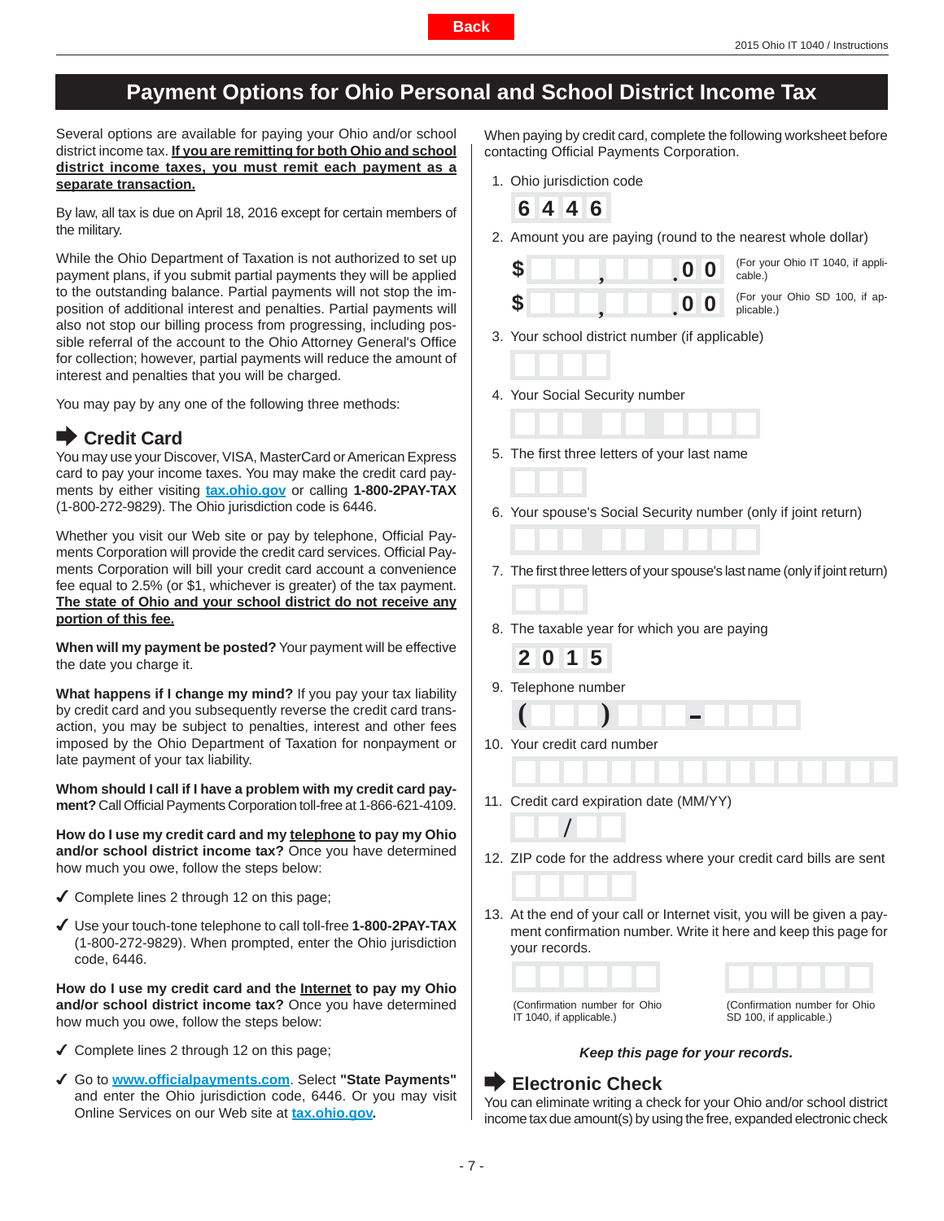# Payment Options for Ohio Personal and School District Income Tax

Several options are available for paying your Ohio and/or school district income tax. **If you are remitting for both Ohio and school district income taxes, you must remit each payment as a separate transaction.**

By law, all tax is due on April 18, 2016 except for certain members of the military.

While the Ohio Department of Taxation is not authorized to set up payment plans, if you submit partial payments they will be applied to the outstanding balance. Partial payments will not stop the imposition of additional interest and penalties. Partial payments will also not stop our billing process from progressing, including possible referral of the account to the Ohio Attorney General's Office for collection; however, partial payments will reduce the amount of interest and penalties that you will be charged.

You may pay by any one of the following three methods:

## Credit Card

You may use your Discover, VISA, MasterCard or American Express card to pay your income taxes. You may make the credit card payments by either visiting **tax.ohio.gov** or calling **1-800-2PAY-TAX** (1-800-272-9829). The Ohio jurisdiction code is 6446.

Whether you visit our Web site or pay by telephone, Official Payments Corporation will provide the credit card services. Official Payments Corporation will bill your credit card account a convenience fee equal to 2.5% (or $1, whichever is greater) of the tax payment. **The state of Ohio and your school district do not receive any portion of this fee.**

**When will my payment be posted?** Your payment will be effective the date you charge it.

**What happens if I change my mind?** If you pay your tax liability by credit card and you subsequently reverse the credit card transaction, you may be subject to penalties, interest and other fees imposed by the Ohio Department of Taxation for nonpayment or late payment of your tax liability.

**Whom should I call if I have a problem with my credit card payment?** Call Official Payments Corporation toll-free at 1-866-621-4109.

**How do I use my credit card and my telephone to pay my Ohio and/or school district income tax?** Once you have determined how much you owe, follow the steps below:

- ✓ Complete lines 2 through 12 on this page;
- ✓ Use your touch-tone telephone to call toll-free **1-800-2PAY-TAX** (1-800-272-9829). When prompted, enter the Ohio jurisdiction code, 6446.

**How do I use my credit card and the Internet to pay my Ohio and/or school district income tax?** Once you have determined how much you owe, follow the steps below:

- ✓ Complete lines 2 through 12 on this page;
- ✓ Go to **www.officialpayments.com**. Select **"State Payments"** and enter the Ohio jurisdiction code, 6446. Or you may visit Online Services on our Web site at **tax.ohio.gov**.

When paying by credit card, complete the following worksheet before contacting Official Payments Corporation.

1. Ohio jurisdiction code

   6 4 4 6

2. Amount you are paying (round to the nearest whole dollar)

   $ ___ , ___ .0 0 (For your Ohio IT 1040, if applicable.)

   $ ___ , ___ .0 0 (For your Ohio SD 100, if applicable.)

3. Your school district number (if applicable)

4. Your Social Security number

5. The first three letters of your last name

6. Your spouse's Social Security number (only if joint return)

7. The first three letters of your spouse's last name (only if joint return)

8. The taxable year for which you are paying

   2 0 1 5

9. Telephone number

   ( ___ ) ___ - ____

10. Your credit card number

11. Credit card expiration date (MM/YY)

    __ / __

12. ZIP code for the address where your credit card bills are sent

13. At the end of your call or Internet visit, you will be given a payment confirmation number. Write it here and keep this page for your records.

    (Confirmation number for Ohio IT 1040, if applicable.)

    (Confirmation number for Ohio SD 100, if applicable.)

***Keep this page for your records.***

## Electronic Check

You can eliminate writing a check for your Ohio and/or school district income tax due amount(s) by using the free, expanded electronic check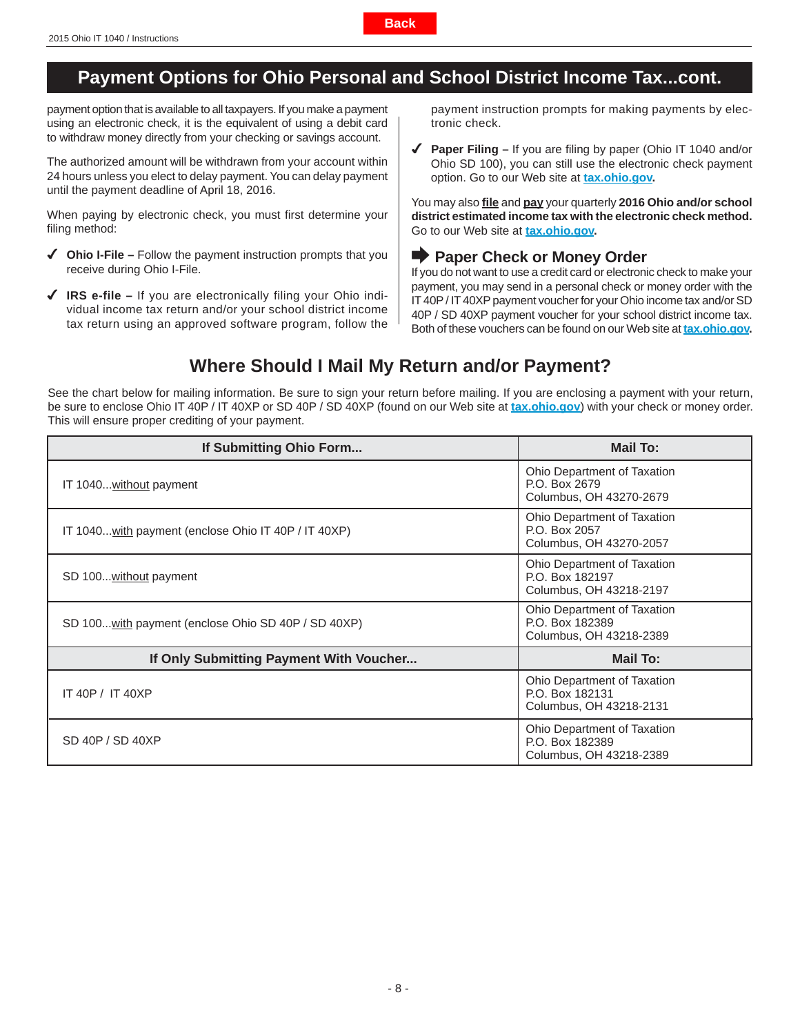## Payment Options for Ohio Personal and School District Income Tax...cont.

payment option that is available to all taxpayers. If you make a payment using an electronic check, it is the equivalent of using a debit card to withdraw money directly from your checking or savings account.

The authorized amount will be withdrawn from your account within 24 hours unless you elect to delay payment. You can delay payment until the payment deadline of April 18, 2016.

When paying by electronic check, you must first determine your filing method:

- ✓ **Ohio I-File –** Follow the payment instruction prompts that you receive during Ohio I-File.
- ✓ **IRS e-file –** If you are electronically filing your Ohio individual income tax return and/or your school district income tax return using an approved software program, follow the payment instruction prompts for making payments by electronic check.
- ✓ **Paper Filing –** If you are filing by paper (Ohio IT 1040 and/or Ohio SD 100), you can still use the electronic check payment option. Go to our Web site at **tax.ohio.gov**.

You may also **file** and **pay** your quarterly **2016 Ohio and/or school district estimated income tax with the electronic check method.** Go to our Web site at **tax.ohio.gov.**

### Paper Check or Money Order

If you do not want to use a credit card or electronic check to make your payment, you may send in a personal check or money order with the IT 40P / IT 40XP payment voucher for your Ohio income tax and/or SD 40P / SD 40XP payment voucher for your school district income tax. Both of these vouchers can be found on our Web site at **tax.ohio.gov**.

## Where Should I Mail My Return and/or Payment?

See the chart below for mailing information. Be sure to sign your return before mailing. If you are enclosing a payment with your return, be sure to enclose Ohio IT 40P / IT 40XP or SD 40P / SD 40XP (found on our Web site at **tax.ohio.gov**) with your check or money order. This will ensure proper crediting of your payment.

| If Submitting Ohio Form... | Mail To: |
|---|---|
| IT 1040...without payment | Ohio Department of Taxation<br>P.O. Box 2679<br>Columbus, OH 43270-2679 |
| IT 1040...with payment (enclose Ohio IT 40P / IT 40XP) | Ohio Department of Taxation<br>P.O. Box 2057<br>Columbus, OH 43270-2057 |
| SD 100...without payment | Ohio Department of Taxation<br>P.O. Box 182197<br>Columbus, OH 43218-2197 |
| SD 100...with payment (enclose Ohio SD 40P / SD 40XP) | Ohio Department of Taxation<br>P.O. Box 182389<br>Columbus, OH 43218-2389 |
| **If Only Submitting Payment With Voucher...** | **Mail To:** |
| IT 40P / IT 40XP | Ohio Department of Taxation<br>P.O. Box 182131<br>Columbus, OH 43218-2131 |
| SD 40P / SD 40XP | Ohio Department of Taxation<br>P.O. Box 182389<br>Columbus, OH 43218-2389 |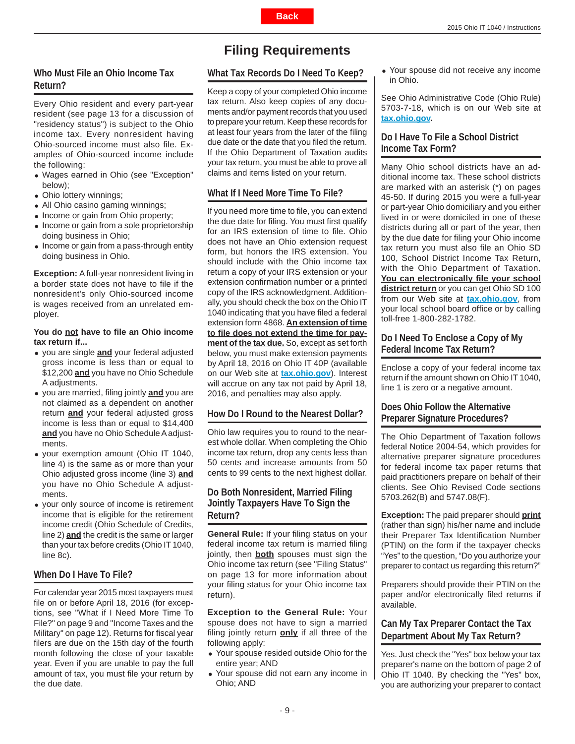# Filing Requirements

## Who Must File an Ohio Income Tax Return?

Every Ohio resident and every part-year resident (see page 13 for a discussion of "residency status") is subject to the Ohio income tax. Every nonresident having Ohio-sourced income must also file. Examples of Ohio-sourced income include the following:

- Wages earned in Ohio (see "Exception" below);
- Ohio lottery winnings;
- All Ohio casino gaming winnings;
- Income or gain from Ohio property;
- Income or gain from a sole proprietorship doing business in Ohio;
- Income or gain from a pass-through entity doing business in Ohio.

**Exception:** A full-year nonresident living in a border state does not have to file if the nonresident's only Ohio-sourced income is wages received from an unrelated employer.

**You do not have to file an Ohio income tax return if...**

- you are single **and** your federal adjusted gross income is less than or equal to $12,200 **and** you have no Ohio Schedule A adjustments.
- you are married, filing jointly **and** you are not claimed as a dependent on another return **and** your federal adjusted gross income is less than or equal to $14,400 **and** you have no Ohio Schedule A adjustments.
- your exemption amount (Ohio IT 1040, line 4) is the same as or more than your Ohio adjusted gross income (line 3) **and** you have no Ohio Schedule A adjustments.
- your only source of income is retirement income that is eligible for the retirement income credit (Ohio Schedule of Credits, line 2) **and** the credit is the same or larger than your tax before credits (Ohio IT 1040, line 8c).

## When Do I Have To File?

For calendar year 2015 most taxpayers must file on or before April 18, 2016 (for exceptions, see "What if I Need More Time To File?" on page 9 and "Income Taxes and the Military" on page 12). Returns for fiscal year filers are due on the 15th day of the fourth month following the close of your taxable year. Even if you are unable to pay the full amount of tax, you must file your return by the due date.

## What Tax Records Do I Need To Keep?

Keep a copy of your completed Ohio income tax return. Also keep copies of any documents and/or payment records that you used to prepare your return. Keep these records for at least four years from the later of the filing due date or the date that you filed the return. If the Ohio Department of Taxation audits your tax return, you must be able to prove all claims and items listed on your return.

## What If I Need More Time To File?

If you need more time to file, you can extend the due date for filing. You must first qualify for an IRS extension of time to file. Ohio does not have an Ohio extension request form, but honors the IRS extension. You should include with the Ohio income tax return a copy of your IRS extension or your extension confirmation number or a printed copy of the IRS acknowledgment. Additionally, you should check the box on the Ohio IT 1040 indicating that you have filed a federal extension form 4868. **An extension of time to file does not extend the time for payment of the tax due.** So, except as set forth below, you must make extension payments by April 18, 2016 on Ohio IT 40P (available on our Web site at **tax.ohio.gov**). Interest will accrue on any tax not paid by April 18, 2016, and penalties may also apply.

## How Do I Round to the Nearest Dollar?

Ohio law requires you to round to the nearest whole dollar. When completing the Ohio income tax return, drop any cents less than 50 cents and increase amounts from 50 cents to 99 cents to the next highest dollar.

## Do Both Nonresident, Married Filing Jointly Taxpayers Have To Sign the Return?

**General Rule:** If your filing status on your federal income tax return is married filing jointly, then **both** spouses must sign the Ohio income tax return (see "Filing Status" on page 13 for more information about your filing status for your Ohio income tax return).

**Exception to the General Rule:** Your spouse does not have to sign a married filing jointly return **only** if all three of the following apply:

- Your spouse resided outside Ohio for the entire year; AND
- Your spouse did not earn any income in Ohio; AND
- Your spouse did not receive any income in Ohio.

See Ohio Administrative Code (Ohio Rule) 5703-7-18, which is on our Web site at **tax.ohio.gov**.

## Do I Have To File a School District Income Tax Form?

Many Ohio school districts have an additional income tax. These school districts are marked with an asterisk (*) on pages 45-50. If during 2015 you were a full-year or part-year Ohio domiciliary and you either lived in or were domiciled in one of these districts during all or part of the year, then by the due date for filing your Ohio income tax return you must also file an Ohio SD 100, School District Income Tax Return, with the Ohio Department of Taxation. **You can electronically file your school district return** or you can get Ohio SD 100 from our Web site at **tax.ohio.gov**, from your local school board office or by calling toll-free 1-800-282-1782.

## Do I Need To Enclose a Copy of My Federal Income Tax Return?

Enclose a copy of your federal income tax return if the amount shown on Ohio IT 1040, line 1 is zero or a negative amount.

## Does Ohio Follow the Alternative Preparer Signature Procedures?

The Ohio Department of Taxation follows federal Notice 2004-54, which provides for alternative preparer signature procedures for federal income tax paper returns that paid practitioners prepare on behalf of their clients. See Ohio Revised Code sections 5703.262(B) and 5747.08(F).

**Exception:** The paid preparer should **print** (rather than sign) his/her name and include their Preparer Tax Identification Number (PTIN) on the form if the taxpayer checks "Yes" to the question, "Do you authorize your preparer to contact us regarding this return?"

Preparers should provide their PTIN on the paper and/or electronically filed returns if available.

## Can My Tax Preparer Contact the Tax Department About My Tax Return?

Yes. Just check the "Yes" box below your tax preparer's name on the bottom of page 2 of Ohio IT 1040. By checking the "Yes" box, you are authorizing your preparer to contact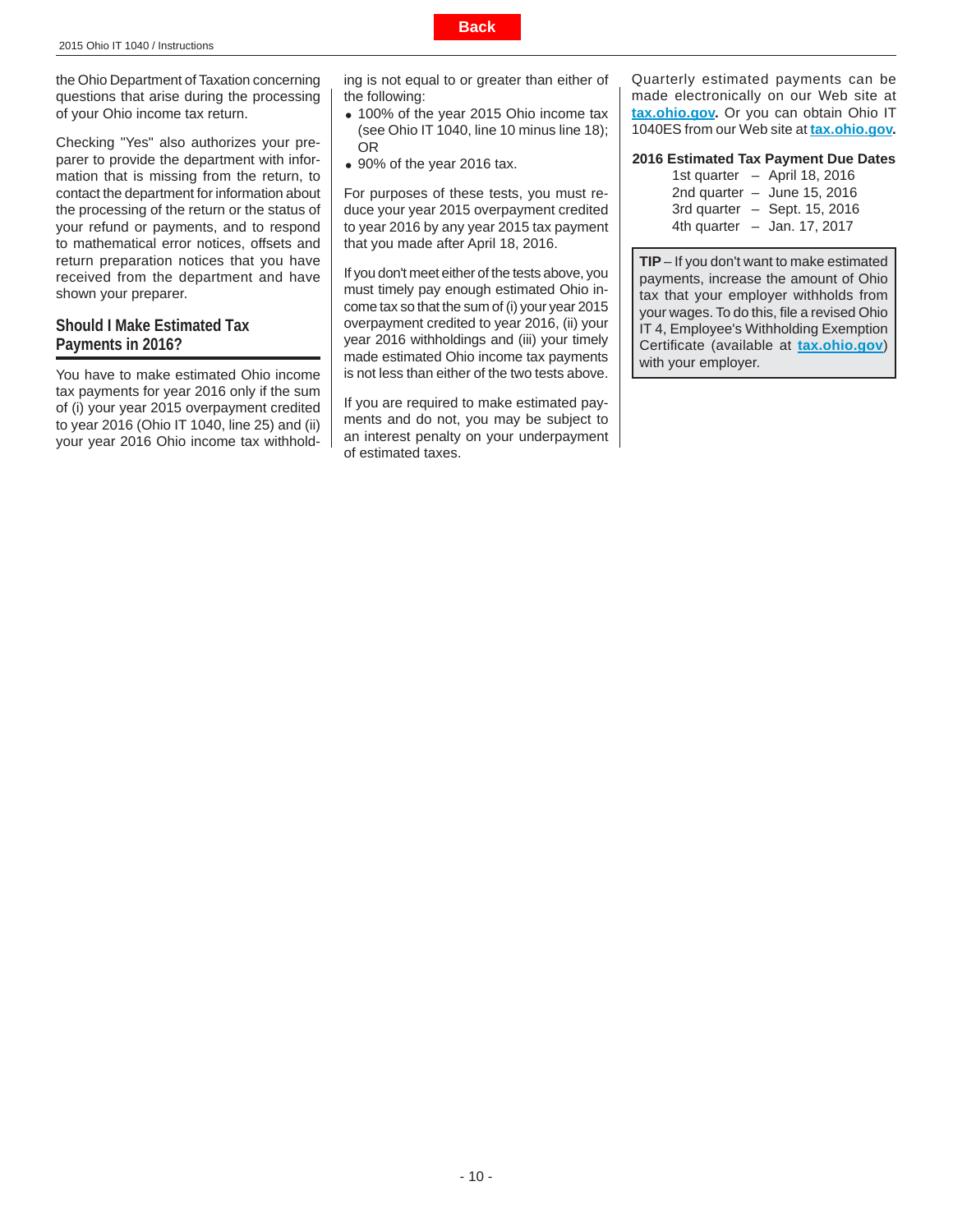the Ohio Department of Taxation concerning questions that arise during the processing of your Ohio income tax return.

Checking "Yes" also authorizes your preparer to provide the department with information that is missing from the return, to contact the department for information about the processing of the return or the status of your refund or payments, and to respond to mathematical error notices, offsets and return preparation notices that you have received from the department and have shown your preparer.

## Should I Make Estimated Tax Payments in 2016?

You have to make estimated Ohio income tax payments for year 2016 only if the sum of (i) your year 2015 overpayment credited to year 2016 (Ohio IT 1040, line 25) and (ii) your year 2016 Ohio income tax withholding is not equal to or greater than either of the following:

- 100% of the year 2015 Ohio income tax (see Ohio IT 1040, line 10 minus line 18); OR
- 90% of the year 2016 tax.

For purposes of these tests, you must reduce your year 2015 overpayment credited to year 2016 by any year 2015 tax payment that you made after April 18, 2016.

If you don't meet either of the tests above, you must timely pay enough estimated Ohio income tax so that the sum of (i) your year 2015 overpayment credited to year 2016, (ii) your year 2016 withholdings and (iii) your timely made estimated Ohio income tax payments is not less than either of the two tests above.

If you are required to make estimated payments and do not, you may be subject to an interest penalty on your underpayment of estimated taxes.

Quarterly estimated payments can be made electronically on our Web site at **tax.ohio.gov**. Or you can obtain Ohio IT 1040ES from our Web site at **tax.ohio.gov**.

**2016 Estimated Tax Payment Due Dates**

| | | |
|---|---|---|
| 1st quarter | – | April 18, 2016 |
| 2nd quarter | – | June 15, 2016 |
| 3rd quarter | – | Sept. 15, 2016 |
| 4th quarter | – | Jan. 17, 2017 |

**TIP** – If you don't want to make estimated payments, increase the amount of Ohio tax that your employer withholds from your wages. To do this, file a revised Ohio IT 4, Employee's Withholding Exemption Certificate (available at **tax.ohio.gov**) with your employer.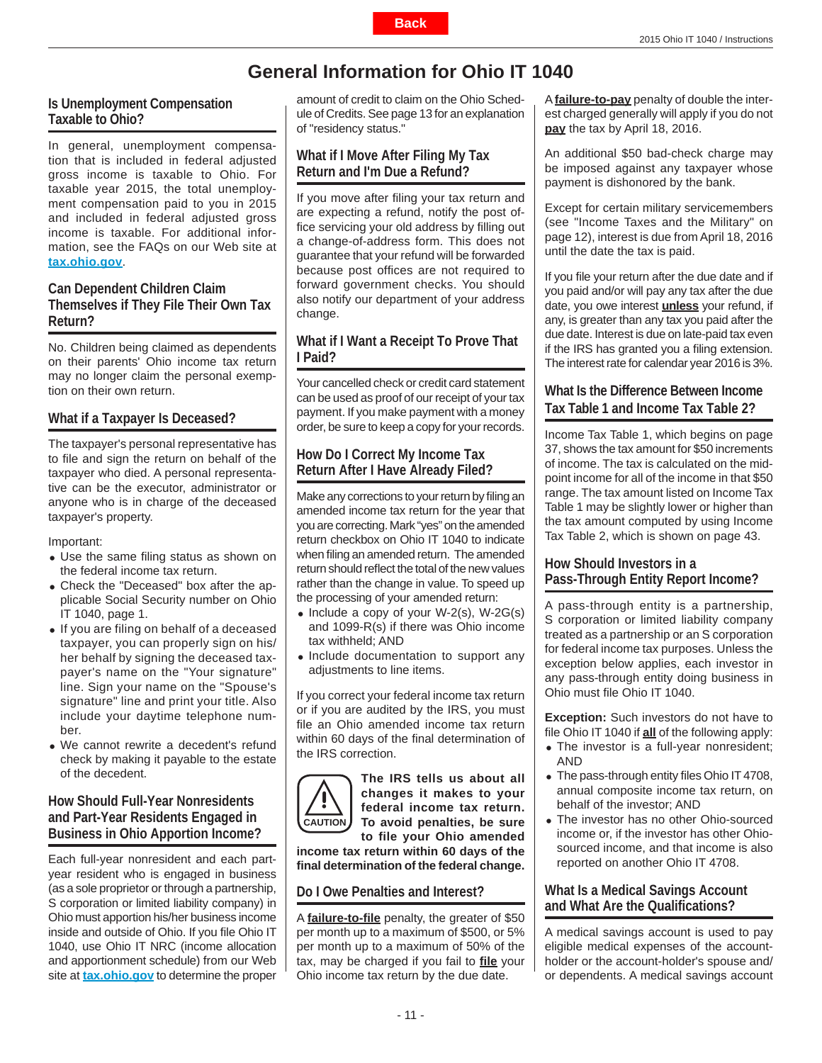# General Information for Ohio IT 1040

## Is Unemployment Compensation Taxable to Ohio?

In general, unemployment compensation that is included in federal adjusted gross income is taxable to Ohio. For taxable year 2015, the total unemployment compensation paid to you in 2015 and included in federal adjusted gross income is taxable. For additional information, see the FAQs on our Web site at **tax.ohio.gov**.

## Can Dependent Children Claim Themselves if They File Their Own Tax Return?

No. Children being claimed as dependents on their parents' Ohio income tax return may no longer claim the personal exemption on their own return.

## What if a Taxpayer Is Deceased?

The taxpayer's personal representative has to file and sign the return on behalf of the taxpayer who died. A personal representative can be the executor, administrator or anyone who is in charge of the deceased taxpayer's property.

Important:

- Use the same filing status as shown on the federal income tax return.
- Check the "Deceased" box after the applicable Social Security number on Ohio IT 1040, page 1.
- If you are filing on behalf of a deceased taxpayer, you can properly sign on his/her behalf by signing the deceased taxpayer's name on the "Your signature" line. Sign your name on the "Spouse's signature" line and print your title. Also include your daytime telephone number.
- We cannot rewrite a decedent's refund check by making it payable to the estate of the decedent.

## How Should Full-Year Nonresidents and Part-Year Residents Engaged in Business in Ohio Apportion Income?

Each full-year nonresident and each part-year resident who is engaged in business (as a sole proprietor or through a partnership, S corporation or limited liability company) in Ohio must apportion his/her business income inside and outside of Ohio. If you file Ohio IT 1040, use Ohio IT NRC (income allocation and apportionment schedule) from our Web site at **tax.ohio.gov** to determine the proper amount of credit to claim on the Ohio Schedule of Credits. See page 13 for an explanation of "residency status."

## What if I Move After Filing My Tax Return and I'm Due a Refund?

If you move after filing your tax return and are expecting a refund, notify the post office servicing your old address by filling out a change-of-address form. This does not guarantee that your refund will be forwarded because post offices are not required to forward government checks. You should also notify our department of your address change.

## What if I Want a Receipt To Prove That I Paid?

Your cancelled check or credit card statement can be used as proof of our receipt of your tax payment. If you make payment with a money order, be sure to keep a copy for your records.

## How Do I Correct My Income Tax Return After I Have Already Filed?

Make any corrections to your return by filing an amended income tax return for the year that you are correcting. Mark "yes" on the amended return checkbox on Ohio IT 1040 to indicate when filing an amended return. The amended return should reflect the total of the new values rather than the change in value. To speed up the processing of your amended return:

- Include a copy of your W-2(s), W-2G(s) and 1099-R(s) if there was Ohio income tax withheld; AND
- Include documentation to support any adjustments to line items.

If you correct your federal income tax return or if you are audited by the IRS, you must file an Ohio amended income tax return within 60 days of the final determination of the IRS correction.

CAUTION

**The IRS tells us about all changes it makes to your federal income tax return. To avoid penalties, be sure to file your Ohio amended income tax return within 60 days of the final determination of the federal change.**

## Do I Owe Penalties and Interest?

A **failure-to-file** penalty, the greater of $50 per month up to a maximum of $500, or 5% per month up to a maximum of 50% of the tax, may be charged if you fail to **file** your Ohio income tax return by the due date.

A **failure-to-pay** penalty of double the interest charged generally will apply if you do not **pay** the tax by April 18, 2016.

An additional $50 bad-check charge may be imposed against any taxpayer whose payment is dishonored by the bank.

Except for certain military servicemembers (see "Income Taxes and the Military" on page 12), interest is due from April 18, 2016 until the date the tax is paid.

If you file your return after the due date and if you paid and/or will pay any tax after the due date, you owe interest **unless** your refund, if any, is greater than any tax you paid after the due date. Interest is due on late-paid tax even if the IRS has granted you a filing extension. The interest rate for calendar year 2016 is 3%.

## What Is the Difference Between Income Tax Table 1 and Income Tax Table 2?

Income Tax Table 1, which begins on page 37, shows the tax amount for $50 increments of income. The tax is calculated on the midpoint income for all of the income in that $50 range. The tax amount listed on Income Tax Table 1 may be slightly lower or higher than the tax amount computed by using Income Tax Table 2, which is shown on page 43.

## How Should Investors in a Pass-Through Entity Report Income?

A pass-through entity is a partnership, S corporation or limited liability company treated as a partnership or an S corporation for federal income tax purposes. Unless the exception below applies, each investor in any pass-through entity doing business in Ohio must file Ohio IT 1040.

**Exception:** Such investors do not have to file Ohio IT 1040 if **all** of the following apply:

- The investor is a full-year nonresident; AND
- The pass-through entity files Ohio IT 4708, annual composite income tax return, on behalf of the investor; AND
- The investor has no other Ohio-sourced income or, if the investor has other Ohio-sourced income, and that income is also reported on another Ohio IT 4708.

## What Is a Medical Savings Account and What Are the Qualifications?

A medical savings account is used to pay eligible medical expenses of the account-holder or the account-holder's spouse and/or dependents. A medical savings account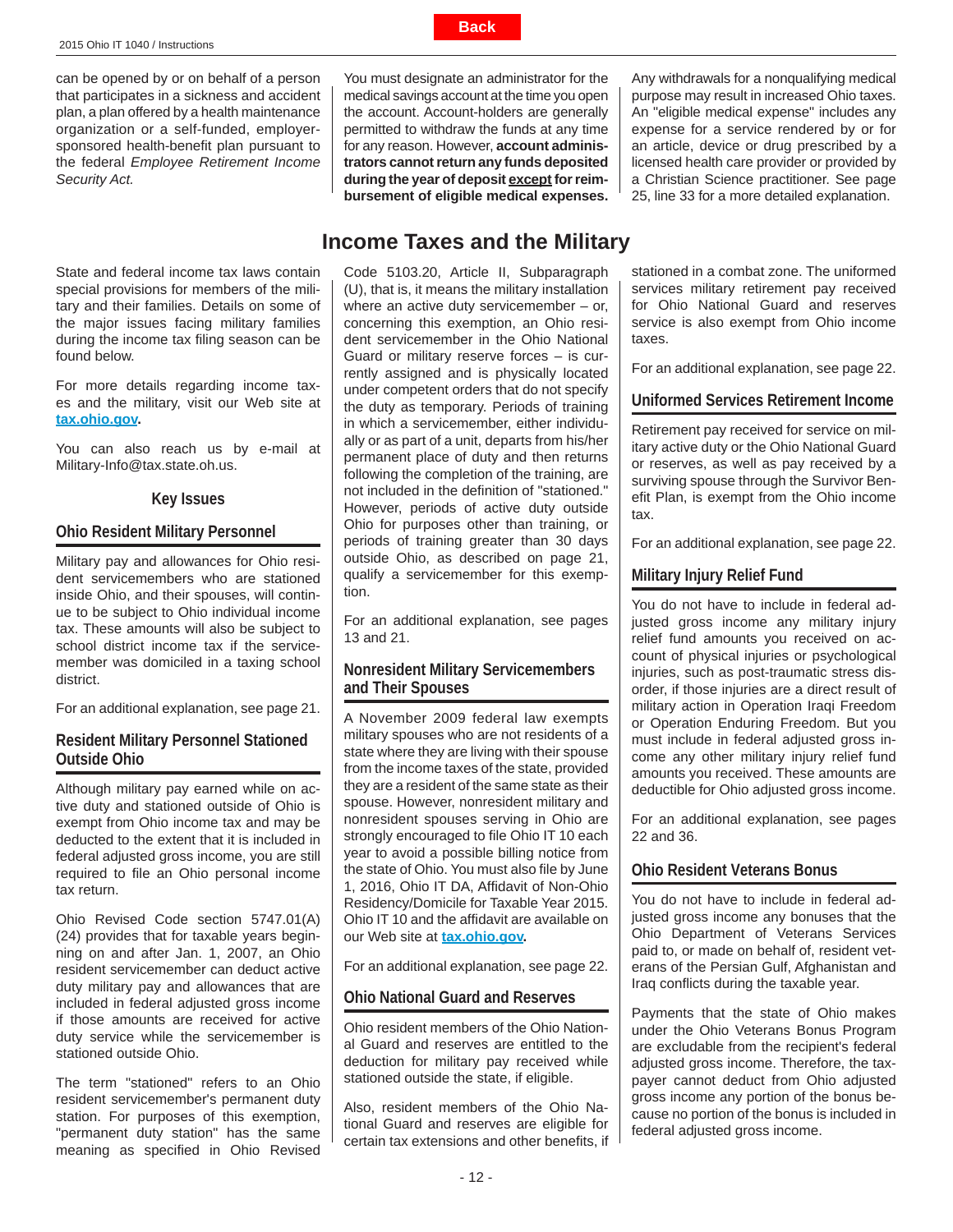can be opened by or on behalf of a person that participates in a sickness and accident plan, a plan offered by a health maintenance organization or a self-funded, employer-sponsored health-benefit plan pursuant to the federal *Employee Retirement Income Security Act.*

You must designate an administrator for the medical savings account at the time you open the account. Account-holders are generally permitted to withdraw the funds at any time for any reason. However, **account administrators cannot return any funds deposited during the year of deposit except for reimbursement of eligible medical expenses.**

Any withdrawals for a nonqualifying medical purpose may result in increased Ohio taxes. An "eligible medical expense" includes any expense for a service rendered by or for an article, device or drug prescribed by a licensed health care provider or provided by a Christian Science practitioner. See page 25, line 33 for a more detailed explanation.

# Income Taxes and the Military

State and federal income tax laws contain special provisions for members of the military and their families. Details on some of the major issues facing military families during the income tax filing season can be found below.

For more details regarding income taxes and the military, visit our Web site at **tax.ohio.gov**.

You can also reach us by e-mail at Military-Info@tax.state.oh.us.

### Key Issues

## Ohio Resident Military Personnel

Military pay and allowances for Ohio resident servicemembers who are stationed inside Ohio, and their spouses, will continue to be subject to Ohio individual income tax. These amounts will also be subject to school district income tax if the servicemember was domiciled in a taxing school district.

For an additional explanation, see page 21.

## Resident Military Personnel Stationed Outside Ohio

Although military pay earned while on active duty and stationed outside of Ohio is exempt from Ohio income tax and may be deducted to the extent that it is included in federal adjusted gross income, you are still required to file an Ohio personal income tax return.

Ohio Revised Code section 5747.01(A)(24) provides that for taxable years beginning on and after Jan. 1, 2007, an Ohio resident servicemember can deduct active duty military pay and allowances that are included in federal adjusted gross income if those amounts are received for active duty service while the servicemember is stationed outside Ohio.

The term "stationed" refers to an Ohio resident servicemember's permanent duty station. For purposes of this exemption, "permanent duty station" has the same meaning as specified in Ohio Revised Code 5103.20, Article II, Subparagraph (U), that is, it means the military installation where an active duty servicemember – or, concerning this exemption, an Ohio resident servicemember in the Ohio National Guard or military reserve forces – is currently assigned and is physically located under competent orders that do not specify the duty as temporary. Periods of training in which a servicemember, either individually or as part of a unit, departs from his/her permanent place of duty and then returns following the completion of the training, are not included in the definition of "stationed." However, periods of active duty outside Ohio for purposes other than training, or periods of training greater than 30 days outside Ohio, as described on page 21, qualify a servicemember for this exemption.

For an additional explanation, see pages 13 and 21.

## Nonresident Military Servicemembers and Their Spouses

A November 2009 federal law exempts military spouses who are not residents of a state where they are living with their spouse from the income taxes of the state, provided they are a resident of the same state as their spouse. However, nonresident military and nonresident spouses serving in Ohio are strongly encouraged to file Ohio IT 10 each year to avoid a possible billing notice from the state of Ohio. You must also file by June 1, 2016, Ohio IT DA, Affidavit of Non-Ohio Residency/Domicile for Taxable Year 2015. Ohio IT 10 and the affidavit are available on our Web site at **tax.ohio.gov**.

For an additional explanation, see page 22.

## Ohio National Guard and Reserves

Ohio resident members of the Ohio National Guard and reserves are entitled to the deduction for military pay received while stationed outside the state, if eligible.

Also, resident members of the Ohio National Guard and reserves are eligible for certain tax extensions and other benefits, if stationed in a combat zone. The uniformed services military retirement pay received for Ohio National Guard and reserves service is also exempt from Ohio income taxes.

For an additional explanation, see page 22.

## Uniformed Services Retirement Income

Retirement pay received for service on military active duty or the Ohio National Guard or reserves, as well as pay received by a surviving spouse through the Survivor Benefit Plan, is exempt from the Ohio income tax.

For an additional explanation, see page 22.

## Military Injury Relief Fund

You do not have to include in federal adjusted gross income any military injury relief fund amounts you received on account of physical injuries or psychological injuries, such as post-traumatic stress disorder, if those injuries are a direct result of military action in Operation Iraqi Freedom or Operation Enduring Freedom. But you must include in federal adjusted gross income any other military injury relief fund amounts you received. These amounts are deductible for Ohio adjusted gross income.

For an additional explanation, see pages 22 and 36.

## Ohio Resident Veterans Bonus

You do not have to include in federal adjusted gross income any bonuses that the Ohio Department of Veterans Services paid to, or made on behalf of, resident veterans of the Persian Gulf, Afghanistan and Iraq conflicts during the taxable year.

Payments that the state of Ohio makes under the Ohio Veterans Bonus Program are excludable from the recipient's federal adjusted gross income. Therefore, the taxpayer cannot deduct from Ohio adjusted gross income any portion of the bonus because no portion of the bonus is included in federal adjusted gross income.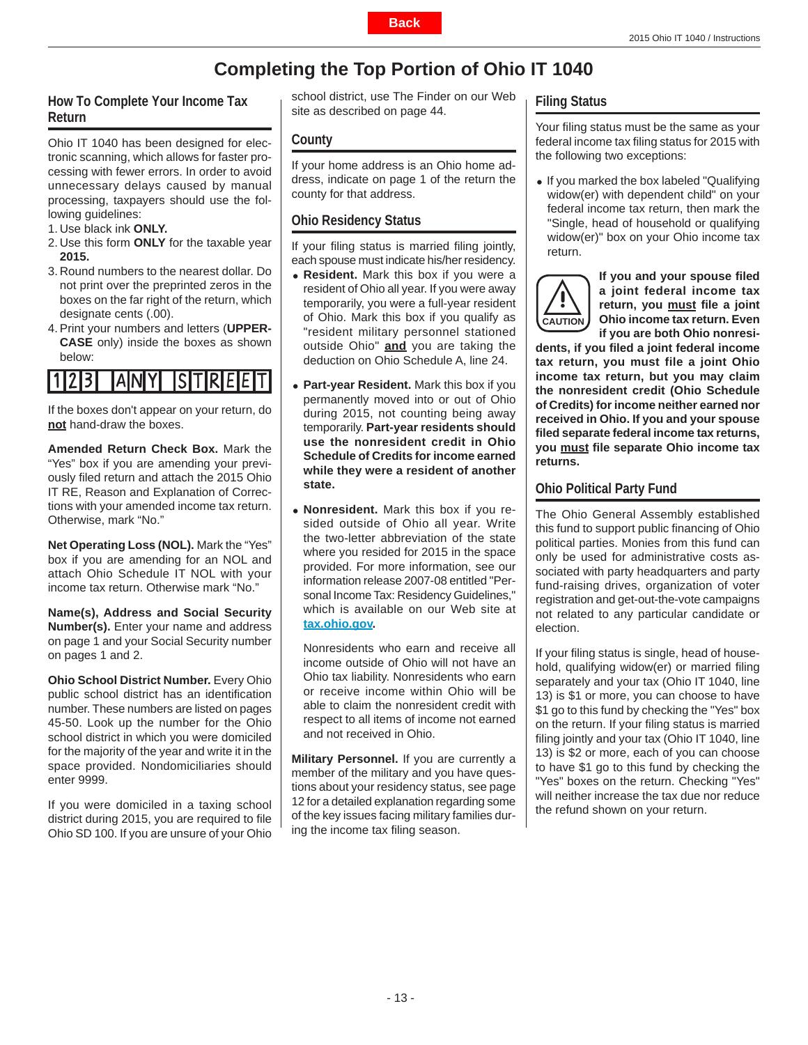# Completing the Top Portion of Ohio IT 1040

## How To Complete Your Income Tax Return

Ohio IT 1040 has been designed for electronic scanning, which allows for faster processing with fewer errors. In order to avoid unnecessary delays caused by manual processing, taxpayers should use the following guidelines:

1. Use black ink **ONLY.**
2. Use this form **ONLY** for the taxable year **2015.**
3. Round numbers to the nearest dollar. Do not print over the preprinted zeros in the boxes on the far right of the return, which designate cents (.00).
4. Print your numbers and letters (**UPPERCASE** only) inside the boxes as shown below:

1|2|3| |A|N|Y| |S|T|R|E|E|T

If the boxes don't appear on your return, do **not** hand-draw the boxes.

**Amended Return Check Box.** Mark the "Yes" box if you are amending your previously filed return and attach the 2015 Ohio IT RE, Reason and Explanation of Corrections with your amended income tax return. Otherwise, mark "No."

**Net Operating Loss (NOL).** Mark the "Yes" box if you are amending for an NOL and attach Ohio Schedule IT NOL with your income tax return. Otherwise mark "No."

**Name(s), Address and Social Security Number(s).** Enter your name and address on page 1 and your Social Security number on pages 1 and 2.

**Ohio School District Number.** Every Ohio public school district has an identification number. These numbers are listed on pages 45-50. Look up the number for the Ohio school district in which you were domiciled for the majority of the year and write it in the space provided. Nondomiciliaries should enter 9999.

If you were domiciled in a taxing school district during 2015, you are required to file Ohio SD 100. If you are unsure of your Ohio school district, use The Finder on our Web site as described on page 44.

## County

If your home address is an Ohio home address, indicate on page 1 of the return the county for that address.

## Ohio Residency Status

If your filing status is married filing jointly, each spouse must indicate his/her residency.

- **Resident.** Mark this box if you were a resident of Ohio all year. If you were away temporarily, you were a full-year resident of Ohio. Mark this box if you qualify as "resident military personnel stationed outside Ohio" **and** you are taking the deduction on Ohio Schedule A, line 24.

- **Part-year Resident.** Mark this box if you permanently moved into or out of Ohio during 2015, not counting being away temporarily. **Part-year residents should use the nonresident credit in Ohio Schedule of Credits for income earned while they were a resident of another state.**

- **Nonresident.** Mark this box if you resided outside of Ohio all year. Write the two-letter abbreviation of the state where you resided for 2015 in the space provided. For more information, see our information release 2007-08 entitled "Personal Income Tax: Residency Guidelines," which is available on our Web site at **tax.ohio.gov.**

  Nonresidents who earn and receive all income outside of Ohio will not have an Ohio tax liability. Nonresidents who earn or receive income within Ohio will be able to claim the nonresident credit with respect to all items of income not earned and not received in Ohio.

**Military Personnel.** If you are currently a member of the military and you have questions about your residency status, see page 12 for a detailed explanation regarding some of the key issues facing military families during the income tax filing season.

## Filing Status

Your filing status must be the same as your federal income tax filing status for 2015 with the following two exceptions:

- If you marked the box labeled "Qualifying widow(er) with dependent child" on your federal income tax return, then mark the "Single, head of household or qualifying widow(er)" box on your Ohio income tax return.

CAUTION

**If you and your spouse filed a joint federal income tax return, you must file a joint Ohio income tax return. Even if you are both Ohio nonresidents, if you filed a joint federal income tax return, you must file a joint Ohio income tax return, but you may claim the nonresident credit (Ohio Schedule of Credits) for income neither earned nor received in Ohio. If you and your spouse filed separate federal income tax returns, you must file separate Ohio income tax returns.**

## Ohio Political Party Fund

The Ohio General Assembly established this fund to support public financing of Ohio political parties. Monies from this fund can only be used for administrative costs associated with party headquarters and party fund-raising drives, organization of voter registration and get-out-the-vote campaigns not related to any particular candidate or election.

If your filing status is single, head of household, qualifying widow(er) or married filing separately and your tax (Ohio IT 1040, line 13) is $1 or more, you can choose to have $1 go to this fund by checking the "Yes" box on the return. If your filing status is married filing jointly and your tax (Ohio IT 1040, line 13) is $2 or more, each of you can choose to have $1 go to this fund by checking the "Yes" boxes on the return. Checking "Yes" will neither increase the tax due nor reduce the refund shown on your return.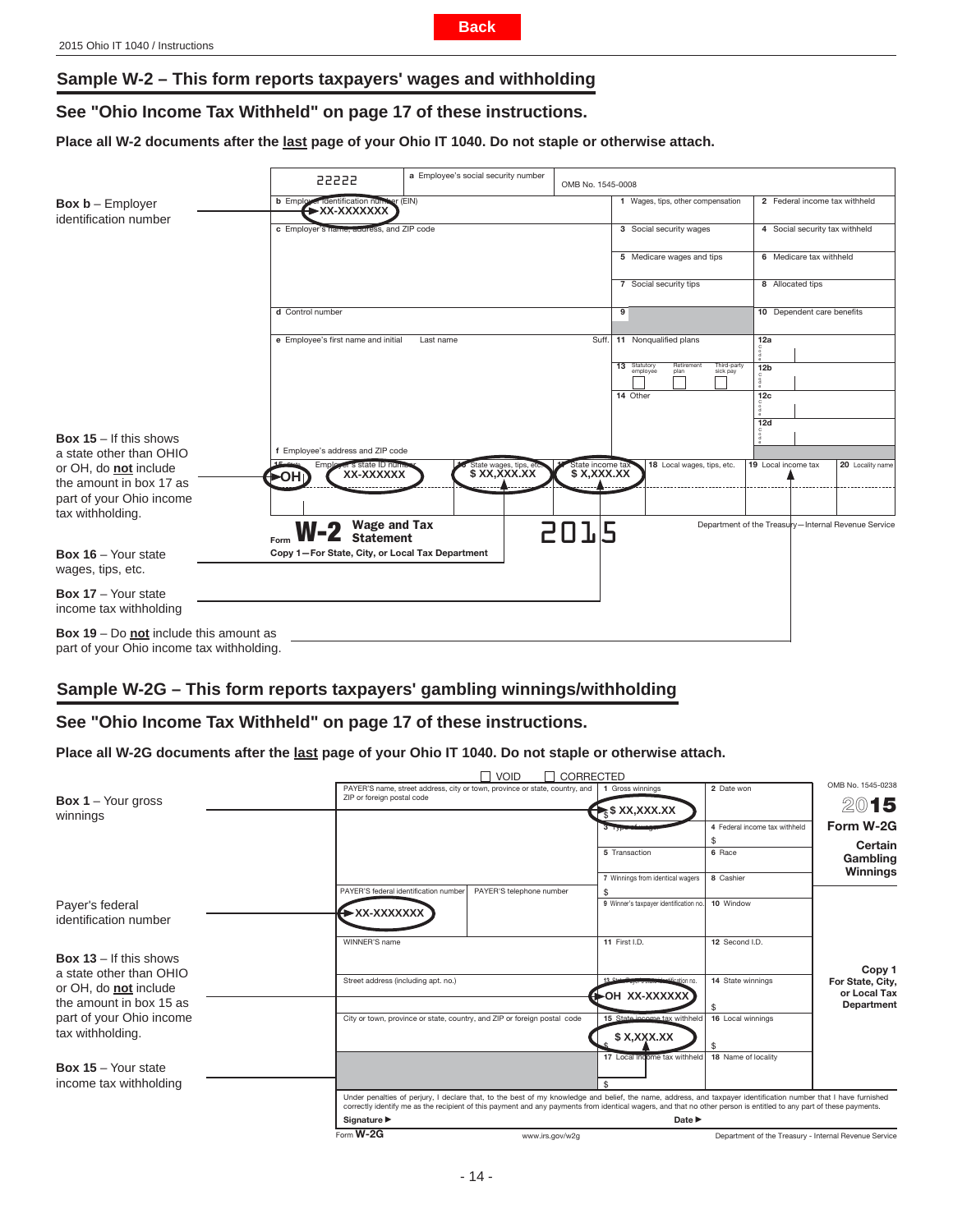Back

## Sample W-2 – This form reports taxpayers' wages and withholding

### See "Ohio Income Tax Withheld" on page 17 of these instructions.

**Place all W-2 documents after the last page of your Ohio IT 1040. Do not staple or otherwise attach.**

**Box b** – Employer identification number

**Box 15** – If this shows a state other than OHIO or OH, do **not** include the amount in box 17 as part of your Ohio income tax withholding.

**Box 16** – Your state wages, tips, etc.

**Box 17** – Your state income tax withholding

**Box 19** – Do **not** include this amount as part of your Ohio income tax withholding.

22222 | a Employee's social security number | OMB No. 1545-0008

b Employer identification number (EIN): XX-XXXXXXX

c Employer's name, address, and ZIP code

d Control number

e Employee's first name and initial | Last name | Suff.

f Employee's address and ZIP code

1 Wages, tips, other compensation | 2 Federal income tax withheld
3 Social security wages | 4 Social security tax withheld
5 Medicare wages and tips | 6 Medicare tax withheld
7 Social security tips | 8 Allocated tips
9 | 10 Dependent care benefits
11 Nonqualified plans | 12a
13 Statutory employee / Retirement plan / Third-party sick pay | 12b
14 Other | 12c
12d

15 State: OH | Employer's state ID number: XX-XXXXXX | 16 State wages, tips, etc.: $ XX,XXX.XX | 17 State income tax: $ X,XXX.XX | 18 Local wages, tips, etc. | 19 Local income tax | 20 Locality name

Form **W-2** Wage and Tax Statement **2015** — Department of the Treasury—Internal Revenue Service

Copy 1—For State, City, or Local Tax Department

## Sample W-2G – This form reports taxpayers' gambling winnings/withholding

### See "Ohio Income Tax Withheld" on page 17 of these instructions.

**Place all W-2G documents after the last page of your Ohio IT 1040. Do not staple or otherwise attach.**

**Box 1** – Your gross winnings

Payer's federal identification number

**Box 13** – If this shows a state other than OHIO or OH, do **not** include the amount in box 15 as part of your Ohio income tax withholding.

**Box 15** – Your state income tax withholding

VOID | CORRECTED

PAYER'S name, street address, city or town, province or state, country, and ZIP or foreign postal code

PAYER'S federal identification number: XX-XXXXXXX | PAYER'S telephone number

WINNER'S name

Street address (including apt. no.)

City or town, province or state, country, and ZIP or foreign postal code

1 Gross winnings: $ XX,XXX.XX | 2 Date won
3 Type of wager | 4 Federal income tax withheld $
5 Transaction | 6 Race
7 Winnings from identical wagers $ | 8 Cashier
9 Winner's taxpayer identification no. | 10 Window
11 First I.D. | 12 Second I.D.
13 State/Payer's state identification no.: OH XX-XXXXXX | 14 State winnings $
15 State income tax withheld: $ X,XXX.XX | 16 Local winnings $
17 Local income tax withheld $ | 18 Name of locality

OMB No. 1545-0238 — **2015** — **Form W-2G** — **Certain Gambling Winnings**

**Copy 1 For State, City, or Local Tax Department**

Under penalties of perjury, I declare that, to the best of my knowledge and belief, the name, address, and taxpayer identification number that I have furnished correctly identify me as the recipient of this payment and any payments from identical wagers, and that no other person is entitled to any part of these payments.

Signature ▶ Date ▶

Form **W-2G** www.irs.gov/w2g Department of the Treasury - Internal Revenue Service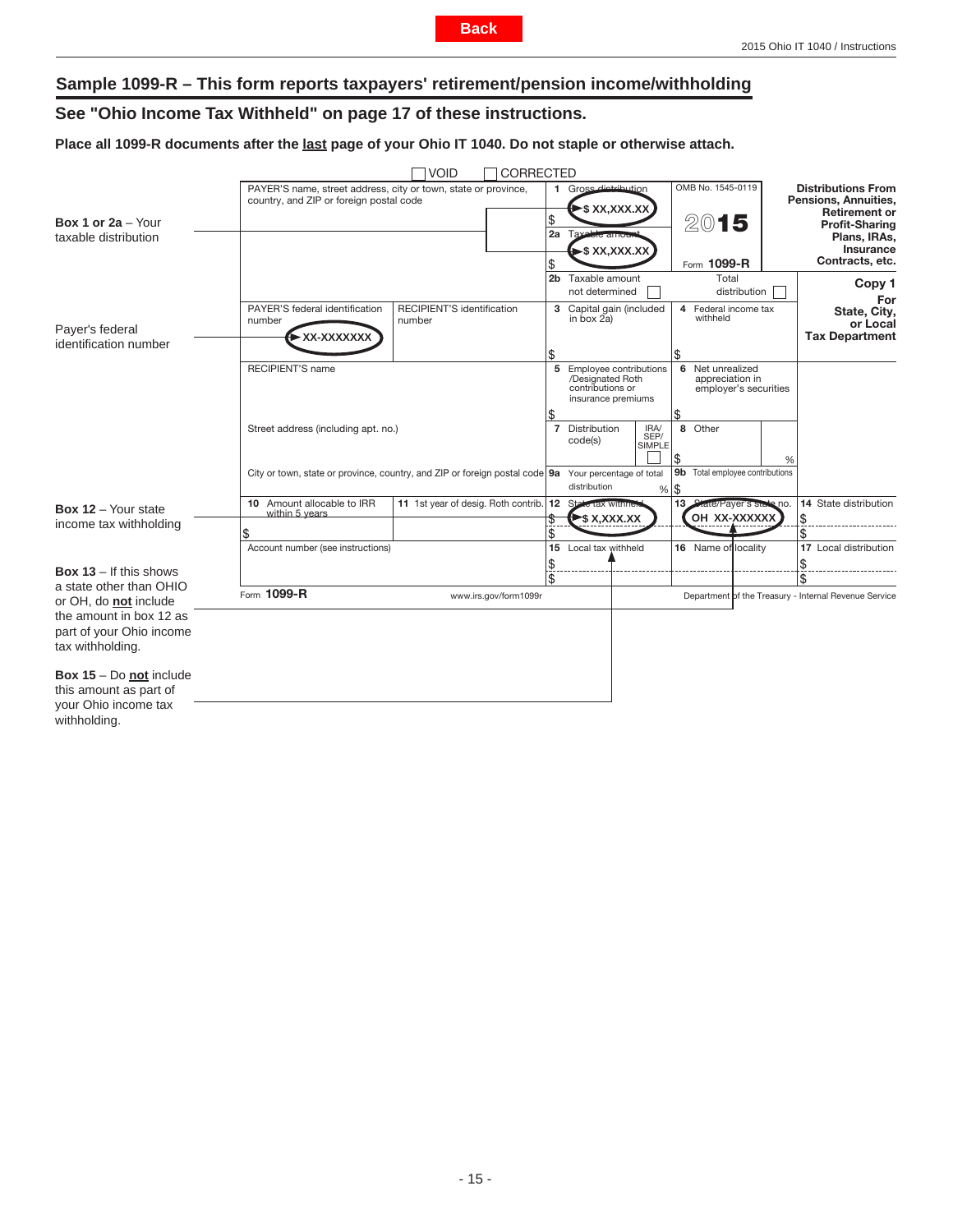Back

## Sample 1099-R – This form reports taxpayers' retirement/pension income/withholding

## See "Ohio Income Tax Withheld" on page 17 of these instructions.

**Place all 1099-R documents after the last page of your Ohio IT 1040. Do not staple or otherwise attach.**

**Box 1 or 2a** – Your taxable distribution

Payer's federal identification number

**Box 12** – Your state income tax withholding

**Box 13** – If this shows a state other than OHIO or OH, do **not** include the amount in box 12 as part of your Ohio income tax withholding.

**Box 15** – Do **not** include this amount as part of your Ohio income tax withholding.

VOID | CORRECTED

| | | | | |
|---|---|---|---|---|
| PAYER'S name, street address, city or town, state or province, country, and ZIP or foreign postal code | | **1** Gross distribution $ XX,XXX.XX<br>**2a** Taxable amount $ XX,XXX.XX | OMB No. 1545-0119<br>2015<br>Form **1099-R** | **Distributions From Pensions, Annuities, Retirement or Profit-Sharing Plans, IRAs, Insurance Contracts, etc.** |
| | | **2b** Taxable amount not determined ☐ | Total distribution ☐ | **Copy 1 For State, City, or Local Tax Department** |
| PAYER'S federal identification number XX-XXXXXXX | RECIPIENT'S identification number | **3** Capital gain (included in box 2a) $ | **4** Federal income tax withheld $ | |
| RECIPIENT'S name | | **5** Employee contributions /Designated Roth contributions or insurance premiums $ | **6** Net unrealized appreciation in employer's securities $ | |
| Street address (including apt. no.) | | **7** Distribution code(s) IRA/SEP/SIMPLE ☐ | **8** Other $ % | |
| City or town, state or province, country, and ZIP or foreign postal code | | **9a** Your percentage of total distribution % | **9b** Total employee contributions $ | |
| **10** Amount allocable to IRR within 5 years $ | **11** 1st year of desig. Roth contrib. | **12** State tax withheld $ X,XXX.XX $ | **13** State/Payer's state no. OH XX-XXXXXX | **14** State distribution $ $ |
| Account number (see instructions) | | **15** Local tax withheld $ $ | **16** Name of locality | **17** Local distribution $ $ |

Form **1099-R** www.irs.gov/form1099r Department of the Treasury - Internal Revenue Service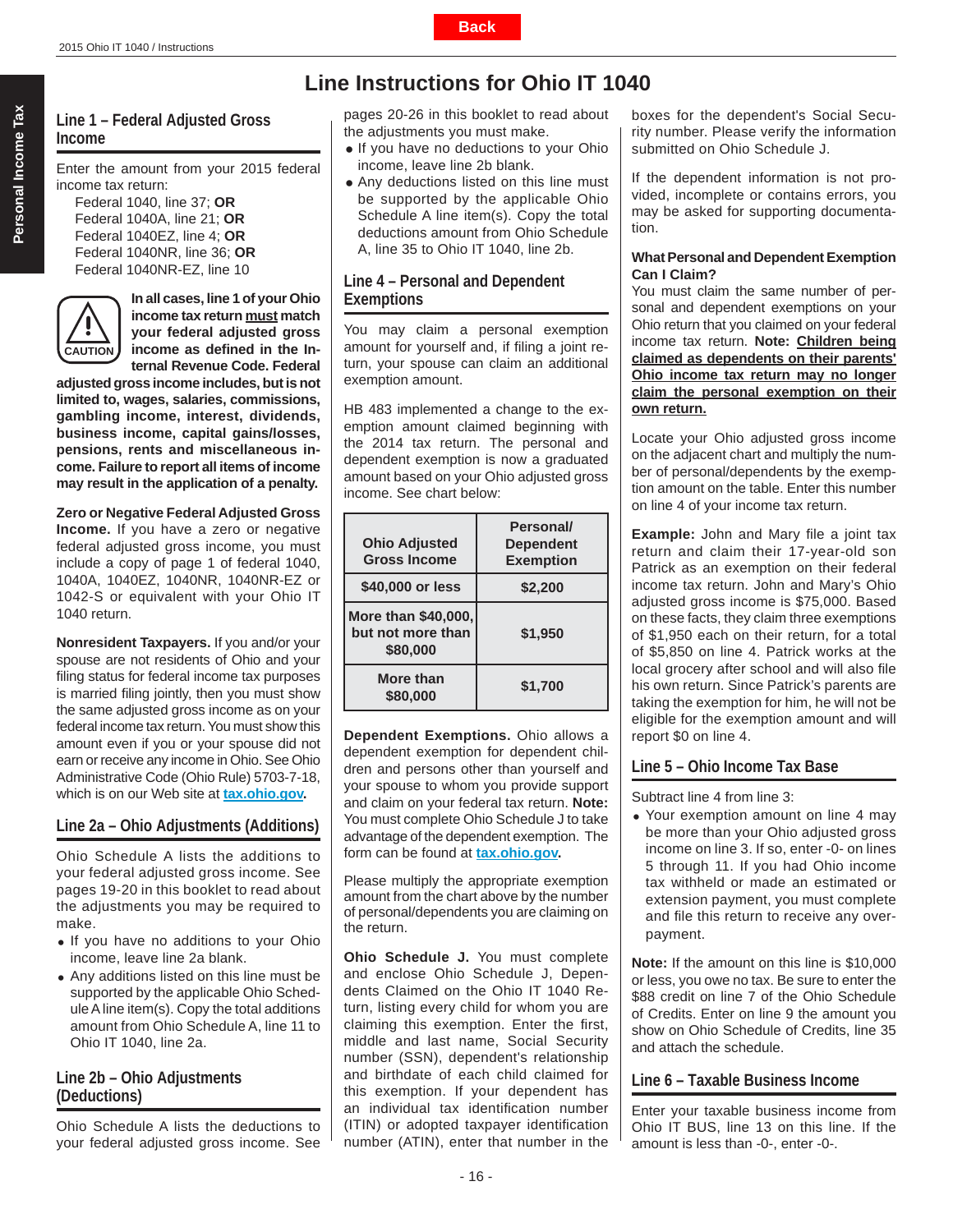# Line Instructions for Ohio IT 1040

## Line 1 – Federal Adjusted Gross Income

Enter the amount from your 2015 federal income tax return:

Federal 1040, line 37; **OR**
Federal 1040A, line 21; **OR**
Federal 1040EZ, line 4; **OR**
Federal 1040NR, line 36; **OR**
Federal 1040NR-EZ, line 10

CAUTION

**In all cases, line 1 of your Ohio income tax return must match your federal adjusted gross income as defined in the Internal Revenue Code. Federal adjusted gross income includes, but is not limited to, wages, salaries, commissions, gambling income, interest, dividends, business income, capital gains/losses, pensions, rents and miscellaneous income. Failure to report all items of income may result in the application of a penalty.**

**Zero or Negative Federal Adjusted Gross Income.** If you have a zero or negative federal adjusted gross income, you must include a copy of page 1 of federal 1040, 1040A, 1040EZ, 1040NR, 1040NR-EZ or 1042-S or equivalent with your Ohio IT 1040 return.

**Nonresident Taxpayers.** If you and/or your spouse are not residents of Ohio and your filing status for federal income tax purposes is married filing jointly, then you must show the same adjusted gross income as on your federal income tax return. You must show this amount even if you or your spouse did not earn or receive any income in Ohio. See Ohio Administrative Code (Ohio Rule) 5703-7-18, which is on our Web site at **tax.ohio.gov**.

## Line 2a – Ohio Adjustments (Additions)

Ohio Schedule A lists the additions to your federal adjusted gross income. See pages 19-20 in this booklet to read about the adjustments you may be required to make.

- If you have no additions to your Ohio income, leave line 2a blank.
- Any additions listed on this line must be supported by the applicable Ohio Schedule A line item(s). Copy the total additions amount from Ohio Schedule A, line 11 to Ohio IT 1040, line 2a.

## Line 2b – Ohio Adjustments (Deductions)

Ohio Schedule A lists the deductions to your federal adjusted gross income. See pages 20-26 in this booklet to read about the adjustments you must make.

- If you have no deductions to your Ohio income, leave line 2b blank.
- Any deductions listed on this line must be supported by the applicable Ohio Schedule A line item(s). Copy the total deductions amount from Ohio Schedule A, line 35 to Ohio IT 1040, line 2b.

## Line 4 – Personal and Dependent Exemptions

You may claim a personal exemption amount for yourself and, if filing a joint return, your spouse can claim an additional exemption amount.

HB 483 implemented a change to the exemption amount claimed beginning with the 2014 tax return. The personal and dependent exemption is now a graduated amount based on your Ohio adjusted gross income. See chart below:

| Ohio Adjusted Gross Income | Personal/ Dependent Exemption |
|---|---|
| $40,000 or less | $2,200 |
| More than $40,000, but not more than $80,000 | $1,950 |
| More than $80,000 | $1,700 |

**Dependent Exemptions.** Ohio allows a dependent exemption for dependent children and persons other than yourself and your spouse to whom you provide support and claim on your federal tax return. **Note:** You must complete Ohio Schedule J to take advantage of the dependent exemption. The form can be found at **tax.ohio.gov**.

Please multiply the appropriate exemption amount from the chart above by the number of personal/dependents you are claiming on the return.

**Ohio Schedule J.** You must complete and enclose Ohio Schedule J, Dependents Claimed on the Ohio IT 1040 Return, listing every child for whom you are claiming this exemption. Enter the first, middle and last name, Social Security number (SSN), dependent's relationship and birthdate of each child claimed for this exemption. If your dependent has an individual tax identification number (ITIN) or adopted taxpayer identification number (ATIN), enter that number in the boxes for the dependent's Social Security number. Please verify the information submitted on Ohio Schedule J.

If the dependent information is not provided, incomplete or contains errors, you may be asked for supporting documentation.

**What Personal and Dependent Exemption Can I Claim?**
You must claim the same number of personal and dependent exemptions on your Ohio return that you claimed on your federal income tax return. **Note: Children being claimed as dependents on their parents' Ohio income tax return may no longer claim the personal exemption on their own return.**

Locate your Ohio adjusted gross income on the adjacent chart and multiply the number of personal/dependents by the exemption amount on the table. Enter this number on line 4 of your income tax return.

**Example:** John and Mary file a joint tax return and claim their 17-year-old son Patrick as an exemption on their federal income tax return. John and Mary's Ohio adjusted gross income is $75,000. Based on these facts, they claim three exemptions of $1,950 each on their return, for a total of $5,850 on line 4. Patrick works at the local grocery after school and will also file his own return. Since Patrick's parents are taking the exemption for him, he will not be eligible for the exemption amount and will report $0 on line 4.

## Line 5 – Ohio Income Tax Base

Subtract line 4 from line 3:

- Your exemption amount on line 4 may be more than your Ohio adjusted gross income on line 3. If so, enter -0- on lines 5 through 11. If you had Ohio income tax withheld or made an estimated or extension payment, you must complete and file this return to receive any overpayment.

**Note:** If the amount on this line is $10,000 or less, you owe no tax. Be sure to enter the $88 credit on line 7 of the Ohio Schedule of Credits. Enter on line 9 the amount you show on Ohio Schedule of Credits, line 35 and attach the schedule.

## Line 6 – Taxable Business Income

Enter your taxable business income from Ohio IT BUS, line 13 on this line. If the amount is less than -0-, enter -0-.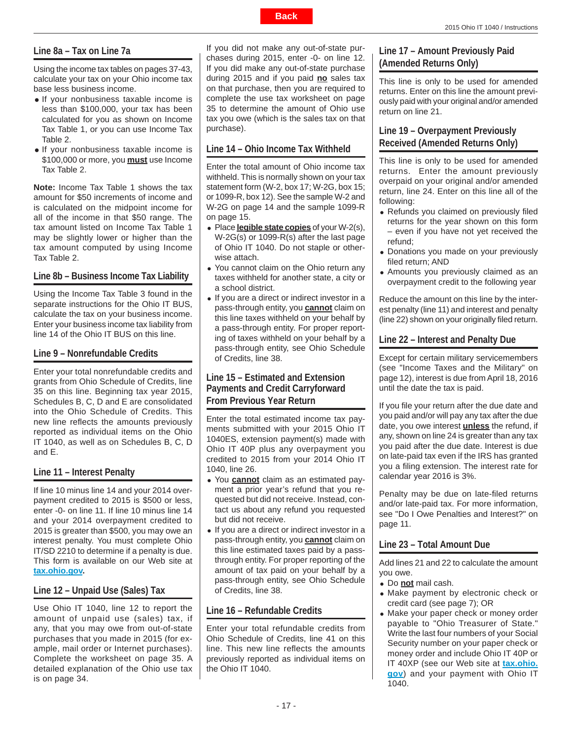## Line 8a – Tax on Line 7a

Using the income tax tables on pages 37-43, calculate your tax on your Ohio income tax base less business income.

- If your nonbusiness taxable income is less than $100,000, your tax has been calculated for you as shown on Income Tax Table 1, or you can use Income Tax Table 2.
- If your nonbusiness taxable income is $100,000 or more, you **must** use Income Tax Table 2.

**Note:** Income Tax Table 1 shows the tax amount for $50 increments of income and is calculated on the midpoint income for all of the income in that $50 range. The tax amount listed on Income Tax Table 1 may be slightly lower or higher than the tax amount computed by using Income Tax Table 2.

## Line 8b – Business Income Tax Liability

Using the Income Tax Table 3 found in the separate instructions for the Ohio IT BUS, calculate the tax on your business income. Enter your business income tax liability from line 14 of the Ohio IT BUS on this line.

## Line 9 – Nonrefundable Credits

Enter your total nonrefundable credits and grants from Ohio Schedule of Credits, line 35 on this line. Beginning tax year 2015, Schedules B, C, D and E are consolidated into the Ohio Schedule of Credits. This new line reflects the amounts previously reported as individual items on the Ohio IT 1040, as well as on Schedules B, C, D and E.

## Line 11 – Interest Penalty

If line 10 minus line 14 and your 2014 overpayment credited to 2015 is $500 or less, enter -0- on line 11. If line 10 minus line 14 and your 2014 overpayment credited to 2015 is greater than $500, you may owe an interest penalty. You must complete Ohio IT/SD 2210 to determine if a penalty is due. This form is available on our Web site at **tax.ohio.gov**.

## Line 12 – Unpaid Use (Sales) Tax

Use Ohio IT 1040, line 12 to report the amount of unpaid use (sales) tax, if any, that you may owe from out-of-state purchases that you made in 2015 (for example, mail order or Internet purchases). Complete the worksheet on page 35. A detailed explanation of the Ohio use tax is on page 34.

If you did not make any out-of-state purchases during 2015, enter -0- on line 12. If you did make any out-of-state purchase during 2015 and if you paid **no** sales tax on that purchase, then you are required to complete the use tax worksheet on page 35 to determine the amount of Ohio use tax you owe (which is the sales tax on that purchase).

## Line 14 – Ohio Income Tax Withheld

Enter the total amount of Ohio income tax withheld. This is normally shown on your tax statement form (W-2, box 17; W-2G, box 15; or 1099-R, box 12). See the sample W-2 and W-2G on page 14 and the sample 1099-R on page 15.

- Place **legible state copies** of your W-2(s), W-2G(s) or 1099-R(s) after the last page of Ohio IT 1040. Do not staple or otherwise attach.
- You cannot claim on the Ohio return any taxes withheld for another state, a city or a school district.
- If you are a direct or indirect investor in a pass-through entity, you **cannot** claim on this line taxes withheld on your behalf by a pass-through entity. For proper reporting of taxes withheld on your behalf by a pass-through entity, see Ohio Schedule of Credits, line 38.

## Line 15 – Estimated and Extension Payments and Credit Carryforward From Previous Year Return

Enter the total estimated income tax payments submitted with your 2015 Ohio IT 1040ES, extension payment(s) made with Ohio IT 40P plus any overpayment you credited to 2015 from your 2014 Ohio IT 1040, line 26.

- You **cannot** claim as an estimated payment a prior year's refund that you requested but did not receive. Instead, contact us about any refund you requested but did not receive.
- If you are a direct or indirect investor in a pass-through entity, you **cannot** claim on this line estimated taxes paid by a pass-through entity. For proper reporting of the amount of tax paid on your behalf by a pass-through entity, see Ohio Schedule of Credits, line 38.

## Line 16 – Refundable Credits

Enter your total refundable credits from Ohio Schedule of Credits, line 41 on this line. This new line reflects the amounts previously reported as individual items on the Ohio IT 1040.

## Line 17 – Amount Previously Paid (Amended Returns Only)

This line is only to be used for amended returns. Enter on this line the amount previously paid with your original and/or amended return on line 21.

## Line 19 – Overpayment Previously Received (Amended Returns Only)

This line is only to be used for amended returns. Enter the amount previously overpaid on your original and/or amended return, line 24. Enter on this line all of the following:

- Refunds you claimed on previously filed returns for the year shown on this form – even if you have not yet received the refund;
- Donations you made on your previously filed return; AND
- Amounts you previously claimed as an overpayment credit to the following year

Reduce the amount on this line by the interest penalty (line 11) and interest and penalty (line 22) shown on your originally filed return.

## Line 22 – Interest and Penalty Due

Except for certain military servicemembers (see "Income Taxes and the Military" on page 12), interest is due from April 18, 2016 until the date the tax is paid.

If you file your return after the due date and you paid and/or will pay any tax after the due date, you owe interest **unless** the refund, if any, shown on line 24 is greater than any tax you paid after the due date. Interest is due on late-paid tax even if the IRS has granted you a filing extension. The interest rate for calendar year 2016 is 3%.

Penalty may be due on late-filed returns and/or late-paid tax. For more information, see "Do I Owe Penalties and Interest?" on page 11.

## Line 23 – Total Amount Due

Add lines 21 and 22 to calculate the amount you owe.

- Do **not** mail cash.
- Make payment by electronic check or credit card (see page 7); OR
- Make your paper check or money order payable to "Ohio Treasurer of State." Write the last four numbers of your Social Security number on your paper check or money order and include Ohio IT 40P or IT 40XP (see our Web site at **tax.ohio.gov**) and your payment with Ohio IT 1040.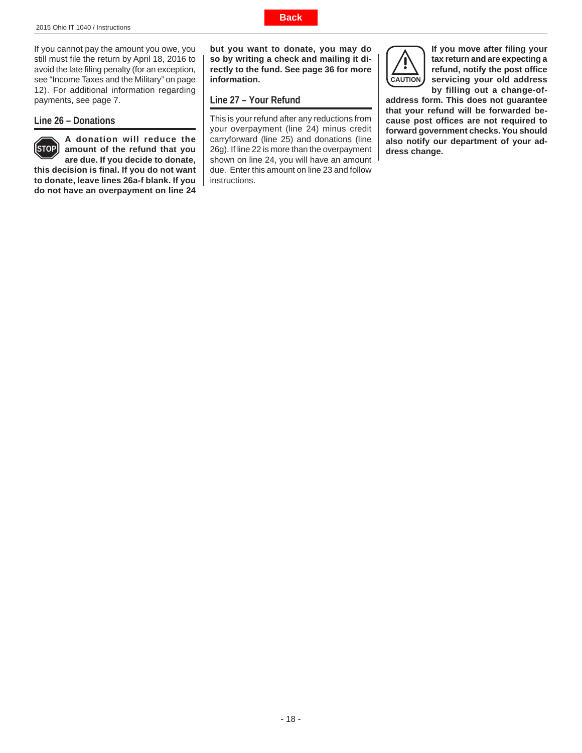If you cannot pay the amount you owe, you still must file the return by April 18, 2016 to avoid the late filing penalty (for an exception, see "Income Taxes and the Military" on page 12). For additional information regarding payments, see page 7.

## Line 26 – Donations

STOP

**A donation will reduce the amount of the refund that you are due. If you decide to donate, this decision is final. If you do not want to donate, leave lines 26a-f blank. If you do not have an overpayment on line 24 but you want to donate, you may do so by writing a check and mailing it directly to the fund. See page 36 for more information.**

## Line 27 – Your Refund

This is your refund after any reductions from your overpayment (line 24) minus credit carryforward (line 25) and donations (line 26g). If line 22 is more than the overpayment shown on line 24, you will have an amount due. Enter this amount on line 23 and follow instructions.

CAUTION

**If you move after filing your tax return and are expecting a refund, notify the post office servicing your old address by filling out a change-of-address form. This does not guarantee that your refund will be forwarded because post offices are not required to forward government checks. You should also notify our department of your address change.**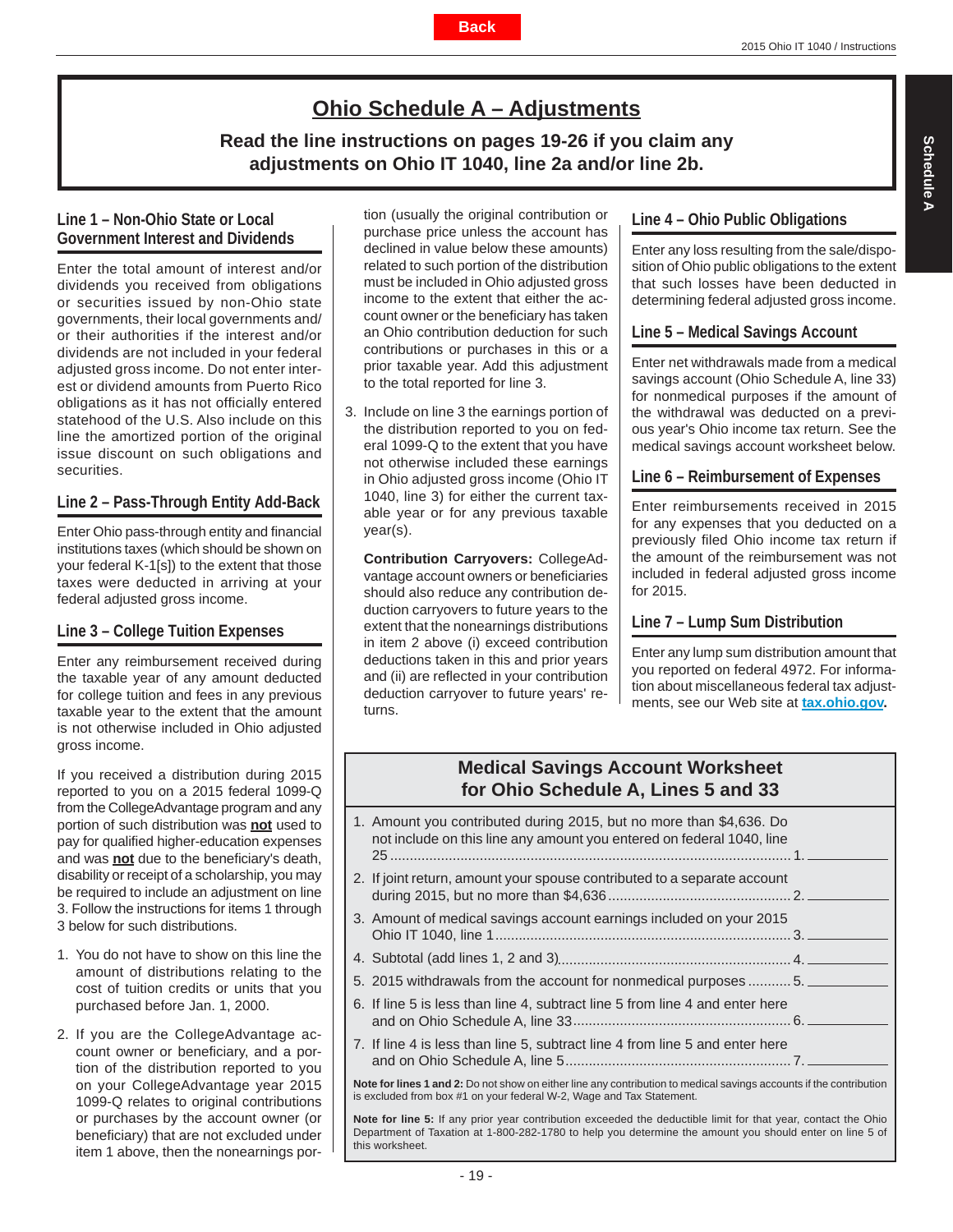Back

# Ohio Schedule A – Adjustments

**Read the line instructions on pages 19-26 if you claim any adjustments on Ohio IT 1040, line 2a and/or line 2b.**

## Line 1 – Non-Ohio State or Local Government Interest and Dividends

Enter the total amount of interest and/or dividends you received from obligations or securities issued by non-Ohio state governments, their local governments and/or their authorities if the interest and/or dividends are not included in your federal adjusted gross income. Do not enter interest or dividend amounts from Puerto Rico obligations as it has not officially entered statehood of the U.S. Also include on this line the amortized portion of the original issue discount on such obligations and securities.

## Line 2 – Pass-Through Entity Add-Back

Enter Ohio pass-through entity and financial institutions taxes (which should be shown on your federal K-1[s]) to the extent that those taxes were deducted in arriving at your federal adjusted gross income.

## Line 3 – College Tuition Expenses

Enter any reimbursement received during the taxable year of any amount deducted for college tuition and fees in any previous taxable year to the extent that the amount is not otherwise included in Ohio adjusted gross income.

If you received a distribution during 2015 reported to you on a 2015 federal 1099-Q from the CollegeAdvantage program and any portion of such distribution was **not** used to pay for qualified higher-education expenses and was **not** due to the beneficiary's death, disability or receipt of a scholarship, you may be required to include an adjustment on line 3. Follow the instructions for items 1 through 3 below for such distributions.

1. You do not have to show on this line the amount of distributions relating to the cost of tuition credits or units that you purchased before Jan. 1, 2000.
2. If you are the CollegeAdvantage account owner or beneficiary, and a portion of the distribution reported to you on your CollegeAdvantage year 2015 1099-Q relates to original contributions or purchases by the account owner (or beneficiary) that are not excluded under item 1 above, then the nonearnings portion (usually the original contribution or purchase price unless the account has declined in value below these amounts) related to such portion of the distribution must be included in Ohio adjusted gross income to the extent that either the account owner or the beneficiary has taken an Ohio contribution deduction for such contributions or purchases in this or a prior taxable year. Add this adjustment to the total reported for line 3.
3. Include on line 3 the earnings portion of the distribution reported to you on federal 1099-Q to the extent that you have not otherwise included these earnings in Ohio adjusted gross income (Ohio IT 1040, line 3) for either the current taxable year or for any previous taxable year(s).

**Contribution Carryovers:** CollegeAdvantage account owners or beneficiaries should also reduce any contribution deduction carryovers to future years to the extent that the nonearnings distributions in item 2 above (i) exceed contribution deductions taken in this and prior years and (ii) are reflected in your contribution deduction carryover to future years' returns.

## Line 4 – Ohio Public Obligations

Enter any loss resulting from the sale/disposition of Ohio public obligations to the extent that such losses have been deducted in determining federal adjusted gross income.

## Line 5 – Medical Savings Account

Enter net withdrawals made from a medical savings account (Ohio Schedule A, line 33) for nonmedical purposes if the amount of the withdrawal was deducted on a previous year's Ohio income tax return. See the medical savings account worksheet below.

## Line 6 – Reimbursement of Expenses

Enter reimbursements received in 2015 for any expenses that you deducted on a previously filed Ohio income tax return if the amount of the reimbursement was not included in federal adjusted gross income for 2015.

## Line 7 – Lump Sum Distribution

Enter any lump sum distribution amount that you reported on federal 4972. For information about miscellaneous federal tax adjustments, see our Web site at **tax.ohio.gov**.

## Medical Savings Account Worksheet for Ohio Schedule A, Lines 5 and 33

1. Amount you contributed during 2015, but no more than $4,636. Do not include on this line any amount you entered on federal 1040, line 25 ........ 1. ______
2. If joint return, amount your spouse contributed to a separate account during 2015, but no more than $4,636 ........ 2. ______
3. Amount of medical savings account earnings included on your 2015 Ohio IT 1040, line 1 ........ 3. ______
4. Subtotal (add lines 1, 2 and 3) ........ 4. ______
5. 2015 withdrawals from the account for nonmedical purposes ........ 5. ______
6. If line 5 is less than line 4, subtract line 5 from line 4 and enter here and on Ohio Schedule A, line 33 ........ 6. ______
7. If line 4 is less than line 5, subtract line 4 from line 5 and enter here and on Ohio Schedule A, line 5 ........ 7. ______

**Note for lines 1 and 2:** Do not show on either line any contribution to medical savings accounts if the contribution is excluded from box #1 on your federal W-2, Wage and Tax Statement.

**Note for line 5:** If any prior year contribution exceeded the deductible limit for that year, contact the Ohio Department of Taxation at 1-800-282-1780 to help you determine the amount you should enter on line 5 of this worksheet.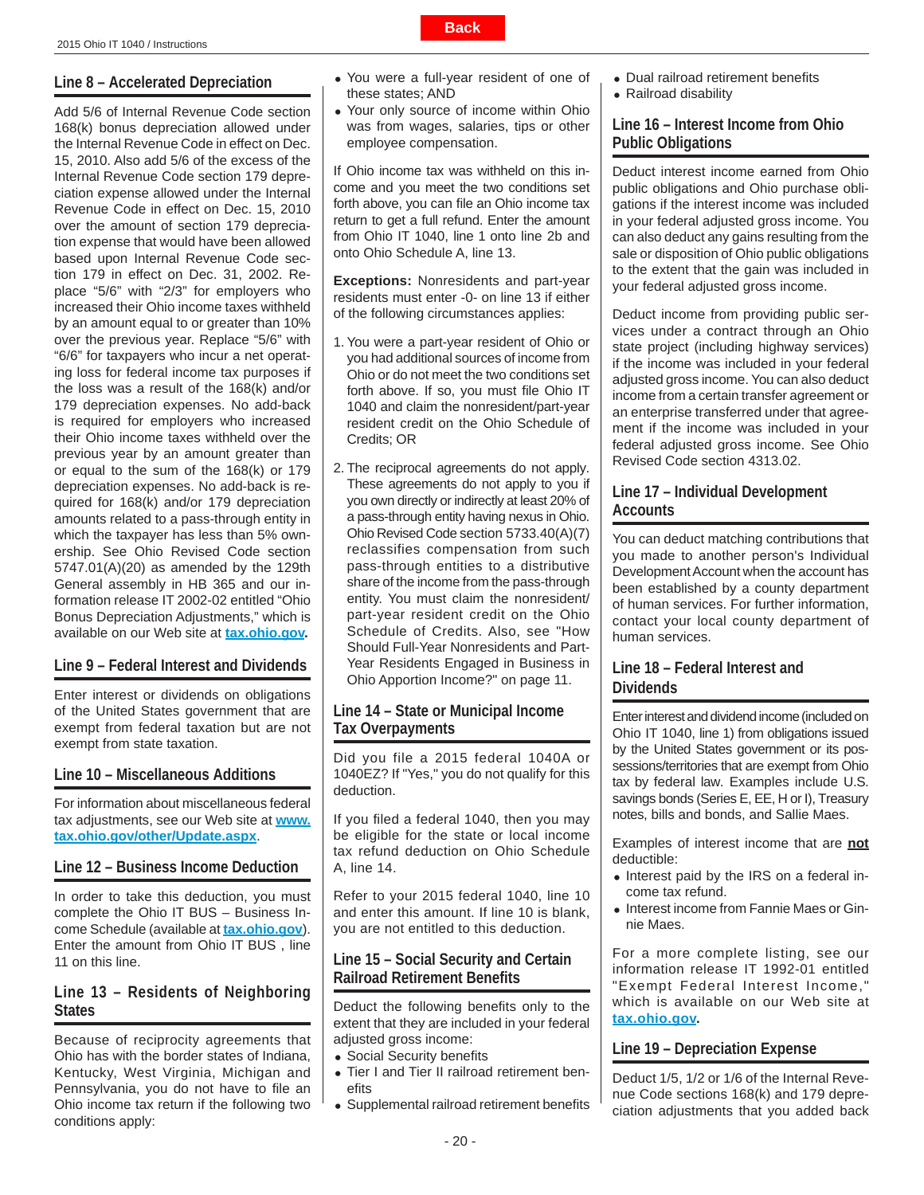## Line 8 – Accelerated Depreciation

Add 5/6 of Internal Revenue Code section 168(k) bonus depreciation allowed under the Internal Revenue Code in effect on Dec. 15, 2010. Also add 5/6 of the excess of the Internal Revenue Code section 179 depreciation expense allowed under the Internal Revenue Code in effect on Dec. 15, 2010 over the amount of section 179 depreciation expense that would have been allowed based upon Internal Revenue Code section 179 in effect on Dec. 31, 2002. Replace "5/6" with "2/3" for employers who increased their Ohio income taxes withheld by an amount equal to or greater than 10% over the previous year. Replace "5/6" with "6/6" for taxpayers who incur a net operating loss for federal income tax purposes if the loss was a result of the 168(k) and/or 179 depreciation expenses. No add-back is required for employers who increased their Ohio income taxes withheld over the previous year by an amount greater than or equal to the sum of the 168(k) or 179 depreciation expenses. No add-back is required for 168(k) and/or 179 depreciation amounts related to a pass-through entity in which the taxpayer has less than 5% ownership. See Ohio Revised Code section 5747.01(A)(20) as amended by the 129th General assembly in HB 365 and our information release IT 2002-02 entitled "Ohio Bonus Depreciation Adjustments," which is available on our Web site at **tax.ohio.gov**.

## Line 9 – Federal Interest and Dividends

Enter interest or dividends on obligations of the United States government that are exempt from federal taxation but are not exempt from state taxation.

## Line 10 – Miscellaneous Additions

For information about miscellaneous federal tax adjustments, see our Web site at **www.tax.ohio.gov/other/Update.aspx**.

## Line 12 – Business Income Deduction

In order to take this deduction, you must complete the Ohio IT BUS – Business Income Schedule (available at **tax.ohio.gov**). Enter the amount from Ohio IT BUS , line 11 on this line.

## Line 13 – Residents of Neighboring States

Because of reciprocity agreements that Ohio has with the border states of Indiana, Kentucky, West Virginia, Michigan and Pennsylvania, you do not have to file an Ohio income tax return if the following two conditions apply:

- You were a full-year resident of one of these states; AND
- Your only source of income within Ohio was from wages, salaries, tips or other employee compensation.

If Ohio income tax was withheld on this income and you meet the two conditions set forth above, you can file an Ohio income tax return to get a full refund. Enter the amount from Ohio IT 1040, line 1 onto line 2b and onto Ohio Schedule A, line 13.

**Exceptions:** Nonresidents and part-year residents must enter -0- on line 13 if either of the following circumstances applies:

1. You were a part-year resident of Ohio or you had additional sources of income from Ohio or do not meet the two conditions set forth above. If so, you must file Ohio IT 1040 and claim the nonresident/part-year resident credit on the Ohio Schedule of Credits; OR
2. The reciprocal agreements do not apply. These agreements do not apply to you if you own directly or indirectly at least 20% of a pass-through entity having nexus in Ohio. Ohio Revised Code section 5733.40(A)(7) reclassifies compensation from such pass-through entities to a distributive share of the income from the pass-through entity. You must claim the nonresident/part-year resident credit on the Ohio Schedule of Credits. Also, see "How Should Full-Year Nonresidents and Part-Year Residents Engaged in Business in Ohio Apportion Income?" on page 11.

## Line 14 – State or Municipal Income Tax Overpayments

Did you file a 2015 federal 1040A or 1040EZ? If "Yes," you do not qualify for this deduction.

If you filed a federal 1040, then you may be eligible for the state or local income tax refund deduction on Ohio Schedule A, line 14.

Refer to your 2015 federal 1040, line 10 and enter this amount. If line 10 is blank, you are not entitled to this deduction.

## Line 15 – Social Security and Certain Railroad Retirement Benefits

Deduct the following benefits only to the extent that they are included in your federal adjusted gross income:

- Social Security benefits
- Tier I and Tier II railroad retirement benefits
- Supplemental railroad retirement benefits
- Dual railroad retirement benefits
- Railroad disability

## Line 16 – Interest Income from Ohio Public Obligations

Deduct interest income earned from Ohio public obligations and Ohio purchase obligations if the interest income was included in your federal adjusted gross income. You can also deduct any gains resulting from the sale or disposition of Ohio public obligations to the extent that the gain was included in your federal adjusted gross income.

Deduct income from providing public services under a contract through an Ohio state project (including highway services) if the income was included in your federal adjusted gross income. You can also deduct income from a certain transfer agreement or an enterprise transferred under that agreement if the income was included in your federal adjusted gross income. See Ohio Revised Code section 4313.02.

## Line 17 – Individual Development Accounts

You can deduct matching contributions that you made to another person's Individual Development Account when the account has been established by a county department of human services. For further information, contact your local county department of human services.

## Line 18 – Federal Interest and Dividends

Enter interest and dividend income (included on Ohio IT 1040, line 1) from obligations issued by the United States government or its possessions/territories that are exempt from Ohio tax by federal law. Examples include U.S. savings bonds (Series E, EE, H or I), Treasury notes, bills and bonds, and Sallie Maes.

Examples of interest income that are **not** deductible:

- Interest paid by the IRS on a federal income tax refund.
- Interest income from Fannie Maes or Ginnie Maes.

For a more complete listing, see our information release IT 1992-01 entitled "Exempt Federal Interest Income," which is available on our Web site at **tax.ohio.gov**.

## Line 19 – Depreciation Expense

Deduct 1/5, 1/2 or 1/6 of the Internal Revenue Code sections 168(k) and 179 depreciation adjustments that you added back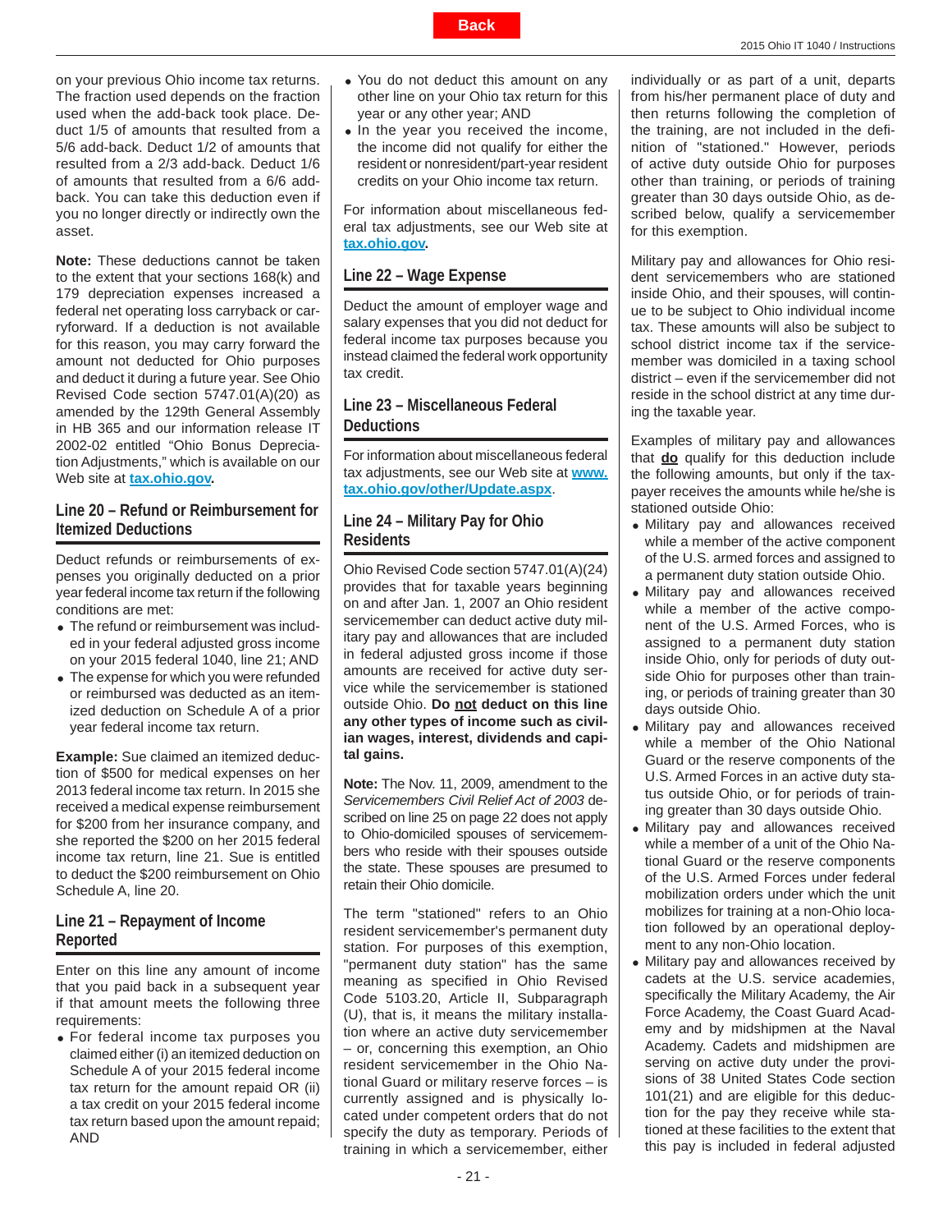on your previous Ohio income tax returns. The fraction used depends on the fraction used when the add-back took place. Deduct 1/5 of amounts that resulted from a 5/6 add-back. Deduct 1/2 of amounts that resulted from a 2/3 add-back. Deduct 1/6 of amounts that resulted from a 6/6 add-back. You can take this deduction even if you no longer directly or indirectly own the asset.

**Note:** These deductions cannot be taken to the extent that your sections 168(k) and 179 depreciation expenses increased a federal net operating loss carryback or carryforward. If a deduction is not available for this reason, you may carry forward the amount not deducted for Ohio purposes and deduct it during a future year. See Ohio Revised Code section 5747.01(A)(20) as amended by the 129th General Assembly in HB 365 and our information release IT 2002-02 entitled "Ohio Bonus Depreciation Adjustments," which is available on our Web site at **tax.ohio.gov**.

## Line 20 – Refund or Reimbursement for Itemized Deductions

Deduct refunds or reimbursements of expenses you originally deducted on a prior year federal income tax return if the following conditions are met:

- The refund or reimbursement was included in your federal adjusted gross income on your 2015 federal 1040, line 21; AND
- The expense for which you were refunded or reimbursed was deducted as an itemized deduction on Schedule A of a prior year federal income tax return.

**Example:** Sue claimed an itemized deduction of $500 for medical expenses on her 2013 federal income tax return. In 2015 she received a medical expense reimbursement for $200 from her insurance company, and she reported the $200 on her 2015 federal income tax return, line 21. Sue is entitled to deduct the $200 reimbursement on Ohio Schedule A, line 20.

## Line 21 – Repayment of Income Reported

Enter on this line any amount of income that you paid back in a subsequent year if that amount meets the following three requirements:

- For federal income tax purposes you claimed either (i) an itemized deduction on Schedule A of your 2015 federal income tax return for the amount repaid OR (ii) a tax credit on your 2015 federal income tax return based upon the amount repaid; AND
- You do not deduct this amount on any other line on your Ohio tax return for this year or any other year; AND
- In the year you received the income, the income did not qualify for either the resident or nonresident/part-year resident credits on your Ohio income tax return.

For information about miscellaneous federal tax adjustments, see our Web site at **tax.ohio.gov**.

## Line 22 – Wage Expense

Deduct the amount of employer wage and salary expenses that you did not deduct for federal income tax purposes because you instead claimed the federal work opportunity tax credit.

## Line 23 – Miscellaneous Federal Deductions

For information about miscellaneous federal tax adjustments, see our Web site at www.tax.ohio.gov/other/Update.aspx.

## Line 24 – Military Pay for Ohio Residents

Ohio Revised Code section 5747.01(A)(24) provides that for taxable years beginning on and after Jan. 1, 2007 an Ohio resident servicemember can deduct active duty military pay and allowances that are included in federal adjusted gross income if those amounts are received for active duty service while the servicemember is stationed outside Ohio. **Do not deduct on this line any other types of income such as civilian wages, interest, dividends and capital gains.**

**Note:** The Nov. 11, 2009, amendment to the *Servicemembers Civil Relief Act of 2003* described on line 25 on page 22 does not apply to Ohio-domiciled spouses of servicemembers who reside with their spouses outside the state. These spouses are presumed to retain their Ohio domicile.

The term "stationed" refers to an Ohio resident servicemember's permanent duty station. For purposes of this exemption, "permanent duty station" has the same meaning as specified in Ohio Revised Code 5103.20, Article II, Subparagraph (U), that is, it means the military installation where an active duty servicemember – or, concerning this exemption, an Ohio resident servicemember in the Ohio National Guard or military reserve forces – is currently assigned and is physically located under competent orders that do not specify the duty as temporary. Periods of training in which a servicemember, either individually or as part of a unit, departs from his/her permanent place of duty and then returns following the completion of the training, are not included in the definition of "stationed." However, periods of active duty outside Ohio for purposes other than training, or periods of training greater than 30 days outside Ohio, as described below, qualify a servicemember for this exemption.

Military pay and allowances for Ohio resident servicemembers who are stationed inside Ohio, and their spouses, will continue to be subject to Ohio individual income tax. These amounts will also be subject to school district income tax if the servicemember was domiciled in a taxing school district – even if the servicemember did not reside in the school district at any time during the taxable year.

Examples of military pay and allowances that **do** qualify for this deduction include the following amounts, but only if the taxpayer receives the amounts while he/she is stationed outside Ohio:

- Military pay and allowances received while a member of the active component of the U.S. armed forces and assigned to a permanent duty station outside Ohio.
- Military pay and allowances received while a member of the active component of the U.S. Armed Forces, who is assigned to a permanent duty station inside Ohio, only for periods of duty outside Ohio for purposes other than training, or periods of training greater than 30 days outside Ohio.
- Military pay and allowances received while a member of the Ohio National Guard or the reserve components of the U.S. Armed Forces in an active duty status outside Ohio, or for periods of training greater than 30 days outside Ohio.
- Military pay and allowances received while a member of a unit of the Ohio National Guard or the reserve components of the U.S. Armed Forces under federal mobilization orders under which the unit mobilizes for training at a non-Ohio location followed by an operational deployment to any non-Ohio location.
- Military pay and allowances received by cadets at the U.S. service academies, specifically the Military Academy, the Air Force Academy, the Coast Guard Academy and by midshipmen at the Naval Academy. Cadets and midshipmen are serving on active duty under the provisions of 38 United States Code section 101(21) and are eligible for this deduction for the pay they receive while stationed at these facilities to the extent that this pay is included in federal adjusted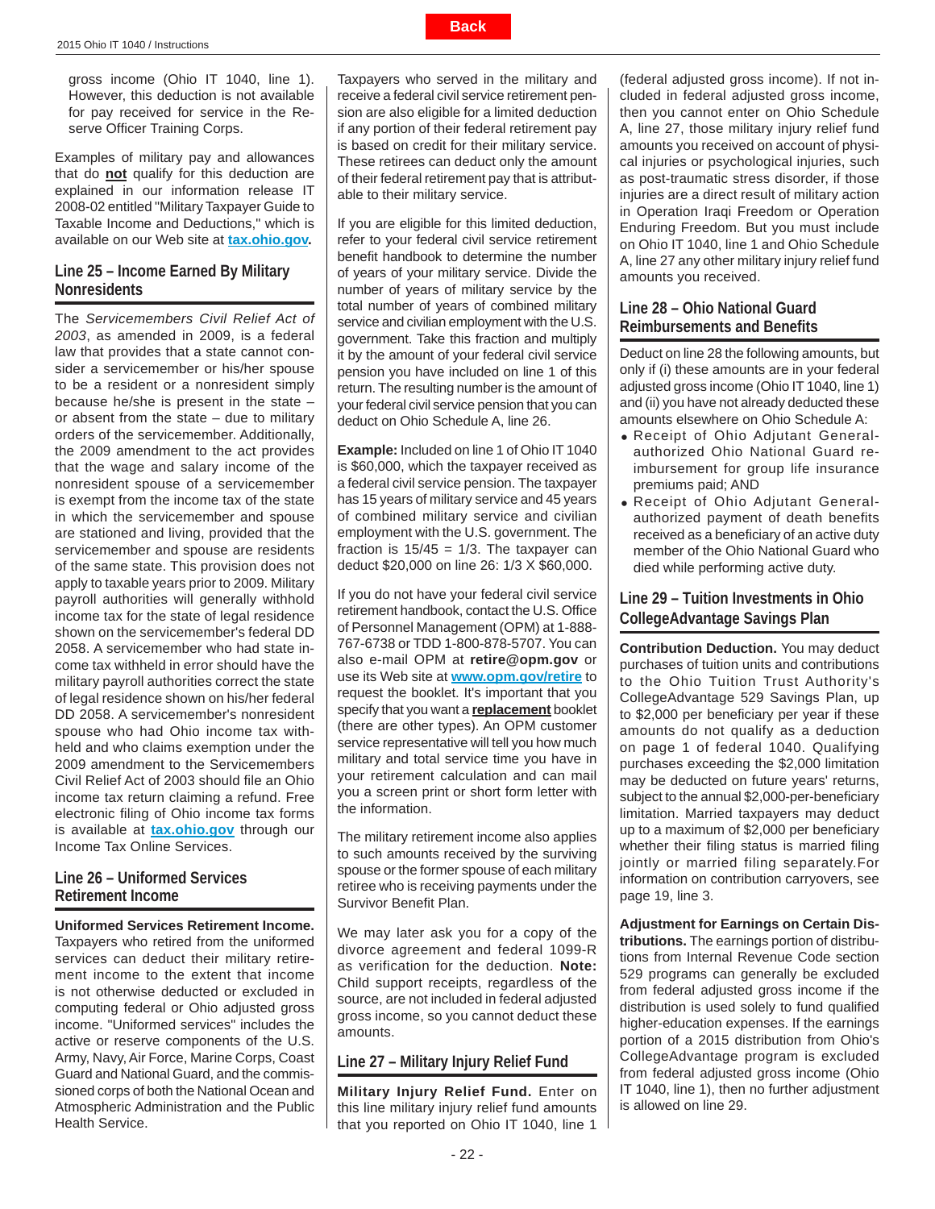gross income (Ohio IT 1040, line 1). However, this deduction is not available for pay received for service in the Reserve Officer Training Corps.

Examples of military pay and allowances that do **not** qualify for this deduction are explained in our information release IT 2008-02 entitled "Military Taxpayer Guide to Taxable Income and Deductions," which is available on our Web site at **tax.ohio.gov.**

## Line 25 – Income Earned By Military Nonresidents

The *Servicemembers Civil Relief Act of 2003*, as amended in 2009, is a federal law that provides that a state cannot consider a servicemember or his/her spouse to be a resident or a nonresident simply because he/she is present in the state – or absent from the state – due to military orders of the servicemember. Additionally, the 2009 amendment to the act provides that the wage and salary income of the nonresident spouse of a servicemember is exempt from the income tax of the state in which the servicemember and spouse are stationed and living, provided that the servicemember and spouse are residents of the same state. This provision does not apply to taxable years prior to 2009. Military payroll authorities will generally withhold income tax for the state of legal residence shown on the servicemember's federal DD 2058. A servicemember who had state income tax withheld in error should have the military payroll authorities correct the state of legal residence shown on his/her federal DD 2058. A servicemember's nonresident spouse who had Ohio income tax withheld and who claims exemption under the 2009 amendment to the Servicemembers Civil Relief Act of 2003 should file an Ohio income tax return claiming a refund. Free electronic filing of Ohio income tax forms is available at **tax.ohio.gov** through our Income Tax Online Services.

## Line 26 – Uniformed Services Retirement Income

**Uniformed Services Retirement Income.** Taxpayers who retired from the uniformed services can deduct their military retirement income to the extent that income is not otherwise deducted or excluded in computing federal or Ohio adjusted gross income. "Uniformed services" includes the active or reserve components of the U.S. Army, Navy, Air Force, Marine Corps, Coast Guard and National Guard, and the commissioned corps of the National Ocean and Atmospheric Administration and the Public Health Service.

Taxpayers who served in the military and receive a federal civil service retirement pension are also eligible for a limited deduction if any portion of their federal retirement pay is based on credit for their military service. These retirees can deduct only the amount of their federal retirement pay that is attributable to their military service.

If you are eligible for this limited deduction, refer to your federal civil service retirement benefit handbook to determine the number of years of your military service. Divide the number of years of military service by the total number of years of combined military service and civilian employment with the U.S. government. Take this fraction and multiply it by the amount of your federal civil service pension you have included on line 1 of this return. The resulting number is the amount of your federal civil service pension that you can deduct on Ohio Schedule A, line 26.

**Example:** Included on line 1 of Ohio IT 1040 is $60,000, which the taxpayer received as a federal civil service pension. The taxpayer has 15 years of military service and 45 years of combined military service and civilian employment with the U.S. government. The fraction is 15/45 = 1/3. The taxpayer can deduct $20,000 on line 26: 1/3 X $60,000.

If you do not have your federal civil service retirement handbook, contact the U.S. Office of Personnel Management (OPM) at 1-888-767-6738 or TDD 1-800-878-5707. You can also e-mail OPM at **retire@opm.gov** or use its Web site at **www.opm.gov/retire** to request the booklet. It's important that you specify that you want a **replacement** booklet (there are other types). An OPM customer service representative will tell you how much military and total service time you have in your retirement calculation and can mail you a screen print or short form letter with the information.

The military retirement income also applies to such amounts received by the surviving spouse or the former spouse of each military retiree who is receiving payments under the Survivor Benefit Plan.

We may later ask you for a copy of the divorce agreement and federal 1099-R as verification for the deduction. **Note:** Child support receipts, regardless of the source, are not included in federal adjusted gross income, so you cannot deduct these amounts.

## Line 27 – Military Injury Relief Fund

**Military Injury Relief Fund.** Enter on this line military injury relief fund amounts that you reported on Ohio IT 1040, line 1 (federal adjusted gross income). If not included in federal adjusted gross income, then you cannot enter on Ohio Schedule A, line 27, those military injury relief fund amounts you received on account of physical injuries or psychological injuries, such as post-traumatic stress disorder, if those injuries are a direct result of military action in Operation Iraqi Freedom or Operation Enduring Freedom. But you must include on Ohio IT 1040, line 1 and Ohio Schedule A, line 27 any other military injury relief fund amounts you received.

## Line 28 – Ohio National Guard Reimbursements and Benefits

Deduct on line 28 the following amounts, but only if (i) these amounts are in your federal adjusted gross income (Ohio IT 1040, line 1) and (ii) you have not already deducted these amounts elsewhere on Ohio Schedule A:

- Receipt of Ohio Adjutant General-authorized Ohio National Guard reimbursement for group life insurance premiums paid; AND
- Receipt of Ohio Adjutant General-authorized payment of death benefits received as a beneficiary of an active duty member of the Ohio National Guard who died while performing active duty.

## Line 29 – Tuition Investments in Ohio CollegeAdvantage Savings Plan

**Contribution Deduction.** You may deduct purchases of tuition units and contributions to the Ohio Tuition Trust Authority's CollegeAdvantage 529 Savings Plan, up to $2,000 per beneficiary per year if these amounts do not qualify as a deduction on page 1 of federal 1040. Qualifying purchases exceeding the $2,000 limitation may be deducted on future years' returns, subject to the annual $2,000-per-beneficiary limitation. Married taxpayers may deduct up to a maximum of $2,000 per beneficiary whether their filing status is married filing jointly or married filing separately.For information on contribution carryovers, see page 19, line 3.

**Adjustment for Earnings on Certain Distributions.** The earnings portion of distributions from Internal Revenue Code section 529 programs can generally be excluded from federal adjusted gross income if the distribution is used solely to fund qualified higher-education expenses. If the earnings portion of a 2015 distribution from Ohio's CollegeAdvantage program is excluded from federal adjusted gross income (Ohio IT 1040, line 1), then no further adjustment is allowed on line 29.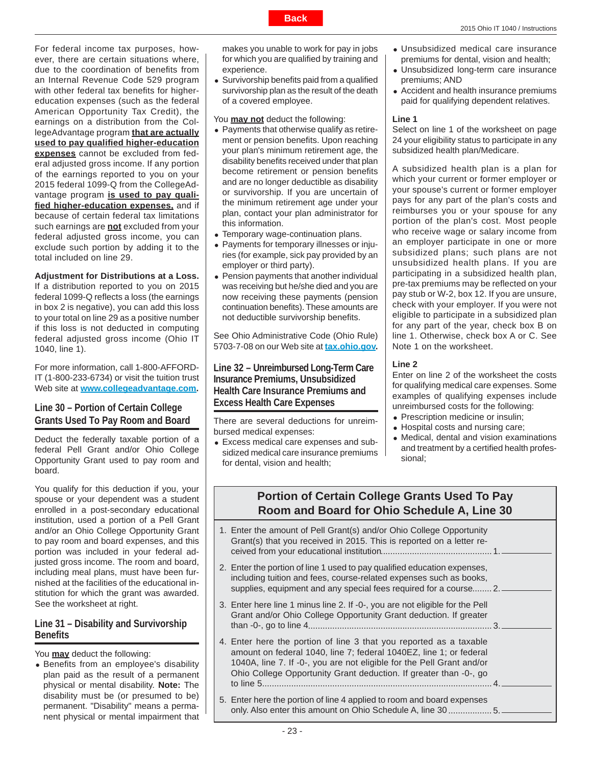For federal income tax purposes, however, there are certain situations where, due to the coordination of benefits from an Internal Revenue Code 529 program with other federal tax benefits for higher-education expenses (such as the federal American Opportunity Tax Credit), the earnings on a distribution from the CollegeAdvantage program **that are actually used to pay qualified higher-education expenses** cannot be excluded from federal adjusted gross income. If any portion of the earnings reported to you on your 2015 federal 1099-Q from the CollegeAdvantage program **is used to pay qualified higher-education expenses,** and if because of certain federal tax limitations such earnings are **not** excluded from your federal adjusted gross income, you can exclude such portion by adding it to the total included on line 29.

**Adjustment for Distributions at a Loss.** If a distribution reported to you on 2015 federal 1099-Q reflects a loss (the earnings in box 2 is negative), you can add this loss to your total on line 29 as a positive number if this loss is not deducted in computing federal adjusted gross income (Ohio IT 1040, line 1).

For more information, call 1-800-AFFORD-IT (1-800-233-6734) or visit the tuition trust Web site at **www.collegeadvantage.com**.

## Line 30 – Portion of Certain College Grants Used To Pay Room and Board

Deduct the federally taxable portion of a federal Pell Grant and/or Ohio College Opportunity Grant used to pay room and board.

You qualify for this deduction if you, your spouse or your dependent was a student enrolled in a post-secondary educational institution, used a portion of a Pell Grant and/or an Ohio College Opportunity Grant to pay room and board expenses, and this portion was included in your federal adjusted gross income. The room and board, including meal plans, must have been furnished at the facilities of the educational institution for which the grant was awarded. See the worksheet at right.

## Line 31 – Disability and Survivorship Benefits

You **may** deduct the following:

- Benefits from an employee's disability plan paid as the result of a permanent physical or mental disability. **Note:** The disability must be (or presumed to be) permanent. "Disability" means a permanent physical or mental impairment that makes you unable to work for pay in jobs for which you are qualified by training and experience.
- Survivorship benefits paid from a qualified survivorship plan as the result of the death of a covered employee.

You **may not** deduct the following:

- Payments that otherwise qualify as retirement or pension benefits. Upon reaching your plan's minimum retirement age, the disability benefits received under that plan become retirement or pension benefits and are no longer deductible as disability or survivorship. If you are uncertain of the minimum retirement age under your plan, contact your plan administrator for this information.
- Temporary wage-continuation plans.
- Payments for temporary illnesses or injuries (for example, sick pay provided by an employer or third party).
- Pension payments that another individual was receiving but he/she died and you are now receiving these payments (pension continuation benefits). These amounts are not deductible survivorship benefits.

See Ohio Administrative Code (Ohio Rule) 5703-7-08 on our Web site at **tax.ohio.gov**.

## Line 32 – Unreimbursed Long-Term Care Insurance Premiums, Unsubsidized Health Care Insurance Premiums and Excess Health Care Expenses

There are several deductions for unreimbursed medical expenses:

- Excess medical care expenses and subsidized medical care insurance premiums for dental, vision and health;
- Unsubsidized medical care insurance premiums for dental, vision and health;
- Unsubsidized long-term care insurance premiums; AND
- Accident and health insurance premiums paid for qualifying dependent relatives.

### Line 1

Select on line 1 of the worksheet on page 24 your eligibility status to participate in any subsidized health plan/Medicare.

A subsidized health plan is a plan for which your current or former employer or your spouse's current or former employer pays for any part of the plan's costs and reimburses you or your spouse for any portion of the plan's cost. Most people who receive wage or salary income from an employer participate in one or more subsidized plans; such plans are not unsubsidized health plans. If you are participating in a subsidized health plan, pre-tax premiums may be reflected on your pay stub or W-2, box 12. If you are unsure, check with your employer. If you were not eligible to participate in a subsidized plan for any part of the year, check box B on line 1. Otherwise, check box A or C. See Note 1 on the worksheet.

### Line 2

Enter on line 2 of the worksheet the costs for qualifying medical care expenses. Some examples of qualifying expenses include unreimbursed costs for the following:

- Prescription medicine or insulin;
- Hospital costs and nursing care;
- Medical, dental and vision examinations and treatment by a certified health professional;

## Portion of Certain College Grants Used To Pay Room and Board for Ohio Schedule A, Line 30

1. Enter the amount of Pell Grant(s) and/or Ohio College Opportunity Grant(s) that you received in 2015. This is reported on a letter received from your educational institution............................................ 1. ________
2. Enter the portion of line 1 used to pay qualified education expenses, including tuition and fees, course-related expenses such as books, supplies, equipment and any special fees required for a course........ 2. ________
3. Enter here line 1 minus line 2. If -0-, you are not eligible for the Pell Grant and/or Ohio College Opportunity Grant deduction. If greater than -0-, go to line 4.......................................................................... 3. ________
4. Enter here the portion of line 3 that you reported as a taxable amount on federal 1040, line 7; federal 1040EZ, line 1; or federal 1040A, line 7. If -0-, you are not eligible for the Pell Grant and/or Ohio College Opportunity Grant deduction. If greater than -0-, go to line 5............................................................................................ 4. ________
5. Enter here the portion of line 4 applied to room and board expenses only. Also enter this amount on Ohio Schedule A, line 30 .................. 5. ________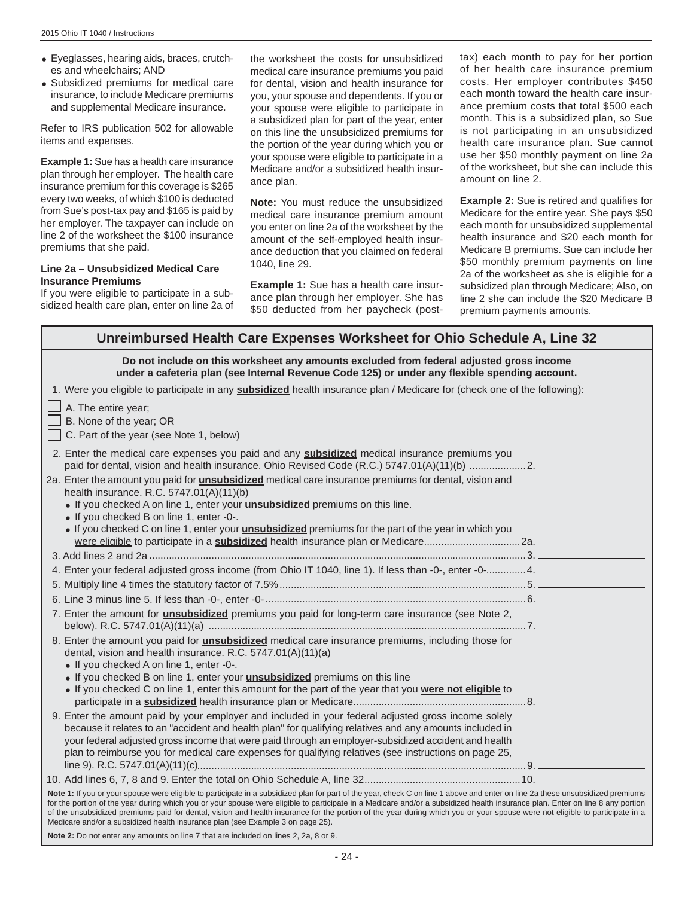- Eyeglasses, hearing aids, braces, crutches and wheelchairs; AND
- Subsidized premiums for medical care insurance, to include Medicare premiums and supplemental Medicare insurance.

Refer to IRS publication 502 for allowable items and expenses.

**Example 1:** Sue has a health care insurance plan through her employer. The health care insurance premium for this coverage is $265 every two weeks, of which $100 is deducted from Sue's post-tax pay and $165 is paid by her employer. The taxpayer can include on line 2 of the worksheet the $100 insurance premiums that she paid.

**Line 2a – Unsubsidized Medical Care Insurance Premiums**

If you were eligible to participate in a subsidized health care plan, enter on line 2a of the worksheet the costs for unsubsidized medical care insurance premiums you paid for dental, vision and health insurance for you, your spouse and dependents. If you or your spouse were eligible to participate in a subsidized plan for part of the year, enter on this line the unsubsidized premiums for the portion of the year during which you or your spouse were eligible to participate in a Medicare and/or a subsidized health insurance plan.

**Note:** You must reduce the unsubsidized medical care insurance premium amount you enter on line 2a of the worksheet by the amount of the self-employed health insurance deduction that you claimed on federal 1040, line 29.

**Example 1:** Sue has a health care insurance plan through her employer. She has $50 deducted from her paycheck (post-tax) each month to pay for her portion of her health care insurance premium costs. Her employer contributes $450 each month toward the health care insurance premium costs that total $500 each month. This is a subsidized plan, so Sue is not participating in an unsubsidized health care insurance plan. Sue cannot use her $50 monthly payment on line 2a of the worksheet, but she can include this amount on line 2.

**Example 2:** Sue is retired and qualifies for Medicare for the entire year. She pays $50 each month for unsubsidized supplemental health insurance and $20 each month for Medicare B premiums. Sue can include her $50 monthly premium payments on line 2a of the worksheet as she is eligible for a subsidized plan through Medicare; Also, on line 2 she can include the $20 Medicare B premium payments amounts.

## Unreimbursed Health Care Expenses Worksheet for Ohio Schedule A, Line 32

**Do not include on this worksheet any amounts excluded from federal adjusted gross income under a cafeteria plan (see Internal Revenue Code 125) or under any flexible spending account.**

1. Were you eligible to participate in any **subsidized** health insurance plan / Medicare for (check one of the following):

☐ A. The entire year;
☐ B. None of the year; OR
☐ C. Part of the year (see Note 1, below)

2. Enter the medical care expenses you paid and any **subsidized** medical insurance premiums you paid for dental, vision and health insurance. Ohio Revised Code (R.C.) 5747.01(A)(11)(b) .................... 2. ________

2a. Enter the amount you paid for **unsubsidized** medical care insurance premiums for dental, vision and health insurance. R.C. 5747.01(A)(11)(b)
- If you checked A on line 1, enter your **unsubsidized** premiums on this line.
- If you checked B on line 1, enter -0-.
- If you checked C on line 1, enter your **unsubsidized** premiums for the part of the year in which you were eligible to participate in a **subsidized** health insurance plan or Medicare.................................. 2a. ________

3. Add lines 2 and 2a ........................................................................................................ 3. ________

4. Enter your federal adjusted gross income (from Ohio IT 1040, line 1). If less than -0-, enter -0-.............. 4. ________

5. Multiply line 4 times the statutory factor of 7.5% ...................................................................... 5. ________

6. Line 3 minus line 5. If less than -0-, enter -0- .......................................................................... 6. ________

7. Enter the amount for **unsubsidized** premiums you paid for long-term care insurance (see Note 2, below). R.C. 5747.01(A)(11)(a) ................................................................................ 7. ________

8. Enter the amount you paid for **unsubsidized** medical care insurance premiums, including those for dental, vision and health insurance. R.C. 5747.01(A)(11)(a)
- If you checked A on line 1, enter -0-.
- If you checked B on line 1, enter your **unsubsidized** premiums on this line
- If you checked C on line 1, enter this amount for the part of the year that you **were not eligible** to participate in a **subsidized** health insurance plan or Medicare............................................................ 8. ________

9. Enter the amount paid by your employer and included in your federal adjusted gross income solely because it relates to an "accident and health plan" for qualifying relatives and any amounts included in your federal adjusted gross income that were paid through an employer-subsidized accident and health plan to reimburse you for medical care expenses for qualifying relatives (see instructions on page 25, line 9). R.C. 5747.01(A)(11)(c)........................................................................................... 9. ________

10. Add lines 6, 7, 8 and 9. Enter the total on Ohio Schedule A, line 32...................................................... 10. ________

**Note 1:** If you or your spouse were eligible to participate in a subsidized plan for part of the year, check C on line 1 above and enter on line 2a these unsubsidized premiums for the portion of the year during which you or your spouse were eligible to participate in a Medicare and/or a subsidized health insurance plan. Enter on line 8 any portion of the unsubsidized premiums paid for dental, vision and health insurance for the portion of the year during which you or your spouse were not eligible to participate in a Medicare and/or a subsidized health insurance plan (see Example 3 on page 25).

**Note 2:** Do not enter any amounts on line 7 that are included on lines 2, 2a, 8 or 9.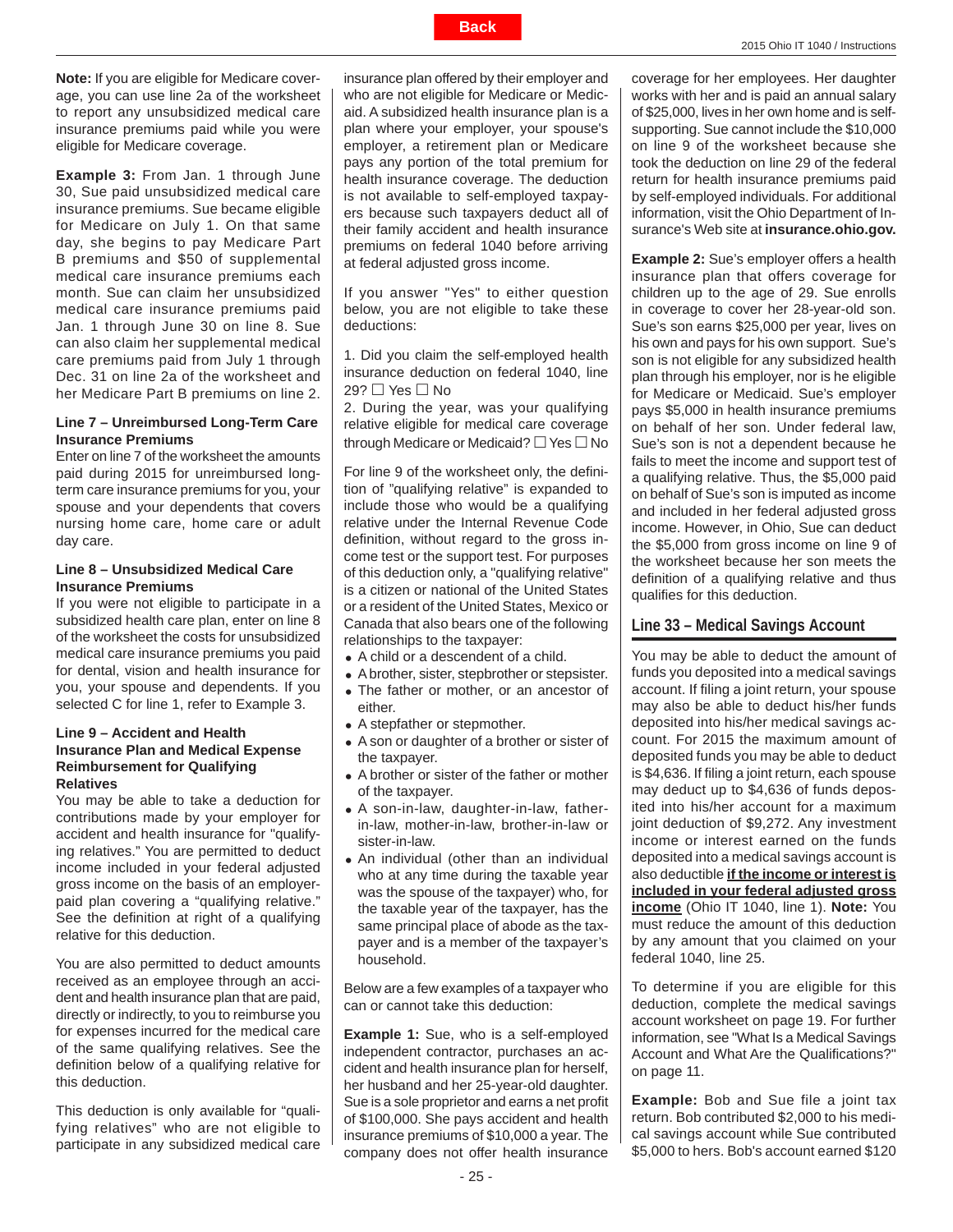**Note:** If you are eligible for Medicare coverage, you can use line 2a of the worksheet to report any unsubsidized medical care insurance premiums paid while you were eligible for Medicare coverage.

**Example 3:** From Jan. 1 through June 30, Sue paid unsubsidized medical care insurance premiums. Sue became eligible for Medicare on July 1. On that same day, she begins to pay Medicare Part B premiums and $50 of supplemental medical care insurance premiums each month. Sue can claim her unsubsidized medical care insurance premiums paid Jan. 1 through June 30 on line 8. Sue can also claim her supplemental medical care premiums paid from July 1 through Dec. 31 on line 2a of the worksheet and her Medicare Part B premiums on line 2.

**Line 7 – Unreimbursed Long-Term Care Insurance Premiums**

Enter on line 7 of the worksheet the amounts paid during 2015 for unreimbursed long-term care insurance premiums for you, your spouse and your dependents that covers nursing home care, home care or adult day care.

**Line 8 – Unsubsidized Medical Care Insurance Premiums**

If you were not eligible to participate in a subsidized health care plan, enter on line 8 of the worksheet the costs for unsubsidized medical care insurance premiums you paid for dental, vision and health insurance for you, your spouse and dependents. If you selected C for line 1, refer to Example 3.

**Line 9 – Accident and Health Insurance Plan and Medical Expense Reimbursement for Qualifying Relatives**

You may be able to take a deduction for contributions made by your employer for accident and health insurance for "qualifying relatives." You are permitted to deduct income included in your federal adjusted gross income on the basis of an employer-paid plan covering a "qualifying relative." See the definition at right of a qualifying relative for this deduction.

You are also permitted to deduct amounts received as an employee through an accident and health insurance plan that are paid, directly or indirectly, to you to reimburse you for expenses incurred for the medical care of the same qualifying relatives. See the definition below of a qualifying relative for this deduction.

This deduction is only available for "qualifying relatives" who are not eligible to participate in any subsidized medical care insurance plan offered by their employer and who are not eligible for Medicare or Medicaid. A subsidized health insurance plan is a plan where your employer, your spouse's employer, a retirement plan or Medicare pays any portion of the total premium for health insurance coverage. The deduction is not available to self-employed taxpayers because such taxpayers deduct all of their family accident and health insurance premiums on federal 1040 before arriving at federal adjusted gross income.

If you answer "Yes" to either question below, you are not eligible to take these deductions:

1. Did you claim the self-employed health insurance deduction on federal 1040, line 29? ☐ Yes ☐ No
2. During the year, was your qualifying relative eligible for medical care coverage through Medicare or Medicaid? ☐ Yes ☐ No

For line 9 of the worksheet only, the definition of "qualifying relative" is expanded to include those who would be a qualifying relative under the Internal Revenue Code definition, without regard to the gross income test or the support test. For purposes of this deduction only, a "qualifying relative" is a citizen or national of the United States or a resident of the United States, Mexico or Canada that also bears one of the following relationships to the taxpayer:

- A child or a descendent of a child.
- A brother, sister, stepbrother or stepsister.
- The father or mother, or an ancestor of either.
- A stepfather or stepmother.
- A son or daughter of a brother or sister of the taxpayer.
- A brother or sister of the father or mother of the taxpayer.
- A son-in-law, daughter-in-law, father-in-law, mother-in-law, brother-in-law or sister-in-law.
- An individual (other than an individual who at any time during the taxable year was the spouse of the taxpayer) who, for the taxable year of the taxpayer, has the same principal place of abode as the taxpayer and is a member of the taxpayer's household.

Below are a few examples of a taxpayer who can or cannot take this deduction:

**Example 1:** Sue, who is a self-employed independent contractor, purchases an accident and health insurance plan for herself, her husband and her 25-year-old daughter. Sue is a sole proprietor and earns a net profit of $100,000. She pays accident and health insurance premiums of $10,000 a year. The company does not offer health insurance coverage for her employees. Her daughter works with her and is paid an annual salary of $25,000, lives in her own home and is self-supporting. Sue cannot include the $10,000 on line 9 of the worksheet because she took the deduction on line 29 of the federal return for health insurance premiums paid by self-employed individuals. For additional information, visit the Ohio Department of Insurance's Web site at **insurance.ohio.gov.**

**Example 2:** Sue's employer offers a health insurance plan that offers coverage for children up to the age of 29. Sue enrolls in coverage to cover her 28-year-old son. Sue's son earns $25,000 per year, lives on his own and pays for his own support. Sue's son is not eligible for any subsidized health plan through his employer, nor is he eligible for Medicare or Medicaid. Sue's employer pays $5,000 in health insurance premiums on behalf of her son. Under federal law, Sue's son is not a dependent because he fails to meet the income and support test of a qualifying relative. Thus, the $5,000 paid on behalf of Sue's son is imputed as income and included in her federal adjusted gross income. However, in Ohio, Sue can deduct the $5,000 from gross income on line 9 of the worksheet because her son meets the definition of a qualifying relative and thus qualifies for this deduction.

## Line 33 – Medical Savings Account

You may be able to deduct the amount of funds you deposited into a medical savings account. If filing a joint return, your spouse may also be able to deduct his/her funds deposited into his/her medical savings account. For 2015 the maximum amount of deposited funds you may be able to deduct is $4,636. If filing a joint return, each spouse may deduct up to $4,636 of funds deposited into his/her account for a maximum joint deduction of $9,272. Any investment income or interest earned on the funds deposited into a medical savings account is also deductible **<u>if the income or interest is included in your federal adjusted gross income</u>** (Ohio IT 1040, line 1). **Note:** You must reduce the amount of this deduction by any amount that you claimed on your federal 1040, line 25.

To determine if you are eligible for this deduction, complete the medical savings account worksheet on page 19. For further information, see "What Is a Medical Savings Account and What Are the Qualifications?" on page 11.

**Example:** Bob and Sue file a joint tax return. Bob contributed $2,000 to his medical savings account while Sue contributed $5,000 to hers. Bob's account earned $120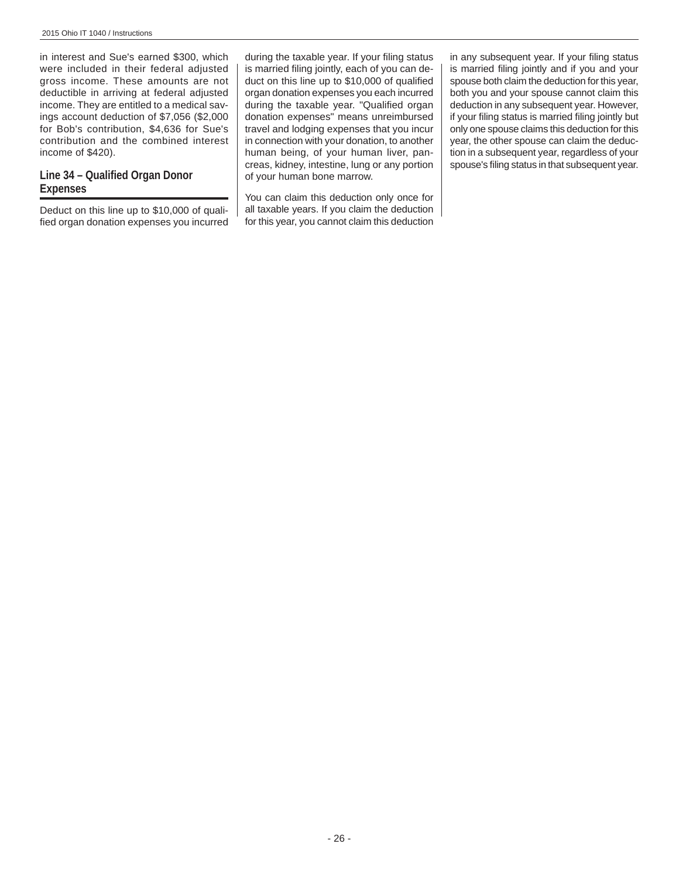in interest and Sue's earned $300, which were included in their federal adjusted gross income. These amounts are not deductible in arriving at federal adjusted income. They are entitled to a medical savings account deduction of $7,056 ($2,000 for Bob's contribution, $4,636 for Sue's contribution and the combined interest income of $420).

## Line 34 – Qualified Organ Donor Expenses

Deduct on this line up to $10,000 of qualified organ donation expenses you incurred during the taxable year. If your filing status is married filing jointly, each of you can deduct on this line up to $10,000 of qualified organ donation expenses you each incurred during the taxable year. "Qualified organ donation expenses" means unreimbursed travel and lodging expenses that you incur in connection with your donation, to another human being, of your human liver, pancreas, kidney, intestine, lung or any portion of your human bone marrow.

You can claim this deduction only once for all taxable years. If you claim the deduction for this year, you cannot claim this deduction in any subsequent year. If your filing status is married filing jointly and if you and your spouse both claim the deduction for this year, both you and your spouse cannot claim this deduction in any subsequent year. However, if your filing status is married filing jointly but only one spouse claims this deduction for this year, the other spouse can claim the deduction in a subsequent year, regardless of your spouse's filing status in that subsequent year.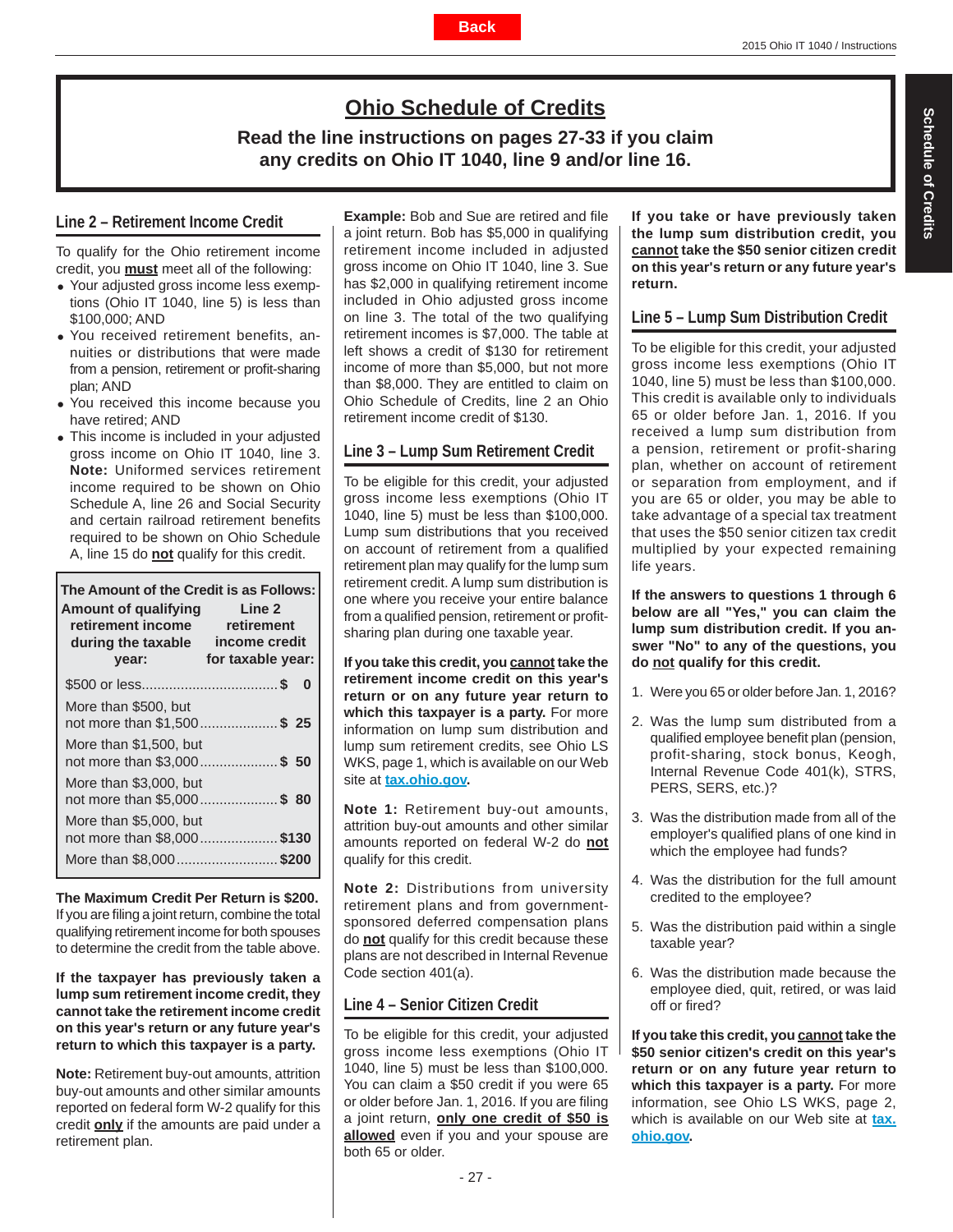Back

# Ohio Schedule of Credits

**Read the line instructions on pages 27-33 if you claim any credits on Ohio IT 1040, line 9 and/or line 16.**

## Line 2 – Retirement Income Credit

To qualify for the Ohio retirement income credit, you **must** meet all of the following:

- Your adjusted gross income less exemptions (Ohio IT 1040, line 5) is less than $100,000; AND
- You received retirement benefits, annuities or distributions that were made from a pension, retirement or profit-sharing plan; AND
- You received this income because you have retired; AND
- This income is included in your adjusted gross income on Ohio IT 1040, line 3. **Note:** Uniformed services retirement income required to be shown on Ohio Schedule A, line 26 and Social Security and certain railroad retirement benefits required to be shown on Ohio Schedule A, line 15 do **not** qualify for this credit.

**The Amount of the Credit is as Follows:**

| Amount of qualifying retirement income during the taxable year: | Line 2 retirement income credit for taxable year: |
|---|---|
| $500 or less | $ 0 |
| More than $500, but not more than $1,500 | $ 25 |
| More than $1,500, but not more than $3,000 | $ 50 |
| More than $3,000, but not more than $5,000 | $ 80 |
| More than $5,000, but not more than $8,000 | $130 |
| More than $8,000 | $200 |

**The Maximum Credit Per Return is $200.** If you are filing a joint return, combine the total qualifying retirement income for both spouses to determine the credit from the table above.

**If the taxpayer has previously taken a lump sum retirement income credit, they cannot take the retirement income credit on this year's return or any future year's return to which this taxpayer is a party.**

**Note:** Retirement buy-out amounts, attrition buy-out amounts and other similar amounts reported on federal form W-2 qualify for this credit **only** if the amounts are paid under a retirement plan.

**Example:** Bob and Sue are retired and file a joint return. Bob has $5,000 in qualifying retirement income included in adjusted gross income on Ohio IT 1040, line 3. Sue has $2,000 in qualifying retirement income included in Ohio adjusted gross income on line 3. The total of the two qualifying retirement incomes is $7,000. The table at left shows a credit of $130 for retirement income of more than $5,000, but not more than $8,000. They are entitled to claim on Ohio Schedule of Credits, line 2 an Ohio retirement income credit of $130.

## Line 3 – Lump Sum Retirement Credit

To be eligible for this credit, your adjusted gross income less exemptions (Ohio IT 1040, line 5) must be less than $100,000. Lump sum distributions that you received on account of retirement from a qualified retirement plan may qualify for the lump sum retirement credit. A lump sum distribution is one where you receive your entire balance from a qualified pension, retirement or profit-sharing plan during one taxable year.

**If you take this credit, you cannot take the retirement income credit on this year's return or on any future year return to which this taxpayer is a party.** For more information on lump sum distribution and lump sum retirement credits, see Ohio LS WKS, page 1, which is available on our Web site at **tax.ohio.gov**.

**Note 1:** Retirement buy-out amounts, attrition buy-out amounts and other similar amounts reported on federal W-2 do **not** qualify for this credit.

**Note 2:** Distributions from university retirement plans and from government-sponsored deferred compensation plans do **not** qualify for this credit because these plans are not described in Internal Revenue Code section 401(a).

## Line 4 – Senior Citizen Credit

To be eligible for this credit, your adjusted gross income less exemptions (Ohio IT 1040, line 5) must be less than $100,000. You can claim a $50 credit if you were 65 or older before Jan. 1, 2016. If you are filing a joint return, **only one credit of $50 is allowed** even if you and your spouse are both 65 or older.

**If you take or have previously taken the lump sum distribution credit, you cannot take the $50 senior citizen credit on this year's return or any future year's return.**

## Line 5 – Lump Sum Distribution Credit

To be eligible for this credit, your adjusted gross income less exemptions (Ohio IT 1040, line 5) must be less than $100,000. This credit is available only to individuals 65 or older before Jan. 1, 2016. If you received a lump sum distribution from a pension, retirement or profit-sharing plan, whether on account of retirement or separation from employment, and if you are 65 or older, you may be able to take advantage of a special tax treatment that uses the $50 senior citizen tax credit multiplied by your expected remaining life years.

**If the answers to questions 1 through 6 below are all "Yes," you can claim the lump sum distribution credit. If you answer "No" to any of the questions, you do not qualify for this credit.**

1. Were you 65 or older before Jan. 1, 2016?
2. Was the lump sum distributed from a qualified employee benefit plan (pension, profit-sharing, stock bonus, Keogh, Internal Revenue Code 401(k), STRS, PERS, SERS, etc.)?
3. Was the distribution made from all of the employer's qualified plans of one kind in which the employee had funds?
4. Was the distribution for the full amount credited to the employee?
5. Was the distribution paid within a single taxable year?
6. Was the distribution made because the employee died, quit, retired, or was laid off or fired?

**If you take this credit, you cannot take the $50 senior citizen's credit on this year's return or on any future year return to which this taxpayer is a party.** For more information, see Ohio LS WKS, page 2, which is available on our Web site at **tax.ohio.gov**.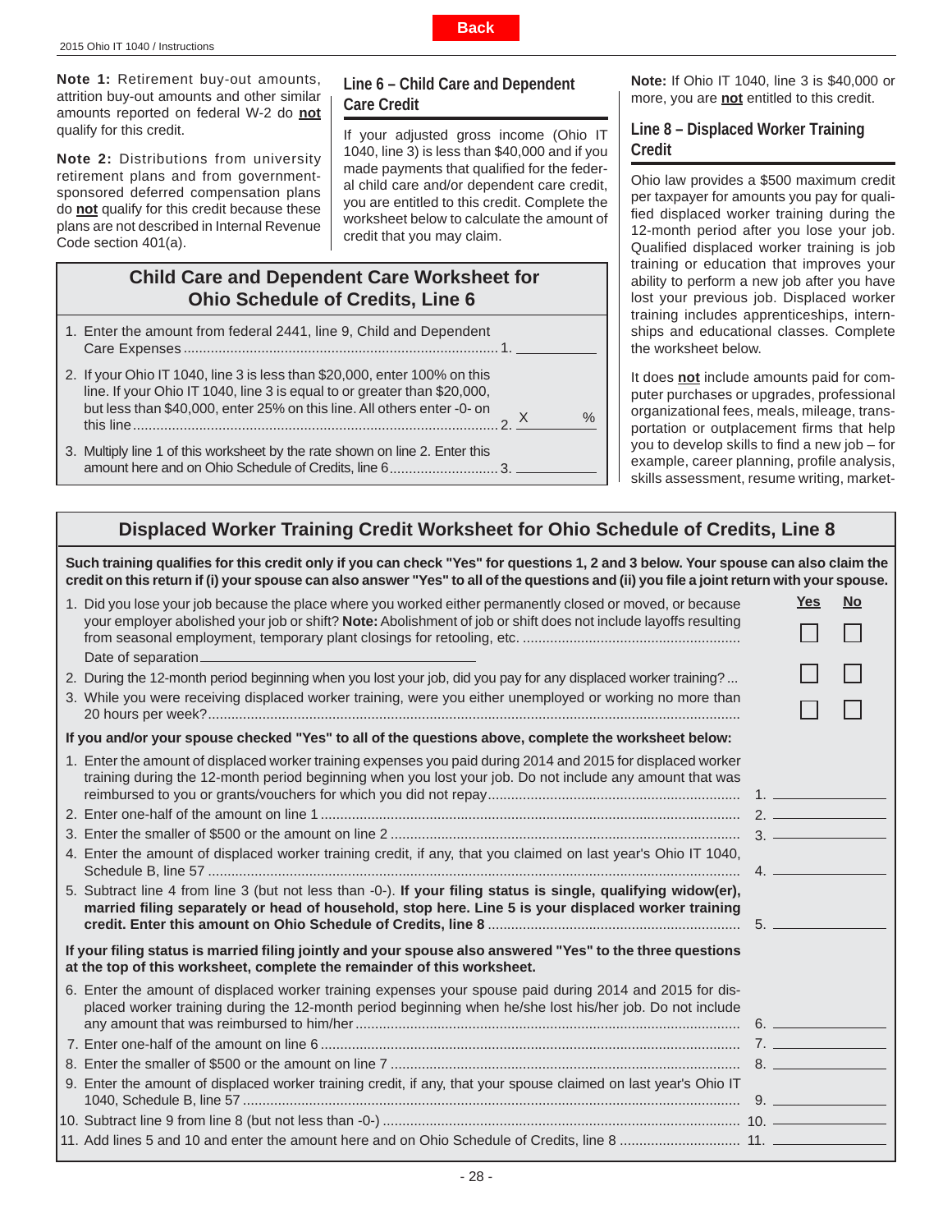**Note 1:** Retirement buy-out amounts, attrition buy-out amounts and other similar amounts reported on federal W-2 do **not** qualify for this credit.

**Note 2:** Distributions from university retirement plans and from government-sponsored deferred compensation plans do **not** qualify for this credit because these plans are not described in Internal Revenue Code section 401(a).

## Line 6 – Child Care and Dependent Care Credit

If your adjusted gross income (Ohio IT 1040, line 3) is less than $40,000 and if you made payments that qualified for the federal child care and/or dependent care credit, you are entitled to this credit. Complete the worksheet below to calculate the amount of credit that you may claim.

### Child Care and Dependent Care Worksheet for Ohio Schedule of Credits, Line 6

| | | |
|---|---|---|
| 1. Enter the amount from federal 2441, line 9, Child and Dependent Care Expenses | 1. | |
| 2. If your Ohio IT 1040, line 3 is less than $20,000, enter 100% on this line. If your Ohio IT 1040, line 3 is equal to or greater than $20,000, but less than $40,000, enter 25% on this line. All others enter -0- on this line | 2. | X %|
| 3. Multiply line 1 of this worksheet by the rate shown on line 2. Enter this amount here and on Ohio Schedule of Credits, line 6 | 3. | |

**Note:** If Ohio IT 1040, line 3 is $40,000 or more, you are **not** entitled to this credit.

## Line 8 – Displaced Worker Training Credit

Ohio law provides a $500 maximum credit per taxpayer for amounts you pay for qualified displaced worker training during the 12-month period after you lose your job. Qualified displaced worker training is job training or education that improves your ability to perform a new job after you have lost your previous job. Displaced worker training includes apprenticeships, internships and educational classes. Complete the worksheet below.

It does **not** include amounts paid for computer purchases or upgrades, professional organizational fees, meals, mileage, transportation or outplacement firms that help you to develop skills to find a new job – for example, career planning, profile analysis, skills assessment, resume writing, market-

### Displaced Worker Training Credit Worksheet for Ohio Schedule of Credits, Line 8

**Such training qualifies for this credit only if you can check "Yes" for questions 1, 2 and 3 below. Your spouse can also claim the credit on this return if (i) your spouse can also answer "Yes" to all of the questions and (ii) you file a joint return with your spouse.**

| | Yes | No |
|---|---|---|
| 1. Did you lose your job because the place where you worked either permanently closed or moved, or because your employer abolished your job or shift? **Note:** Abolishment of job or shift does not include layoffs resulting from seasonal employment, temporary plant closings for retooling, etc. Date of separation ______ | ☐ | ☐ |
| 2. During the 12-month period beginning when you lost your job, did you pay for any displaced worker training? | ☐ | ☐ |
| 3. While you were receiving displaced worker training, were you either unemployed or working no more than 20 hours per week? | ☐ | ☐ |

**If you and/or your spouse checked "Yes" to all of the questions above, complete the worksheet below:**

| | | |
|---|---|---|
| 1. Enter the amount of displaced worker training expenses you paid during 2014 and 2015 for displaced worker training during the 12-month period beginning when you lost your job. Do not include any amount that was reimbursed to you or grants/vouchers for which you did not repay | 1. | |
| 2. Enter one-half of the amount on line 1 | 2. | |
| 3. Enter the smaller of $500 or the amount on line 2 | 3. | |
| 4. Enter the amount of displaced worker training credit, if any, that you claimed on last year's Ohio IT 1040, Schedule B, line 57 | 4. | |
| 5. Subtract line 4 from line 3 (but not less than -0-). **If your filing status is single, qualifying widow(er), married filing separately or head of household, stop here. Line 5 is your displaced worker training credit. Enter this amount on Ohio Schedule of Credits, line 8** | 5. | |

**If your filing status is married filing jointly and your spouse also answered "Yes" to the three questions at the top of this worksheet, complete the remainder of this worksheet.**

| | | |
|---|---|---|
| 6. Enter the amount of displaced worker training expenses your spouse paid during 2014 and 2015 for displaced worker training during the 12-month period beginning when he/she lost his/her job. Do not include any amount that was reimbursed to him/her | 6. | |
| 7. Enter one-half of the amount on line 6 | 7. | |
| 8. Enter the smaller of $500 or the amount on line 7 | 8. | |
| 9. Enter the amount of displaced worker training credit, if any, that your spouse claimed on last year's Ohio IT 1040, Schedule B, line 57 | 9. | |
| 10. Subtract line 9 from line 8 (but not less than -0-) | 10. | |
| 11. Add lines 5 and 10 and enter the amount here and on Ohio Schedule of Credits, line 8 | 11. | |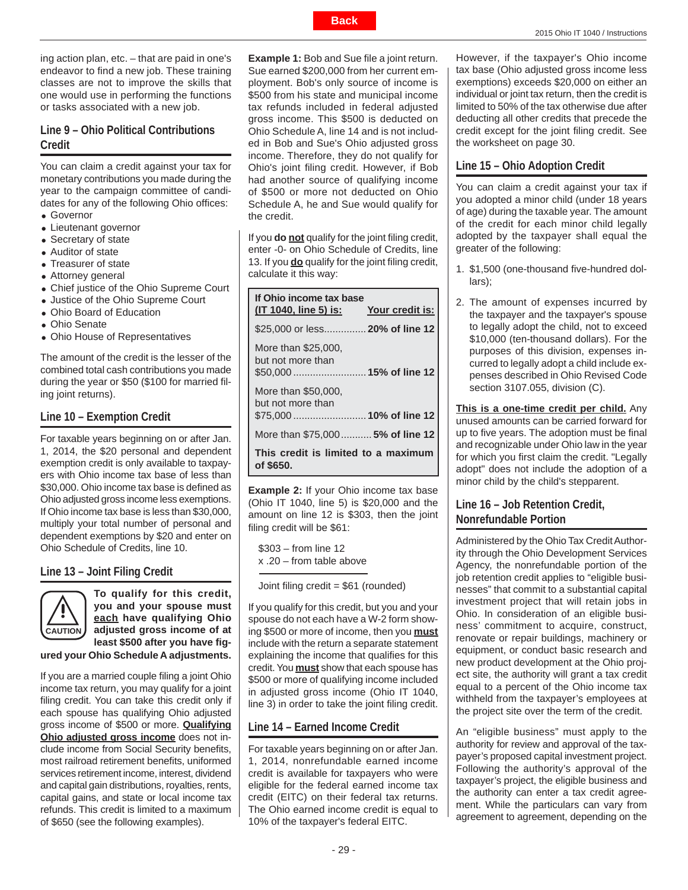ing action plan, etc. – that are paid in one's endeavor to find a new job. These training classes are not to improve the skills that one would use in performing the functions or tasks associated with a new job.

## Line 9 – Ohio Political Contributions Credit

You can claim a credit against your tax for monetary contributions you made during the year to the campaign committee of candidates for any of the following Ohio offices:

- Governor
- Lieutenant governor
- Secretary of state
- Auditor of state
- Treasurer of state
- Attorney general
- Chief justice of the Ohio Supreme Court
- Justice of the Ohio Supreme Court
- Ohio Board of Education
- Ohio Senate
- Ohio House of Representatives

The amount of the credit is the lesser of the combined total cash contributions you made during the year or $50 ($100 for married filing joint returns).

## Line 10 – Exemption Credit

For taxable years beginning on or after Jan. 1, 2014, the $20 personal and dependent exemption credit is only available to taxpayers with Ohio income tax base of less than $30,000. Ohio income tax base is defined as Ohio adjusted gross income less exemptions. If Ohio income tax base is less than $30,000, multiply your total number of personal and dependent exemptions by $20 and enter on Ohio Schedule of Credits, line 10.

## Line 13 – Joint Filing Credit

CAUTION

**To qualify for this credit, you and your spouse must *each* have qualifying Ohio adjusted gross income of at least $500 after you have figured your Ohio Schedule A adjustments.**

If you are a married couple filing a joint Ohio income tax return, you may qualify for a joint filing credit. You can take this credit only if each spouse has qualifying Ohio adjusted gross income of $500 or more. **Qualifying Ohio adjusted gross income** does not include income from Social Security benefits, most railroad retirement benefits, uniformed services retirement income, interest, dividend and capital gain distributions, royalties, rents, capital gains, and state or local income tax refunds. This credit is limited to a maximum of $650 (see the following examples).

**Example 1:** Bob and Sue file a joint return. Sue earned $200,000 from her current employment. Bob's only source of income is $500 from his state and municipal income tax refunds included in federal adjusted gross income. This $500 is deducted on Ohio Schedule A, line 14 and is not included in Bob and Sue's Ohio adjusted gross income. Therefore, they do not qualify for Ohio's joint filing credit. However, if Bob had another source of qualifying income of $500 or more not deducted on Ohio Schedule A, he and Sue would qualify for the credit.

If you **do not** qualify for the joint filing credit, enter -0- on Ohio Schedule of Credits, line 13. If you **do** qualify for the joint filing credit, calculate it this way:

| If Ohio income tax base (IT 1040, line 5) is: | Your credit is: |
|---|---|
| $25,000 or less | **20% of line 12** |
| More than $25,000, but not more than $50,000 | **15% of line 12** |
| More than $50,000, but not more than $75,000 | **10% of line 12** |
| More than $75,000 | **5% of line 12** |
| **This credit is limited to a maximum of $650.** | |

**Example 2:** If your Ohio income tax base (Ohio IT 1040, line 5) is $20,000 and the amount on line 12 is $303, then the joint filing credit will be $61:

$303 – from line 12
x .20 – from table above

Joint filing credit = $61 (rounded)

If you qualify for this credit, but you and your spouse do not each have a W-2 form showing $500 or more of income, then you **must** include with the return a separate statement explaining the income that qualifies for this credit. You **must** show that each spouse has $500 or more of qualifying income included in adjusted gross income (Ohio IT 1040, line 3) in order to take the joint filing credit.

## Line 14 – Earned Income Credit

For taxable years beginning on or after Jan. 1, 2014, nonrefundable earned income credit is available for taxpayers who were eligible for the federal earned income tax credit (EITC) on their federal tax returns. The Ohio earned income credit is equal to 10% of the taxpayer's federal EITC.

However, if the taxpayer's Ohio income tax base (Ohio adjusted gross income less exemptions) exceeds $20,000 on either an individual or joint tax return, then the credit is limited to 50% of the tax otherwise due after deducting all other credits that precede the credit except for the joint filing credit. See the worksheet on page 30.

## Line 15 – Ohio Adoption Credit

You can claim a credit against your tax if you adopted a minor child (under 18 years of age) during the taxable year. The amount of the credit for each minor child legally adopted by the taxpayer shall equal the greater of the following:

1. $1,500 (one-thousand five-hundred dollars);
2. The amount of expenses incurred by the taxpayer and the taxpayer's spouse to legally adopt the child, not to exceed $10,000 (ten-thousand dollars). For the purposes of this division, expenses incurred to legally adopt a child include expenses described in Ohio Revised Code section 3107.055, division (C).

**This is a one-time credit per child.** Any unused amounts can be carried forward for up to five years. The adoption must be final and recognizable under Ohio law in the year for which you first claim the credit. "Legally adopt" does not include the adoption of a minor child by the child's stepparent.

## Line 16 – Job Retention Credit, Nonrefundable Portion

Administered by the Ohio Tax Credit Authority through the Ohio Development Services Agency, the nonrefundable portion of the job retention credit applies to "eligible businesses" that commit to a substantial capital investment project that will retain jobs in Ohio. In consideration of an eligible business' commitment to acquire, construct, renovate or repair buildings, machinery or equipment, or conduct basic research and new product development at the Ohio project site, the authority will grant a tax credit equal to a percent of the Ohio income tax withheld from the taxpayer's employees at the project site over the term of the credit.

An "eligible business" must apply to the authority for review and approval of the taxpayer's proposed capital investment project. Following the authority's approval of the taxpayer's project, the eligible business and the authority can enter a tax credit agreement. While the particulars can vary from agreement to agreement, depending on the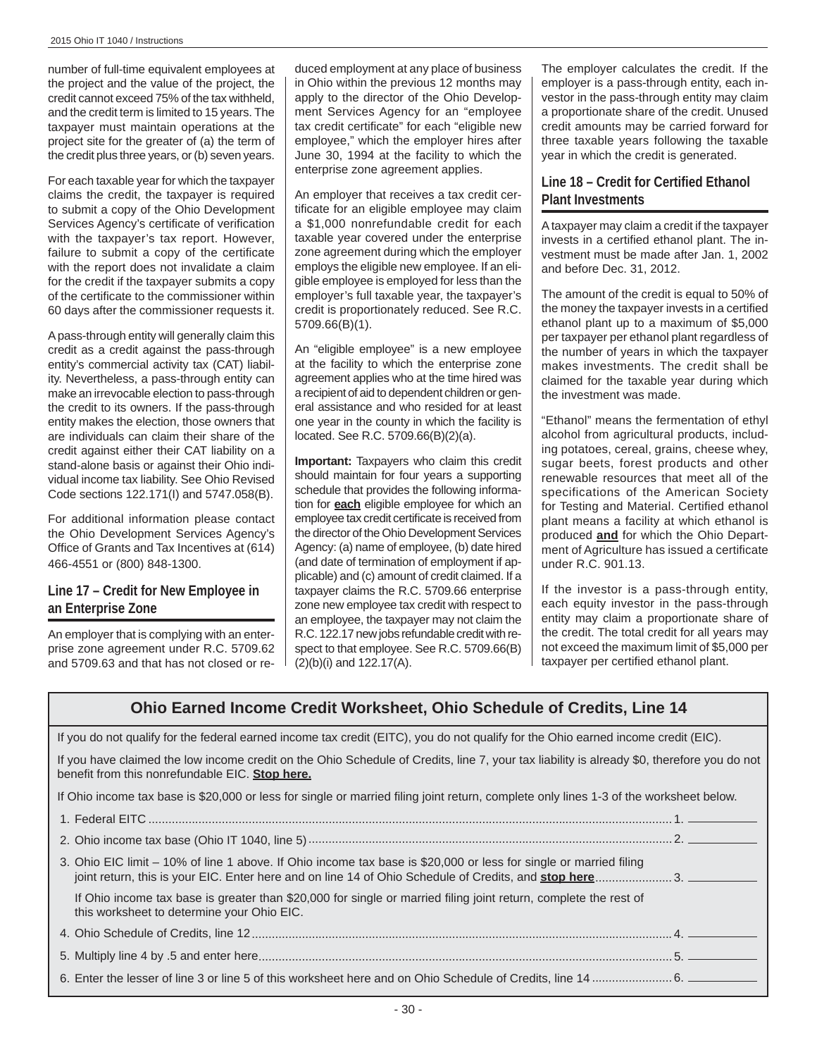number of full-time equivalent employees at the project and the value of the project, the credit cannot exceed 75% of the tax withheld, and the credit term is limited to 15 years. The taxpayer must maintain operations at the project site for the greater of (a) the term of the credit plus three years, or (b) seven years.

For each taxable year for which the taxpayer claims the credit, the taxpayer is required to submit a copy of the Ohio Development Services Agency's certificate of verification with the taxpayer's tax report. However, failure to submit a copy of the certificate with the report does not invalidate a claim for the credit if the taxpayer submits a copy of the certificate to the commissioner within 60 days after the commissioner requests it.

A pass-through entity will generally claim this credit as a credit against the pass-through entity's commercial activity tax (CAT) liability. Nevertheless, a pass-through entity can make an irrevocable election to pass-through the credit to its owners. If the pass-through entity makes the election, those owners that are individuals can claim their share of the credit against either their CAT liability on a stand-alone basis or against their Ohio individual income tax liability. See Ohio Revised Code sections 122.171(I) and 5747.058(B).

For additional information please contact the Ohio Development Services Agency's Office of Grants and Tax Incentives at (614) 466-4551 or (800) 848-1300.

## Line 17 – Credit for New Employee in an Enterprise Zone

An employer that is complying with an enterprise zone agreement under R.C. 5709.62 and 5709.63 and that has not closed or reduced employment at any place of business in Ohio within the previous 12 months may apply to the director of the Ohio Development Services Agency for an "employee tax credit certificate" for each "eligible new employee," which the employer hires after June 30, 1994 at the facility to which the enterprise zone agreement applies.

An employer that receives a tax credit certificate for an eligible employee may claim a $1,000 nonrefundable credit for each taxable year covered under the enterprise zone agreement during which the employer employs the eligible new employee. If an eligible employee is employed for less than the employer's full taxable year, the taxpayer's credit is proportionately reduced. See R.C. 5709.66(B)(1).

An "eligible employee" is a new employee at the facility to which the enterprise zone agreement applies who at the time hired was a recipient of aid to dependent children or general assistance and who resided for at least one year in the county in which the facility is located. See R.C. 5709.66(B)(2)(a).

**Important:** Taxpayers who claim this credit should maintain for four years a supporting schedule that provides the following information for **each** eligible employee for which an employee tax credit certificate is received from the director of the Ohio Development Services Agency: (a) name of employee, (b) date hired (and date of termination of employment if applicable) and (c) amount of credit claimed. If a taxpayer claims the R.C. 5709.66 enterprise zone new employee tax credit with respect to an employee, the taxpayer may not claim the R.C. 122.17 new jobs refundable credit with respect to that employee. See R.C. 5709.66(B)(2)(b)(i) and 122.17(A).

The employer calculates the credit. If the employer is a pass-through entity, each investor in the pass-through entity may claim a proportionate share of the credit. Unused credit amounts may be carried forward for three taxable years following the taxable year in which the credit is generated.

## Line 18 – Credit for Certified Ethanol Plant Investments

A taxpayer may claim a credit if the taxpayer invests in a certified ethanol plant. The investment must be made after Jan. 1, 2002 and before Dec. 31, 2012.

The amount of the credit is equal to 50% of the money the taxpayer invests in a certified ethanol plant up to a maximum of $5,000 per taxpayer per ethanol plant regardless of the number of years in which the taxpayer makes investments. The credit shall be claimed for the taxable year during which the investment was made.

"Ethanol" means the fermentation of ethyl alcohol from agricultural products, including potatoes, cereal, grains, cheese whey, sugar beets, forest products and other renewable resources that meet all of the specifications of the American Society for Testing and Material. Certified ethanol plant means a facility at which ethanol is produced **and** for which the Ohio Department of Agriculture has issued a certificate under R.C. 901.13.

If the investor is a pass-through entity, each equity investor in the pass-through entity may claim a proportionate share of the credit. The total credit for all years may not exceed the maximum limit of $5,000 per taxpayer per certified ethanol plant.

## Ohio Earned Income Credit Worksheet, Ohio Schedule of Credits, Line 14

If you do not qualify for the federal earned income tax credit (EITC), you do not qualify for the Ohio earned income credit (EIC).

If you have claimed the low income credit on the Ohio Schedule of Credits, line 7, your tax liability is already $0, therefore you do not benefit from this nonrefundable EIC. **Stop here.**

If Ohio income tax base is $20,000 or less for single or married filing joint return, complete only lines 1-3 of the worksheet below.

1. Federal EITC ........ 1. ________
2. Ohio income tax base (Ohio IT 1040, line 5) ........ 2. ________
3. Ohio EIC limit – 10% of line 1 above. If Ohio income tax base is $20,000 or less for single or married filing joint return, this is your EIC. Enter here and on line 14 of Ohio Schedule of Credits, and **stop here** ........ 3. ________

   If Ohio income tax base is greater than $20,000 for single or married filing joint return, complete the rest of this worksheet to determine your Ohio EIC.

4. Ohio Schedule of Credits, line 12 ........ 4. ________
5. Multiply line 4 by .5 and enter here ........ 5. ________
6. Enter the lesser of line 3 or line 5 of this worksheet here and on Ohio Schedule of Credits, line 14 ........ 6. ________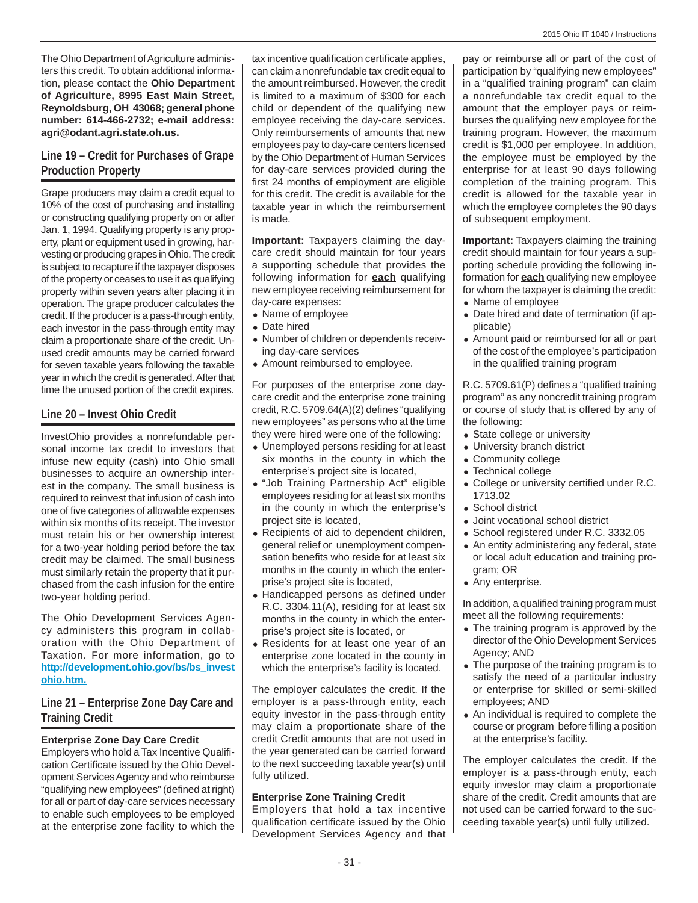The Ohio Department of Agriculture administers this credit. To obtain additional information, please contact the **Ohio Department of Agriculture, 8995 East Main Street, Reynoldsburg, OH 43068; general phone number: 614-466-2732; e-mail address: agri@odant.agri.state.oh.us.**

## Line 19 – Credit for Purchases of Grape Production Property

Grape producers may claim a credit equal to 10% of the cost of purchasing and installing or constructing qualifying property on or after Jan. 1, 1994. Qualifying property is any property, plant or equipment used in growing, harvesting or producing grapes in Ohio. The credit is subject to recapture if the taxpayer disposes of the property or ceases to use it as qualifying property within seven years after placing it in operation. The grape producer calculates the credit. If the producer is a pass-through entity, each investor in the pass-through entity may claim a proportionate share of the credit. Unused credit amounts may be carried forward for seven taxable years following the taxable year in which the credit is generated. After that time the unused portion of the credit expires.

## Line 20 – Invest Ohio Credit

InvestOhio provides a nonrefundable personal income tax credit to investors that infuse new equity (cash) into Ohio small businesses to acquire an ownership interest in the company. The small business is required to reinvest that infusion of cash into one of five categories of allowable expenses within six months of its receipt. The investor must retain his or her ownership interest for a two-year holding period before the tax credit may be claimed. The small business must similarly retain the property that it purchased from the cash infusion for the entire two-year holding period.

The Ohio Development Services Agency administers this program in collaboration with the Ohio Department of Taxation. For more information, go to **http://development.ohio.gov/bs/bs_investohio.htm.**

## Line 21 – Enterprise Zone Day Care and Training Credit

**Enterprise Zone Day Care Credit**

Employers who hold a Tax Incentive Qualification Certificate issued by the Ohio Development Services Agency and who reimburse "qualifying new employees" (defined at right) for all or part of day-care services necessary to enable such employees to be employed at the enterprise zone facility to which the tax incentive qualification certificate applies, can claim a nonrefundable tax credit equal to the amount reimbursed. However, the credit is limited to a maximum of $300 for each child or dependent of the qualifying new employee receiving the day-care services. Only reimbursements of amounts that new employees pay to day-care centers licensed by the Ohio Department of Human Services for day-care services provided during the first 24 months of employment are eligible for this credit. The credit is available for the taxable year in which the reimbursement is made.

**Important:** Taxpayers claiming the day-care credit should maintain for four years a supporting schedule that provides the following information for **each** qualifying new employee receiving reimbursement for day-care expenses:

- Name of employee
- Date hired
- Number of children or dependents receiving day-care services
- Amount reimbursed to employee.

For purposes of the enterprise zone day-care credit and the enterprise zone training credit, R.C. 5709.64(A)(2) defines "qualifying new employees" as persons who at the time they were hired were one of the following:

- Unemployed persons residing for at least six months in the county in which the enterprise's project site is located,
- "Job Training Partnership Act" eligible employees residing for at least six months in the county in which the enterprise's project site is located,
- Recipients of aid to dependent children, general relief or unemployment compensation benefits who reside for at least six months in the county in which the enterprise's project site is located,
- Handicapped persons as defined under R.C. 3304.11(A), residing for at least six months in the county in which the enterprise's project site is located, or
- Residents for at least one year of an enterprise zone located in the county in which the enterprise's facility is located.

The employer calculates the credit. If the employer is a pass-through entity, each equity investor in the pass-through entity may claim a proportionate share of the credit Credit amounts that are not used in the year generated can be carried forward to the next succeeding taxable year(s) until fully utilized.

**Enterprise Zone Training Credit**

Employers that hold a tax incentive qualification certificate issued by the Ohio Development Services Agency and that pay or reimburse all or part of the cost of participation by "qualifying new employees" in a "qualified training program" can claim a nonrefundable tax credit equal to the amount that the employer pays or reimburses the qualifying new employee for the training program. However, the maximum credit is $1,000 per employee. In addition, the employee must be employed by the enterprise for at least 90 days following completion of the training program. This credit is allowed for the taxable year in which the employee completes the 90 days of subsequent employment.

**Important:** Taxpayers claiming the training credit should maintain for four years a supporting schedule providing the following information for **each** qualifying new employee for whom the taxpayer is claiming the credit:

- Name of employee
- Date hired and date of termination (if applicable)
- Amount paid or reimbursed for all or part of the cost of the employee's participation in the qualified training program

R.C. 5709.61(P) defines a "qualified training program" as any noncredit training program or course of study that is offered by any of the following:

- State college or university
- University branch district
- Community college
- Technical college
- College or university certified under R.C. 1713.02
- School district
- Joint vocational school district
- School registered under R.C. 3332.05
- An entity administering any federal, state or local adult education and training program; OR
- Any enterprise.

In addition, a qualified training program must meet all the following requirements:

- The training program is approved by the director of the Ohio Development Services Agency; AND
- The purpose of the training program is to satisfy the need of a particular industry or enterprise for skilled or semi-skilled employees; AND
- An individual is required to complete the course or program before filling a position at the enterprise's facility.

The employer calculates the credit. If the employer is a pass-through entity, each equity investor may claim a proportionate share of the credit. Credit amounts that are not used can be carried forward to the succeeding taxable year(s) until fully utilized.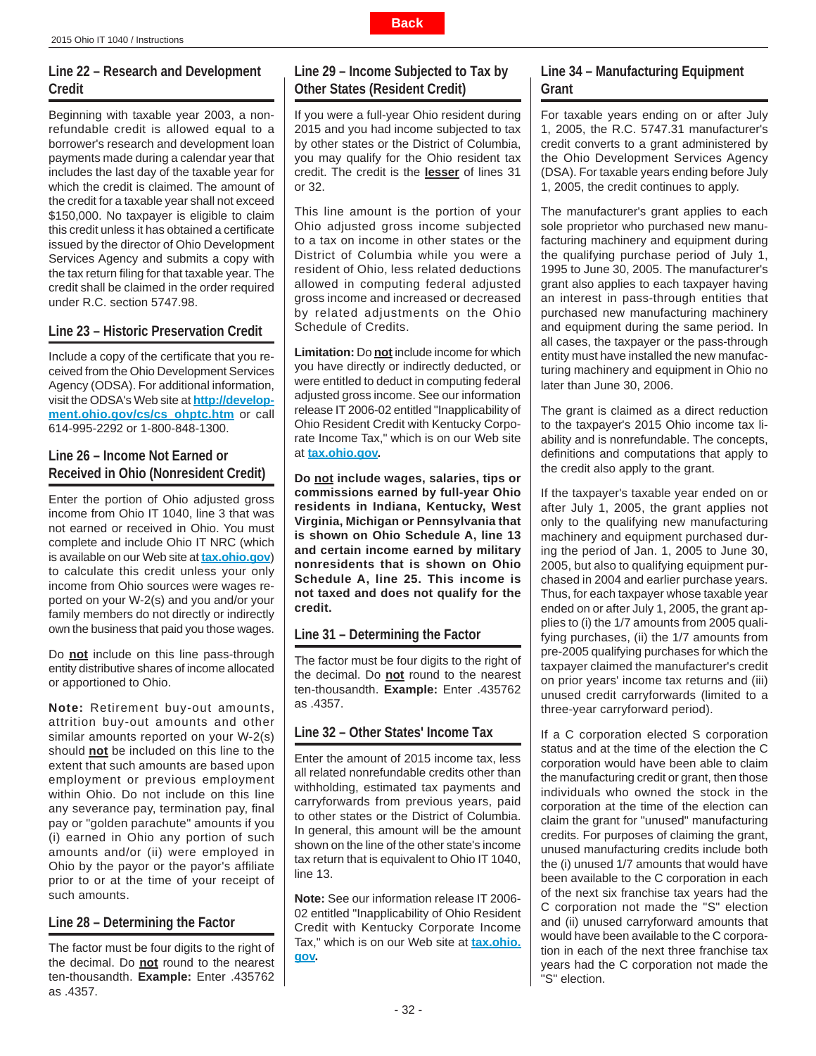## Line 22 – Research and Development Credit

Beginning with taxable year 2003, a nonrefundable credit is allowed equal to a borrower's research and development loan payments made during a calendar year that includes the last day of the taxable year for which the credit is claimed. The amount of the credit for a taxable year shall not exceed $150,000. No taxpayer is eligible to claim this credit unless it has obtained a certificate issued by the director of Ohio Development Services Agency and submits a copy with the tax return filing for that taxable year. The credit shall be claimed in the order required under R.C. section 5747.98.

## Line 23 – Historic Preservation Credit

Include a copy of the certificate that you received from the Ohio Development Services Agency (ODSA). For additional information, visit the ODSA's Web site at **http://development.ohio.gov/cs/cs_ohptc.htm** or call 614-995-2292 or 1-800-848-1300.

## Line 26 – Income Not Earned or Received in Ohio (Nonresident Credit)

Enter the portion of Ohio adjusted gross income from Ohio IT 1040, line 3 that was not earned or received in Ohio. You must complete and include Ohio IT NRC (which is available on our Web site at **tax.ohio.gov**) to calculate this credit unless your only income from Ohio sources were wages reported on your W-2(s) and you and/or your family members do not directly or indirectly own the business that paid you those wages.

Do **not** include on this line pass-through entity distributive shares of income allocated or apportioned to Ohio.

**Note:** Retirement buy-out amounts, attrition buy-out amounts and other similar amounts reported on your W-2(s) should **not** be included on this line to the extent that such amounts are based upon employment or previous employment within Ohio. Do not include on this line any severance pay, termination pay, final pay or "golden parachute" amounts if you (i) earned in Ohio any portion of such amounts and/or (ii) were employed in Ohio by the payor or the payor's affiliate prior to or at the time of your receipt of such amounts.

## Line 28 – Determining the Factor

The factor must be four digits to the right of the decimal. Do **not** round to the nearest ten-thousandth. **Example:** Enter .435762 as .4357.

## Line 29 – Income Subjected to Tax by Other States (Resident Credit)

If you were a full-year Ohio resident during 2015 and you had income subjected to tax by other states or the District of Columbia, you may qualify for the Ohio resident tax credit. The credit is the **lesser** of lines 31 or 32.

This line amount is the portion of your Ohio adjusted gross income subjected to a tax on income in other states or the District of Columbia while you were a resident of Ohio, less related deductions allowed in computing federal adjusted gross income and increased or decreased by related adjustments on the Ohio Schedule of Credits.

**Limitation:** Do **not** include income for which you have directly or indirectly deducted, or were entitled to deduct in computing federal adjusted gross income. See our information release IT 2006-02 entitled "Inapplicability of Ohio Resident Credit with Kentucky Corporate Income Tax," which is on our Web site at **tax.ohio.gov**.

**Do not include wages, salaries, tips or commissions earned by full-year Ohio residents in Indiana, Kentucky, West Virginia, Michigan or Pennsylvania that is shown on Ohio Schedule A, line 13 and certain income earned by military nonresidents that is shown on Ohio Schedule A, line 25. This income is not taxed and does not qualify for the credit.**

## Line 31 – Determining the Factor

The factor must be four digits to the right of the decimal. Do **not** round to the nearest ten-thousandth. **Example:** Enter .435762 as .4357.

## Line 32 – Other States' Income Tax

Enter the amount of 2015 income tax, less all related nonrefundable credits other than withholding, estimated tax payments and carryforwards from previous years, paid to other states or the District of Columbia. In general, this amount will be the amount shown on the line of the other state's income tax return that is equivalent to Ohio IT 1040, line 13.

**Note:** See our information release IT 2006-02 entitled "Inapplicability of Ohio Resident Credit with Kentucky Corporate Income Tax," which is on our Web site at **tax.ohio.gov**.

## Line 34 – Manufacturing Equipment Grant

For taxable years ending on or after July 1, 2005, the R.C. 5747.31 manufacturer's credit converts to a grant administered by the Ohio Development Services Agency (DSA). For taxable years ending before July 1, 2005, the credit continues to apply.

The manufacturer's grant applies to each sole proprietor who purchased new manufacturing machinery and equipment during the qualifying purchase period of July 1, 1995 to June 30, 2005. The manufacturer's grant also applies to each taxpayer having an interest in pass-through entities that purchased new manufacturing machinery and equipment during the same period. In all cases, the taxpayer or the pass-through entity must have installed the new manufacturing machinery and equipment in Ohio no later than June 30, 2006.

The grant is claimed as a direct reduction to the taxpayer's 2015 Ohio income tax liability and is nonrefundable. The concepts, definitions and computations that apply to the credit also apply to the grant.

If the taxpayer's taxable year ended on or after July 1, 2005, the grant applies not only to the qualifying new manufacturing machinery and equipment purchased during the period of Jan. 1, 2005 to June 30, 2005, but also to qualifying equipment purchased in 2004 and earlier purchase years. Thus, for each taxpayer whose taxable year ended on or after July 1, 2005, the grant applies to (i) the 1/7 amounts from 2005 qualifying purchases, (ii) the 1/7 amounts from pre-2005 qualifying purchases for which the taxpayer claimed the manufacturer's credit on prior years' income tax returns and (iii) unused credit carryforwards (limited to a three-year carryforward period).

If a C corporation elected S corporation status and at the time of the election the C corporation would have been able to claim the manufacturing credit or grant, then those individuals who owned the stock in the corporation at the time of the election can claim the grant for "unused" manufacturing credits. For purposes of claiming the grant, unused manufacturing credits include both the (i) unused 1/7 amounts that would have been available to the C corporation in each of the next six franchise tax years had the C corporation not made the "S" election and (ii) unused carryforward amounts that would have been available to the C corporation in each of the next three franchise tax years had the C corporation not made the "S" election.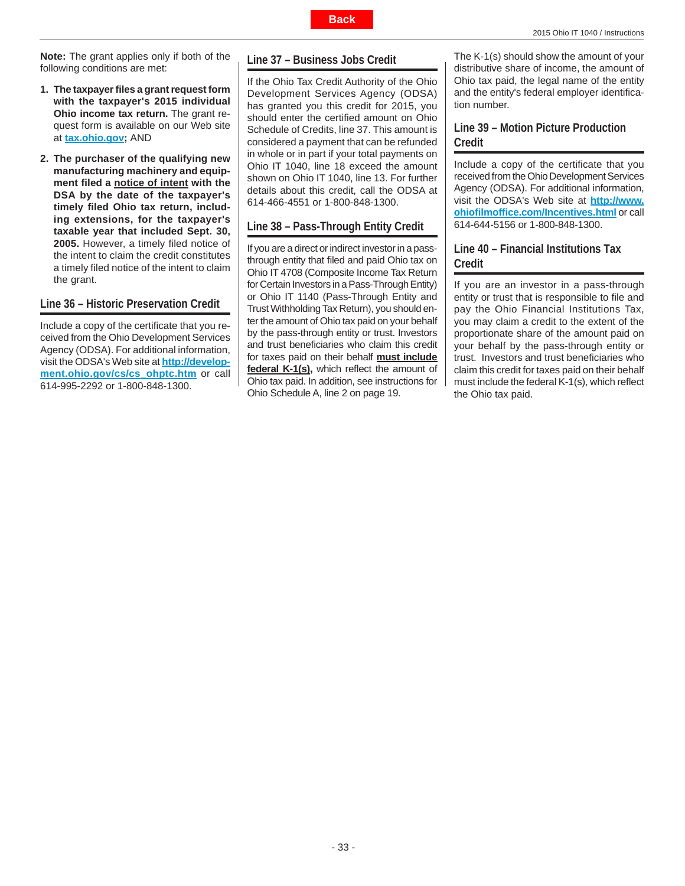**Note:** The grant applies only if both of the following conditions are met:

1. **The taxpayer files a grant request form with the taxpayer's 2015 individual Ohio income tax return.** The grant request form is available on our Web site at **tax.ohio.gov; AND**

2. **The purchaser of the qualifying new manufacturing machinery and equipment filed a notice of intent with the DSA by the date of the taxpayer's timely filed Ohio tax return, including extensions, for the taxpayer's taxable year that included Sept. 30, 2005.** However, a timely filed notice of the intent to claim the credit constitutes a timely filed notice of the intent to claim the grant.

## Line 36 – Historic Preservation Credit

Include a copy of the certificate that you received from the Ohio Development Services Agency (ODSA). For additional information, visit the ODSA's Web site at **http://development.ohio.gov/cs/cs_ohptc.htm** or call 614-995-2292 or 1-800-848-1300.

## Line 37 – Business Jobs Credit

If the Ohio Tax Credit Authority of the Ohio Development Services Agency (ODSA) has granted you this credit for 2015, you should enter the certified amount on Ohio Schedule of Credits, line 37. This amount is considered a payment that can be refunded in whole or in part if your total payments on Ohio IT 1040, line 18 exceed the amount shown on Ohio IT 1040, line 13. For further details about this credit, call the ODSA at 614-466-4551 or 1-800-848-1300.

## Line 38 – Pass-Through Entity Credit

If you are a direct or indirect investor in a pass-through entity that filed and paid Ohio tax on Ohio IT 4708 (Composite Income Tax Return for Certain Investors in a Pass-Through Entity) or Ohio IT 1140 (Pass-Through Entity and Trust Withholding Tax Return), you should enter the amount of Ohio tax paid on your behalf by the pass-through entity or trust. Investors and trust beneficiaries who claim this credit for taxes paid on their behalf **must include federal K-1(s),** which reflect the amount of Ohio tax paid. In addition, see instructions for Ohio Schedule A, line 2 on page 19.

The K-1(s) should show the amount of your distributive share of income, the amount of Ohio tax paid, the legal name of the entity and the entity's federal employer identification number.

## Line 39 – Motion Picture Production Credit

Include a copy of the certificate that you received from the Ohio Development Services Agency (ODSA). For additional information, visit the ODSA's Web site at **http://www.ohiofilmoffice.com/Incentives.html** or call 614-644-5156 or 1-800-848-1300.

## Line 40 – Financial Institutions Tax Credit

If you are an investor in a pass-through entity or trust that is responsible to file and pay the Ohio Financial Institutions Tax, you may claim a credit to the extent of the proportionate share of the amount paid on your behalf by the pass-through entity or trust. Investors and trust beneficiaries who claim this credit for taxes paid on their behalf must include the federal K-1(s), which reflect the Ohio tax paid.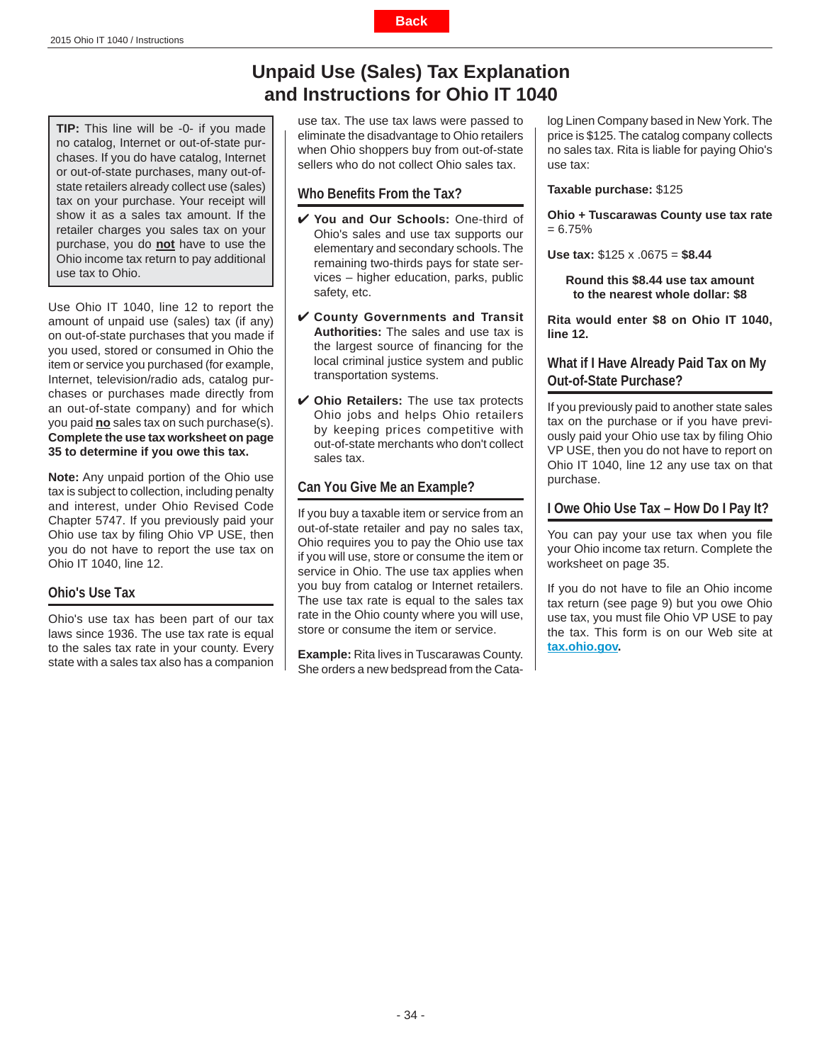# Unpaid Use (Sales) Tax Explanation and Instructions for Ohio IT 1040

> **TIP:** This line will be -0- if you made no catalog, Internet or out-of-state purchases. If you do have catalog, Internet or out-of-state purchases, many out-of-state retailers already collect use (sales) tax on your purchase. Your receipt will show it as a sales tax amount. If the retailer charges you sales tax on your purchase, you do **not** have to use the Ohio income tax return to pay additional use tax to Ohio.

Use Ohio IT 1040, line 12 to report the amount of unpaid use (sales) tax (if any) on out-of-state purchases that you made if you used, stored or consumed in Ohio the item or service you purchased (for example, Internet, television/radio ads, catalog purchases or purchases made directly from an out-of-state company) and for which you paid **no** sales tax on such purchase(s). **Complete the use tax worksheet on page 35 to determine if you owe this tax.**

**Note:** Any unpaid portion of the Ohio use tax is subject to collection, including penalty and interest, under Ohio Revised Code Chapter 5747. If you previously paid your Ohio use tax by filing Ohio VP USE, then you do not have to report the use tax on Ohio IT 1040, line 12.

## Ohio's Use Tax

Ohio's use tax has been part of our tax laws since 1936. The use tax rate is equal to the sales tax rate in your county. Every state with a sales tax also has a companion use tax. The use tax laws were passed to eliminate the disadvantage to Ohio retailers when Ohio shoppers buy from out-of-state sellers who do not collect Ohio sales tax.

## Who Benefits From the Tax?

- ✔ **You and Our Schools:** One-third of Ohio's sales and use tax supports our elementary and secondary schools. The remaining two-thirds pays for state services – higher education, parks, public safety, etc.
- ✔ **County Governments and Transit Authorities:** The sales and use tax is the largest source of financing for the local criminal justice system and public transportation systems.
- ✔ **Ohio Retailers:** The use tax protects Ohio jobs and helps Ohio retailers by keeping prices competitive with out-of-state merchants who don't collect sales tax.

## Can You Give Me an Example?

If you buy a taxable item or service from an out-of-state retailer and pay no sales tax, Ohio requires you to pay the Ohio use tax if you will use, store or consume the item or service in Ohio. The use tax applies when you buy from catalog or Internet retailers. The use tax rate is equal to the sales tax rate in the Ohio county where you will use, store or consume the item or service.

**Example:** Rita lives in Tuscarawas County. She orders a new bedspread from the Catalog Linen Company based in New York. The price is $125. The catalog company collects no sales tax. Rita is liable for paying Ohio's use tax:

**Taxable purchase:** $125

**Ohio + Tuscarawas County use tax rate** = 6.75%

**Use tax:** $125 x .0675 = **$8.44**

**Round this $8.44 use tax amount to the nearest whole dollar: $8**

**Rita would enter $8 on Ohio IT 1040, line 12.**

## What if I Have Already Paid Tax on My Out-of-State Purchase?

If you previously paid to another state sales tax on the purchase or if you have previously paid your Ohio use tax by filing Ohio VP USE, then you do not have to report on Ohio IT 1040, line 12 any use tax on that purchase.

## I Owe Ohio Use Tax – How Do I Pay It?

You can pay your use tax when you file your Ohio income tax return. Complete the worksheet on page 35.

If you do not have to file an Ohio income tax return (see page 9) but you owe Ohio use tax, you must file Ohio VP USE to pay the tax. This form is on our Web site at **tax.ohio.gov**.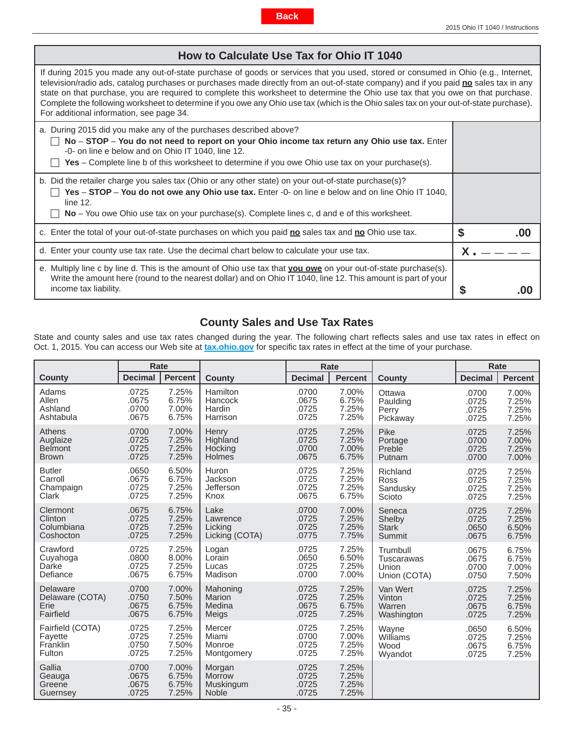## How to Calculate Use Tax for Ohio IT 1040

If during 2015 you made any out-of-state purchase of goods or services that you used, stored or consumed in Ohio (e.g., Internet, television/radio ads, catalog purchases or purchases made directly from an out-of-state company) and if you paid **no** sales tax in any state on that purchase, you are required to complete this worksheet to determine the Ohio use tax that you owe on that purchase. Complete the following worksheet to determine if you owe any Ohio use tax (which is the Ohio sales tax on your out-of-state purchase). For additional information, see page 34.

a. During 2015 did you make any of the purchases described above?
- ☐ **No – STOP – You do not need to report on your Ohio income tax return any Ohio use tax.** Enter -0- on line e below and on Ohio IT 1040, line 12.
- ☐ **Yes** – Complete line b of this worksheet to determine if you owe Ohio use tax on your purchase(s).

b. Did the retailer charge you sales tax (Ohio or any other state) on your out-of-state purchase(s)?
- ☐ **Yes – STOP – You do not owe any Ohio use tax.** Enter -0- on line e below and on line Ohio IT 1040, line 12.
- ☐ **No** – You owe Ohio use tax on your purchase(s). Complete lines c, d and e of this worksheet.

c. Enter the total of your out-of-state purchases on which you paid **no** sales tax and **no** Ohio use tax. **$ .00**

d. Enter your county use tax rate. Use the decimal chart below to calculate your use tax. **X . _ _ _ _**

e. Multiply line c by line d. This is the amount of Ohio use tax that **you owe** on your out-of-state purchase(s). Write the amount here (round to the nearest dollar) and on Ohio IT 1040, line 12. This amount is part of your income tax liability. **$ .00**

## County Sales and Use Tax Rates

State and county sales and use tax rates changed during the year. The following chart reflects sales and use tax rates in effect on Oct. 1, 2015. You can access our Web site at tax.ohio.gov for specific tax rates in effect at the time of your purchase.

| County | Rate | | County | Rate | | County | Rate | |
|---|---|---|---|---|---|---|---|---|
| | Decimal | Percent | | Decimal | Percent | | Decimal | Percent |
| Adams | .0725 | 7.25% | Hamilton | .0700 | 7.00% | Ottawa | .0700 | 7.00% |
| Allen | .0675 | 6.75% | Hancock | .0675 | 6.75% | Paulding | .0725 | 7.25% |
| Ashland | .0700 | 7.00% | Hardin | .0725 | 7.25% | Perry | .0725 | 7.25% |
| Ashtabula | .0675 | 6.75% | Harrison | .0725 | 7.25% | Pickaway | .0725 | 7.25% |
| Athens | .0700 | 7.00% | Henry | .0725 | 7.25% | Pike | .0725 | 7.25% |
| Auglaize | .0725 | 7.25% | Highland | .0725 | 7.25% | Portage | .0700 | 7.00% |
| Belmont | .0725 | 7.25% | Hocking | .0700 | 7.00% | Preble | .0725 | 7.25% |
| Brown | .0725 | 7.25% | Holmes | .0675 | 6.75% | Putnam | .0700 | 7.00% |
| Butler | .0650 | 6.50% | Huron | .0725 | 7.25% | Richland | .0725 | 7.25% |
| Carroll | .0675 | 6.75% | Jackson | .0725 | 7.25% | Ross | .0725 | 7.25% |
| Champaign | .0725 | 7.25% | Jefferson | .0725 | 7.25% | Sandusky | .0725 | 7.25% |
| Clark | .0725 | 7.25% | Knox | .0675 | 6.75% | Scioto | .0725 | 7.25% |
| Clermont | .0675 | 6.75% | Lake | .0700 | 7.00% | Seneca | .0725 | 7.25% |
| Clinton | .0725 | 7.25% | Lawrence | .0725 | 7.25% | Shelby | .0725 | 7.25% |
| Columbiana | .0725 | 7.25% | Licking | .0725 | 7.25% | Stark | .0650 | 6.50% |
| Coshocton | .0725 | 7.25% | Licking (COTA) | .0775 | 7.75% | Summit | .0675 | 6.75% |
| Crawford | .0725 | 7.25% | Logan | .0725 | 7.25% | Trumbull | .0675 | 6.75% |
| Cuyahoga | .0800 | 8.00% | Lorain | .0650 | 6.50% | Tuscarawas | .0675 | 6.75% |
| Darke | .0725 | 7.25% | Lucas | .0725 | 7.25% | Union | .0700 | 7.00% |
| Defiance | .0675 | 6.75% | Madison | .0700 | 7.00% | Union (COTA) | .0750 | 7.50% |
| Delaware | .0700 | 7.00% | Mahoning | .0725 | 7.25% | Van Wert | .0725 | 7.25% |
| Delaware (COTA) | .0750 | 7.50% | Marion | .0725 | 7.25% | Vinton | .0725 | 7.25% |
| Erie | .0675 | 6.75% | Medina | .0675 | 6.75% | Warren | .0675 | 6.75% |
| Fairfield | .0675 | 6.75% | Meigs | .0725 | 7.25% | Washington | .0725 | 7.25% |
| Fairfield (COTA) | .0725 | 7.25% | Mercer | .0725 | 7.25% | Wayne | .0650 | 6.50% |
| Fayette | .0725 | 7.25% | Miami | .0700 | 7.00% | Williams | .0725 | 7.25% |
| Franklin | .0750 | 7.50% | Monroe | .0725 | 7.25% | Wood | .0675 | 6.75% |
| Fulton | .0725 | 7.25% | Montgomery | .0725 | 7.25% | Wyandot | .0725 | 7.25% |
| Gallia | .0700 | 7.00% | Morgan | .0725 | 7.25% | | | |
| Geauga | .0675 | 6.75% | Morrow | .0725 | 7.25% | | | |
| Greene | .0675 | 6.75% | Muskingum | .0725 | 7.25% | | | |
| Guernsey | .0725 | 7.25% | Noble | .0725 | 7.25% | | | |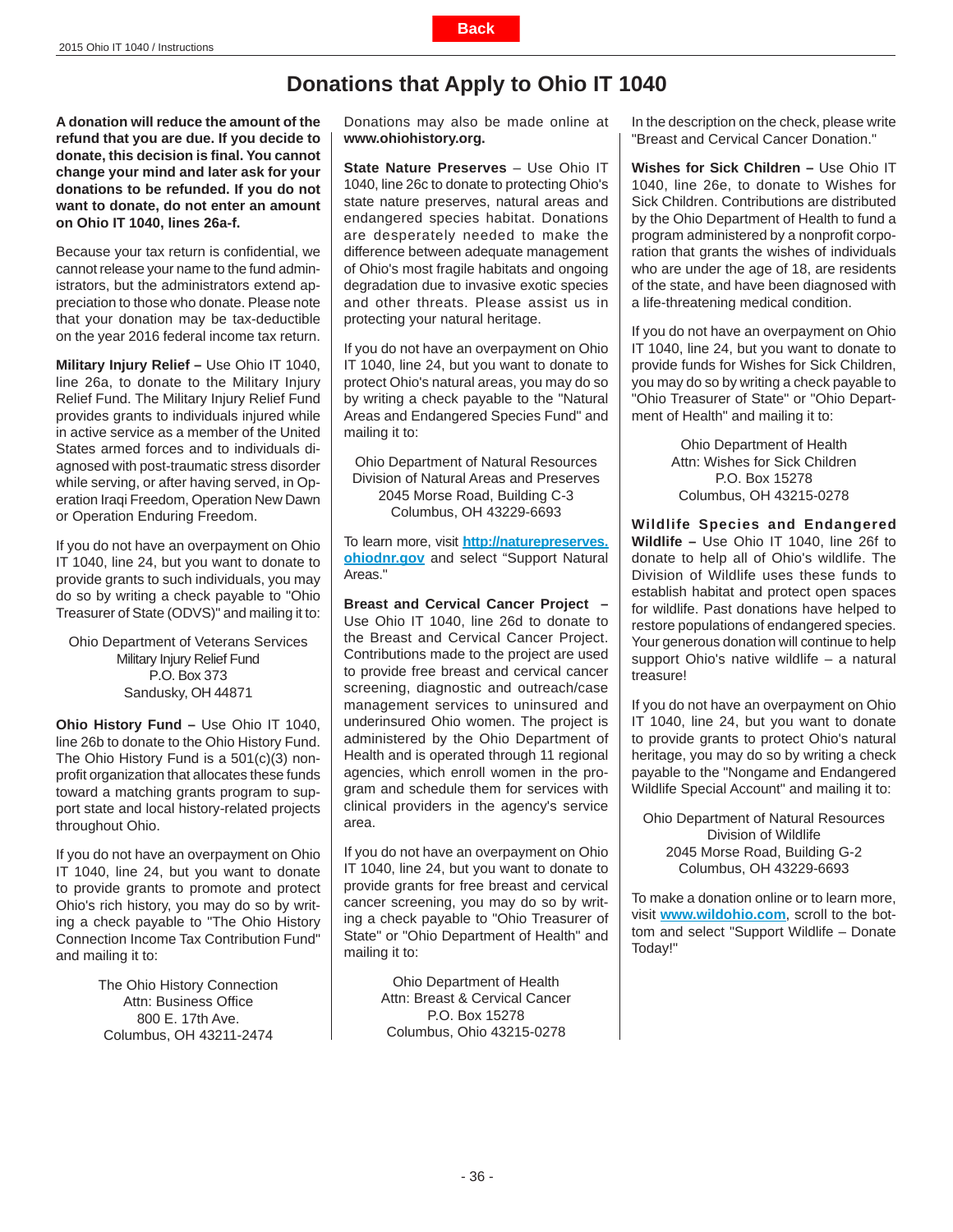# Donations that Apply to Ohio IT 1040

**A donation will reduce the amount of the refund that you are due. If you decide to donate, this decision is final. You cannot change your mind and later ask for your donations to be refunded. If you do not want to donate, do not enter an amount on Ohio IT 1040, lines 26a-f.**

Because your tax return is confidential, we cannot release your name to the fund administrators, but the administrators extend appreciation to those who donate. Please note that your donation may be tax-deductible on the year 2016 federal income tax return.

**Military Injury Relief –** Use Ohio IT 1040, line 26a, to donate to the Military Injury Relief Fund. The Military Injury Relief Fund provides grants to individuals injured while in active service as a member of the United States armed forces and to individuals diagnosed with post-traumatic stress disorder while serving, or after having served, in Operation Iraqi Freedom, Operation New Dawn or Operation Enduring Freedom.

If you do not have an overpayment on Ohio IT 1040, line 24, but you want to donate to provide grants to such individuals, you may do so by writing a check payable to "Ohio Treasurer of State (ODVS)" and mailing it to:

Ohio Department of Veterans Services
Military Injury Relief Fund
P.O. Box 373
Sandusky, OH 44871

**Ohio History Fund –** Use Ohio IT 1040, line 26b to donate to the Ohio History Fund. The Ohio History Fund is a 501(c)(3) non-profit organization that allocates these funds toward a matching grants program to support state and local history-related projects throughout Ohio.

If you do not have an overpayment on Ohio IT 1040, line 24, but you want to donate to provide grants to promote and protect Ohio's rich history, you may do so by writing a check payable to "The Ohio History Connection Income Tax Contribution Fund" and mailing it to:

The Ohio History Connection
Attn: Business Office
800 E. 17th Ave.
Columbus, OH 43211-2474

Donations may also be made online at **www.ohiohistory.org.**

**State Nature Preserves** – Use Ohio IT 1040, line 26c to donate to protecting Ohio's state nature preserves, natural areas and endangered species habitat. Donations are desperately needed to make the difference between adequate management of Ohio's most fragile habitats and ongoing degradation due to invasive exotic species and other threats. Please assist us in protecting your natural heritage.

If you do not have an overpayment on Ohio IT 1040, line 24, but you want to donate to protect Ohio's natural areas, you may do so by writing a check payable to the "Natural Areas and Endangered Species Fund" and mailing it to:

Ohio Department of Natural Resources
Division of Natural Areas and Preserves
2045 Morse Road, Building C-3
Columbus, OH 43229-6693

To learn more, visit **http://naturepreserves.ohiodnr.gov** and select "Support Natural Areas."

**Breast and Cervical Cancer Project –** Use Ohio IT 1040, line 26d to donate to the Breast and Cervical Cancer Project. Contributions made to the project are used to provide free breast and cervical cancer screening, diagnostic and outreach/case management services to uninsured and underinsured Ohio women. The project is administered by the Ohio Department of Health and is operated through 11 regional agencies, which enroll women in the program and schedule them for services with clinical providers in the agency's service area.

If you do not have an overpayment on Ohio IT 1040, line 24, but you want to donate to provide grants for free breast and cervical cancer screening, you may do so by writing a check payable to "Ohio Treasurer of State" or "Ohio Department of Health" and mailing it to:

Ohio Department of Health
Attn: Breast & Cervical Cancer
P.O. Box 15278
Columbus, Ohio 43215-0278

In the description on the check, please write "Breast and Cervical Cancer Donation."

**Wishes for Sick Children –** Use Ohio IT 1040, line 26e, to donate to Wishes for Sick Children. Contributions are distributed by the Ohio Department of Health to fund a program administered by a nonprofit corporation that grants the wishes of individuals who are under the age of 18, are residents of the state, and have been diagnosed with a life-threatening medical condition.

If you do not have an overpayment on Ohio IT 1040, line 24, but you want to donate to provide funds for Wishes for Sick Children, you may do so by writing a check payable to "Ohio Treasurer of State" or "Ohio Department of Health" and mailing it to:

Ohio Department of Health
Attn: Wishes for Sick Children
P.O. Box 15278
Columbus, OH 43215-0278

**Wildlife Species and Endangered Wildlife –** Use Ohio IT 1040, line 26f to donate to help all of Ohio's wildlife. The Division of Wildlife uses these funds to establish habitat and protect open spaces for wildlife. Past donations have helped to restore populations of endangered species. Your generous donation will continue to help support Ohio's native wildlife – a natural treasure!

If you do not have an overpayment on Ohio IT 1040, line 24, but you want to donate to provide grants to protect Ohio's natural heritage, you may do so by writing a check payable to the "Nongame and Endangered Wildlife Special Account" and mailing it to:

Ohio Department of Natural Resources
Division of Wildlife
2045 Morse Road, Building G-2
Columbus, OH 43229-6693

To make a donation online or to learn more, visit **www.wildohio.com**, scroll to the bottom and select "Support Wildlife – Donate Today!"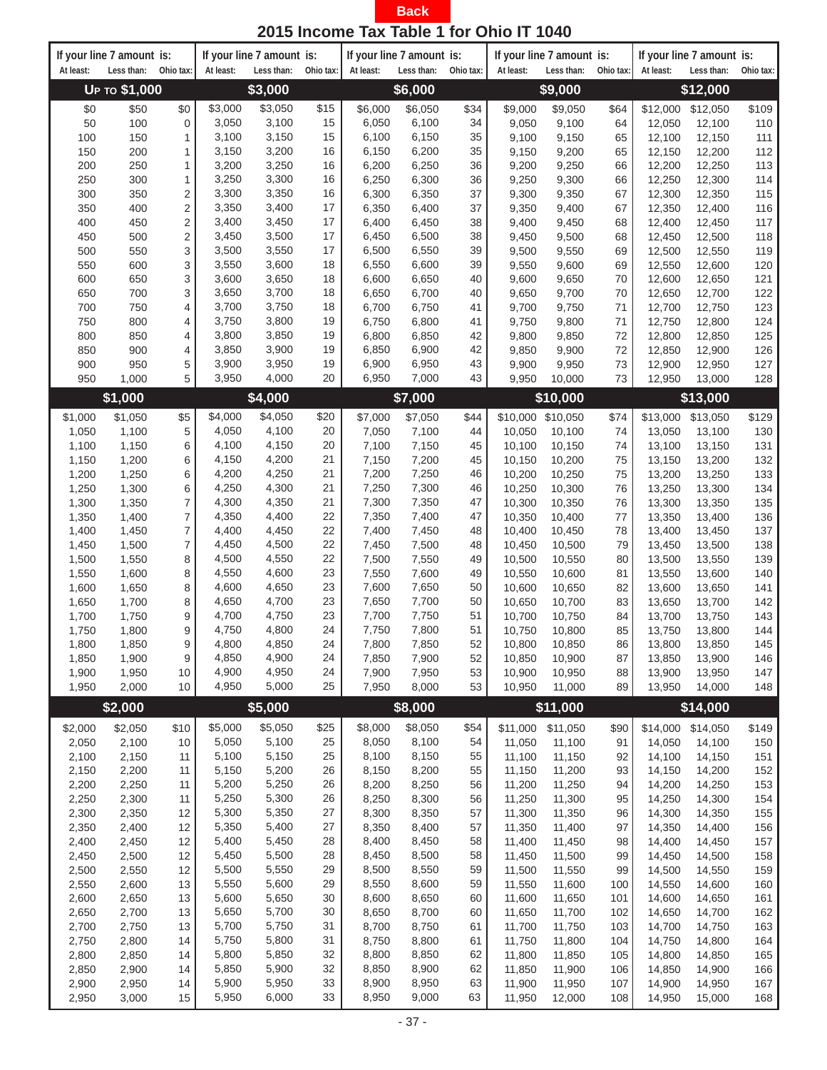# 2015 Income Tax Table 1 for Ohio IT 1040

| If your line 7 amount is: | | | If your line 7 amount is: | | | If your line 7 amount is: | | | If your line 7 amount is: | | | If your line 7 amount is: | | |
|---|---|---|---|---|---|---|---|---|---|---|---|---|---|---|
| At least: | Less than: | Ohio tax: | At least: | Less than: | Ohio tax: | At least: | Less than: | Ohio tax: | At least: | Less than: | Ohio tax: | At least: | Less than: | Ohio tax: |
| **Up to $1,000** | | | **$3,000** | | | **$6,000** | | | **$9,000** | | | **$12,000** | | |
| $0 | $50 | $0 | $3,000 | $3,050 | $15 | $6,000 | $6,050 | $34 | $9,000 | $9,050 | $64 | $12,000 | $12,050 | $109 |
| 50 | 100 | 0 | 3,050 | 3,100 | 15 | 6,050 | 6,100 | 34 | 9,050 | 9,100 | 64 | 12,050 | 12,100 | 110 |
| 100 | 150 | 1 | 3,100 | 3,150 | 15 | 6,100 | 6,150 | 35 | 9,100 | 9,150 | 65 | 12,100 | 12,150 | 111 |
| 150 | 200 | 1 | 3,150 | 3,200 | 16 | 6,150 | 6,200 | 35 | 9,150 | 9,200 | 65 | 12,150 | 12,200 | 112 |
| 200 | 250 | 1 | 3,200 | 3,250 | 16 | 6,200 | 6,250 | 36 | 9,200 | 9,250 | 66 | 12,200 | 12,250 | 113 |
| 250 | 300 | 1 | 3,250 | 3,300 | 16 | 6,250 | 6,300 | 36 | 9,250 | 9,300 | 66 | 12,250 | 12,300 | 114 |
| 300 | 350 | 2 | 3,300 | 3,350 | 16 | 6,300 | 6,350 | 37 | 9,300 | 9,350 | 67 | 12,300 | 12,350 | 115 |
| 350 | 400 | 2 | 3,350 | 3,400 | 17 | 6,350 | 6,400 | 37 | 9,350 | 9,400 | 67 | 12,350 | 12,400 | 116 |
| 400 | 450 | 2 | 3,400 | 3,450 | 17 | 6,400 | 6,450 | 38 | 9,400 | 9,450 | 68 | 12,400 | 12,450 | 117 |
| 450 | 500 | 2 | 3,450 | 3,500 | 17 | 6,450 | 6,500 | 38 | 9,450 | 9,500 | 68 | 12,450 | 12,500 | 118 |
| 500 | 550 | 3 | 3,500 | 3,550 | 17 | 6,500 | 6,550 | 39 | 9,500 | 9,550 | 69 | 12,500 | 12,550 | 119 |
| 550 | 600 | 3 | 3,550 | 3,600 | 18 | 6,550 | 6,600 | 39 | 9,550 | 9,600 | 69 | 12,550 | 12,600 | 120 |
| 600 | 650 | 3 | 3,600 | 3,650 | 18 | 6,600 | 6,650 | 40 | 9,600 | 9,650 | 70 | 12,600 | 12,650 | 121 |
| 650 | 700 | 3 | 3,650 | 3,700 | 18 | 6,650 | 6,700 | 40 | 9,650 | 9,700 | 70 | 12,650 | 12,700 | 122 |
| 700 | 750 | 4 | 3,700 | 3,750 | 18 | 6,700 | 6,750 | 41 | 9,700 | 9,750 | 71 | 12,700 | 12,750 | 123 |
| 750 | 800 | 4 | 3,750 | 3,800 | 19 | 6,750 | 6,800 | 41 | 9,750 | 9,800 | 71 | 12,750 | 12,800 | 124 |
| 800 | 850 | 4 | 3,800 | 3,850 | 19 | 6,800 | 6,850 | 42 | 9,800 | 9,850 | 72 | 12,800 | 12,850 | 125 |
| 850 | 900 | 4 | 3,850 | 3,900 | 19 | 6,850 | 6,900 | 42 | 9,850 | 9,900 | 72 | 12,850 | 12,900 | 126 |
| 900 | 950 | 5 | 3,900 | 3,950 | 19 | 6,900 | 6,950 | 43 | 9,900 | 9,950 | 73 | 12,900 | 12,950 | 127 |
| 950 | 1,000 | 5 | 3,950 | 4,000 | 20 | 6,950 | 7,000 | 43 | 9,950 | 10,000 | 73 | 12,950 | 13,000 | 128 |
| **$1,000** | | | **$4,000** | | | **$7,000** | | | **$10,000** | | | **$13,000** | | |
| $1,000 | $1,050 | $5 | $4,000 | $4,050 | $20 | $7,000 | $7,050 | $44 | $10,000 | $10,050 | $74 | $13,000 | $13,050 | $129 |
| 1,050 | 1,100 | 5 | 4,050 | 4,100 | 20 | 7,050 | 7,100 | 44 | 10,050 | 10,100 | 74 | 13,050 | 13,100 | 130 |
| 1,100 | 1,150 | 6 | 4,100 | 4,150 | 20 | 7,100 | 7,150 | 45 | 10,100 | 10,150 | 74 | 13,100 | 13,150 | 131 |
| 1,150 | 1,200 | 6 | 4,150 | 4,200 | 21 | 7,150 | 7,200 | 45 | 10,150 | 10,200 | 75 | 13,150 | 13,200 | 132 |
| 1,200 | 1,250 | 6 | 4,200 | 4,250 | 21 | 7,200 | 7,250 | 46 | 10,200 | 10,250 | 75 | 13,200 | 13,250 | 133 |
| 1,250 | 1,300 | 6 | 4,250 | 4,300 | 21 | 7,250 | 7,300 | 46 | 10,250 | 10,300 | 76 | 13,250 | 13,300 | 134 |
| 1,300 | 1,350 | 7 | 4,300 | 4,350 | 21 | 7,300 | 7,350 | 47 | 10,300 | 10,350 | 76 | 13,300 | 13,350 | 135 |
| 1,350 | 1,400 | 7 | 4,350 | 4,400 | 22 | 7,350 | 7,400 | 47 | 10,350 | 10,400 | 77 | 13,350 | 13,400 | 136 |
| 1,400 | 1,450 | 7 | 4,400 | 4,450 | 22 | 7,400 | 7,450 | 48 | 10,400 | 10,450 | 78 | 13,400 | 13,450 | 137 |
| 1,450 | 1,500 | 7 | 4,450 | 4,500 | 22 | 7,450 | 7,500 | 48 | 10,450 | 10,500 | 79 | 13,450 | 13,500 | 138 |
| 1,500 | 1,550 | 8 | 4,500 | 4,550 | 22 | 7,500 | 7,550 | 49 | 10,500 | 10,550 | 80 | 13,500 | 13,550 | 139 |
| 1,550 | 1,600 | 8 | 4,550 | 4,600 | 23 | 7,550 | 7,600 | 49 | 10,550 | 10,600 | 81 | 13,550 | 13,600 | 140 |
| 1,600 | 1,650 | 8 | 4,600 | 4,650 | 23 | 7,600 | 7,650 | 50 | 10,600 | 10,650 | 82 | 13,600 | 13,650 | 141 |
| 1,650 | 1,700 | 8 | 4,650 | 4,700 | 23 | 7,650 | 7,700 | 50 | 10,650 | 10,700 | 83 | 13,650 | 13,700 | 142 |
| 1,700 | 1,750 | 9 | 4,700 | 4,750 | 23 | 7,700 | 7,750 | 51 | 10,700 | 10,750 | 84 | 13,700 | 13,750 | 143 |
| 1,750 | 1,800 | 9 | 4,750 | 4,800 | 24 | 7,750 | 7,800 | 51 | 10,750 | 10,800 | 85 | 13,750 | 13,800 | 144 |
| 1,800 | 1,850 | 9 | 4,800 | 4,850 | 24 | 7,800 | 7,850 | 52 | 10,800 | 10,850 | 86 | 13,800 | 13,850 | 145 |
| 1,850 | 1,900 | 9 | 4,850 | 4,900 | 24 | 7,850 | 7,900 | 52 | 10,850 | 10,900 | 87 | 13,850 | 13,900 | 146 |
| 1,900 | 1,950 | 10 | 4,900 | 4,950 | 24 | 7,900 | 7,950 | 53 | 10,900 | 10,950 | 88 | 13,900 | 13,950 | 147 |
| 1,950 | 2,000 | 10 | 4,950 | 5,000 | 25 | 7,950 | 8,000 | 53 | 10,950 | 11,000 | 89 | 13,950 | 14,000 | 148 |
| **$2,000** | | | **$5,000** | | | **$8,000** | | | **$11,000** | | | **$14,000** | | |
| $2,000 | $2,050 | $10 | $5,000 | $5,050 | $25 | $8,000 | $8,050 | $54 | $11,000 | $11,050 | $90 | $14,000 | $14,050 | $149 |
| 2,050 | 2,100 | 10 | 5,050 | 5,100 | 25 | 8,050 | 8,100 | 54 | 11,050 | 11,100 | 91 | 14,050 | 14,100 | 150 |
| 2,100 | 2,150 | 11 | 5,100 | 5,150 | 25 | 8,100 | 8,150 | 55 | 11,100 | 11,150 | 92 | 14,100 | 14,150 | 151 |
| 2,150 | 2,200 | 11 | 5,150 | 5,200 | 26 | 8,150 | 8,200 | 55 | 11,150 | 11,200 | 93 | 14,150 | 14,200 | 152 |
| 2,200 | 2,250 | 11 | 5,200 | 5,250 | 26 | 8,200 | 8,250 | 56 | 11,200 | 11,250 | 94 | 14,200 | 14,250 | 153 |
| 2,250 | 2,300 | 11 | 5,250 | 5,300 | 26 | 8,250 | 8,300 | 56 | 11,250 | 11,300 | 95 | 14,250 | 14,300 | 154 |
| 2,300 | 2,350 | 12 | 5,300 | 5,350 | 27 | 8,300 | 8,350 | 57 | 11,300 | 11,350 | 96 | 14,300 | 14,350 | 155 |
| 2,350 | 2,400 | 12 | 5,350 | 5,400 | 27 | 8,350 | 8,400 | 57 | 11,350 | 11,400 | 97 | 14,350 | 14,400 | 156 |
| 2,400 | 2,450 | 12 | 5,400 | 5,450 | 28 | 8,400 | 8,450 | 58 | 11,400 | 11,450 | 98 | 14,400 | 14,450 | 157 |
| 2,450 | 2,500 | 12 | 5,450 | 5,500 | 28 | 8,450 | 8,500 | 58 | 11,450 | 11,500 | 99 | 14,450 | 14,500 | 158 |
| 2,500 | 2,550 | 12 | 5,500 | 5,550 | 29 | 8,500 | 8,550 | 59 | 11,500 | 11,550 | 99 | 14,500 | 14,550 | 159 |
| 2,550 | 2,600 | 13 | 5,550 | 5,600 | 29 | 8,550 | 8,600 | 59 | 11,550 | 11,600 | 100 | 14,550 | 14,600 | 160 |
| 2,600 | 2,650 | 13 | 5,600 | 5,650 | 30 | 8,600 | 8,650 | 60 | 11,600 | 11,650 | 101 | 14,600 | 14,650 | 161 |
| 2,650 | 2,700 | 13 | 5,650 | 5,700 | 30 | 8,650 | 8,700 | 60 | 11,650 | 11,700 | 102 | 14,650 | 14,700 | 162 |
| 2,700 | 2,750 | 13 | 5,700 | 5,750 | 31 | 8,700 | 8,750 | 61 | 11,700 | 11,750 | 103 | 14,700 | 14,750 | 163 |
| 2,750 | 2,800 | 14 | 5,750 | 5,800 | 31 | 8,750 | 8,800 | 61 | 11,750 | 11,800 | 104 | 14,750 | 14,800 | 164 |
| 2,800 | 2,850 | 14 | 5,800 | 5,850 | 32 | 8,800 | 8,850 | 62 | 11,800 | 11,850 | 105 | 14,800 | 14,850 | 165 |
| 2,850 | 2,900 | 14 | 5,850 | 5,900 | 32 | 8,850 | 8,900 | 62 | 11,850 | 11,900 | 106 | 14,850 | 14,900 | 166 |
| 2,900 | 2,950 | 14 | 5,900 | 5,950 | 33 | 8,900 | 8,950 | 63 | 11,900 | 11,950 | 107 | 14,900 | 14,950 | 167 |
| 2,950 | 3,000 | 15 | 5,950 | 6,000 | 33 | 8,950 | 9,000 | 63 | 11,950 | 12,000 | 108 | 14,950 | 15,000 | 168 |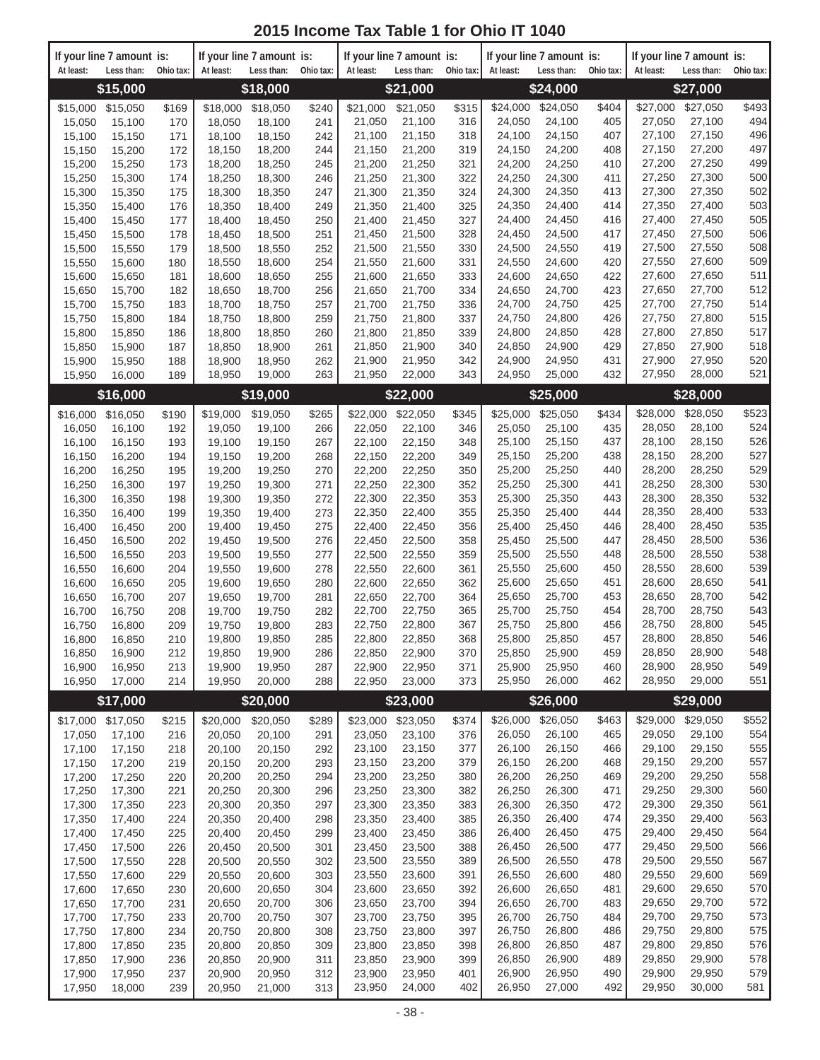# 2015 Income Tax Table 1 for Ohio IT 1040

| If your line 7 amount is: | | | If your line 7 amount is: | | | If your line 7 amount is: | | | If your line 7 amount is: | | | If your line 7 amount is: | | |
|---|---|---|---|---|---|---|---|---|---|---|---|---|---|---|
| At least: | Less than: | Ohio tax: | At least: | Less than: | Ohio tax: | At least: | Less than: | Ohio tax: | At least: | Less than: | Ohio tax: | At least: | Less than: | Ohio tax: |
| **$15,000** | | | **$18,000** | | | **$21,000** | | | **$24,000** | | | **$27,000** | | |
| $15,000 | $15,050 | $169 | $18,000 | $18,050 | $240 | $21,000 | $21,050 | $315 | $24,000 | $24,050 | $404 | $27,000 | $27,050 | $493 |
| 15,050 | 15,100 | 170 | 18,050 | 18,100 | 241 | 21,050 | 21,100 | 316 | 24,050 | 24,100 | 405 | 27,050 | 27,100 | 494 |
| 15,100 | 15,150 | 171 | 18,100 | 18,150 | 242 | 21,100 | 21,150 | 318 | 24,100 | 24,150 | 407 | 27,100 | 27,150 | 496 |
| 15,150 | 15,200 | 172 | 18,150 | 18,200 | 244 | 21,150 | 21,200 | 319 | 24,150 | 24,200 | 408 | 27,150 | 27,200 | 497 |
| 15,200 | 15,250 | 173 | 18,200 | 18,250 | 245 | 21,200 | 21,250 | 321 | 24,200 | 24,250 | 410 | 27,200 | 27,250 | 499 |
| 15,250 | 15,300 | 174 | 18,250 | 18,300 | 246 | 21,250 | 21,300 | 322 | 24,250 | 24,300 | 411 | 27,250 | 27,300 | 500 |
| 15,300 | 15,350 | 175 | 18,300 | 18,350 | 247 | 21,300 | 21,350 | 324 | 24,300 | 24,350 | 413 | 27,300 | 27,350 | 502 |
| 15,350 | 15,400 | 176 | 18,350 | 18,400 | 249 | 21,350 | 21,400 | 325 | 24,350 | 24,400 | 414 | 27,350 | 27,400 | 503 |
| 15,400 | 15,450 | 177 | 18,400 | 18,450 | 250 | 21,400 | 21,450 | 327 | 24,400 | 24,450 | 416 | 27,400 | 27,450 | 505 |
| 15,450 | 15,500 | 178 | 18,450 | 18,500 | 251 | 21,450 | 21,500 | 328 | 24,450 | 24,500 | 417 | 27,450 | 27,500 | 506 |
| 15,500 | 15,550 | 179 | 18,500 | 18,550 | 252 | 21,500 | 21,550 | 330 | 24,500 | 24,550 | 419 | 27,500 | 27,550 | 508 |
| 15,550 | 15,600 | 180 | 18,550 | 18,600 | 254 | 21,550 | 21,600 | 331 | 24,550 | 24,600 | 420 | 27,550 | 27,600 | 509 |
| 15,600 | 15,650 | 181 | 18,600 | 18,650 | 255 | 21,600 | 21,650 | 333 | 24,600 | 24,650 | 422 | 27,600 | 27,650 | 511 |
| 15,650 | 15,700 | 182 | 18,650 | 18,700 | 256 | 21,650 | 21,700 | 334 | 24,650 | 24,700 | 423 | 27,650 | 27,700 | 512 |
| 15,700 | 15,750 | 183 | 18,700 | 18,750 | 257 | 21,700 | 21,750 | 336 | 24,700 | 24,750 | 425 | 27,700 | 27,750 | 514 |
| 15,750 | 15,800 | 184 | 18,750 | 18,800 | 259 | 21,750 | 21,800 | 337 | 24,750 | 24,800 | 426 | 27,750 | 27,800 | 515 |
| 15,800 | 15,850 | 186 | 18,800 | 18,850 | 260 | 21,800 | 21,850 | 339 | 24,800 | 24,850 | 428 | 27,800 | 27,850 | 517 |
| 15,850 | 15,900 | 187 | 18,850 | 18,900 | 261 | 21,850 | 21,900 | 340 | 24,850 | 24,900 | 429 | 27,850 | 27,900 | 518 |
| 15,900 | 15,950 | 188 | 18,900 | 18,950 | 262 | 21,900 | 21,950 | 342 | 24,900 | 24,950 | 431 | 27,900 | 27,950 | 520 |
| 15,950 | 16,000 | 189 | 18,950 | 19,000 | 263 | 21,950 | 22,000 | 343 | 24,950 | 25,000 | 432 | 27,950 | 28,000 | 521 |
| **$16,000** | | | **$19,000** | | | **$22,000** | | | **$25,000** | | | **$28,000** | | |
| $16,000 | $16,050 | $190 | $19,000 | $19,050 | $265 | $22,000 | $22,050 | $345 | $25,000 | $25,050 | $434 | $28,000 | $28,050 | $523 |
| 16,050 | 16,100 | 192 | 19,050 | 19,100 | 266 | 22,050 | 22,100 | 346 | 25,050 | 25,100 | 435 | 28,050 | 28,100 | 524 |
| 16,100 | 16,150 | 193 | 19,100 | 19,150 | 267 | 22,100 | 22,150 | 348 | 25,100 | 25,150 | 437 | 28,100 | 28,150 | 526 |
| 16,150 | 16,200 | 194 | 19,150 | 19,200 | 268 | 22,150 | 22,200 | 349 | 25,150 | 25,200 | 438 | 28,150 | 28,200 | 527 |
| 16,200 | 16,250 | 195 | 19,200 | 19,250 | 270 | 22,200 | 22,250 | 350 | 25,200 | 25,250 | 440 | 28,200 | 28,250 | 529 |
| 16,250 | 16,300 | 197 | 19,250 | 19,300 | 271 | 22,250 | 22,300 | 352 | 25,250 | 25,300 | 441 | 28,250 | 28,300 | 530 |
| 16,300 | 16,350 | 198 | 19,300 | 19,350 | 272 | 22,300 | 22,350 | 353 | 25,300 | 25,350 | 443 | 28,300 | 28,350 | 532 |
| 16,350 | 16,400 | 199 | 19,350 | 19,400 | 273 | 22,350 | 22,400 | 355 | 25,350 | 25,400 | 444 | 28,350 | 28,400 | 533 |
| 16,400 | 16,450 | 200 | 19,400 | 19,450 | 275 | 22,400 | 22,450 | 356 | 25,400 | 25,450 | 446 | 28,400 | 28,450 | 535 |
| 16,450 | 16,500 | 202 | 19,450 | 19,500 | 276 | 22,450 | 22,500 | 358 | 25,450 | 25,500 | 447 | 28,450 | 28,500 | 536 |
| 16,500 | 16,550 | 203 | 19,500 | 19,550 | 277 | 22,500 | 22,550 | 359 | 25,500 | 25,550 | 448 | 28,500 | 28,550 | 538 |
| 16,550 | 16,600 | 204 | 19,550 | 19,600 | 278 | 22,550 | 22,600 | 361 | 25,550 | 25,600 | 450 | 28,550 | 28,600 | 539 |
| 16,600 | 16,650 | 205 | 19,600 | 19,650 | 280 | 22,600 | 22,650 | 362 | 25,600 | 25,650 | 451 | 28,600 | 28,650 | 541 |
| 16,650 | 16,700 | 207 | 19,650 | 19,700 | 281 | 22,650 | 22,700 | 364 | 25,650 | 25,700 | 453 | 28,650 | 28,700 | 542 |
| 16,700 | 16,750 | 208 | 19,700 | 19,750 | 282 | 22,700 | 22,750 | 365 | 25,700 | 25,750 | 454 | 28,700 | 28,750 | 543 |
| 16,750 | 16,800 | 209 | 19,750 | 19,800 | 283 | 22,750 | 22,800 | 367 | 25,750 | 25,800 | 456 | 28,750 | 28,800 | 545 |
| 16,800 | 16,850 | 210 | 19,800 | 19,850 | 285 | 22,800 | 22,850 | 368 | 25,800 | 25,850 | 457 | 28,800 | 28,850 | 546 |
| 16,850 | 16,900 | 212 | 19,850 | 19,900 | 286 | 22,850 | 22,900 | 370 | 25,850 | 25,900 | 459 | 28,850 | 28,900 | 548 |
| 16,900 | 16,950 | 213 | 19,900 | 19,950 | 287 | 22,900 | 22,950 | 371 | 25,900 | 25,950 | 460 | 28,900 | 28,950 | 549 |
| 16,950 | 17,000 | 214 | 19,950 | 20,000 | 288 | 22,950 | 23,000 | 373 | 25,950 | 26,000 | 462 | 28,950 | 29,000 | 551 |
| **$17,000** | | | **$20,000** | | | **$23,000** | | | **$26,000** | | | **$29,000** | | |
| $17,000 | $17,050 | $215 | $20,000 | $20,050 | $289 | $23,000 | $23,050 | $374 | $26,000 | $26,050 | $463 | $29,000 | $29,050 | $552 |
| 17,050 | 17,100 | 216 | 20,050 | 20,100 | 291 | 23,050 | 23,100 | 376 | 26,050 | 26,100 | 465 | 29,050 | 29,100 | 554 |
| 17,100 | 17,150 | 218 | 20,100 | 20,150 | 292 | 23,100 | 23,150 | 377 | 26,100 | 26,150 | 466 | 29,100 | 29,150 | 555 |
| 17,150 | 17,200 | 219 | 20,150 | 20,200 | 293 | 23,150 | 23,200 | 379 | 26,150 | 26,200 | 468 | 29,150 | 29,200 | 557 |
| 17,200 | 17,250 | 220 | 20,200 | 20,250 | 294 | 23,200 | 23,250 | 380 | 26,200 | 26,250 | 469 | 29,200 | 29,250 | 558 |
| 17,250 | 17,300 | 221 | 20,250 | 20,300 | 296 | 23,250 | 23,300 | 382 | 26,250 | 26,300 | 471 | 29,250 | 29,300 | 560 |
| 17,300 | 17,350 | 223 | 20,300 | 20,350 | 297 | 23,300 | 23,350 | 383 | 26,300 | 26,350 | 472 | 29,300 | 29,350 | 561 |
| 17,350 | 17,400 | 224 | 20,350 | 20,400 | 298 | 23,350 | 23,400 | 385 | 26,350 | 26,400 | 474 | 29,350 | 29,400 | 563 |
| 17,400 | 17,450 | 225 | 20,400 | 20,450 | 299 | 23,400 | 23,450 | 386 | 26,400 | 26,450 | 475 | 29,400 | 29,450 | 564 |
| 17,450 | 17,500 | 226 | 20,450 | 20,500 | 301 | 23,450 | 23,500 | 388 | 26,450 | 26,500 | 477 | 29,450 | 29,500 | 566 |
| 17,500 | 17,550 | 228 | 20,500 | 20,550 | 302 | 23,500 | 23,550 | 389 | 26,500 | 26,550 | 478 | 29,500 | 29,550 | 567 |
| 17,550 | 17,600 | 229 | 20,550 | 20,600 | 303 | 23,550 | 23,600 | 391 | 26,550 | 26,600 | 480 | 29,550 | 29,600 | 569 |
| 17,600 | 17,650 | 230 | 20,600 | 20,650 | 304 | 23,600 | 23,650 | 392 | 26,600 | 26,650 | 481 | 29,600 | 29,650 | 570 |
| 17,650 | 17,700 | 231 | 20,650 | 20,700 | 306 | 23,650 | 23,700 | 394 | 26,650 | 26,700 | 483 | 29,650 | 29,700 | 572 |
| 17,700 | 17,750 | 233 | 20,700 | 20,750 | 307 | 23,700 | 23,750 | 395 | 26,700 | 26,750 | 484 | 29,700 | 29,750 | 573 |
| 17,750 | 17,800 | 234 | 20,750 | 20,800 | 308 | 23,750 | 23,800 | 397 | 26,750 | 26,800 | 486 | 29,750 | 29,800 | 575 |
| 17,800 | 17,850 | 235 | 20,800 | 20,850 | 309 | 23,800 | 23,850 | 398 | 26,800 | 26,850 | 487 | 29,800 | 29,850 | 576 |
| 17,850 | 17,900 | 236 | 20,850 | 20,900 | 311 | 23,850 | 23,900 | 399 | 26,850 | 26,900 | 489 | 29,850 | 29,900 | 578 |
| 17,900 | 17,950 | 237 | 20,900 | 20,950 | 312 | 23,900 | 23,950 | 401 | 26,900 | 26,950 | 490 | 29,900 | 29,950 | 579 |
| 17,950 | 18,000 | 239 | 20,950 | 21,000 | 313 | 23,950 | 24,000 | 402 | 26,950 | 27,000 | 492 | 29,950 | 30,000 | 581 |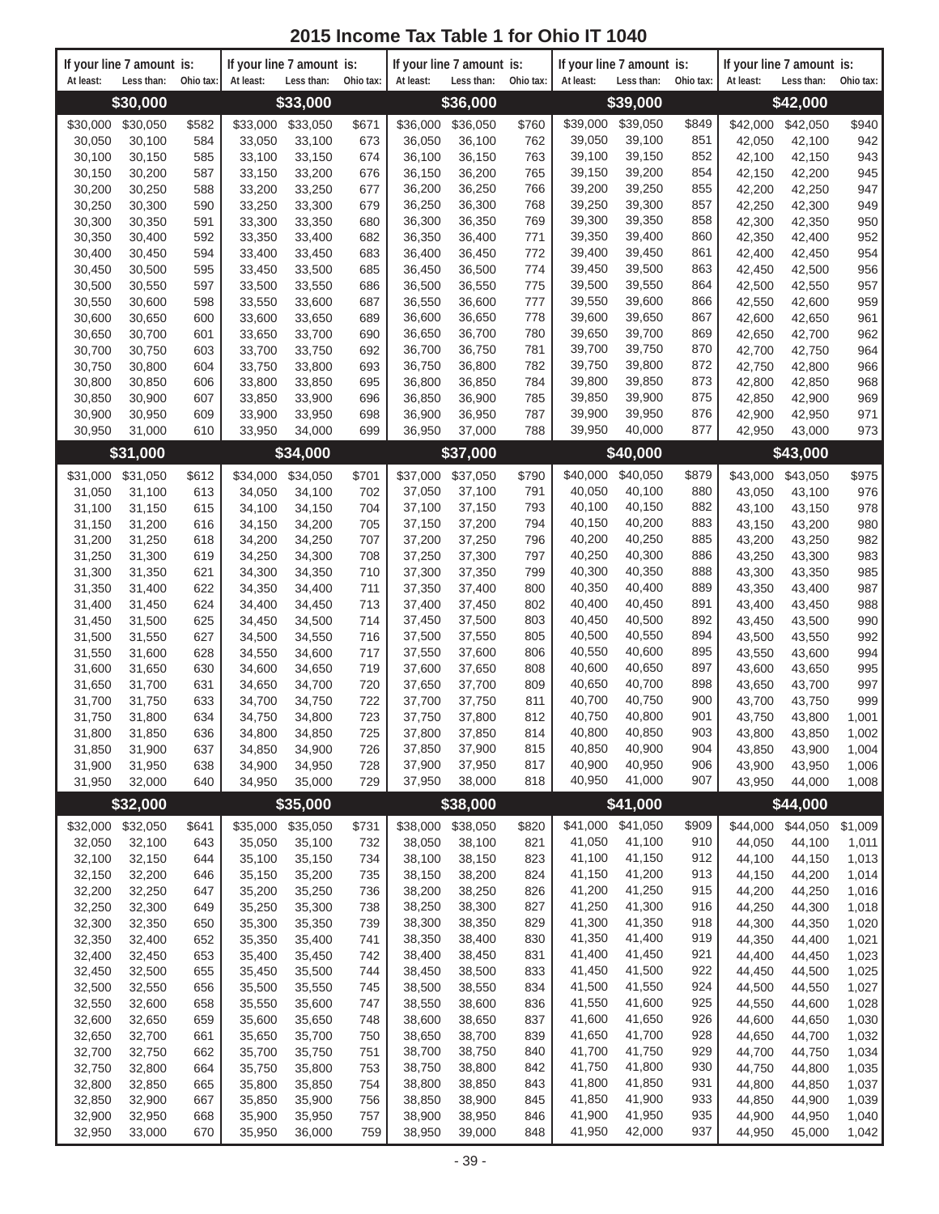# 2015 Income Tax Table 1 for Ohio IT 1040

| At least: | Less than: | Ohio tax: | At least: | Less than: | Ohio tax: | At least: | Less than: | Ohio tax: | At least: | Less than: | Ohio tax: | At least: | Less than: | Ohio tax: |
|---|---|---|---|---|---|---|---|---|---|---|---|---|---|---|
| **$30,000** | | | **$33,000** | | | **$36,000** | | | **$39,000** | | | **$42,000** | | |
| $30,000 | $30,050 | $582 | $33,000 | $33,050 | $671 | $36,000 | $36,050 | $760 | $39,000 | $39,050 | $849 | $42,000 | $42,050 | $940 |
| 30,050 | 30,100 | 584 | 33,050 | 33,100 | 673 | 36,050 | 36,100 | 762 | 39,050 | 39,100 | 851 | 42,050 | 42,100 | 942 |
| 30,100 | 30,150 | 585 | 33,100 | 33,150 | 674 | 36,100 | 36,150 | 763 | 39,100 | 39,150 | 852 | 42,100 | 42,150 | 943 |
| 30,150 | 30,200 | 587 | 33,150 | 33,200 | 676 | 36,150 | 36,200 | 765 | 39,150 | 39,200 | 854 | 42,150 | 42,200 | 945 |
| 30,200 | 30,250 | 588 | 33,200 | 33,250 | 677 | 36,200 | 36,250 | 766 | 39,200 | 39,250 | 855 | 42,200 | 42,250 | 947 |
| 30,250 | 30,300 | 590 | 33,250 | 33,300 | 679 | 36,250 | 36,300 | 768 | 39,250 | 39,300 | 857 | 42,250 | 42,300 | 949 |
| 30,300 | 30,350 | 591 | 33,300 | 33,350 | 680 | 36,300 | 36,350 | 769 | 39,300 | 39,350 | 858 | 42,300 | 42,350 | 950 |
| 30,350 | 30,400 | 592 | 33,350 | 33,400 | 682 | 36,350 | 36,400 | 771 | 39,350 | 39,400 | 860 | 42,350 | 42,400 | 952 |
| 30,400 | 30,450 | 594 | 33,400 | 33,450 | 683 | 36,400 | 36,450 | 772 | 39,400 | 39,450 | 861 | 42,400 | 42,450 | 954 |
| 30,450 | 30,500 | 595 | 33,450 | 33,500 | 685 | 36,450 | 36,500 | 774 | 39,450 | 39,500 | 863 | 42,450 | 42,500 | 956 |
| 30,500 | 30,550 | 597 | 33,500 | 33,550 | 686 | 36,500 | 36,550 | 775 | 39,500 | 39,550 | 864 | 42,500 | 42,550 | 957 |
| 30,550 | 30,600 | 598 | 33,550 | 33,600 | 687 | 36,550 | 36,600 | 777 | 39,550 | 39,600 | 866 | 42,550 | 42,600 | 959 |
| 30,600 | 30,650 | 600 | 33,600 | 33,650 | 689 | 36,600 | 36,650 | 778 | 39,600 | 39,650 | 867 | 42,600 | 42,650 | 961 |
| 30,650 | 30,700 | 601 | 33,650 | 33,700 | 690 | 36,650 | 36,700 | 780 | 39,650 | 39,700 | 869 | 42,650 | 42,700 | 962 |
| 30,700 | 30,750 | 603 | 33,700 | 33,750 | 692 | 36,700 | 36,750 | 781 | 39,700 | 39,750 | 870 | 42,700 | 42,750 | 964 |
| 30,750 | 30,800 | 604 | 33,750 | 33,800 | 693 | 36,750 | 36,800 | 782 | 39,750 | 39,800 | 872 | 42,750 | 42,800 | 966 |
| 30,800 | 30,850 | 606 | 33,800 | 33,850 | 695 | 36,800 | 36,850 | 784 | 39,800 | 39,850 | 873 | 42,800 | 42,850 | 968 |
| 30,850 | 30,900 | 607 | 33,850 | 33,900 | 696 | 36,850 | 36,900 | 785 | 39,850 | 39,900 | 875 | 42,850 | 42,900 | 969 |
| 30,900 | 30,950 | 609 | 33,900 | 33,950 | 698 | 36,900 | 36,950 | 787 | 39,900 | 39,950 | 876 | 42,900 | 42,950 | 971 |
| 30,950 | 31,000 | 610 | 33,950 | 34,000 | 699 | 36,950 | 37,000 | 788 | 39,950 | 40,000 | 877 | 42,950 | 43,000 | 973 |
| **$31,000** | | | **$34,000** | | | **$37,000** | | | **$40,000** | | | **$43,000** | | |
| $31,000 | $31,050 | $612 | $34,000 | $34,050 | $701 | $37,000 | $37,050 | $790 | $40,000 | $40,050 | $879 | $43,000 | $43,050 | $975 |
| 31,050 | 31,100 | 613 | 34,050 | 34,100 | 702 | 37,050 | 37,100 | 791 | 40,050 | 40,100 | 880 | 43,050 | 43,100 | 976 |
| 31,100 | 31,150 | 615 | 34,100 | 34,150 | 704 | 37,100 | 37,150 | 793 | 40,100 | 40,150 | 882 | 43,100 | 43,150 | 978 |
| 31,150 | 31,200 | 616 | 34,150 | 34,200 | 705 | 37,150 | 37,200 | 794 | 40,150 | 40,200 | 883 | 43,150 | 43,200 | 980 |
| 31,200 | 31,250 | 618 | 34,200 | 34,250 | 707 | 37,200 | 37,250 | 796 | 40,200 | 40,250 | 885 | 43,200 | 43,250 | 982 |
| 31,250 | 31,300 | 619 | 34,250 | 34,300 | 708 | 37,250 | 37,300 | 797 | 40,250 | 40,300 | 886 | 43,250 | 43,300 | 983 |
| 31,300 | 31,350 | 621 | 34,300 | 34,350 | 710 | 37,300 | 37,350 | 799 | 40,300 | 40,350 | 888 | 43,300 | 43,350 | 985 |
| 31,350 | 31,400 | 622 | 34,350 | 34,400 | 711 | 37,350 | 37,400 | 800 | 40,350 | 40,400 | 889 | 43,350 | 43,400 | 987 |
| 31,400 | 31,450 | 624 | 34,400 | 34,450 | 713 | 37,400 | 37,450 | 802 | 40,400 | 40,450 | 891 | 43,400 | 43,450 | 988 |
| 31,450 | 31,500 | 625 | 34,450 | 34,500 | 714 | 37,450 | 37,500 | 803 | 40,450 | 40,500 | 892 | 43,450 | 43,500 | 990 |
| 31,500 | 31,550 | 627 | 34,500 | 34,550 | 716 | 37,500 | 37,550 | 805 | 40,500 | 40,550 | 894 | 43,500 | 43,550 | 992 |
| 31,550 | 31,600 | 628 | 34,550 | 34,600 | 717 | 37,550 | 37,600 | 806 | 40,550 | 40,600 | 895 | 43,550 | 43,600 | 994 |
| 31,600 | 31,650 | 630 | 34,600 | 34,650 | 719 | 37,600 | 37,650 | 808 | 40,600 | 40,650 | 897 | 43,600 | 43,650 | 995 |
| 31,650 | 31,700 | 631 | 34,650 | 34,700 | 720 | 37,650 | 37,700 | 809 | 40,650 | 40,700 | 898 | 43,650 | 43,700 | 997 |
| 31,700 | 31,750 | 633 | 34,700 | 34,750 | 722 | 37,700 | 37,750 | 811 | 40,700 | 40,750 | 900 | 43,700 | 43,750 | 999 |
| 31,750 | 31,800 | 634 | 34,750 | 34,800 | 723 | 37,750 | 37,800 | 812 | 40,750 | 40,800 | 901 | 43,750 | 43,800 | 1,001 |
| 31,800 | 31,850 | 636 | 34,800 | 34,850 | 725 | 37,800 | 37,850 | 814 | 40,800 | 40,850 | 903 | 43,800 | 43,850 | 1,002 |
| 31,850 | 31,900 | 637 | 34,850 | 34,900 | 726 | 37,850 | 37,900 | 815 | 40,850 | 40,900 | 904 | 43,850 | 43,900 | 1,004 |
| 31,900 | 31,950 | 638 | 34,900 | 34,950 | 728 | 37,900 | 37,950 | 817 | 40,900 | 40,950 | 906 | 43,900 | 43,950 | 1,006 |
| 31,950 | 32,000 | 640 | 34,950 | 35,000 | 729 | 37,950 | 38,000 | 818 | 40,950 | 41,000 | 907 | 43,950 | 44,000 | 1,008 |
| **$32,000** | | | **$35,000** | | | **$38,000** | | | **$41,000** | | | **$44,000** | | |
| $32,000 | $32,050 | $641 | $35,000 | $35,050 | $731 | $38,000 | $38,050 | $820 | $41,000 | $41,050 | $909 | $44,000 | $44,050 | $1,009 |
| 32,050 | 32,100 | 643 | 35,050 | 35,100 | 732 | 38,050 | 38,100 | 821 | 41,050 | 41,100 | 910 | 44,050 | 44,100 | 1,011 |
| 32,100 | 32,150 | 644 | 35,100 | 35,150 | 734 | 38,100 | 38,150 | 823 | 41,100 | 41,150 | 912 | 44,100 | 44,150 | 1,013 |
| 32,150 | 32,200 | 646 | 35,150 | 35,200 | 735 | 38,150 | 38,200 | 824 | 41,150 | 41,200 | 913 | 44,150 | 44,200 | 1,014 |
| 32,200 | 32,250 | 647 | 35,200 | 35,250 | 736 | 38,200 | 38,250 | 826 | 41,200 | 41,250 | 915 | 44,200 | 44,250 | 1,016 |
| 32,250 | 32,300 | 649 | 35,250 | 35,300 | 738 | 38,250 | 38,300 | 827 | 41,250 | 41,300 | 916 | 44,250 | 44,300 | 1,018 |
| 32,300 | 32,350 | 650 | 35,300 | 35,350 | 739 | 38,300 | 38,350 | 829 | 41,300 | 41,350 | 918 | 44,300 | 44,350 | 1,020 |
| 32,350 | 32,400 | 652 | 35,350 | 35,400 | 741 | 38,350 | 38,400 | 830 | 41,350 | 41,400 | 919 | 44,350 | 44,400 | 1,021 |
| 32,400 | 32,450 | 653 | 35,400 | 35,450 | 742 | 38,400 | 38,450 | 831 | 41,400 | 41,450 | 921 | 44,400 | 44,450 | 1,023 |
| 32,450 | 32,500 | 655 | 35,450 | 35,500 | 744 | 38,450 | 38,500 | 833 | 41,450 | 41,500 | 922 | 44,450 | 44,500 | 1,025 |
| 32,500 | 32,550 | 656 | 35,500 | 35,550 | 745 | 38,500 | 38,550 | 834 | 41,500 | 41,550 | 924 | 44,500 | 44,550 | 1,027 |
| 32,550 | 32,600 | 658 | 35,550 | 35,600 | 747 | 38,550 | 38,600 | 836 | 41,550 | 41,600 | 925 | 44,550 | 44,600 | 1,028 |
| 32,600 | 32,650 | 659 | 35,600 | 35,650 | 748 | 38,600 | 38,650 | 837 | 41,600 | 41,650 | 926 | 44,600 | 44,650 | 1,030 |
| 32,650 | 32,700 | 661 | 35,650 | 35,700 | 750 | 38,650 | 38,700 | 839 | 41,650 | 41,700 | 928 | 44,650 | 44,700 | 1,032 |
| 32,700 | 32,750 | 662 | 35,700 | 35,750 | 751 | 38,700 | 38,750 | 840 | 41,700 | 41,750 | 929 | 44,700 | 44,750 | 1,034 |
| 32,750 | 32,800 | 664 | 35,750 | 35,800 | 753 | 38,750 | 38,800 | 842 | 41,750 | 41,800 | 930 | 44,750 | 44,800 | 1,035 |
| 32,800 | 32,850 | 665 | 35,800 | 35,850 | 754 | 38,800 | 38,850 | 843 | 41,800 | 41,850 | 931 | 44,800 | 44,850 | 1,037 |
| 32,850 | 32,900 | 667 | 35,850 | 35,900 | 756 | 38,850 | 38,900 | 845 | 41,850 | 41,900 | 933 | 44,850 | 44,900 | 1,039 |
| 32,900 | 32,950 | 668 | 35,900 | 35,950 | 757 | 38,900 | 38,950 | 846 | 41,900 | 41,950 | 935 | 44,900 | 44,950 | 1,040 |
| 32,950 | 33,000 | 670 | 35,950 | 36,000 | 759 | 38,950 | 39,000 | 848 | 41,950 | 42,000 | 937 | 44,950 | 45,000 | 1,042 |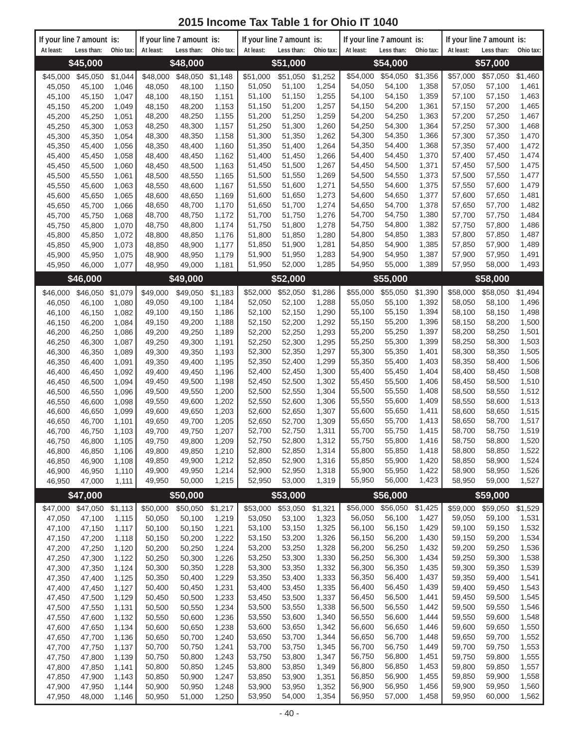# 2015 Income Tax Table 1 for Ohio IT 1040

| If your line 7 amount is: At least: | Less than: | Ohio tax: | If your line 7 amount is: At least: | Less than: | Ohio tax: | If your line 7 amount is: At least: | Less than: | Ohio tax: | If your line 7 amount is: At least: | Less than: | Ohio tax: | If your line 7 amount is: At least: | Less than: | Ohio tax: |
|---|---|---|---|---|---|---|---|---|---|---|---|---|---|---|
| **$45,000** | | | **$48,000** | | | **$51,000** | | | **$54,000** | | | **$57,000** | | |
| $45,000 | $45,050 | $1,044 | $48,000 | $48,050 | $1,148 | $51,000 | $51,050 | $1,252 | $54,000 | $54,050 | $1,356 | $57,000 | $57,050 | $1,460 |
| 45,050 | 45,100 | 1,046 | 48,050 | 48,100 | 1,150 | 51,050 | 51,100 | 1,254 | 54,050 | 54,100 | 1,358 | 57,050 | 57,100 | 1,461 |
| 45,100 | 45,150 | 1,047 | 48,100 | 48,150 | 1,151 | 51,100 | 51,150 | 1,255 | 54,100 | 54,150 | 1,359 | 57,100 | 57,150 | 1,463 |
| 45,150 | 45,200 | 1,049 | 48,150 | 48,200 | 1,153 | 51,150 | 51,200 | 1,257 | 54,150 | 54,200 | 1,361 | 57,150 | 57,200 | 1,465 |
| 45,200 | 45,250 | 1,051 | 48,200 | 48,250 | 1,155 | 51,200 | 51,250 | 1,259 | 54,200 | 54,250 | 1,363 | 57,200 | 57,250 | 1,467 |
| 45,250 | 45,300 | 1,053 | 48,250 | 48,300 | 1,157 | 51,250 | 51,300 | 1,260 | 54,250 | 54,300 | 1,364 | 57,250 | 57,300 | 1,468 |
| 45,300 | 45,350 | 1,054 | 48,300 | 48,350 | 1,158 | 51,300 | 51,350 | 1,262 | 54,300 | 54,350 | 1,366 | 57,300 | 57,350 | 1,470 |
| 45,350 | 45,400 | 1,056 | 48,350 | 48,400 | 1,160 | 51,350 | 51,400 | 1,264 | 54,350 | 54,400 | 1,368 | 57,350 | 57,400 | 1,472 |
| 45,400 | 45,450 | 1,058 | 48,400 | 48,450 | 1,162 | 51,400 | 51,450 | 1,266 | 54,400 | 54,450 | 1,370 | 57,400 | 57,450 | 1,474 |
| 45,450 | 45,500 | 1,060 | 48,450 | 48,500 | 1,163 | 51,450 | 51,500 | 1,267 | 54,450 | 54,500 | 1,371 | 57,450 | 57,500 | 1,475 |
| 45,500 | 45,550 | 1,061 | 48,500 | 48,550 | 1,165 | 51,500 | 51,550 | 1,269 | 54,500 | 54,550 | 1,373 | 57,500 | 57,550 | 1,477 |
| 45,550 | 45,600 | 1,063 | 48,550 | 48,600 | 1,167 | 51,550 | 51,600 | 1,271 | 54,550 | 54,600 | 1,375 | 57,550 | 57,600 | 1,479 |
| 45,600 | 45,650 | 1,065 | 48,600 | 48,650 | 1,169 | 51,600 | 51,650 | 1,273 | 54,600 | 54,650 | 1,377 | 57,600 | 57,650 | 1,481 |
| 45,650 | 45,700 | 1,066 | 48,650 | 48,700 | 1,170 | 51,650 | 51,700 | 1,274 | 54,650 | 54,700 | 1,378 | 57,650 | 57,700 | 1,482 |
| 45,700 | 45,750 | 1,068 | 48,700 | 48,750 | 1,172 | 51,700 | 51,750 | 1,276 | 54,700 | 54,750 | 1,380 | 57,700 | 57,750 | 1,484 |
| 45,750 | 45,800 | 1,070 | 48,750 | 48,800 | 1,174 | 51,750 | 51,800 | 1,278 | 54,750 | 54,800 | 1,382 | 57,750 | 57,800 | 1,486 |
| 45,800 | 45,850 | 1,072 | 48,800 | 48,850 | 1,176 | 51,800 | 51,850 | 1,280 | 54,800 | 54,850 | 1,383 | 57,800 | 57,850 | 1,487 |
| 45,850 | 45,900 | 1,073 | 48,850 | 48,900 | 1,177 | 51,850 | 51,900 | 1,281 | 54,850 | 54,900 | 1,385 | 57,850 | 57,900 | 1,489 |
| 45,900 | 45,950 | 1,075 | 48,900 | 48,950 | 1,179 | 51,900 | 51,950 | 1,283 | 54,900 | 54,950 | 1,387 | 57,900 | 57,950 | 1,491 |
| 45,950 | 46,000 | 1,077 | 48,950 | 49,000 | 1,181 | 51,950 | 52,000 | 1,285 | 54,950 | 55,000 | 1,389 | 57,950 | 58,000 | 1,493 |
| **$46,000** | | | **$49,000** | | | **$52,000** | | | **$55,000** | | | **$58,000** | | |
| $46,000 | $46,050 | $1,079 | $49,000 | $49,050 | $1,183 | $52,000 | $52,050 | $1,286 | $55,000 | $55,050 | $1,390 | $58,000 | $58,050 | $1,494 |
| 46,050 | 46,100 | 1,080 | 49,050 | 49,100 | 1,184 | 52,050 | 52,100 | 1,288 | 55,050 | 55,100 | 1,392 | 58,050 | 58,100 | 1,496 |
| 46,100 | 46,150 | 1,082 | 49,100 | 49,150 | 1,186 | 52,100 | 52,150 | 1,290 | 55,100 | 55,150 | 1,394 | 58,100 | 58,150 | 1,498 |
| 46,150 | 46,200 | 1,084 | 49,150 | 49,200 | 1,188 | 52,150 | 52,200 | 1,292 | 55,150 | 55,200 | 1,396 | 58,150 | 58,200 | 1,500 |
| 46,200 | 46,250 | 1,086 | 49,200 | 49,250 | 1,189 | 52,200 | 52,250 | 1,293 | 55,200 | 55,250 | 1,397 | 58,200 | 58,250 | 1,501 |
| 46,250 | 46,300 | 1,087 | 49,250 | 49,300 | 1,191 | 52,250 | 52,300 | 1,295 | 55,250 | 55,300 | 1,399 | 58,250 | 58,300 | 1,503 |
| 46,300 | 46,350 | 1,089 | 49,300 | 49,350 | 1,193 | 52,300 | 52,350 | 1,297 | 55,300 | 55,350 | 1,401 | 58,300 | 58,350 | 1,505 |
| 46,350 | 46,400 | 1,091 | 49,350 | 49,400 | 1,195 | 52,350 | 52,400 | 1,299 | 55,350 | 55,400 | 1,403 | 58,350 | 58,400 | 1,506 |
| 46,400 | 46,450 | 1,092 | 49,400 | 49,450 | 1,196 | 52,400 | 52,450 | 1,300 | 55,400 | 55,450 | 1,404 | 58,400 | 58,450 | 1,508 |
| 46,450 | 46,500 | 1,094 | 49,450 | 49,500 | 1,198 | 52,450 | 52,500 | 1,302 | 55,450 | 55,500 | 1,406 | 58,450 | 58,500 | 1,510 |
| 46,500 | 46,550 | 1,096 | 49,500 | 49,550 | 1,200 | 52,500 | 52,550 | 1,304 | 55,500 | 55,550 | 1,408 | 58,500 | 58,550 | 1,512 |
| 46,550 | 46,600 | 1,098 | 49,550 | 49,600 | 1,202 | 52,550 | 52,600 | 1,306 | 55,550 | 55,600 | 1,409 | 58,550 | 58,600 | 1,513 |
| 46,600 | 46,650 | 1,099 | 49,600 | 49,650 | 1,203 | 52,600 | 52,650 | 1,307 | 55,600 | 55,650 | 1,411 | 58,600 | 58,650 | 1,515 |
| 46,650 | 46,700 | 1,101 | 49,650 | 49,700 | 1,205 | 52,650 | 52,700 | 1,309 | 55,650 | 55,700 | 1,413 | 58,650 | 58,700 | 1,517 |
| 46,700 | 46,750 | 1,103 | 49,700 | 49,750 | 1,207 | 52,700 | 52,750 | 1,311 | 55,700 | 55,750 | 1,415 | 58,700 | 58,750 | 1,519 |
| 46,750 | 46,800 | 1,105 | 49,750 | 49,800 | 1,209 | 52,750 | 52,800 | 1,312 | 55,750 | 55,800 | 1,416 | 58,750 | 58,800 | 1,520 |
| 46,800 | 46,850 | 1,106 | 49,800 | 49,850 | 1,210 | 52,800 | 52,850 | 1,314 | 55,800 | 55,850 | 1,418 | 58,800 | 58,850 | 1,522 |
| 46,850 | 46,900 | 1,108 | 49,850 | 49,900 | 1,212 | 52,850 | 52,900 | 1,316 | 55,850 | 55,900 | 1,420 | 58,850 | 58,900 | 1,524 |
| 46,900 | 46,950 | 1,110 | 49,900 | 49,950 | 1,214 | 52,900 | 52,950 | 1,318 | 55,900 | 55,950 | 1,422 | 58,900 | 58,950 | 1,526 |
| 46,950 | 47,000 | 1,111 | 49,950 | 50,000 | 1,215 | 52,950 | 53,000 | 1,319 | 55,950 | 56,000 | 1,423 | 58,950 | 59,000 | 1,527 |
| **$47,000** | | | **$50,000** | | | **$53,000** | | | **$56,000** | | | **$59,000** | | |
| $47,000 | $47,050 | $1,113 | $50,000 | $50,050 | $1,217 | $53,000 | $53,050 | $1,321 | $56,000 | $56,050 | $1,425 | $59,000 | $59,050 | $1,529 |
| 47,050 | 47,100 | 1,115 | 50,050 | 50,100 | 1,219 | 53,050 | 53,100 | 1,323 | 56,050 | 56,100 | 1,427 | 59,050 | 59,100 | 1,531 |
| 47,100 | 47,150 | 1,117 | 50,100 | 50,150 | 1,221 | 53,100 | 53,150 | 1,325 | 56,100 | 56,150 | 1,429 | 59,100 | 59,150 | 1,532 |
| 47,150 | 47,200 | 1,118 | 50,150 | 50,200 | 1,222 | 53,150 | 53,200 | 1,326 | 56,150 | 56,200 | 1,430 | 59,150 | 59,200 | 1,534 |
| 47,200 | 47,250 | 1,120 | 50,200 | 50,250 | 1,224 | 53,200 | 53,250 | 1,328 | 56,200 | 56,250 | 1,432 | 59,200 | 59,250 | 1,536 |
| 47,250 | 47,300 | 1,122 | 50,250 | 50,300 | 1,226 | 53,250 | 53,300 | 1,330 | 56,250 | 56,300 | 1,434 | 59,250 | 59,300 | 1,538 |
| 47,300 | 47,350 | 1,124 | 50,300 | 50,350 | 1,228 | 53,300 | 53,350 | 1,332 | 56,300 | 56,350 | 1,435 | 59,300 | 59,350 | 1,539 |
| 47,350 | 47,400 | 1,125 | 50,350 | 50,400 | 1,229 | 53,350 | 53,400 | 1,333 | 56,350 | 56,400 | 1,437 | 59,350 | 59,400 | 1,541 |
| 47,400 | 47,450 | 1,127 | 50,400 | 50,450 | 1,231 | 53,400 | 53,450 | 1,335 | 56,400 | 56,450 | 1,439 | 59,400 | 59,450 | 1,543 |
| 47,450 | 47,500 | 1,129 | 50,450 | 50,500 | 1,233 | 53,450 | 53,500 | 1,337 | 56,450 | 56,500 | 1,441 | 59,450 | 59,500 | 1,545 |
| 47,500 | 47,550 | 1,131 | 50,500 | 50,550 | 1,234 | 53,500 | 53,550 | 1,338 | 56,500 | 56,550 | 1,442 | 59,500 | 59,550 | 1,546 |
| 47,550 | 47,600 | 1,132 | 50,550 | 50,600 | 1,236 | 53,550 | 53,600 | 1,340 | 56,550 | 56,600 | 1,444 | 59,550 | 59,600 | 1,548 |
| 47,600 | 47,650 | 1,134 | 50,600 | 50,650 | 1,238 | 53,600 | 53,650 | 1,342 | 56,600 | 56,650 | 1,446 | 59,600 | 59,650 | 1,550 |
| 47,650 | 47,700 | 1,136 | 50,650 | 50,700 | 1,240 | 53,650 | 53,700 | 1,344 | 56,650 | 56,700 | 1,448 | 59,650 | 59,700 | 1,552 |
| 47,700 | 47,750 | 1,137 | 50,700 | 50,750 | 1,241 | 53,700 | 53,750 | 1,345 | 56,700 | 56,750 | 1,449 | 59,700 | 59,750 | 1,553 |
| 47,750 | 47,800 | 1,139 | 50,750 | 50,800 | 1,243 | 53,750 | 53,800 | 1,347 | 56,750 | 56,800 | 1,451 | 59,750 | 59,800 | 1,555 |
| 47,800 | 47,850 | 1,141 | 50,800 | 50,850 | 1,245 | 53,800 | 53,850 | 1,349 | 56,800 | 56,850 | 1,453 | 59,800 | 59,850 | 1,557 |
| 47,850 | 47,900 | 1,143 | 50,850 | 50,900 | 1,247 | 53,850 | 53,900 | 1,351 | 56,850 | 56,900 | 1,455 | 59,850 | 59,900 | 1,558 |
| 47,900 | 47,950 | 1,144 | 50,900 | 50,950 | 1,248 | 53,900 | 53,950 | 1,352 | 56,900 | 56,950 | 1,456 | 59,900 | 59,950 | 1,560 |
| 47,950 | 48,000 | 1,146 | 50,950 | 51,000 | 1,250 | 53,950 | 54,000 | 1,354 | 56,950 | 57,000 | 1,458 | 59,950 | 60,000 | 1,562 |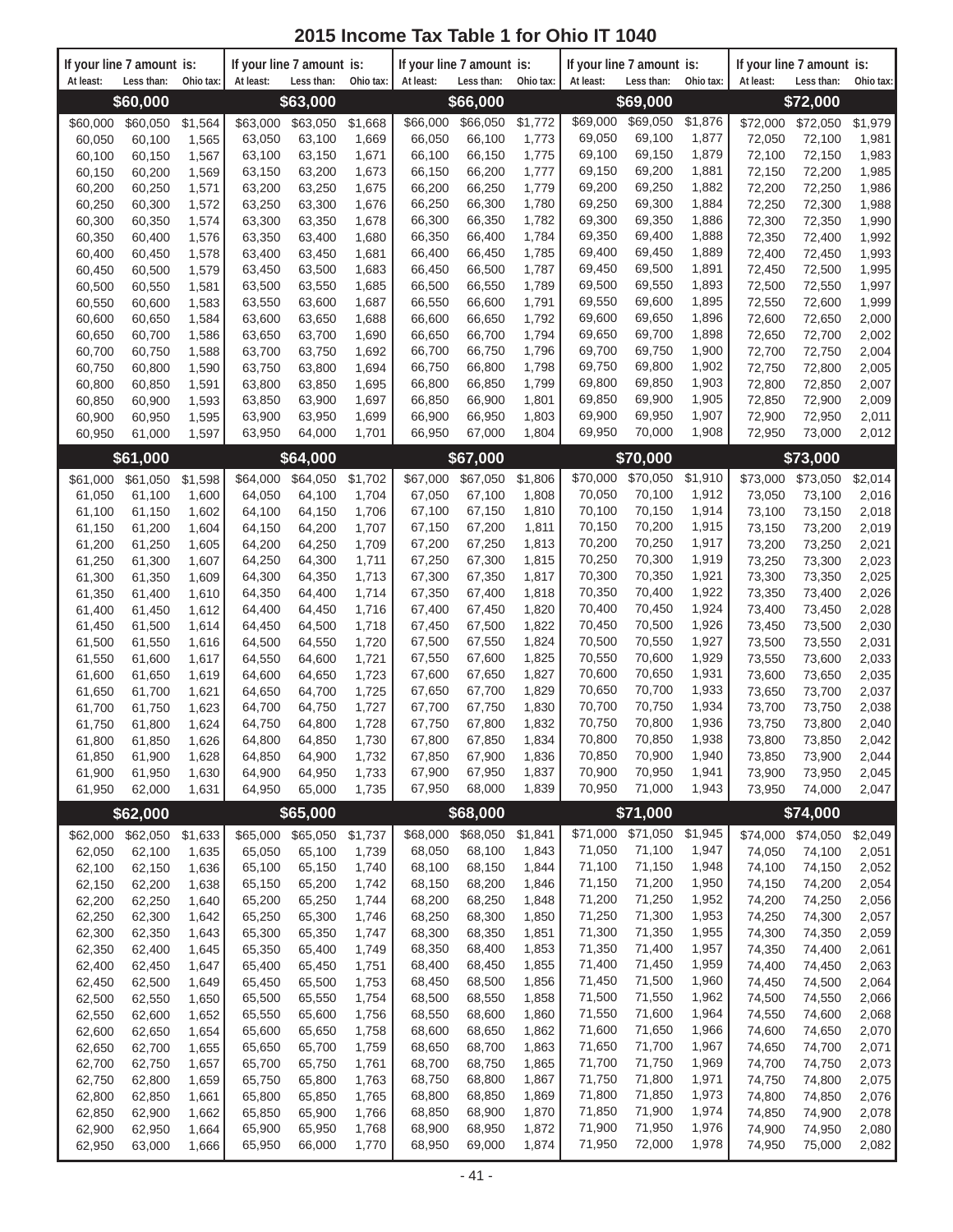# 2015 Income Tax Table 1 for Ohio IT 1040

| At least: | Less than: | Ohio tax: | At least: | Less than: | Ohio tax: | At least: | Less than: | Ohio tax: | At least: | Less than: | Ohio tax: | At least: | Less than: | Ohio tax: |
|---|---|---|---|---|---|---|---|---|---|---|---|---|---|---|
| **$60,000** | | | **$63,000** | | | **$66,000** | | | **$69,000** | | | **$72,000** | | |
| $60,000 | $60,050 | $1,564 | $63,000 | $63,050 | $1,668 | $66,000 | $66,050 | $1,772 | $69,000 | $69,050 | $1,876 | $72,000 | $72,050 | $1,979 |
| 60,050 | 60,100 | 1,565 | 63,050 | 63,100 | 1,669 | 66,050 | 66,100 | 1,773 | 69,050 | 69,100 | 1,877 | 72,050 | 72,100 | 1,981 |
| 60,100 | 60,150 | 1,567 | 63,100 | 63,150 | 1,671 | 66,100 | 66,150 | 1,775 | 69,100 | 69,150 | 1,879 | 72,100 | 72,150 | 1,983 |
| 60,150 | 60,200 | 1,569 | 63,150 | 63,200 | 1,673 | 66,150 | 66,200 | 1,777 | 69,150 | 69,200 | 1,881 | 72,150 | 72,200 | 1,985 |
| 60,200 | 60,250 | 1,571 | 63,200 | 63,250 | 1,675 | 66,200 | 66,250 | 1,779 | 69,200 | 69,250 | 1,882 | 72,200 | 72,250 | 1,986 |
| 60,250 | 60,300 | 1,572 | 63,250 | 63,300 | 1,676 | 66,250 | 66,300 | 1,780 | 69,250 | 69,300 | 1,884 | 72,250 | 72,300 | 1,988 |
| 60,300 | 60,350 | 1,574 | 63,300 | 63,350 | 1,678 | 66,300 | 66,350 | 1,782 | 69,300 | 69,350 | 1,886 | 72,300 | 72,350 | 1,990 |
| 60,350 | 60,400 | 1,576 | 63,350 | 63,400 | 1,680 | 66,350 | 66,400 | 1,784 | 69,350 | 69,400 | 1,888 | 72,350 | 72,400 | 1,992 |
| 60,400 | 60,450 | 1,578 | 63,400 | 63,450 | 1,681 | 66,400 | 66,450 | 1,785 | 69,400 | 69,450 | 1,889 | 72,400 | 72,450 | 1,993 |
| 60,450 | 60,500 | 1,579 | 63,450 | 63,500 | 1,683 | 66,450 | 66,500 | 1,787 | 69,450 | 69,500 | 1,891 | 72,450 | 72,500 | 1,995 |
| 60,500 | 60,550 | 1,581 | 63,500 | 63,550 | 1,685 | 66,500 | 66,550 | 1,789 | 69,500 | 69,550 | 1,893 | 72,500 | 72,550 | 1,997 |
| 60,550 | 60,600 | 1,583 | 63,550 | 63,600 | 1,687 | 66,550 | 66,600 | 1,791 | 69,550 | 69,600 | 1,895 | 72,550 | 72,600 | 1,999 |
| 60,600 | 60,650 | 1,584 | 63,600 | 63,650 | 1,688 | 66,600 | 66,650 | 1,792 | 69,600 | 69,650 | 1,896 | 72,600 | 72,650 | 2,000 |
| 60,650 | 60,700 | 1,586 | 63,650 | 63,700 | 1,690 | 66,650 | 66,700 | 1,794 | 69,650 | 69,700 | 1,898 | 72,650 | 72,700 | 2,002 |
| 60,700 | 60,750 | 1,588 | 63,700 | 63,750 | 1,692 | 66,700 | 66,750 | 1,796 | 69,700 | 69,750 | 1,900 | 72,700 | 72,750 | 2,004 |
| 60,750 | 60,800 | 1,590 | 63,750 | 63,800 | 1,694 | 66,750 | 66,800 | 1,798 | 69,750 | 69,800 | 1,902 | 72,750 | 72,800 | 2,005 |
| 60,800 | 60,850 | 1,591 | 63,800 | 63,850 | 1,695 | 66,800 | 66,850 | 1,799 | 69,800 | 69,850 | 1,903 | 72,800 | 72,850 | 2,007 |
| 60,850 | 60,900 | 1,593 | 63,850 | 63,900 | 1,697 | 66,850 | 66,900 | 1,801 | 69,850 | 69,900 | 1,905 | 72,850 | 72,900 | 2,009 |
| 60,900 | 60,950 | 1,595 | 63,900 | 63,950 | 1,699 | 66,900 | 66,950 | 1,803 | 69,900 | 69,950 | 1,907 | 72,900 | 72,950 | 2,011 |
| 60,950 | 61,000 | 1,597 | 63,950 | 64,000 | 1,701 | 66,950 | 67,000 | 1,804 | 69,950 | 70,000 | 1,908 | 72,950 | 73,000 | 2,012 |
| **$61,000** | | | **$64,000** | | | **$67,000** | | | **$70,000** | | | **$73,000** | | |
| $61,000 | $61,050 | $1,598 | $64,000 | $64,050 | $1,702 | $67,000 | $67,050 | $1,806 | $70,000 | $70,050 | $1,910 | $73,000 | $73,050 | $2,014 |
| 61,050 | 61,100 | 1,600 | 64,050 | 64,100 | 1,704 | 67,050 | 67,100 | 1,808 | 70,050 | 70,100 | 1,912 | 73,050 | 73,100 | 2,016 |
| 61,100 | 61,150 | 1,602 | 64,100 | 64,150 | 1,706 | 67,100 | 67,150 | 1,810 | 70,100 | 70,150 | 1,914 | 73,100 | 73,150 | 2,018 |
| 61,150 | 61,200 | 1,604 | 64,150 | 64,200 | 1,707 | 67,150 | 67,200 | 1,811 | 70,150 | 70,200 | 1,915 | 73,150 | 73,200 | 2,019 |
| 61,200 | 61,250 | 1,605 | 64,200 | 64,250 | 1,709 | 67,200 | 67,250 | 1,813 | 70,200 | 70,250 | 1,917 | 73,200 | 73,250 | 2,021 |
| 61,250 | 61,300 | 1,607 | 64,250 | 64,300 | 1,711 | 67,250 | 67,300 | 1,815 | 70,250 | 70,300 | 1,919 | 73,250 | 73,300 | 2,023 |
| 61,300 | 61,350 | 1,609 | 64,300 | 64,350 | 1,713 | 67,300 | 67,350 | 1,817 | 70,300 | 70,350 | 1,921 | 73,300 | 73,350 | 2,025 |
| 61,350 | 61,400 | 1,610 | 64,350 | 64,400 | 1,714 | 67,350 | 67,400 | 1,818 | 70,350 | 70,400 | 1,922 | 73,350 | 73,400 | 2,026 |
| 61,400 | 61,450 | 1,612 | 64,400 | 64,450 | 1,716 | 67,400 | 67,450 | 1,820 | 70,400 | 70,450 | 1,924 | 73,400 | 73,450 | 2,028 |
| 61,450 | 61,500 | 1,614 | 64,450 | 64,500 | 1,718 | 67,450 | 67,500 | 1,822 | 70,450 | 70,500 | 1,926 | 73,450 | 73,500 | 2,030 |
| 61,500 | 61,550 | 1,616 | 64,500 | 64,550 | 1,720 | 67,500 | 67,550 | 1,824 | 70,500 | 70,550 | 1,927 | 73,500 | 73,550 | 2,031 |
| 61,550 | 61,600 | 1,617 | 64,550 | 64,600 | 1,721 | 67,550 | 67,600 | 1,825 | 70,550 | 70,600 | 1,929 | 73,550 | 73,600 | 2,033 |
| 61,600 | 61,650 | 1,619 | 64,600 | 64,650 | 1,723 | 67,600 | 67,650 | 1,827 | 70,600 | 70,650 | 1,931 | 73,600 | 73,650 | 2,035 |
| 61,650 | 61,700 | 1,621 | 64,650 | 64,700 | 1,725 | 67,650 | 67,700 | 1,829 | 70,650 | 70,700 | 1,933 | 73,650 | 73,700 | 2,037 |
| 61,700 | 61,750 | 1,623 | 64,700 | 64,750 | 1,727 | 67,700 | 67,750 | 1,830 | 70,700 | 70,750 | 1,934 | 73,700 | 73,750 | 2,038 |
| 61,750 | 61,800 | 1,624 | 64,750 | 64,800 | 1,728 | 67,750 | 67,800 | 1,832 | 70,750 | 70,800 | 1,936 | 73,750 | 73,800 | 2,040 |
| 61,800 | 61,850 | 1,626 | 64,800 | 64,850 | 1,730 | 67,800 | 67,850 | 1,834 | 70,800 | 70,850 | 1,938 | 73,800 | 73,850 | 2,042 |
| 61,850 | 61,900 | 1,628 | 64,850 | 64,900 | 1,732 | 67,850 | 67,900 | 1,836 | 70,850 | 70,900 | 1,940 | 73,850 | 73,900 | 2,044 |
| 61,900 | 61,950 | 1,630 | 64,900 | 64,950 | 1,733 | 67,900 | 67,950 | 1,837 | 70,900 | 70,950 | 1,941 | 73,900 | 73,950 | 2,045 |
| 61,950 | 62,000 | 1,631 | 64,950 | 65,000 | 1,735 | 67,950 | 68,000 | 1,839 | 70,950 | 71,000 | 1,943 | 73,950 | 74,000 | 2,047 |
| **$62,000** | | | **$65,000** | | | **$68,000** | | | **$71,000** | | | **$74,000** | | |
| $62,000 | $62,050 | $1,633 | $65,000 | $65,050 | $1,737 | $68,000 | $68,050 | $1,841 | $71,000 | $71,050 | $1,945 | $74,000 | $74,050 | $2,049 |
| 62,050 | 62,100 | 1,635 | 65,050 | 65,100 | 1,739 | 68,050 | 68,100 | 1,843 | 71,050 | 71,100 | 1,947 | 74,050 | 74,100 | 2,051 |
| 62,100 | 62,150 | 1,636 | 65,100 | 65,150 | 1,740 | 68,100 | 68,150 | 1,844 | 71,100 | 71,150 | 1,948 | 74,100 | 74,150 | 2,052 |
| 62,150 | 62,200 | 1,638 | 65,150 | 65,200 | 1,742 | 68,150 | 68,200 | 1,846 | 71,150 | 71,200 | 1,950 | 74,150 | 74,200 | 2,054 |
| 62,200 | 62,250 | 1,640 | 65,200 | 65,250 | 1,744 | 68,200 | 68,250 | 1,848 | 71,200 | 71,250 | 1,952 | 74,200 | 74,250 | 2,056 |
| 62,250 | 62,300 | 1,642 | 65,250 | 65,300 | 1,746 | 68,250 | 68,300 | 1,850 | 71,250 | 71,300 | 1,953 | 74,250 | 74,300 | 2,057 |
| 62,300 | 62,350 | 1,643 | 65,300 | 65,350 | 1,747 | 68,300 | 68,350 | 1,851 | 71,300 | 71,350 | 1,955 | 74,300 | 74,350 | 2,059 |
| 62,350 | 62,400 | 1,645 | 65,350 | 65,400 | 1,749 | 68,350 | 68,400 | 1,853 | 71,350 | 71,400 | 1,957 | 74,350 | 74,400 | 2,061 |
| 62,400 | 62,450 | 1,647 | 65,400 | 65,450 | 1,751 | 68,400 | 68,450 | 1,855 | 71,400 | 71,450 | 1,959 | 74,400 | 74,450 | 2,063 |
| 62,450 | 62,500 | 1,649 | 65,450 | 65,500 | 1,753 | 68,450 | 68,500 | 1,856 | 71,450 | 71,500 | 1,960 | 74,450 | 74,500 | 2,064 |
| 62,500 | 62,550 | 1,650 | 65,500 | 65,550 | 1,754 | 68,500 | 68,550 | 1,858 | 71,500 | 71,550 | 1,962 | 74,500 | 74,550 | 2,066 |
| 62,550 | 62,600 | 1,652 | 65,550 | 65,600 | 1,756 | 68,550 | 68,600 | 1,860 | 71,550 | 71,600 | 1,964 | 74,550 | 74,600 | 2,068 |
| 62,600 | 62,650 | 1,654 | 65,600 | 65,650 | 1,758 | 68,600 | 68,650 | 1,862 | 71,600 | 71,650 | 1,966 | 74,600 | 74,650 | 2,070 |
| 62,650 | 62,700 | 1,655 | 65,650 | 65,700 | 1,759 | 68,650 | 68,700 | 1,863 | 71,650 | 71,700 | 1,967 | 74,650 | 74,700 | 2,071 |
| 62,700 | 62,750 | 1,657 | 65,700 | 65,750 | 1,761 | 68,700 | 68,750 | 1,865 | 71,700 | 71,750 | 1,969 | 74,700 | 74,750 | 2,073 |
| 62,750 | 62,800 | 1,659 | 65,750 | 65,800 | 1,763 | 68,750 | 68,800 | 1,867 | 71,750 | 71,800 | 1,971 | 74,750 | 74,800 | 2,075 |
| 62,800 | 62,850 | 1,661 | 65,800 | 65,850 | 1,765 | 68,800 | 68,850 | 1,869 | 71,800 | 71,850 | 1,973 | 74,800 | 74,850 | 2,076 |
| 62,850 | 62,900 | 1,662 | 65,850 | 65,900 | 1,766 | 68,850 | 68,900 | 1,870 | 71,850 | 71,900 | 1,974 | 74,850 | 74,900 | 2,078 |
| 62,900 | 62,950 | 1,664 | 65,900 | 65,950 | 1,768 | 68,900 | 68,950 | 1,872 | 71,900 | 71,950 | 1,976 | 74,900 | 74,950 | 2,080 |
| 62,950 | 63,000 | 1,666 | 65,950 | 66,000 | 1,770 | 68,950 | 69,000 | 1,874 | 71,950 | 72,000 | 1,978 | 74,950 | 75,000 | 2,082 |

(Each column group header: "If your line 7 amount is:")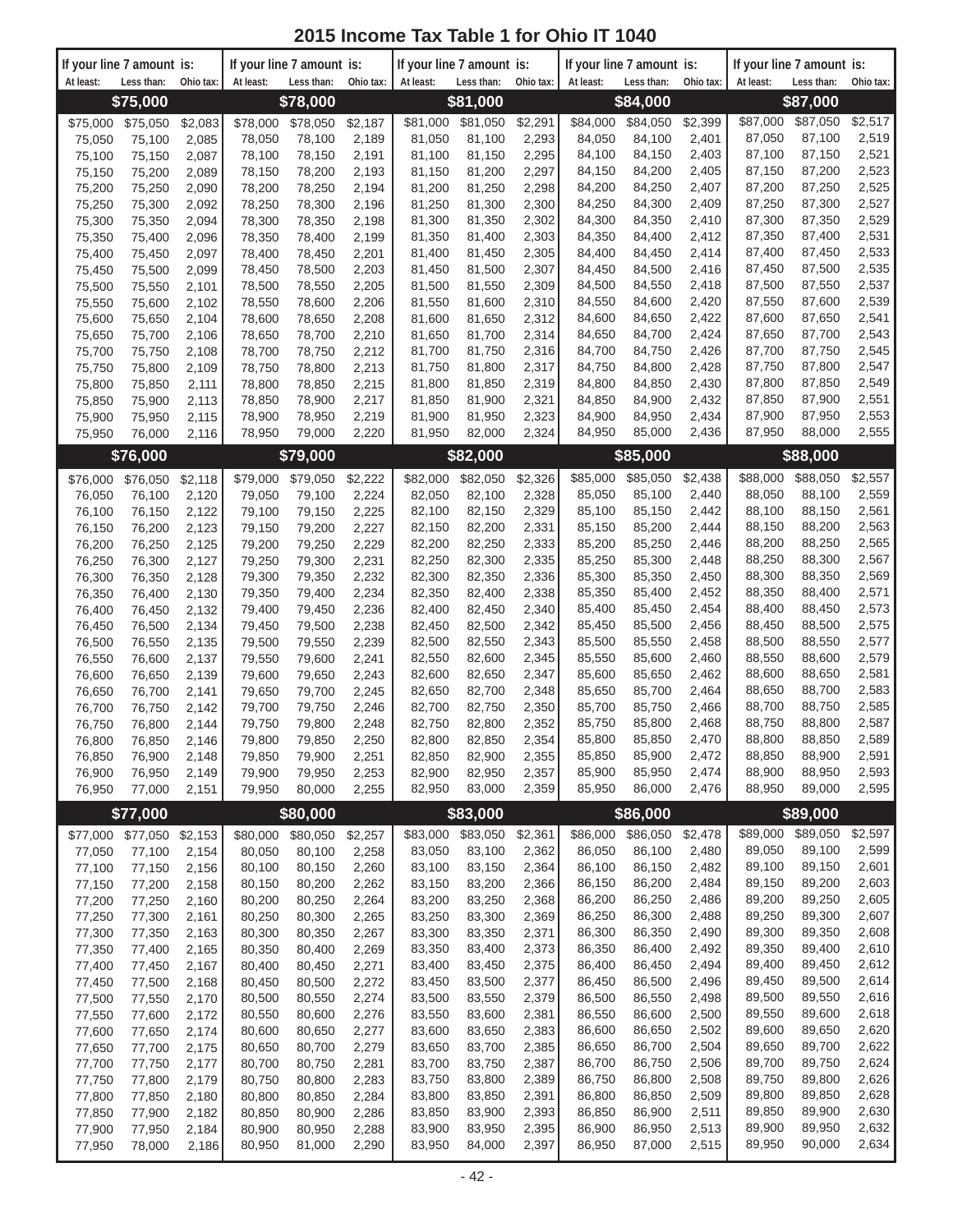# 2015 Income Tax Table 1 for Ohio IT 1040

| If your line 7 amount is: | | | If your line 7 amount is: | | | If your line 7 amount is: | | | If your line 7 amount is: | | | If your line 7 amount is: | | |
|---|---|---|---|---|---|---|---|---|---|---|---|---|---|---|
| At least: | Less than: | Ohio tax: | At least: | Less than: | Ohio tax: | At least: | Less than: | Ohio tax: | At least: | Less than: | Ohio tax: | At least: | Less than: | Ohio tax: |
| **$75,000** | | | **$78,000** | | | **$81,000** | | | **$84,000** | | | **$87,000** | | |
| $75,000 | $75,050 | $2,083 | $78,000 | $78,050 | $2,187 | $81,000 | $81,050 | $2,291 | $84,000 | $84,050 | $2,399 | $87,000 | $87,050 | $2,517 |
| 75,050 | 75,100 | 2,085 | 78,050 | 78,100 | 2,189 | 81,050 | 81,100 | 2,293 | 84,050 | 84,100 | 2,401 | 87,050 | 87,100 | 2,519 |
| 75,100 | 75,150 | 2,087 | 78,100 | 78,150 | 2,191 | 81,100 | 81,150 | 2,295 | 84,100 | 84,150 | 2,403 | 87,100 | 87,150 | 2,521 |
| 75,150 | 75,200 | 2,089 | 78,150 | 78,200 | 2,193 | 81,150 | 81,200 | 2,297 | 84,150 | 84,200 | 2,405 | 87,150 | 87,200 | 2,523 |
| 75,200 | 75,250 | 2,090 | 78,200 | 78,250 | 2,194 | 81,200 | 81,250 | 2,298 | 84,200 | 84,250 | 2,407 | 87,200 | 87,250 | 2,525 |
| 75,250 | 75,300 | 2,092 | 78,250 | 78,300 | 2,196 | 81,250 | 81,300 | 2,300 | 84,250 | 84,300 | 2,409 | 87,250 | 87,300 | 2,527 |
| 75,300 | 75,350 | 2,094 | 78,300 | 78,350 | 2,198 | 81,300 | 81,350 | 2,302 | 84,300 | 84,350 | 2,410 | 87,300 | 87,350 | 2,529 |
| 75,350 | 75,400 | 2,096 | 78,350 | 78,400 | 2,199 | 81,350 | 81,400 | 2,303 | 84,350 | 84,400 | 2,412 | 87,350 | 87,400 | 2,531 |
| 75,400 | 75,450 | 2,097 | 78,400 | 78,450 | 2,201 | 81,400 | 81,450 | 2,305 | 84,400 | 84,450 | 2,414 | 87,400 | 87,450 | 2,533 |
| 75,450 | 75,500 | 2,099 | 78,450 | 78,500 | 2,203 | 81,450 | 81,500 | 2,307 | 84,450 | 84,500 | 2,416 | 87,450 | 87,500 | 2,535 |
| 75,500 | 75,550 | 2,101 | 78,500 | 78,550 | 2,205 | 81,500 | 81,550 | 2,309 | 84,500 | 84,550 | 2,418 | 87,500 | 87,550 | 2,537 |
| 75,550 | 75,600 | 2,102 | 78,550 | 78,600 | 2,206 | 81,550 | 81,600 | 2,310 | 84,550 | 84,600 | 2,420 | 87,550 | 87,600 | 2,539 |
| 75,600 | 75,650 | 2,104 | 78,600 | 78,650 | 2,208 | 81,600 | 81,650 | 2,312 | 84,600 | 84,650 | 2,422 | 87,600 | 87,650 | 2,541 |
| 75,650 | 75,700 | 2,106 | 78,650 | 78,700 | 2,210 | 81,650 | 81,700 | 2,314 | 84,650 | 84,700 | 2,424 | 87,650 | 87,700 | 2,543 |
| 75,700 | 75,750 | 2,108 | 78,700 | 78,750 | 2,212 | 81,700 | 81,750 | 2,316 | 84,700 | 84,750 | 2,426 | 87,700 | 87,750 | 2,545 |
| 75,750 | 75,800 | 2,109 | 78,750 | 78,800 | 2,213 | 81,750 | 81,800 | 2,317 | 84,750 | 84,800 | 2,428 | 87,750 | 87,800 | 2,547 |
| 75,800 | 75,850 | 2,111 | 78,800 | 78,850 | 2,215 | 81,800 | 81,850 | 2,319 | 84,800 | 84,850 | 2,430 | 87,800 | 87,850 | 2,549 |
| 75,850 | 75,900 | 2,113 | 78,850 | 78,900 | 2,217 | 81,850 | 81,900 | 2,321 | 84,850 | 84,900 | 2,432 | 87,850 | 87,900 | 2,551 |
| 75,900 | 75,950 | 2,115 | 78,900 | 78,950 | 2,219 | 81,900 | 81,950 | 2,323 | 84,900 | 84,950 | 2,434 | 87,900 | 87,950 | 2,553 |
| 75,950 | 76,000 | 2,116 | 78,950 | 79,000 | 2,220 | 81,950 | 82,000 | 2,324 | 84,950 | 85,000 | 2,436 | 87,950 | 88,000 | 2,555 |
| **$76,000** | | | **$79,000** | | | **$82,000** | | | **$85,000** | | | **$88,000** | | |
| $76,000 | $76,050 | $2,118 | $79,000 | $79,050 | $2,222 | $82,000 | $82,050 | $2,326 | $85,000 | $85,050 | $2,438 | $88,000 | $88,050 | $2,557 |
| 76,050 | 76,100 | 2,120 | 79,050 | 79,100 | 2,224 | 82,050 | 82,100 | 2,328 | 85,050 | 85,100 | 2,440 | 88,050 | 88,100 | 2,559 |
| 76,100 | 76,150 | 2,122 | 79,100 | 79,150 | 2,225 | 82,100 | 82,150 | 2,329 | 85,100 | 85,150 | 2,442 | 88,100 | 88,150 | 2,561 |
| 76,150 | 76,200 | 2,123 | 79,150 | 79,200 | 2,227 | 82,150 | 82,200 | 2,331 | 85,150 | 85,200 | 2,444 | 88,150 | 88,200 | 2,563 |
| 76,200 | 76,250 | 2,125 | 79,200 | 79,250 | 2,229 | 82,200 | 82,250 | 2,333 | 85,200 | 85,250 | 2,446 | 88,200 | 88,250 | 2,565 |
| 76,250 | 76,300 | 2,127 | 79,250 | 79,300 | 2,231 | 82,250 | 82,300 | 2,335 | 85,250 | 85,300 | 2,448 | 88,250 | 88,300 | 2,567 |
| 76,300 | 76,350 | 2,128 | 79,300 | 79,350 | 2,232 | 82,300 | 82,350 | 2,336 | 85,300 | 85,350 | 2,450 | 88,300 | 88,350 | 2,569 |
| 76,350 | 76,400 | 2,130 | 79,350 | 79,400 | 2,234 | 82,350 | 82,400 | 2,338 | 85,350 | 85,400 | 2,452 | 88,350 | 88,400 | 2,571 |
| 76,400 | 76,450 | 2,132 | 79,400 | 79,450 | 2,236 | 82,400 | 82,450 | 2,340 | 85,400 | 85,450 | 2,454 | 88,400 | 88,450 | 2,573 |
| 76,450 | 76,500 | 2,134 | 79,450 | 79,500 | 2,238 | 82,450 | 82,500 | 2,342 | 85,450 | 85,500 | 2,456 | 88,450 | 88,500 | 2,575 |
| 76,500 | 76,550 | 2,135 | 79,500 | 79,550 | 2,239 | 82,500 | 82,550 | 2,343 | 85,500 | 85,550 | 2,458 | 88,500 | 88,550 | 2,577 |
| 76,550 | 76,600 | 2,137 | 79,550 | 79,600 | 2,241 | 82,550 | 82,600 | 2,345 | 85,550 | 85,600 | 2,460 | 88,550 | 88,600 | 2,579 |
| 76,600 | 76,650 | 2,139 | 79,600 | 79,650 | 2,243 | 82,600 | 82,650 | 2,347 | 85,600 | 85,650 | 2,462 | 88,600 | 88,650 | 2,581 |
| 76,650 | 76,700 | 2,141 | 79,650 | 79,700 | 2,245 | 82,650 | 82,700 | 2,348 | 85,650 | 85,700 | 2,464 | 88,650 | 88,700 | 2,583 |
| 76,700 | 76,750 | 2,142 | 79,700 | 79,750 | 2,246 | 82,700 | 82,750 | 2,350 | 85,700 | 85,750 | 2,466 | 88,700 | 88,750 | 2,585 |
| 76,750 | 76,800 | 2,144 | 79,750 | 79,800 | 2,248 | 82,750 | 82,800 | 2,352 | 85,750 | 85,800 | 2,468 | 88,750 | 88,800 | 2,587 |
| 76,800 | 76,850 | 2,146 | 79,800 | 79,850 | 2,250 | 82,800 | 82,850 | 2,354 | 85,800 | 85,850 | 2,470 | 88,800 | 88,850 | 2,589 |
| 76,850 | 76,900 | 2,148 | 79,850 | 79,900 | 2,251 | 82,850 | 82,900 | 2,355 | 85,850 | 85,900 | 2,472 | 88,850 | 88,900 | 2,591 |
| 76,900 | 76,950 | 2,149 | 79,900 | 79,950 | 2,253 | 82,900 | 82,950 | 2,357 | 85,900 | 85,950 | 2,474 | 88,900 | 88,950 | 2,593 |
| 76,950 | 77,000 | 2,151 | 79,950 | 80,000 | 2,255 | 82,950 | 83,000 | 2,359 | 85,950 | 86,000 | 2,476 | 88,950 | 89,000 | 2,595 |
| **$77,000** | | | **$80,000** | | | **$83,000** | | | **$86,000** | | | **$89,000** | | |
| $77,000 | $77,050 | $2,153 | $80,000 | $80,050 | $2,257 | $83,000 | $83,050 | $2,361 | $86,000 | $86,050 | $2,478 | $89,000 | $89,050 | $2,597 |
| 77,050 | 77,100 | 2,154 | 80,050 | 80,100 | 2,258 | 83,050 | 83,100 | 2,362 | 86,050 | 86,100 | 2,480 | 89,050 | 89,100 | 2,599 |
| 77,100 | 77,150 | 2,156 | 80,100 | 80,150 | 2,260 | 83,100 | 83,150 | 2,364 | 86,100 | 86,150 | 2,482 | 89,100 | 89,150 | 2,601 |
| 77,150 | 77,200 | 2,158 | 80,150 | 80,200 | 2,262 | 83,150 | 83,200 | 2,366 | 86,150 | 86,200 | 2,484 | 89,150 | 89,200 | 2,603 |
| 77,200 | 77,250 | 2,160 | 80,200 | 80,250 | 2,264 | 83,200 | 83,250 | 2,368 | 86,200 | 86,250 | 2,486 | 89,200 | 89,250 | 2,605 |
| 77,250 | 77,300 | 2,161 | 80,250 | 80,300 | 2,265 | 83,250 | 83,300 | 2,369 | 86,250 | 86,300 | 2,488 | 89,250 | 89,300 | 2,607 |
| 77,300 | 77,350 | 2,163 | 80,300 | 80,350 | 2,267 | 83,300 | 83,350 | 2,371 | 86,300 | 86,350 | 2,490 | 89,300 | 89,350 | 2,608 |
| 77,350 | 77,400 | 2,165 | 80,350 | 80,400 | 2,269 | 83,350 | 83,400 | 2,373 | 86,350 | 86,400 | 2,492 | 89,350 | 89,400 | 2,610 |
| 77,400 | 77,450 | 2,167 | 80,400 | 80,450 | 2,271 | 83,400 | 83,450 | 2,375 | 86,400 | 86,450 | 2,494 | 89,400 | 89,450 | 2,612 |
| 77,450 | 77,500 | 2,168 | 80,450 | 80,500 | 2,272 | 83,450 | 83,500 | 2,377 | 86,450 | 86,500 | 2,496 | 89,450 | 89,500 | 2,614 |
| 77,500 | 77,550 | 2,170 | 80,500 | 80,550 | 2,274 | 83,500 | 83,550 | 2,379 | 86,500 | 86,550 | 2,498 | 89,500 | 89,550 | 2,616 |
| 77,550 | 77,600 | 2,172 | 80,550 | 80,600 | 2,276 | 83,550 | 83,600 | 2,381 | 86,550 | 86,600 | 2,500 | 89,550 | 89,600 | 2,618 |
| 77,600 | 77,650 | 2,174 | 80,600 | 80,650 | 2,277 | 83,600 | 83,650 | 2,383 | 86,600 | 86,650 | 2,502 | 89,600 | 89,650 | 2,620 |
| 77,650 | 77,700 | 2,175 | 80,650 | 80,700 | 2,279 | 83,650 | 83,700 | 2,385 | 86,650 | 86,700 | 2,504 | 89,650 | 89,700 | 2,622 |
| 77,700 | 77,750 | 2,177 | 80,700 | 80,750 | 2,281 | 83,700 | 83,750 | 2,387 | 86,700 | 86,750 | 2,506 | 89,700 | 89,750 | 2,624 |
| 77,750 | 77,800 | 2,179 | 80,750 | 80,800 | 2,283 | 83,750 | 83,800 | 2,389 | 86,750 | 86,800 | 2,508 | 89,750 | 89,800 | 2,626 |
| 77,800 | 77,850 | 2,180 | 80,800 | 80,850 | 2,284 | 83,800 | 83,850 | 2,391 | 86,800 | 86,850 | 2,509 | 89,800 | 89,850 | 2,628 |
| 77,850 | 77,900 | 2,182 | 80,850 | 80,900 | 2,286 | 83,850 | 83,900 | 2,393 | 86,850 | 86,900 | 2,511 | 89,850 | 89,900 | 2,630 |
| 77,900 | 77,950 | 2,184 | 80,900 | 80,950 | 2,288 | 83,900 | 83,950 | 2,395 | 86,900 | 86,950 | 2,513 | 89,900 | 89,950 | 2,632 |
| 77,950 | 78,000 | 2,186 | 80,950 | 81,000 | 2,290 | 83,950 | 84,000 | 2,397 | 86,950 | 87,000 | 2,515 | 89,950 | 90,000 | 2,634 |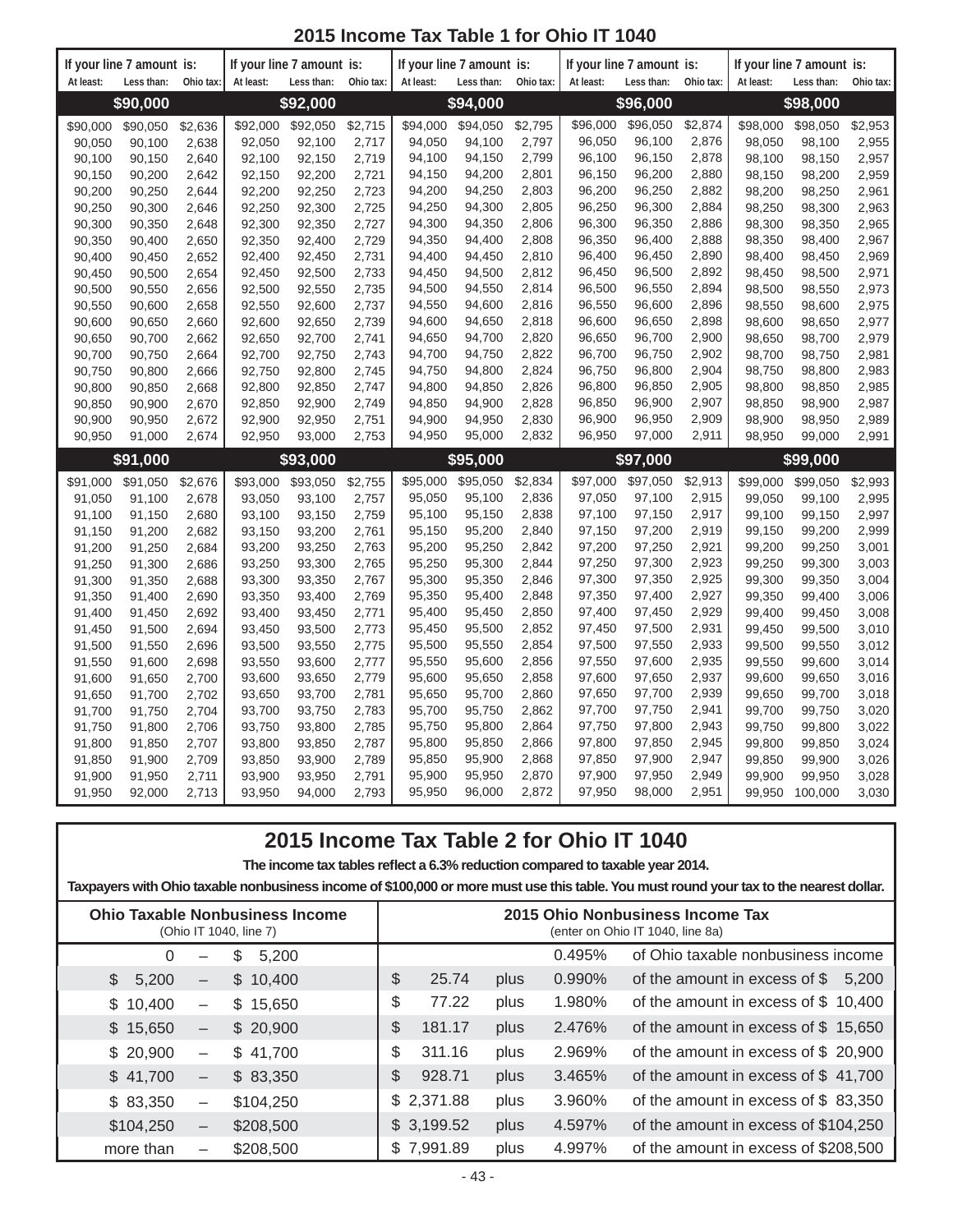# 2015 Income Tax Table 1 for Ohio IT 1040

| If your line 7 amount is: At least: | Less than: | Ohio tax: | If your line 7 amount is: At least: | Less than: | Ohio tax: | If your line 7 amount is: At least: | Less than: | Ohio tax: | If your line 7 amount is: At least: | Less than: | Ohio tax: | If your line 7 amount is: At least: | Less than: | Ohio tax: |
|---|---|---|---|---|---|---|---|---|---|---|---|---|---|---|
| **$90,000** | | | **$92,000** | | | **$94,000** | | | **$96,000** | | | **$98,000** | | |
| $90,000 | $90,050 | $2,636 | $92,000 | $92,050 | $2,715 | $94,000 | $94,050 | $2,795 | $96,000 | $96,050 | $2,874 | $98,000 | $98,050 | $2,953 |
| 90,050 | 90,100 | 2,638 | 92,050 | 92,100 | 2,717 | 94,050 | 94,100 | 2,797 | 96,050 | 96,100 | 2,876 | 98,050 | 98,100 | 2,955 |
| 90,100 | 90,150 | 2,640 | 92,100 | 92,150 | 2,719 | 94,100 | 94,150 | 2,799 | 96,100 | 96,150 | 2,878 | 98,100 | 98,150 | 2,957 |
| 90,150 | 90,200 | 2,642 | 92,150 | 92,200 | 2,721 | 94,150 | 94,200 | 2,801 | 96,150 | 96,200 | 2,880 | 98,150 | 98,200 | 2,959 |
| 90,200 | 90,250 | 2,644 | 92,200 | 92,250 | 2,723 | 94,200 | 94,250 | 2,803 | 96,200 | 96,250 | 2,882 | 98,200 | 98,250 | 2,961 |
| 90,250 | 90,300 | 2,646 | 92,250 | 92,300 | 2,725 | 94,250 | 94,300 | 2,805 | 96,250 | 96,300 | 2,884 | 98,250 | 98,300 | 2,963 |
| 90,300 | 90,350 | 2,648 | 92,300 | 92,350 | 2,727 | 94,300 | 94,350 | 2,806 | 96,300 | 96,350 | 2,886 | 98,300 | 98,350 | 2,965 |
| 90,350 | 90,400 | 2,650 | 92,350 | 92,400 | 2,729 | 94,350 | 94,400 | 2,808 | 96,350 | 96,400 | 2,888 | 98,350 | 98,400 | 2,967 |
| 90,400 | 90,450 | 2,652 | 92,400 | 92,450 | 2,731 | 94,400 | 94,450 | 2,810 | 96,400 | 96,450 | 2,890 | 98,400 | 98,450 | 2,969 |
| 90,450 | 90,500 | 2,654 | 92,450 | 92,500 | 2,733 | 94,450 | 94,500 | 2,812 | 96,450 | 96,500 | 2,892 | 98,450 | 98,500 | 2,971 |
| 90,500 | 90,550 | 2,656 | 92,500 | 92,550 | 2,735 | 94,500 | 94,550 | 2,814 | 96,500 | 96,550 | 2,894 | 98,500 | 98,550 | 2,973 |
| 90,550 | 90,600 | 2,658 | 92,550 | 92,600 | 2,737 | 94,550 | 94,600 | 2,816 | 96,550 | 96,600 | 2,896 | 98,550 | 98,600 | 2,975 |
| 90,600 | 90,650 | 2,660 | 92,600 | 92,650 | 2,739 | 94,600 | 94,650 | 2,818 | 96,600 | 96,650 | 2,898 | 98,600 | 98,650 | 2,977 |
| 90,650 | 90,700 | 2,662 | 92,650 | 92,700 | 2,741 | 94,650 | 94,700 | 2,820 | 96,650 | 96,700 | 2,900 | 98,650 | 98,700 | 2,979 |
| 90,700 | 90,750 | 2,664 | 92,700 | 92,750 | 2,743 | 94,700 | 94,750 | 2,822 | 96,700 | 96,750 | 2,902 | 98,700 | 98,750 | 2,981 |
| 90,750 | 90,800 | 2,666 | 92,750 | 92,800 | 2,745 | 94,750 | 94,800 | 2,824 | 96,750 | 96,800 | 2,904 | 98,750 | 98,800 | 2,983 |
| 90,800 | 90,850 | 2,668 | 92,800 | 92,850 | 2,747 | 94,800 | 94,850 | 2,826 | 96,800 | 96,850 | 2,905 | 98,800 | 98,850 | 2,985 |
| 90,850 | 90,900 | 2,670 | 92,850 | 92,900 | 2,749 | 94,850 | 94,900 | 2,828 | 96,850 | 96,900 | 2,907 | 98,850 | 98,900 | 2,987 |
| 90,900 | 90,950 | 2,672 | 92,900 | 92,950 | 2,751 | 94,900 | 94,950 | 2,830 | 96,900 | 96,950 | 2,909 | 98,900 | 98,950 | 2,989 |
| 90,950 | 91,000 | 2,674 | 92,950 | 93,000 | 2,753 | 94,950 | 95,000 | 2,832 | 96,950 | 97,000 | 2,911 | 98,950 | 99,000 | 2,991 |
| **$91,000** | | | **$93,000** | | | **$95,000** | | | **$97,000** | | | **$99,000** | | |
| $91,000 | $91,050 | $2,676 | $93,000 | $93,050 | $2,755 | $95,000 | $95,050 | $2,834 | $97,000 | $97,050 | $2,913 | $99,000 | $99,050 | $2,993 |
| 91,050 | 91,100 | 2,678 | 93,050 | 93,100 | 2,757 | 95,050 | 95,100 | 2,836 | 97,050 | 97,100 | 2,915 | 99,050 | 99,100 | 2,995 |
| 91,100 | 91,150 | 2,680 | 93,100 | 93,150 | 2,759 | 95,100 | 95,150 | 2,838 | 97,100 | 97,150 | 2,917 | 99,100 | 99,150 | 2,997 |
| 91,150 | 91,200 | 2,682 | 93,150 | 93,200 | 2,761 | 95,150 | 95,200 | 2,840 | 97,150 | 97,200 | 2,919 | 99,150 | 99,200 | 2,999 |
| 91,200 | 91,250 | 2,684 | 93,200 | 93,250 | 2,763 | 95,200 | 95,250 | 2,842 | 97,200 | 97,250 | 2,921 | 99,200 | 99,250 | 3,001 |
| 91,250 | 91,300 | 2,686 | 93,250 | 93,300 | 2,765 | 95,250 | 95,300 | 2,844 | 97,250 | 97,300 | 2,923 | 99,250 | 99,300 | 3,003 |
| 91,300 | 91,350 | 2,688 | 93,300 | 93,350 | 2,767 | 95,300 | 95,350 | 2,846 | 97,300 | 97,350 | 2,925 | 99,300 | 99,350 | 3,004 |
| 91,350 | 91,400 | 2,690 | 93,350 | 93,400 | 2,769 | 95,350 | 95,400 | 2,848 | 97,350 | 97,400 | 2,927 | 99,350 | 99,400 | 3,006 |
| 91,400 | 91,450 | 2,692 | 93,400 | 93,450 | 2,771 | 95,400 | 95,450 | 2,850 | 97,400 | 97,450 | 2,929 | 99,400 | 99,450 | 3,008 |
| 91,450 | 91,500 | 2,694 | 93,450 | 93,500 | 2,773 | 95,450 | 95,500 | 2,852 | 97,450 | 97,500 | 2,931 | 99,450 | 99,500 | 3,010 |
| 91,500 | 91,550 | 2,696 | 93,500 | 93,550 | 2,775 | 95,500 | 95,550 | 2,854 | 97,500 | 97,550 | 2,933 | 99,500 | 99,550 | 3,012 |
| 91,550 | 91,600 | 2,698 | 93,550 | 93,600 | 2,777 | 95,550 | 95,600 | 2,856 | 97,550 | 97,600 | 2,935 | 99,550 | 99,600 | 3,014 |
| 91,600 | 91,650 | 2,700 | 93,600 | 93,650 | 2,779 | 95,600 | 95,650 | 2,858 | 97,600 | 97,650 | 2,937 | 99,600 | 99,650 | 3,016 |
| 91,650 | 91,700 | 2,702 | 93,650 | 93,700 | 2,781 | 95,650 | 95,700 | 2,860 | 97,650 | 97,700 | 2,939 | 99,650 | 99,700 | 3,018 |
| 91,700 | 91,750 | 2,704 | 93,700 | 93,750 | 2,783 | 95,700 | 95,750 | 2,862 | 97,700 | 97,750 | 2,941 | 99,700 | 99,750 | 3,020 |
| 91,750 | 91,800 | 2,706 | 93,750 | 93,800 | 2,785 | 95,750 | 95,800 | 2,864 | 97,750 | 97,800 | 2,943 | 99,750 | 99,800 | 3,022 |
| 91,800 | 91,850 | 2,707 | 93,800 | 93,850 | 2,787 | 95,800 | 95,850 | 2,866 | 97,800 | 97,850 | 2,945 | 99,800 | 99,850 | 3,024 |
| 91,850 | 91,900 | 2,709 | 93,850 | 93,900 | 2,789 | 95,850 | 95,900 | 2,868 | 97,850 | 97,900 | 2,947 | 99,850 | 99,900 | 3,026 |
| 91,900 | 91,950 | 2,711 | 93,900 | 93,950 | 2,791 | 95,900 | 95,950 | 2,870 | 97,900 | 97,950 | 2,949 | 99,900 | 99,950 | 3,028 |
| 91,950 | 92,000 | 2,713 | 93,950 | 94,000 | 2,793 | 95,950 | 96,000 | 2,872 | 97,950 | 98,000 | 2,951 | 99,950 | 100,000 | 3,030 |

# 2015 Income Tax Table 2 for Ohio IT 1040

**The income tax tables reflect a 6.3% reduction compared to taxable year 2014.**

**Taxpayers with Ohio taxable nonbusiness income of $100,000 or more must use this table. You must round your tax to the nearest dollar.**

| Ohio Taxable Nonbusiness Income (Ohio IT 1040, line 7) | | | 2015 Ohio Nonbusiness Income Tax (enter on Ohio IT 1040, line 8a) | | | |
|---|---|---|---|---|---|---|
| 0 | – | $ 5,200 | | | 0.495% | of Ohio taxable nonbusiness income |
| $ 5,200 | – | $ 10,400 | $ 25.74 | plus | 0.990% | of the amount in excess of $ 5,200 |
| $ 10,400 | – | $ 15,650 | $ 77.22 | plus | 1.980% | of the amount in excess of $ 10,400 |
| $ 15,650 | – | $ 20,900 | $ 181.17 | plus | 2.476% | of the amount in excess of $ 15,650 |
| $ 20,900 | – | $ 41,700 | $ 311.16 | plus | 2.969% | of the amount in excess of $ 20,900 |
| $ 41,700 | – | $ 83,350 | $ 928.71 | plus | 3.465% | of the amount in excess of $ 41,700 |
| $ 83,350 | – | $104,250 | $ 2,371.88 | plus | 3.960% | of the amount in excess of $ 83,350 |
| $104,250 | – | $208,500 | $ 3,199.52 | plus | 4.597% | of the amount in excess of $104,250 |
| more than | – | $208,500 | $ 7,991.89 | plus | 4.997% | of the amount in excess of $208,500 |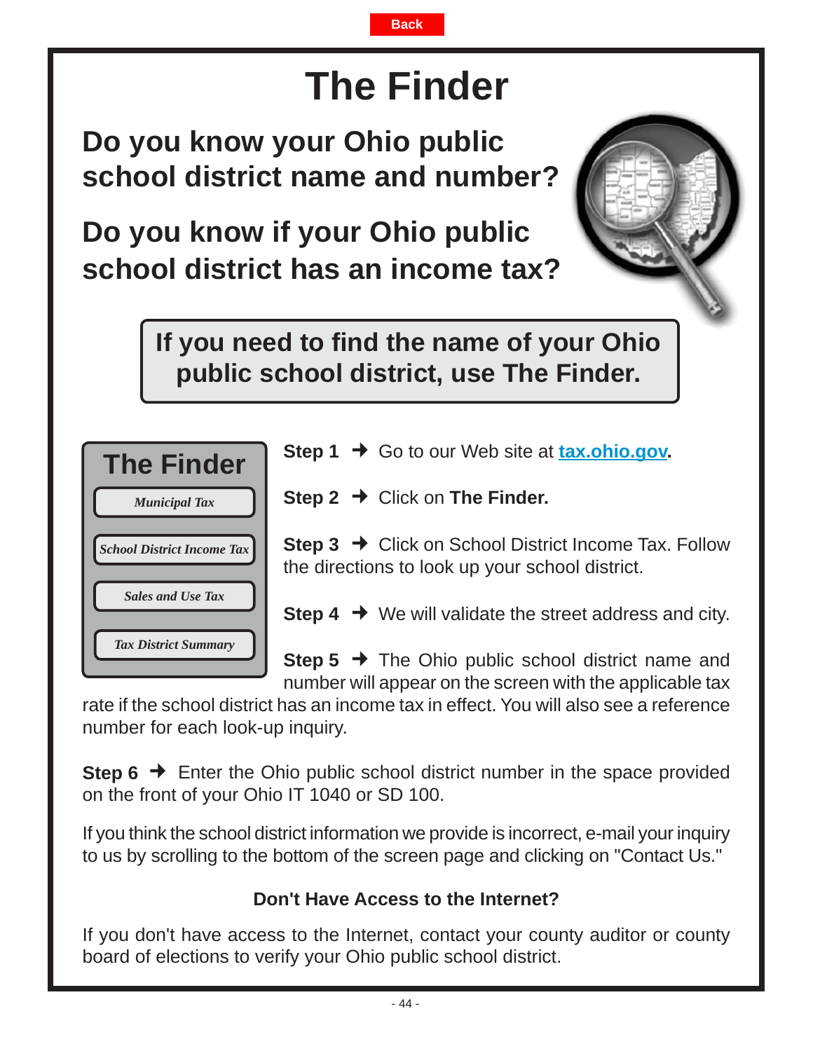Back

# The Finder

## Do you know your Ohio public school district name and number?

## Do you know if your Ohio public school district has an income tax?

**If you need to find the name of your Ohio public school district, use The Finder.**

**The Finder**

- *Municipal Tax*
- *School District Income Tax*
- *Sales and Use Tax*
- *Tax District Summary*

**Step 1** → Go to our Web site at **tax.ohio.gov**.

**Step 2** → Click on **The Finder.**

**Step 3** → Click on School District Income Tax. Follow the directions to look up your school district.

**Step 4** → We will validate the street address and city.

**Step 5** → The Ohio public school district name and number will appear on the screen with the applicable tax rate if the school district has an income tax in effect. You will also see a reference number for each look-up inquiry.

**Step 6** → Enter the Ohio public school district number in the space provided on the front of your Ohio IT 1040 or SD 100.

If you think the school district information we provide is incorrect, e-mail your inquiry to us by scrolling to the bottom of the screen page and clicking on "Contact Us."

**Don't Have Access to the Internet?**

If you don't have access to the Internet, contact your county auditor or county board of elections to verify your Ohio public school district.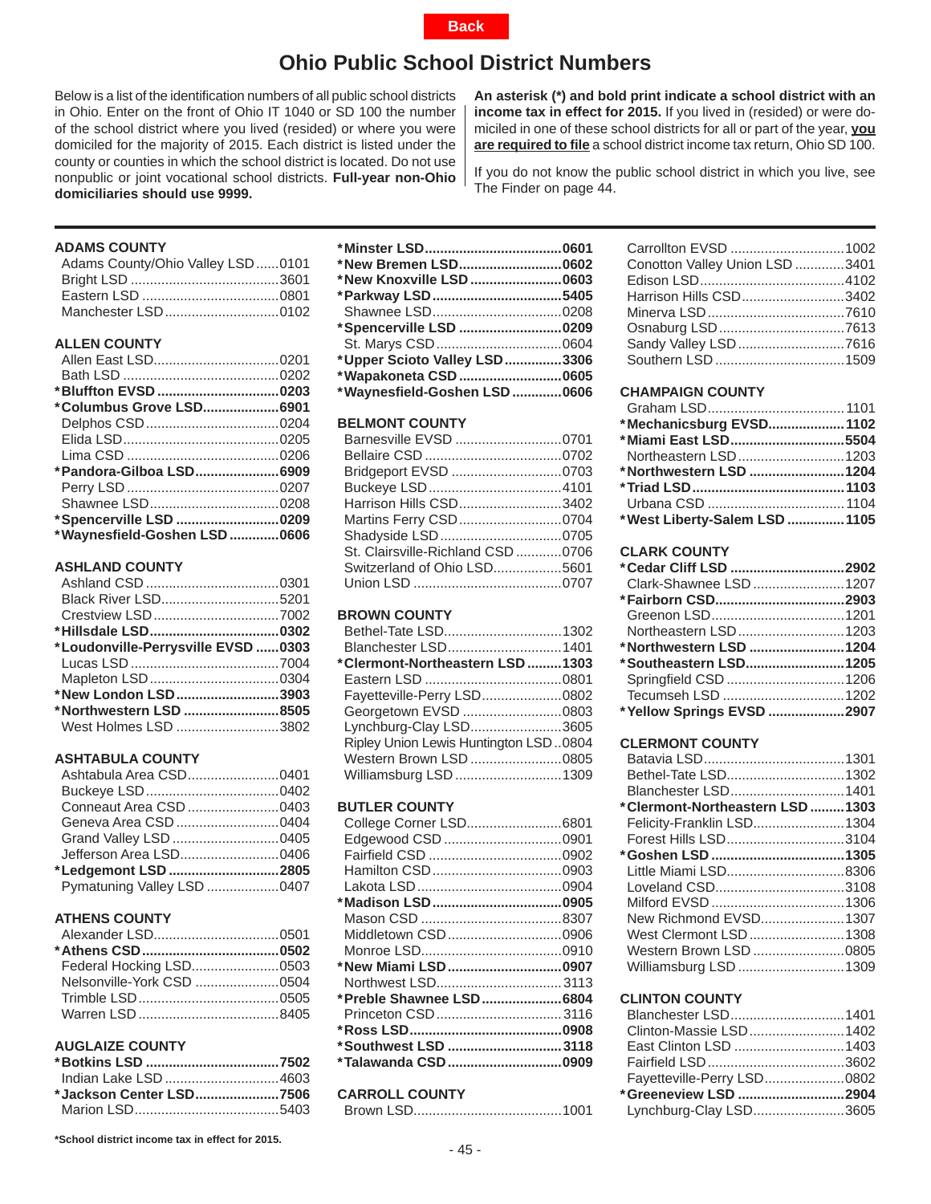Back

# Ohio Public School District Numbers

Below is a list of the identification numbers of all public school districts in Ohio. Enter on the front of Ohio IT 1040 or SD 100 the number of the school district where you lived (resided) or where you were domiciled for the majority of 2015. Each district is listed under the county or counties in which the school district is located. Do not use nonpublic or joint vocational school districts. **Full-year non-Ohio domiciliaries should use 9999.**

**An asterisk (*) and bold print indicate a school district with an income tax in effect for 2015.** If you lived in (resided) or were domiciled in one of these school districts for all or part of the year, **you are required to file** a school district income tax return, Ohio SD 100.

If you do not know the public school district in which you live, see The Finder on page 44.

### ADAMS COUNTY

Adams County/Ohio Valley LSD ...... 0101
Bright LSD ...... 3601
Eastern LSD ...... 0801
Manchester LSD ...... 0102

### ALLEN COUNTY

Allen East LSD ...... 0201
Bath LSD ...... 0202
**\*Bluffton EVSD ...... 0203**
**\*Columbus Grove LSD ...... 6901**
Delphos CSD ...... 0204
Elida LSD ...... 0205
Lima CSD ...... 0206
**\*Pandora-Gilboa LSD ...... 6909**
Perry LSD ...... 0207
Shawnee LSD ...... 0208
**\*Spencerville LSD ...... 0209**
**\*Waynesfield-Goshen LSD ...... 0606**

### ASHLAND COUNTY

Ashland CSD ...... 0301
Black River LSD ...... 5201
Crestview LSD ...... 7002
**\*Hillsdale LSD ...... 0302**
**\*Loudonville-Perrysville EVSD ...... 0303**
Lucas LSD ...... 7004
Mapleton LSD ...... 0304
**\*New London LSD ...... 3903**
**\*Northwestern LSD ...... 8505**
West Holmes LSD ...... 3802

### ASHTABULA COUNTY

Ashtabula Area CSD ...... 0401
Buckeye LSD ...... 0402
Conneaut Area CSD ...... 0403
Geneva Area CSD ...... 0404
Grand Valley LSD ...... 0405
Jefferson Area LSD ...... 0406
**\*Ledgemont LSD ...... 2805**
Pymatuning Valley LSD ...... 0407

### ATHENS COUNTY

Alexander LSD ...... 0501
**\*Athens CSD ...... 0502**
Federal Hocking LSD ...... 0503
Nelsonville-York CSD ...... 0504
Trimble LSD ...... 0505
Warren LSD ...... 8405

### AUGLAIZE COUNTY

**\*Botkins LSD ...... 7502**
Indian Lake LSD ...... 4603
**\*Jackson Center LSD ...... 7506**
Marion LSD ...... 5403
**\*Minster LSD ...... 0601**
**\*New Bremen LSD ...... 0602**
**\*New Knoxville LSD ...... 0603**
**\*Parkway LSD ...... 5405**
Shawnee LSD ...... 0208
**\*Spencerville LSD ...... 0209**
St. Marys CSD ...... 0604
**\*Upper Scioto Valley LSD ...... 3306**
**\*Wapakoneta CSD ...... 0605**
**\*Waynesfield-Goshen LSD ...... 0606**

### BELMONT COUNTY

Barnesville EVSD ...... 0701
Bellaire CSD ...... 0702
Bridgeport EVSD ...... 0703
Buckeye LSD ...... 4101
Harrison Hills CSD ...... 3402
Martins Ferry CSD ...... 0704
Shadyside LSD ...... 0705
St. Clairsville-Richland CSD ...... 0706
Switzerland of Ohio LSD ...... 5601
Union LSD ...... 0707

### BROWN COUNTY

Bethel-Tate LSD ...... 1302
Blanchester LSD ...... 1401
**\*Clermont-Northeastern LSD ...... 1303**
Eastern LSD ...... 0801
Fayetteville-Perry LSD ...... 0802
Georgetown EVSD ...... 0803
Lynchburg-Clay LSD ...... 3605
Ripley Union Lewis Huntington LSD .. 0804
Western Brown LSD ...... 0805
Williamsburg LSD ...... 1309

### BUTLER COUNTY

College Corner LSD ...... 6801
Edgewood CSD ...... 0901
Fairfield CSD ...... 0902
Hamilton CSD ...... 0903
Lakota LSD ...... 0904
**\*Madison LSD ...... 0905**
Mason CSD ...... 8307
Middletown CSD ...... 0906
Monroe LSD ...... 0910
**\*New Miami LSD ...... 0907**
Northwest LSD ...... 3113
**\*Preble Shawnee LSD ...... 6804**
Princeton CSD ...... 3116
**\*Ross LSD ...... 0908**
**\*Southwest LSD ...... 3118**
**\*Talawanda CSD ...... 0909**

### CARROLL COUNTY

Brown LSD ...... 1001
Carrollton EVSD ...... 1002
Conotton Valley Union LSD ...... 3401
Edison LSD ...... 4102
Harrison Hills CSD ...... 3402
Minerva LSD ...... 7610
Osnaburg LSD ...... 7613
Sandy Valley LSD ...... 7616
Southern LSD ...... 1509

### CHAMPAIGN COUNTY

Graham LSD ...... 1101
**\*Mechanicsburg EVSD ...... 1102**
**\*Miami East LSD ...... 5504**
Northeastern LSD ...... 1203
**\*Northwestern LSD ...... 1204**
**\*Triad LSD ...... 1103**
Urbana CSD ...... 1104
**\*West Liberty-Salem LSD ...... 1105**

### CLARK COUNTY

**\*Cedar Cliff LSD ...... 2902**
Clark-Shawnee LSD ...... 1207
**\*Fairborn CSD ...... 2903**
Greenon LSD ...... 1201
Northeastern LSD ...... 1203
**\*Northwestern LSD ...... 1204**
**\*Southeastern LSD ...... 1205**
Springfield CSD ...... 1206
Tecumseh LSD ...... 1202
**\*Yellow Springs EVSD ...... 2907**

### CLERMONT COUNTY

Batavia LSD ...... 1301
Bethel-Tate LSD ...... 1302
Blanchester LSD ...... 1401
**\*Clermont-Northeastern LSD ...... 1303**
Felicity-Franklin LSD ...... 1304
Forest Hills LSD ...... 3104
**\*Goshen LSD ...... 1305**
Little Miami LSD ...... 8306
Loveland CSD ...... 3108
Milford EVSD ...... 1306
New Richmond EVSD ...... 1307
West Clermont LSD ...... 1308
Western Brown LSD ...... 0805
Williamsburg LSD ...... 1309

### CLINTON COUNTY

Blanchester LSD ...... 1401
Clinton-Massie LSD ...... 1402
East Clinton LSD ...... 1403
Fairfield LSD ...... 3602
Fayetteville-Perry LSD ...... 0802
**\*Greeneview LSD ...... 2904**
Lynchburg-Clay LSD ...... 3605

**\*School district income tax in effect for 2015.**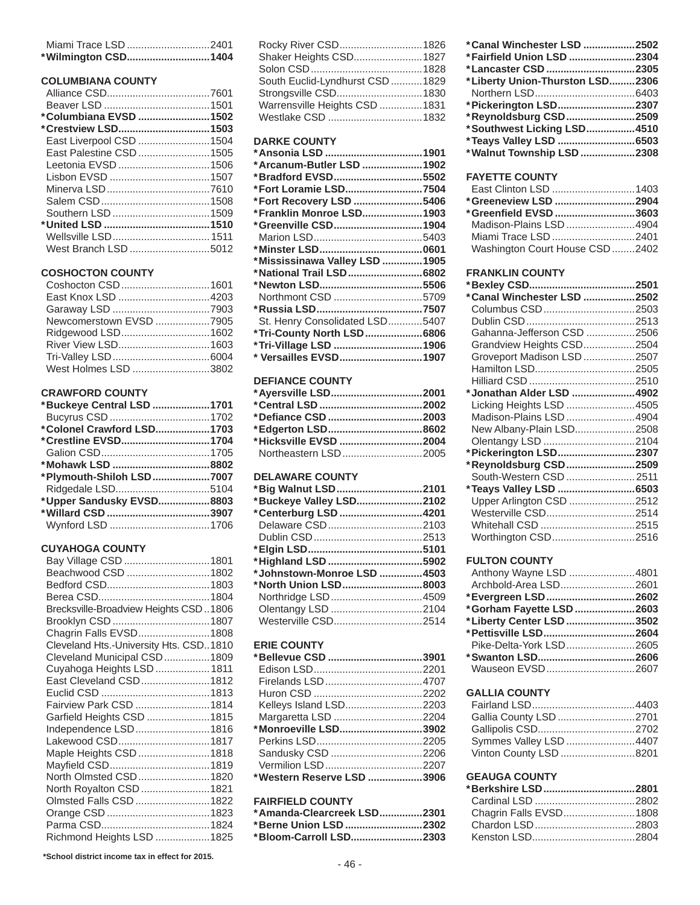Miami Trace LSD ............................2401
**\*Wilmington CSD............................1404**

### COLUMBIANA COUNTY

Alliance CSD....................................7601
Beaver LSD .....................................1501
**\*Columbiana EVSD .........................1502**
**\*Crestview LSD................................1503**
East Liverpool CSD .........................1504
East Palestine CSD .........................1505
Leetonia EVSD ................................1506
Lisbon EVSD ...................................1507
Minerva LSD ....................................7610
Salem CSD ......................................1508
Southern LSD ..................................1509
**\*United LSD ....................................1510**
Wellsville LSD..................................1511
West Branch LSD ............................5012

### COSHOCTON COUNTY

Coshocton CSD ...............................1601
East Knox LSD ................................4203
Garaway LSD ..................................7903
Newcomerstown EVSD ...................7905
Ridgewood LSD...............................1602
River View LSD................................1603
Tri-Valley LSD..................................6004
West Holmes LSD ...........................3802

### CRAWFORD COUNTY

**\*Buckeye Central LSD ....................1701**
Bucyrus CSD ...................................1702
**\*Colonel Crawford LSD...................1703**
**\*Crestline EVSD..............................1704**
Galion CSD......................................1705
**\*Mohawk LSD .................................8802**
**\*Plymouth-Shiloh LSD....................7007**
Ridgedale LSD.................................5104
**\*Upper Sandusky EVSD..................8803**
**\*Willard CSD ...................................3907**
Wynford LSD ...................................1706

### CUYAHOGA COUNTY

Bay Village CSD ..............................1801
Beachwood CSD .............................1802
Bedford CSD....................................1803
Berea CSD.......................................1804
Brecksville-Broadview Heights CSD ..1806
Brooklyn CSD ..................................1807
Chagrin Falls EVSD.........................1808
Cleveland Hts.-University Hts. CSD..1810
Cleveland Municipal CSD ................1809
Cuyahoga Heights LSD ...................1811
East Cleveland CSD........................1812
Euclid CSD ......................................1813
Fairview Park CSD ..........................1814
Garfield Heights CSD ......................1815
Independence LSD..........................1816
Lakewood CSD................................1817
Maple Heights CSD .........................1818
Mayfield CSD...................................1819
North Olmsted CSD.........................1820
North Royalton CSD ........................1821
Olmsted Falls CSD ..........................1822
Orange CSD ....................................1823
Parma CSD......................................1824
Richmond Heights LSD ...................1825
Rocky River CSD.............................1826
Shaker Heights CSD........................1827
Solon CSD .......................................1828
South Euclid-Lyndhurst CSD ...........1829
Strongsville CSD..............................1830
Warrensville Heights CSD ...............1831
Westlake CSD .................................1832

### DARKE COUNTY

**\*Ansonia LSD .................................1901**
**\*Arcanum-Butler LSD .....................1902**
**\*Bradford EVSD...............................5502**
**\*Fort Loramie LSD...........................7504**
**\*Fort Recovery LSD ........................5406**
**\*Franklin Monroe LSD.....................1903**
**\*Greenville CSD...............................1904**
Marion LSD......................................5403
**\*Minster LSD....................................0601**
**\*Mississinawa Valley LSD ..............1905**
**\*National Trail LSD..........................6802**
**\*Newton LSD....................................5506**
Northmont CSD ...............................5709
**\*Russia LSD.....................................7507**
St. Henry Consolidated LSD............5407
**\*Tri-County North LSD....................6806**
**\*Tri-Village LSD ...............................1906**
**\* Versailles EVSD.............................1907**

### DEFIANCE COUNTY

**\*Ayersville LSD................................2001**
**\*Central LSD ....................................2002**
**\*Defiance CSD .................................2003**
**\*Edgerton LSD..................................8602**
**\*Hicksville EVSD .............................2004**
Northeastern LSD............................2005

### DELAWARE COUNTY

**\*Big Walnut LSD..............................2101**
**\*Buckeye Valley LSD.......................2102**
**\*Centerburg LSD .............................4201**
Delaware CSD .................................2103
Dublin CSD......................................2513
**\*Elgin LSD........................................5101**
**\*Highland LSD .................................5902**
**\*Johnstown-Monroe LSD ...............4503**
**\*North Union LSD............................8003**
Northridge LSD................................4509
Olentangy LSD ................................2104
Westerville CSD...............................2514

### ERIE COUNTY

**\*Bellevue CSD .................................3901**
Edison LSD......................................2201
Firelands LSD..................................4707
Huron CSD ......................................2202
Kelleys Island LSD...........................2203
Margaretta LSD ...............................2204
**\*Monroeville LSD.............................3902**
Perkins LSD.....................................2205
Sandusky CSD ................................2206
Vermilion LSD..................................2207
**\*Western Reserve LSD ...................3906**

### FAIRFIELD COUNTY

**\*Amanda-Clearcreek LSD...............2301**
**\*Berne Union LSD ...........................2302**
**\*Bloom-Carroll LSD.........................2303**
**\*Canal Winchester LSD ..................2502**
**\*Fairfield Union LSD .......................2304**
**\*Lancaster CSD ...............................2305**
**\*Liberty Union-Thurston LSD.........2306**
Northern LSD...................................6403
**\*Pickerington LSD...........................2307**
**\*Reynoldsburg CSD........................2509**
**\*Southwest Licking LSD.................4510**
**\*Teays Valley LSD ...........................6503**
**\*Walnut Township LSD ...................2308**

### FAYETTE COUNTY

East Clinton LSD .............................1403
**\*Greeneview LSD ............................2904**
**\*Greenfield EVSD ............................3603**
Madison-Plains LSD ........................4904
Miami Trace LSD .............................2401
Washington Court House CSD ........2402

### FRANKLIN COUNTY

**\*Bexley CSD.....................................2501**
**\*Canal Winchester LSD ..................2502**
Columbus CSD ................................2503
Dublin CSD......................................2513
Gahanna-Jefferson CSD .................2506
Grandview Heights CSD..................2504
Groveport Madison LSD ..................2507
Hamilton LSD...................................2505
Hilliard CSD .....................................2510
**\*Jonathan Alder LSD ......................4902**
Licking Heights LSD ........................4505
Madison-Plains LSD ........................4904
New Albany-Plain LSD.....................2508
Olentangy LSD ................................2104
**\*Pickerington LSD...........................2307**
**\*Reynoldsburg CSD........................2509**
South-Western CSD ........................2511
**\*Teays Valley LSD ...........................6503**
Upper Arlington CSD .......................2512
Westerville CSD...............................2514
Whitehall CSD .................................2515
Worthington CSD.............................2516

### FULTON COUNTY

Anthony Wayne LSD .......................4801
Archbold-Area LSD..........................2601
**\*Evergreen LSD...............................2602**
**\*Gorham Fayette LSD .....................2603**
**\*Liberty Center LSD ........................3502**
**\*Pettisville LSD................................2604**
Pike-Delta-York LSD........................2605
**\*Swanton LSD..................................2606**
Wauseon EVSD ...............................2607

### GALLIA COUNTY

Fairland LSD....................................4403
Gallia County LSD ...........................2701
Gallipolis CSD..................................2702
Symmes Valley LSD ........................4407
Vinton County LSD ..........................8201

### GEAUGA COUNTY

**\*Berkshire LSD................................2801**
Cardinal LSD ...................................2802
Chagrin Falls EVSD.........................1808
Chardon LSD ...................................2803
Kenston LSD....................................2804

**\*School district income tax in effect for 2015.**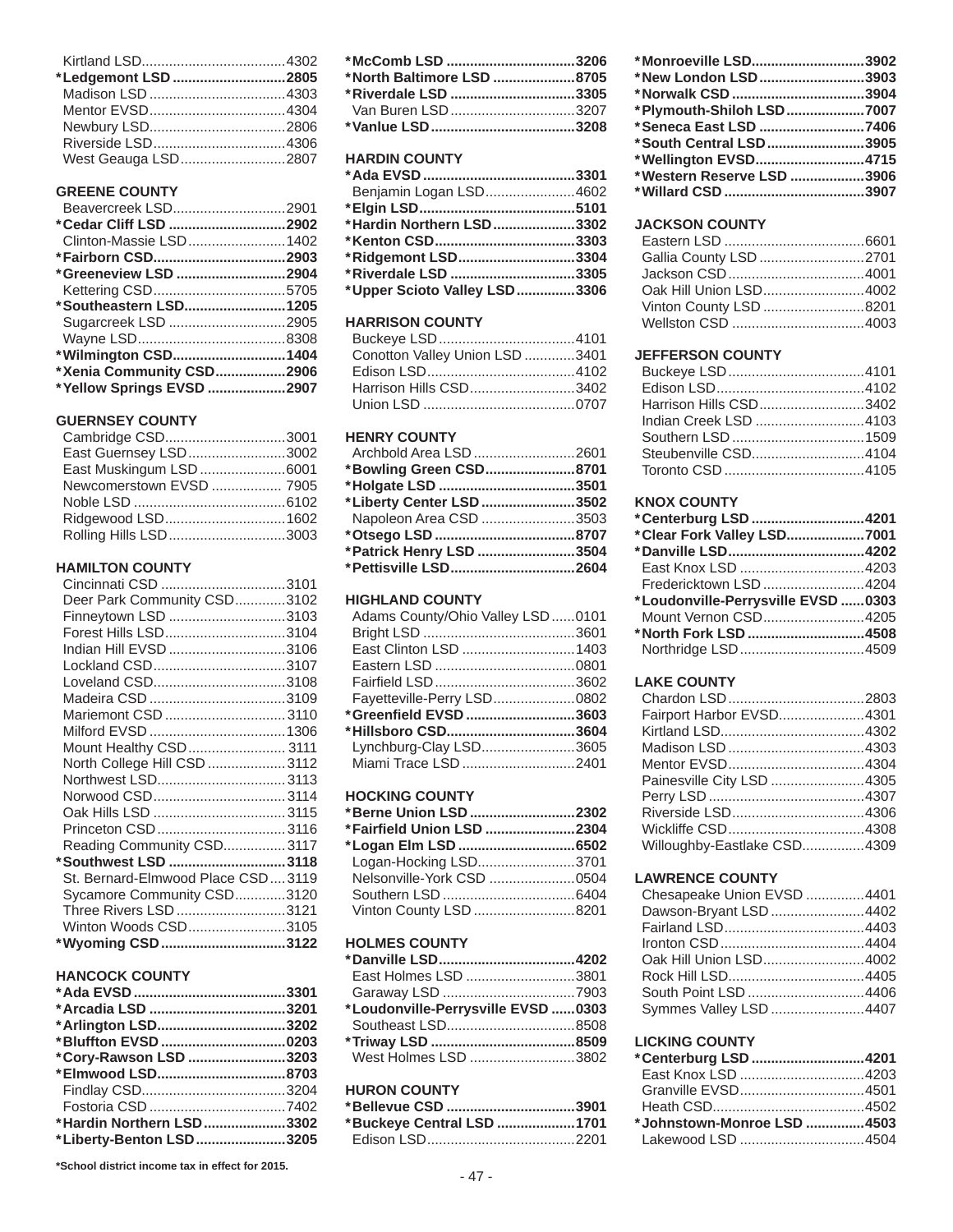Kirtland LSD.....................................4302
**\*Ledgemont LSD .............................2805**
Madison LSD ...................................4303
Mentor EVSD...................................4304
Newbury LSD...................................2806
Riverside LSD..................................4306
West Geauga LSD...........................2807

### GREENE COUNTY

Beavercreek LSD.............................2901
**\*Cedar Cliff LSD ..............................2902**
Clinton-Massie LSD.........................1402
**\*Fairborn CSD..................................2903**
**\*Greeneview LSD ............................2904**
Kettering CSD..................................5705
**\*Southeastern LSD..........................1205**
Sugarcreek LSD ..............................2905
Wayne LSD......................................8308
**\*Wilmington CSD.............................1404**
**\*Xenia Community CSD..................2906**
**\*Yellow Springs EVSD ....................2907**

### GUERNSEY COUNTY

Cambridge CSD...............................3001
East Guernsey LSD.........................3002
East Muskingum LSD......................6001
Newcomerstown EVSD .................. 7905
Noble LSD .......................................6102
Ridgewood LSD...............................1602
Rolling Hills LSD..............................3003

### HAMILTON COUNTY

Cincinnati CSD ................................3101
Deer Park Community CSD.............3102
Finneytown LSD ..............................3103
Forest Hills LSD...............................3104
Indian Hill EVSD ..............................3106
Lockland CSD..................................3107
Loveland CSD..................................3108
Madeira CSD ...................................3109
Mariemont CSD ...............................3110
Milford EVSD ...................................1306
Mount Healthy CSD......................... 3111
North College Hill CSD ....................3112
Northwest LSD.................................3113
Norwood CSD..................................3114
Oak Hills LSD ..................................3115
Princeton CSD.................................3116
Reading Community CSD................3117
**\*Southwest LSD ..............................3118**
St. Bernard-Elmwood Place CSD....3119
Sycamore Community CSD.............3120
Three Rivers LSD............................3121
Winton Woods CSD.........................3105
**\*Wyoming CSD................................3122**

### HANCOCK COUNTY

**\*Ada EVSD .......................................3301**
**\*Arcadia LSD ...................................3201**
**\*Arlington LSD.................................3202**
**\*Bluffton EVSD ................................0203**
**\*Cory-Rawson LSD .........................3203**
**\*Elmwood LSD.................................8703**
Findlay CSD.....................................3204
Fostoria CSD ...................................7402
**\*Hardin Northern LSD.....................3302**
**\*Liberty-Benton LSD.......................3205**

**\*McComb LSD .................................3206**
**\*North Baltimore LSD .....................8705**
**\*Riverdale LSD ................................3305**
Van Buren LSD................................3207
**\*Vanlue LSD.....................................3208**

### HARDIN COUNTY

**\*Ada EVSD .......................................3301**
Benjamin Logan LSD.......................4602
**\*Elgin LSD........................................5101**
**\*Hardin Northern LSD.....................3302**
**\*Kenton CSD....................................3303**
**\*Ridgemont LSD..............................3304**
**\*Riverdale LSD ................................3305**
**\*Upper Scioto Valley LSD...............3306**

### HARRISON COUNTY

Buckeye LSD...................................4101
Conotton Valley Union LSD .............3401
Edison LSD......................................4102
Harrison Hills CSD...........................3402
Union LSD .......................................0707

### HENRY COUNTY

Archbold Area LSD..........................2601
**\*Bowling Green CSD.......................8701**
**\*Holgate LSD ...................................3501**
**\*Liberty Center LSD ........................3502**
Napoleon Area CSD ........................3503
**\*Otsego LSD ....................................8707**
**\*Patrick Henry LSD .........................3504**
**\*Pettisville LSD................................2604**

### HIGHLAND COUNTY

Adams County/Ohio Valley LSD......0101
Bright LSD .......................................3601
East Clinton LSD .............................1403
Eastern LSD ....................................0801
Fairfield LSD....................................3602
Fayetteville-Perry LSD.....................0802
**\*Greenfield EVSD ............................3603**
**\*Hillsboro CSD.................................3604**
Lynchburg-Clay LSD........................3605
Miami Trace LSD .............................2401

### HOCKING COUNTY

**\*Berne Union LSD ...........................2302**
**\*Fairfield Union LSD .......................2304**
**\*Logan Elm LSD ..............................6502**
Logan-Hocking LSD.........................3701
Nelsonville-York CSD ......................0504
Southern LSD ..................................6404
Vinton County LSD ..........................8201

### HOLMES COUNTY

**\*Danville LSD...................................4202**
East Holmes LSD ............................3801
Garaway LSD ..................................7903
**\*Loudonville-Perrysville EVSD ......0303**
Southeast LSD.................................8508
**\*Triway LSD .....................................8509**
West Holmes LSD ...........................3802

### HURON COUNTY

**\*Bellevue CSD .................................3901**
**\*Buckeye Central LSD ....................1701**
Edison LSD......................................2201

**\*Monroeville LSD.............................3902**
**\*New London LSD...........................3903**
**\*Norwalk CSD ..................................3904**
**\*Plymouth-Shiloh LSD....................7007**
**\*Seneca East LSD ...........................7406**
**\*South Central LSD.........................3905**
**\*Wellington EVSD............................4715**
**\*Western Reserve LSD ...................3906**
**\*Willard CSD ....................................3907**

### JACKSON COUNTY

Eastern LSD ....................................6601
Gallia County LSD ...........................2701
Jackson CSD...................................4001
Oak Hill Union LSD..........................4002
Vinton County LSD ..........................8201
Wellston CSD ..................................4003

### JEFFERSON COUNTY

Buckeye LSD...................................4101
Edison LSD......................................4102
Harrison Hills CSD...........................3402
Indian Creek LSD ............................4103
Southern LSD ..................................1509
Steubenville CSD.............................4104
Toronto CSD ....................................4105

### KNOX COUNTY

**\*Centerburg LSD .............................4201**
**\*Clear Fork Valley LSD....................7001**
**\*Danville LSD...................................4202**
East Knox LSD ................................4203
Fredericktown LSD..........................4204
**\*Loudonville-Perrysville EVSD ......0303**
Mount Vernon CSD..........................4205
**\*North Fork LSD ..............................4508**
Northridge LSD................................4509

### LAKE COUNTY

Chardon LSD...................................2803
Fairport Harbor EVSD......................4301
Kirtland LSD.....................................4302
Madison LSD ...................................4303
Mentor EVSD...................................4304
Painesville City LSD ........................4305
Perry LSD ........................................4307
Riverside LSD..................................4306
Wickliffe CSD...................................4308
Willoughby-Eastlake CSD................4309

### LAWRENCE COUNTY

Chesapeake Union EVSD ...............4401
Dawson-Bryant LSD ........................4402
Fairland LSD....................................4403
Ironton CSD.....................................4404
Oak Hill Union LSD..........................4002
Rock Hill LSD...................................4405
South Point LSD ..............................4406
Symmes Valley LSD ........................4407

### LICKING COUNTY

**\*Centerburg LSD .............................4201**
East Knox LSD ................................4203
Granville EVSD................................4501
Heath CSD.......................................4502
**\*Johnstown-Monroe LSD ...............4503**
Lakewood LSD ................................4504

**\*School district income tax in effect for 2015.**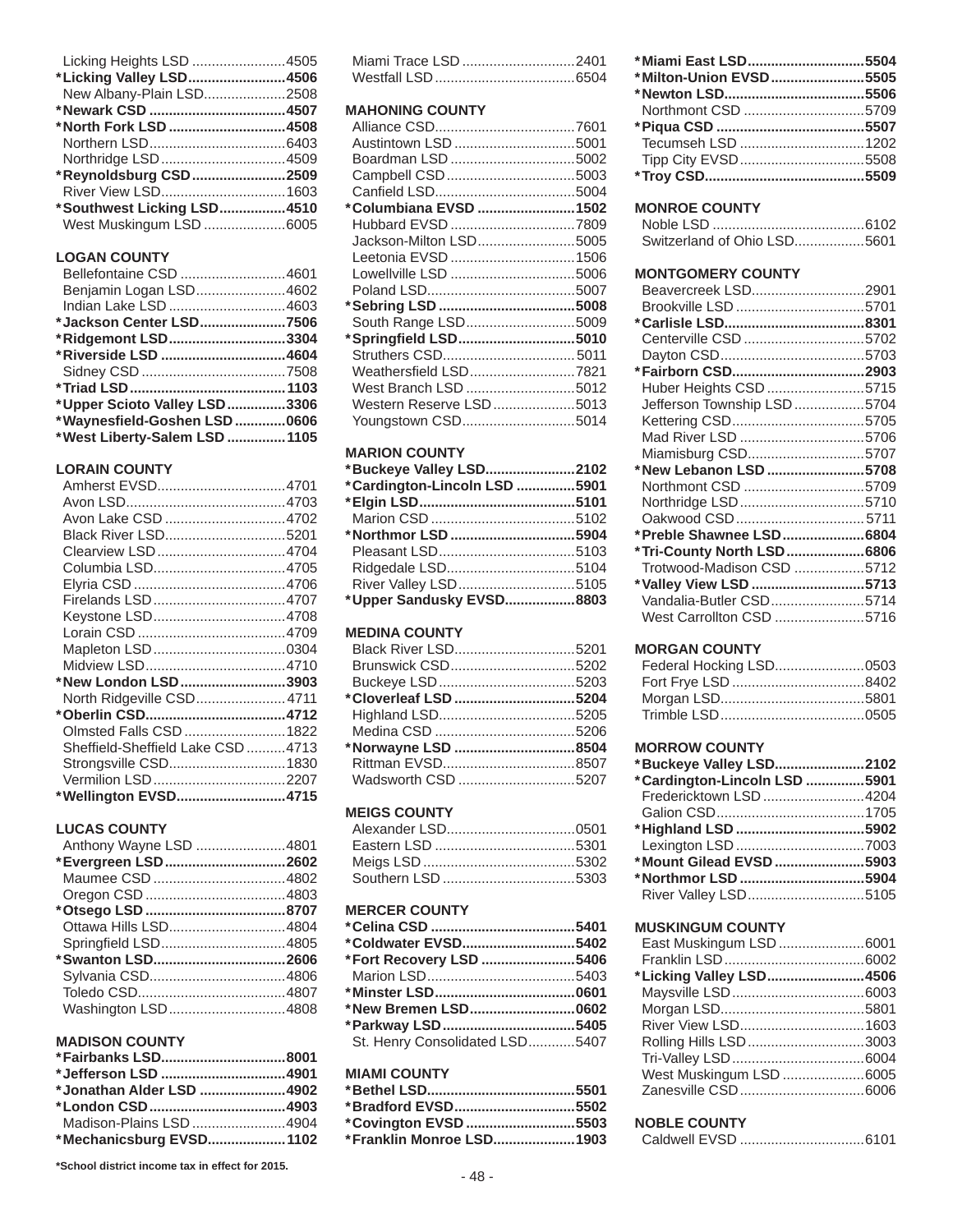Licking Heights LSD ........................4505
**\*Licking Valley LSD.........................4506**
New Albany-Plain LSD.....................2508
**\*Newark CSD ....................................4507**
**\*North Fork LSD ..............................4508**
Northern LSD...................................6403
Northridge LSD................................4509
**\*Reynoldsburg CSD........................2509**
River View LSD................................1603
**\*Southwest Licking LSD.................4510**
West Muskingum LSD .....................6005

### LOGAN COUNTY

Bellefontaine CSD ...........................4601
Benjamin Logan LSD.......................4602
Indian Lake LSD ..............................4603
**\*Jackson Center LSD......................7506**
**\*Ridgemont LSD..............................3304**
**\*Riverside LSD ................................4604**
Sidney CSD .....................................7508
**\*Triad LSD........................................1103**
**\*Upper Scioto Valley LSD...............3306**
**\*Waynesfield-Goshen LSD .............0606**
**\*West Liberty-Salem LSD ...............1105**

### LORAIN COUNTY

Amherst EVSD.................................4701
Avon LSD.........................................4703
Avon Lake CSD ...............................4702
Black River LSD...............................5201
Clearview LSD.................................4704
Columbia LSD..................................4705
Elyria CSD .......................................4706
Firelands LSD..................................4707
Keystone LSD..................................4708
Lorain CSD ......................................4709
Mapleton LSD..................................0304
Midview LSD....................................4710
**\*New London LSD...........................3903**
North Ridgeville CSD.......................4711
**\*Oberlin CSD....................................4712**
Olmsted Falls CSD ..........................1822
Sheffield-Sheffield Lake CSD ..........4713
Strongsville CSD..............................1830
Vermilion LSD..................................2207
**\*Wellington EVSD............................4715**

### LUCAS COUNTY

Anthony Wayne LSD .......................4801
**\*Evergreen LSD...............................2602**
Maumee CSD ..................................4802
Oregon CSD ....................................4803
**\*Otsego LSD ....................................8707**
Ottawa Hills LSD..............................4804
Springfield LSD................................4805
**\*Swanton LSD..................................2606**
Sylvania CSD...................................4806
Toledo CSD......................................4807
Washington LSD..............................4808

### MADISON COUNTY

**\*Fairbanks LSD................................8001**
**\*Jefferson LSD ................................4901**
**\*Jonathan Alder LSD ......................4902**
**\*London CSD...................................4903**
Madison-Plains LSD ........................4904
**\*Mechanicsburg EVSD....................1102**

Miami Trace LSD .............................2401
Westfall LSD....................................6504

### MAHONING COUNTY

Alliance CSD....................................7601
Austintown LSD ...............................5001
Boardman LSD ................................5002
Campbell CSD .................................5003
Canfield LSD....................................5004
**\*Columbiana EVSD .........................1502**
Hubbard EVSD ................................7809
Jackson-Milton LSD.........................5005
Leetonia EVSD ................................1506
Lowellville LSD ................................5006
Poland LSD......................................5007
**\*Sebring LSD ...................................5008**
South Range LSD............................5009
**\*Springfield LSD..............................5010**
Struthers CSD..................................5011
Weathersfield LSD...........................7821
West Branch LSD ............................5012
Western Reserve LSD .....................5013
Youngstown CSD.............................5014

### MARION COUNTY

**\*Buckeye Valley LSD.......................2102**
**\*Cardington-Lincoln LSD ...............5901**
**\*Elgin LSD........................................5101**
Marion CSD .....................................5102
**\*Northmor LSD ................................5904**
Pleasant LSD...................................5103
Ridgedale LSD.................................5104
River Valley LSD..............................5105
**\*Upper Sandusky EVSD..................8803**

### MEDINA COUNTY

Black River LSD...............................5201
Brunswick CSD................................5202
Buckeye LSD...................................5203
**\*Cloverleaf LSD ...............................5204**
Highland LSD...................................5205
Medina CSD ....................................5206
**\*Norwayne LSD ...............................8504**
Rittman EVSD..................................8507
Wadsworth CSD ..............................5207

### MEIGS COUNTY

Alexander LSD.................................0501
Eastern LSD ....................................5301
Meigs LSD .......................................5302
Southern LSD ..................................5303

### MERCER COUNTY

**\*Celina CSD .....................................5401**
**\*Coldwater EVSD.............................5402**
**\*Fort Recovery LSD ........................5406**
Marion LSD......................................5403
**\*Minster LSD....................................0601**
**\*New Bremen LSD...........................0602**
**\*Parkway LSD..................................5405**
St. Henry Consolidated LSD............5407

### MIAMI COUNTY

**\*Bethel LSD......................................5501**
**\*Bradford EVSD...............................5502**
**\*Covington EVSD ............................5503**
**\*Franklin Monroe LSD.....................1903**

**\*Miami East LSD..............................5504**
**\*Milton-Union EVSD........................5505**
**\*Newton LSD....................................5506**
Northmont CSD ...............................5709
**\*Piqua CSD ......................................5507**
Tecumseh LSD ................................1202
Tipp City EVSD................................5508
**\*Troy CSD.........................................5509**

### MONROE COUNTY

Noble LSD .......................................6102
Switzerland of Ohio LSD..................5601

### MONTGOMERY COUNTY

Beavercreek LSD.............................2901
Brookville LSD .................................5701
**\*Carlisle LSD....................................8301**
Centerville CSD ...............................5702
Dayton CSD.....................................5703
**\*Fairborn CSD..................................2903**
Huber Heights CSD .........................5715
Jefferson Township LSD..................5704
Kettering CSD..................................5705
Mad River LSD ................................5706
Miamisburg CSD..............................5707
**\*New Lebanon LSD .........................5708**
Northmont CSD ...............................5709
Northridge LSD................................5710
Oakwood CSD.................................5711
**\*Preble Shawnee LSD.....................6804**
**\*Tri-County North LSD....................6806**
Trotwood-Madison CSD ..................5712
**\*Valley View LSD .............................5713**
Vandalia-Butler CSD........................5714
West Carrollton CSD .......................5716

### MORGAN COUNTY

Federal Hocking LSD.......................0503
Fort Frye LSD ..................................8402
Morgan LSD.....................................5801
Trimble LSD.....................................0505

### MORROW COUNTY

**\*Buckeye Valley LSD.......................2102**
**\*Cardington-Lincoln LSD ...............5901**
Fredericktown LSD ..........................4204
Galion CSD......................................1705
**\*Highland LSD .................................5902**
Lexington LSD .................................7003
**\*Mount Gilead EVSD .......................5903**
**\*Northmor LSD ................................5904**
River Valley LSD..............................5105

### MUSKINGUM COUNTY

East Muskingum LSD ......................6001
Franklin LSD....................................6002
**\*Licking Valley LSD.........................4506**
Maysville LSD..................................6003
Morgan LSD.....................................5801
River View LSD................................1603
Rolling Hills LSD..............................3003
Tri-Valley LSD..................................6004
West Muskingum LSD .....................6005
Zanesville CSD................................6006

### NOBLE COUNTY

Caldwell EVSD ................................6101

**\*School district income tax in effect for 2015.**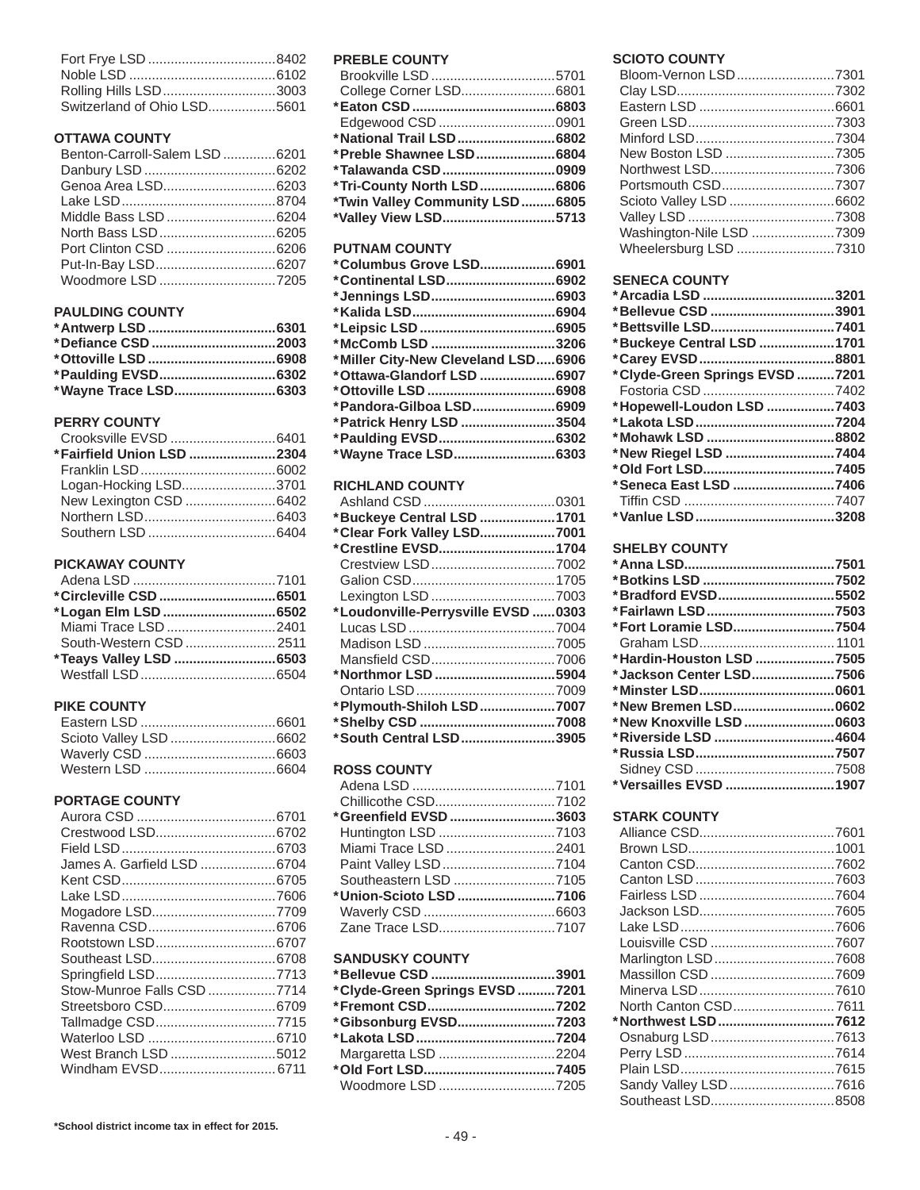Fort Frye LSD..................................8402
Noble LSD.......................................6102
Rolling Hills LSD..............................3003
Switzerland of Ohio LSD..................5601

### OTTAWA COUNTY

Benton-Carroll-Salem LSD..............6201
Danbury LSD...................................6202
Genoa Area LSD..............................6203
Lake LSD.........................................8704
Middle Bass LSD.............................6204
North Bass LSD...............................6205
Port Clinton CSD.............................6206
Put-In-Bay LSD................................6207
Woodmore LSD...............................7205

### PAULDING COUNTY

**\*Antwerp LSD..................................6301**
**\*Defiance CSD.................................2003**
**\*Ottoville LSD..................................6908**
**\*Paulding EVSD...............................6302**
**\*Wayne Trace LSD...........................6303**

### PERRY COUNTY

Crooksville EVSD............................6401
**\*Fairfield Union LSD.......................2304**
Franklin LSD....................................6002
Logan-Hocking LSD.........................3701
New Lexington CSD........................6402
Northern LSD...................................6403
Southern LSD..................................6404

### PICKAWAY COUNTY

Adena LSD......................................7101
**\*Circleville CSD...............................6501**
**\*Logan Elm LSD..............................6502**
Miami Trace LSD.............................2401
South-Western CSD........................2511
**\*Teays Valley LSD...........................6503**
Westfall LSD....................................6504

### PIKE COUNTY

Eastern LSD....................................6601
Scioto Valley LSD............................6602
Waverly CSD...................................6603
Western LSD...................................6604

### PORTAGE COUNTY

Aurora CSD.....................................6701
Crestwood LSD................................6702
Field LSD.........................................6703
James A. Garfield LSD....................6704
Kent CSD.........................................6705
Lake LSD.........................................7606
Mogadore LSD.................................7709
Ravenna CSD..................................6706
Rootstown LSD................................6707
Southeast LSD.................................6708
Springfield LSD................................7713
Stow-Munroe Falls CSD..................7714
Streetsboro CSD..............................6709
Tallmadge CSD................................7715
Waterloo LSD..................................6710
West Branch LSD............................5012
Windham EVSD...............................6711

### PREBLE COUNTY

Brookville LSD.................................5701
College Corner LSD.........................6801
**\*Eaton CSD......................................6803**
Edgewood CSD...............................0901
**\*National Trail LSD..........................6802**
**\*Preble Shawnee LSD.....................6804**
**\*Talawanda CSD..............................0909**
**\*Tri-County North LSD....................6806**
**\*Twin Valley Community LSD.........6805**
**\*Valley View LSD.............................5713**

### PUTNAM COUNTY

**\*Columbus Grove LSD....................6901**
**\*Continental LSD.............................6902**
**\*Jennings LSD.................................6903**
**\*Kalida LSD......................................6904**
**\*Leipsic LSD....................................6905**
**\*McComb LSD.................................3206**
**\*Miller City-New Cleveland LSD.....6906**
**\*Ottawa-Glandorf LSD....................6907**
**\*Ottoville LSD..................................6908**
**\*Pandora-Gilboa LSD......................6909**
**\*Patrick Henry LSD.........................3504**
**\*Paulding EVSD...............................6302**
**\*Wayne Trace LSD...........................6303**

### RICHLAND COUNTY

Ashland CSD...................................0301
**\*Buckeye Central LSD....................1701**
**\*Clear Fork Valley LSD....................7001**
**\*Crestline EVSD...............................1704**
Crestview LSD.................................7002
Galion CSD......................................1705
Lexington LSD.................................7003
**\*Loudonville-Perrysville EVSD......0303**
Lucas LSD.......................................7004
Madison LSD...................................7005
Mansfield CSD.................................7006
**\*Northmor LSD................................5904**
Ontario LSD.....................................7009
**\*Plymouth-Shiloh LSD....................7007**
**\*Shelby CSD....................................7008**
**\*South Central LSD.........................3905**

### ROSS COUNTY

Adena LSD......................................7101
Chillicothe CSD................................7102
**\*Greenfield EVSD............................3603**
Huntington LSD...............................7103
Miami Trace LSD.............................2401
Paint Valley LSD..............................7104
Southeastern LSD...........................7105
**\*Union-Scioto LSD..........................7106**
Waverly CSD...................................6603
Zane Trace LSD...............................7107

### SANDUSKY COUNTY

**\*Bellevue CSD.................................3901**
**\*Clyde-Green Springs EVSD..........7201**
**\*Fremont CSD..................................7202**
**\*Gibsonburg EVSD..........................7203**
**\*Lakota LSD.....................................7204**
Margaretta LSD...............................2204
**\*Old Fort LSD...................................7405**
Woodmore LSD...............................7205

### SCIOTO COUNTY

Bloom-Vernon LSD..........................7301
Clay LSD..........................................7302
Eastern LSD....................................6601
Green LSD.......................................7303
Minford LSD.....................................7304
New Boston LSD.............................7305
Northwest LSD.................................7306
Portsmouth CSD..............................7307
Scioto Valley LSD............................6602
Valley LSD.......................................7308
Washington-Nile LSD......................7309
Wheelersburg LSD..........................7310

### SENECA COUNTY

**\*Arcadia LSD...................................3201**
**\*Bellevue CSD.................................3901**
**\*Bettsville LSD.................................7401**
**\*Buckeye Central LSD....................1701**
**\*Carey EVSD....................................8801**
**\*Clyde-Green Springs EVSD..........7201**
Fostoria CSD...................................7402
**\*Hopewell-Loudon LSD..................7403**
**\*Lakota LSD.....................................7204**
**\*Mohawk LSD..................................8802**
**\*New Riegel LSD.............................7404**
**\*Old Fort LSD...................................7405**
**\*Seneca East LSD...........................7406**
Tiffin CSD........................................7407
**\*Vanlue LSD.....................................3208**

### SHELBY COUNTY

**\*Anna LSD........................................7501**
**\*Botkins LSD...................................7502**
**\*Bradford EVSD...............................5502**
**\*Fairlawn LSD..................................7503**
**\*Fort Loramie LSD...........................7504**
Graham LSD....................................1101
**\*Hardin-Houston LSD.....................7505**
**\*Jackson Center LSD......................7506**
**\*Minster LSD....................................0601**
**\*New Bremen LSD...........................0602**
**\*New Knoxville LSD........................0603**
**\*Riverside LSD................................4604**
**\*Russia LSD.....................................7507**
Sidney CSD.....................................7508
**\*Versailles EVSD.............................1907**

### STARK COUNTY

Alliance CSD....................................7601
Brown LSD.......................................1001
Canton CSD.....................................7602
Canton LSD.....................................7603
Fairless LSD....................................7604
Jackson LSD....................................7605
Lake LSD.........................................7606
Louisville CSD.................................7607
Marlington LSD................................7608
Massillon CSD.................................7609
Minerva LSD....................................7610
North Canton CSD...........................7611
**\*Northwest LSD...............................7612**
Osnaburg LSD.................................7613
Perry LSD........................................7614
Plain LSD.........................................7615
Sandy Valley LSD............................7616
Southeast LSD.................................8508

**\*School district income tax in effect for 2015.**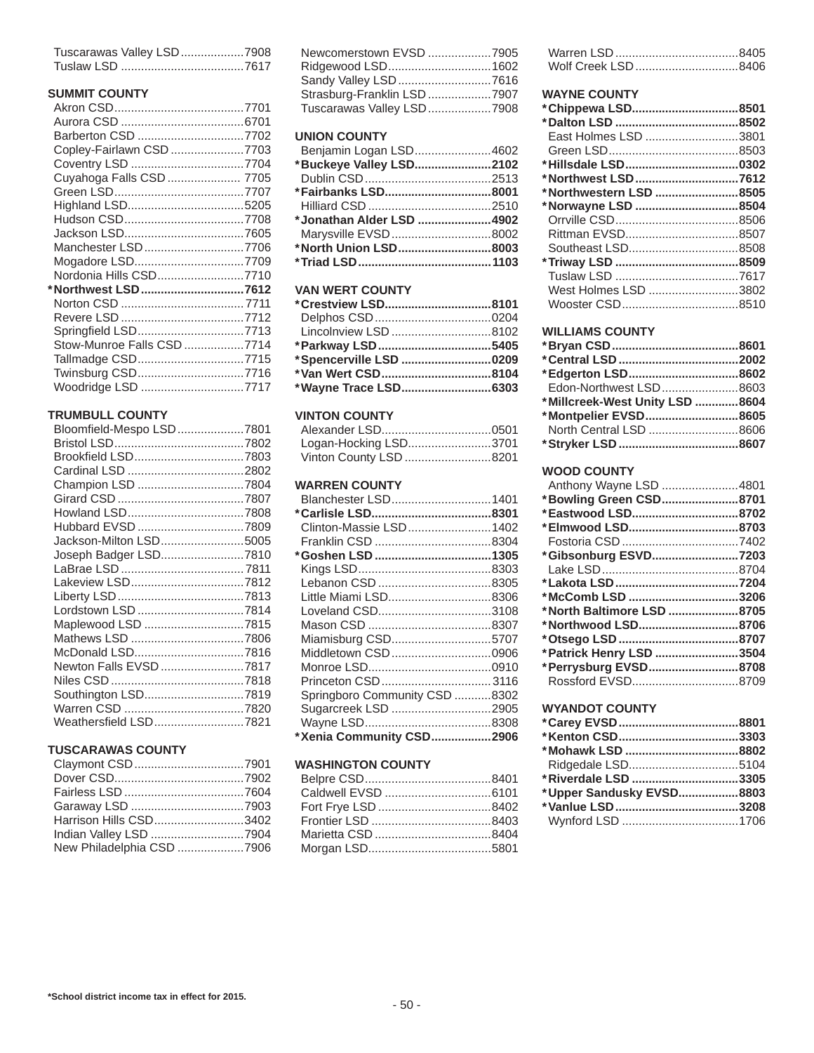Tuscarawas Valley LSD...................7908
Tuslaw LSD .....................................7617

### SUMMIT COUNTY

Akron CSD.......................................7701
Aurora CSD .....................................6701
Barberton CSD ................................7702
Copley-Fairlawn CSD ......................7703
Coventry LSD ..................................7704
Cuyahoga Falls CSD ...................... 7705
Green LSD.......................................7707
Highland LSD...................................5205
Hudson CSD....................................7708
Jackson LSD....................................7605
Manchester LSD..............................7706
Mogadore LSD.................................7709
Nordonia Hills CSD..........................7710
**\*Northwest LSD...............................7612**
Norton CSD .....................................7711
Revere LSD .....................................7712
Springfield LSD................................7713
Stow-Munroe Falls CSD ..................7714
Tallmadge CSD................................7715
Twinsburg CSD................................7716
Woodridge LSD ...............................7717

### TRUMBULL COUNTY

Bloomfield-Mespo LSD....................7801
Bristol LSD.......................................7802
Brookfield LSD.................................7803
Cardinal LSD ...................................2802
Champion LSD ................................7804
Girard CSD ......................................7807
Howland LSD...................................7808
Hubbard EVSD ................................7809
Jackson-Milton LSD.........................5005
Joseph Badger LSD.........................7810
LaBrae LSD .....................................7811
Lakeview LSD..................................7812
Liberty LSD......................................7813
Lordstown LSD ................................7814
Maplewood LSD ..............................7815
Mathews LSD ..................................7806
McDonald LSD.................................7816
Newton Falls EVSD .........................7817
Niles CSD ........................................7818
Southington LSD..............................7819
Warren CSD ....................................7820
Weathersfield LSD...........................7821

### TUSCARAWAS COUNTY

Claymont CSD.................................7901
Dover CSD.......................................7902
Fairless LSD ....................................7604
Garaway LSD ..................................7903
Harrison Hills CSD...........................3402
Indian Valley LSD ............................7904
New Philadelphia CSD ....................7906
Newcomerstown EVSD ...................7905
Ridgewood LSD...............................1602
Sandy Valley LSD............................7616
Strasburg-Franklin LSD ...................7907
Tuscarawas Valley LSD...................7908

### UNION COUNTY

Benjamin Logan LSD.......................4602
**\*Buckeye Valley LSD.......................2102**
Dublin CSD......................................2513
**\*Fairbanks LSD................................8001**
Hilliard CSD .....................................2510
**\*Jonathan Alder LSD ......................4902**
Marysville EVSD..............................8002
**\*North Union LSD............................8003**
**\*Triad LSD........................................1103**

### VAN WERT COUNTY

**\*Crestview LSD................................8101**
Delphos CSD...................................0204
Lincolnview LSD ..............................8102
**\*Parkway LSD..................................5405**
**\*Spencerville LSD ...........................0209**
**\*Van Wert CSD.................................8104**
**\*Wayne Trace LSD...........................6303**

### VINTON COUNTY

Alexander LSD.................................0501
Logan-Hocking LSD.........................3701
Vinton County LSD ..........................8201

### WARREN COUNTY

Blanchester LSD..............................1401
**\*Carlisle LSD....................................8301**
Clinton-Massie LSD.........................1402
Franklin CSD ...................................8304
**\*Goshen LSD ...................................1305**
Kings LSD........................................8303
Lebanon CSD ..................................8305
Little Miami LSD...............................8306
Loveland CSD..................................3108
Mason CSD .....................................8307
Miamisburg CSD..............................5707
Middletown CSD..............................0906
Monroe LSD.....................................0910
Princeton CSD.................................3116
Springboro Community CSD ...........8302
Sugarcreek LSD ..............................2905
Wayne LSD......................................8308
**\*Xenia Community CSD..................2906**

### WASHINGTON COUNTY

Belpre CSD......................................8401
Caldwell EVSD ................................6101
Fort Frye LSD ..................................8402
Frontier LSD ....................................8403
Marietta CSD ...................................8404
Morgan LSD.....................................5801
Warren LSD .....................................8405
Wolf Creek LSD...............................8406

### WAYNE COUNTY

**\*Chippewa LSD................................8501**
**\*Dalton LSD .....................................8502**
East Holmes LSD ............................3801
Green LSD.......................................8503
**\*Hillsdale LSD..................................0302**
**\*Northwest LSD...............................7612**
**\*Northwestern LSD .........................8505**
**\*Norwayne LSD ...............................8504**
Orrville CSD.....................................8506
Rittman EVSD..................................8507
Southeast LSD.................................8508
**\*Triway LSD ....................................8509**
Tuslaw LSD .....................................7617
West Holmes LSD ...........................3802
Wooster CSD...................................8510

### WILLIAMS COUNTY

**\*Bryan CSD......................................8601**
**\*Central LSD....................................2002**
**\*Edgerton LSD.................................8602**
Edon-Northwest LSD.......................8603
**\*Millcreek-West Unity LSD .............8604**
**\*Montpelier EVSD............................8605**
North Central LSD ...........................8606
**\*Stryker LSD....................................8607**

### WOOD COUNTY

Anthony Wayne LSD .......................4801
**\*Bowling Green CSD.......................8701**
**\*Eastwood LSD................................8702**
**\*Elmwood LSD.................................8703**
Fostoria CSD...................................7402
**\*Gibsonburg ESVD..........................7203**
Lake LSD.........................................8704
**\*Lakota LSD.....................................7204**
**\*McComb LSD .................................3206**
**\*North Baltimore LSD .....................8705**
**\*Northwood LSD..............................8706**
**\*Otsego LSD....................................8707**
**\*Patrick Henry LSD .........................3504**
**\*Perrysburg EVSD...........................8708**
Rossford EVSD................................8709

### WYANDOT COUNTY

**\*Carey EVSD....................................8801**
**\*Kenton CSD....................................3303**
**\*Mohawk LSD ..................................8802**
Ridgedale LSD.................................5104
**\*Riverdale LSD ................................3305**
**\*Upper Sandusky EVSD..................8803**
**\*Vanlue LSD.....................................3208**
Wynford LSD ...................................1706

**\*School district income tax in effect for 2015.**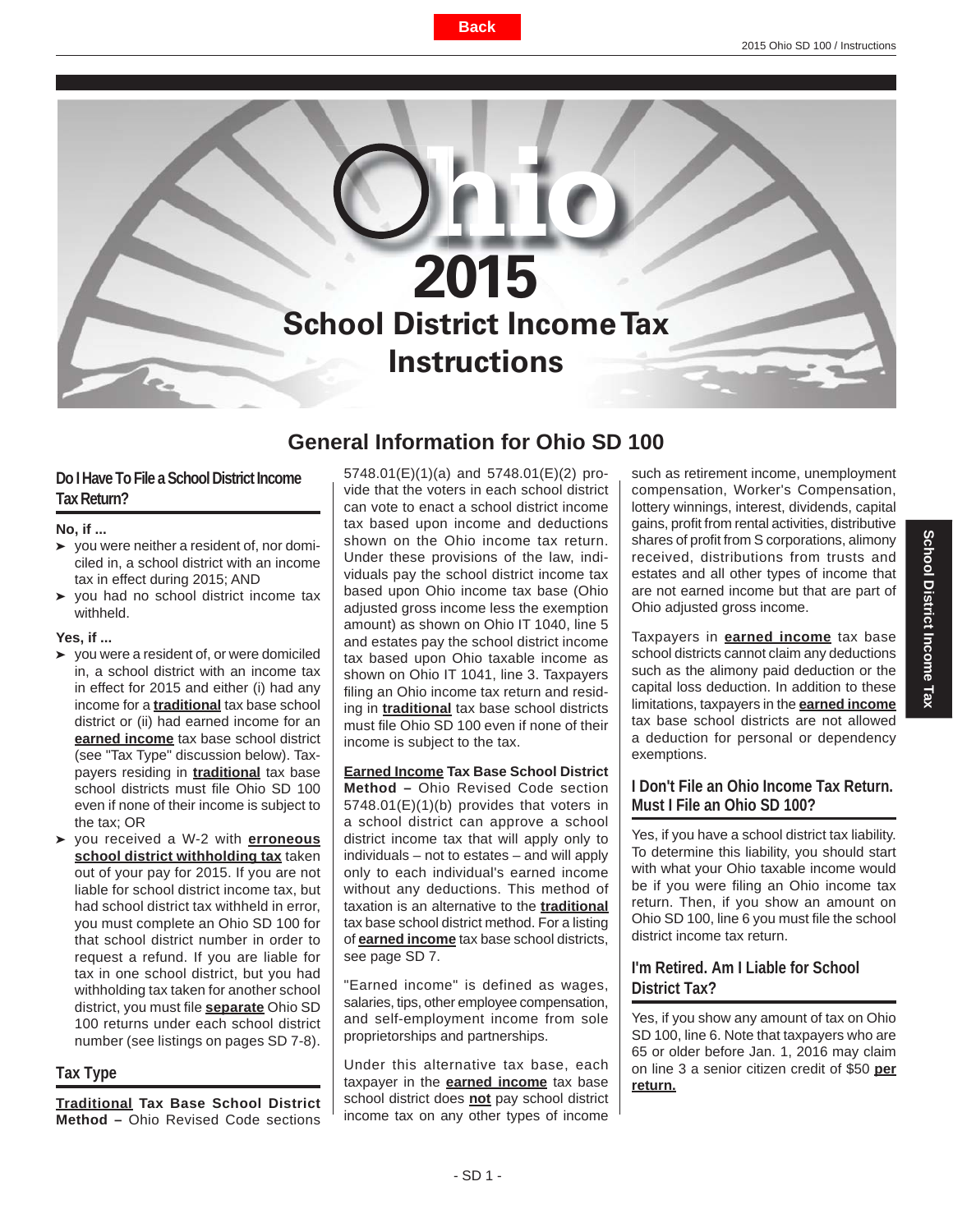# Ohio 2015 School District Income Tax Instructions

## General Information for Ohio SD 100

### Do I Have To File a School District Income Tax Return?

**No, if ...**

- ➤ you were neither a resident of, nor domiciled in, a school district with an income tax in effect during 2015; AND
- ➤ you had no school district income tax withheld.

**Yes, if ...**

- ➤ you were a resident of, or were domiciled in, a school district with an income tax in effect for 2015 and either (i) had any income for a **traditional** tax base school district or (ii) had earned income for an **earned income** tax base school district (see "Tax Type" discussion below). Taxpayers residing in **traditional** tax base school districts must file Ohio SD 100 even if none of their income is subject to the tax; OR
- ➤ you received a W-2 with **erroneous school district withholding tax** taken out of your pay for 2015. If you are not liable for school district income tax, but had school district tax withheld in error, you must complete an Ohio SD 100 for that school district number in order to request a refund. If you are liable for tax in one school district, but you had withholding tax taken for another school district, you must file **separate** Ohio SD 100 returns under each school district number (see listings on pages SD 7-8).

### Tax Type

**Traditional Tax Base School District Method –** Ohio Revised Code sections 5748.01(E)(1)(a) and 5748.01(E)(2) provide that the voters in each school district can vote to enact a school district income tax based upon income and deductions shown on the Ohio income tax return. Under these provisions of the law, individuals pay the school district income tax based upon Ohio income tax base (Ohio adjusted gross income less the exemption amount) as shown on Ohio IT 1040, line 5 and estates pay the school district income tax based upon Ohio taxable income as shown on Ohio IT 1041, line 3. Taxpayers filing an Ohio income tax return and residing in **traditional** tax base school districts must file Ohio SD 100 even if none of their income is subject to the tax.

**Earned Income Tax Base School District Method –** Ohio Revised Code section 5748.01(E)(1)(b) provides that voters in a school district can approve a school district income tax that will apply only to individuals – not to estates – and will apply only to each individual's earned income without any deductions. This method of taxation is an alternative to the **traditional** tax base school district method. For a listing of **earned income** tax base school districts, see page SD 7.

"Earned income" is defined as wages, salaries, tips, other employee compensation, and self-employment income from sole proprietorships and partnerships.

Under this alternative tax base, each taxpayer in the **earned income** tax base school district does **not** pay school district income tax on any other types of income such as retirement income, unemployment compensation, Worker's Compensation, lottery winnings, interest, dividends, capital gains, profit from rental activities, distributive shares of profit from S corporations, alimony received, distributions from trusts and estates and all other types of income that are not earned income but that are part of Ohio adjusted gross income.

Taxpayers in **earned income** tax base school districts cannot claim any deductions such as the alimony paid deduction or the capital loss deduction. In addition to these limitations, taxpayers in the **earned income** tax base school districts are not allowed a deduction for personal or dependency exemptions.

### I Don't File an Ohio Income Tax Return. Must I File an Ohio SD 100?

Yes, if you have a school district tax liability. To determine this liability, you should start with what your Ohio taxable income would be if you were filing an Ohio income tax return. Then, if you show an amount on Ohio SD 100, line 6 you must file the school district income tax return.

### I'm Retired. Am I Liable for School District Tax?

Yes, if you show any amount of tax on Ohio SD 100, line 6. Note that taxpayers who are 65 or older before Jan. 1, 2016 may claim on line 3 a senior citizen credit of $50 **per return.**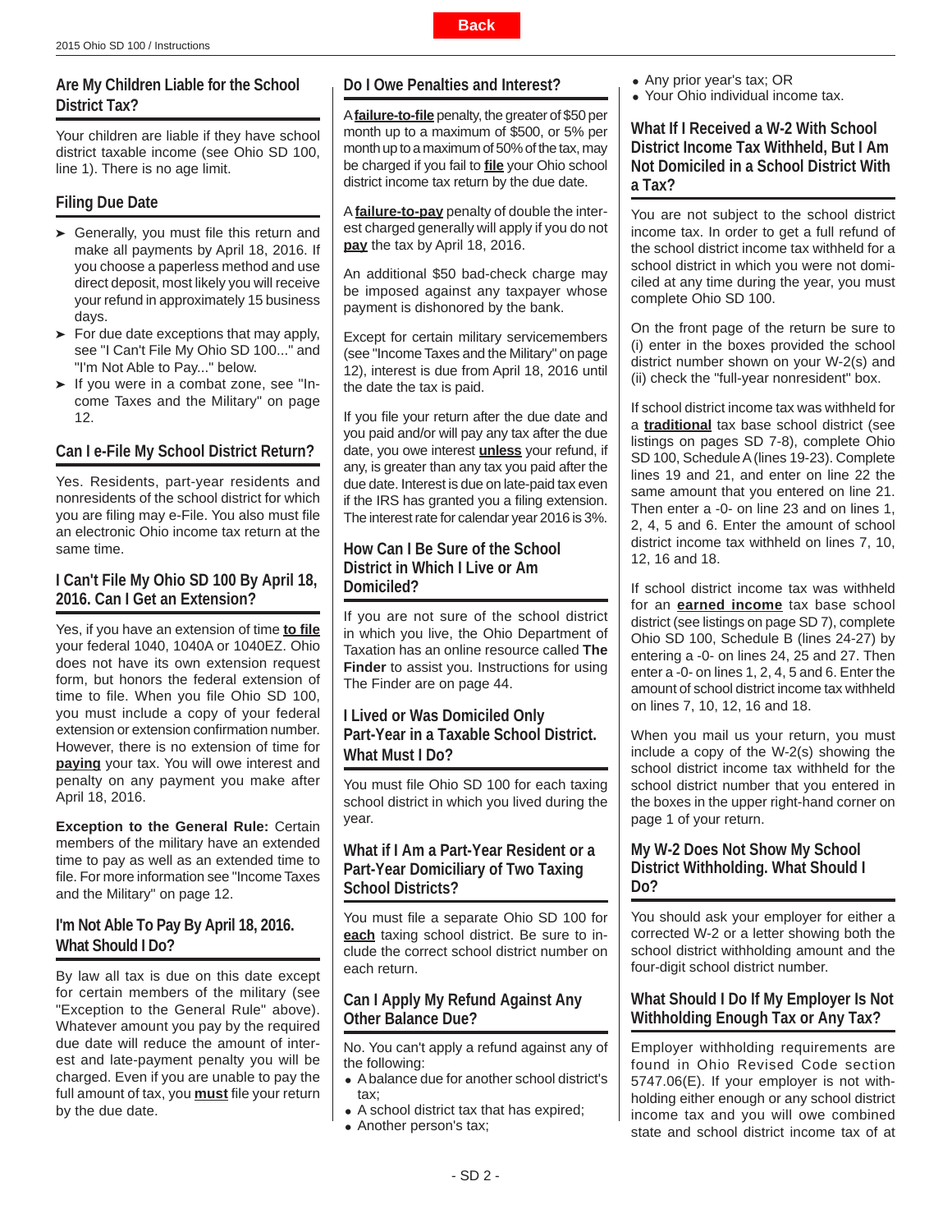## Are My Children Liable for the School District Tax?

Your children are liable if they have school district taxable income (see Ohio SD 100, line 1). There is no age limit.

## Filing Due Date

- Generally, you must file this return and make all payments by April 18, 2016. If you choose a paperless method and use direct deposit, most likely you will receive your refund in approximately 15 business days.
- For due date exceptions that may apply, see "I Can't File My Ohio SD 100..." and "I'm Not Able to Pay..." below.
- If you were in a combat zone, see "Income Taxes and the Military" on page 12.

## Can I e-File My School District Return?

Yes. Residents, part-year residents and nonresidents of the school district for which you are filing may e-File. You also must file an electronic Ohio income tax return at the same time.

## I Can't File My Ohio SD 100 By April 18, 2016. Can I Get an Extension?

Yes, if you have an extension of time **to file** your federal 1040, 1040A or 1040EZ. Ohio does not have its own extension request form, but honors the federal extension of time to file. When you file Ohio SD 100, you must include a copy of your federal extension or extension confirmation number. However, there is no extension of time for **paying** your tax. You will owe interest and penalty on any payment you make after April 18, 2016.

**Exception to the General Rule:** Certain members of the military have an extended time to pay as well as an extended time to file. For more information see "Income Taxes and the Military" on page 12.

## I'm Not Able To Pay By April 18, 2016. What Should I Do?

By law all tax is due on this date except for certain members of the military (see "Exception to the General Rule" above). Whatever amount you pay by the required due date will reduce the amount of interest and late-payment penalty you will be charged. Even if you are unable to pay the full amount of tax, you **must** file your return by the due date.

## Do I Owe Penalties and Interest?

A **failure-to-file** penalty, the greater of $50 per month up to a maximum of $500, or 5% per month up to a maximum of 50% of the tax, may be charged if you fail to **file** your Ohio school district income tax return by the due date.

A **failure-to-pay** penalty of double the interest charged generally will apply if you do not **pay** the tax by April 18, 2016.

An additional $50 bad-check charge may be imposed against any taxpayer whose payment is dishonored by the bank.

Except for certain military servicemembers (see "Income Taxes and the Military" on page 12), interest is due from April 18, 2016 until the date the tax is paid.

If you file your return after the due date and you paid and/or will pay any tax after the due date, you owe interest **unless** your refund, if any, is greater than any tax you paid after the due date. Interest is due on late-paid tax even if the IRS has granted you a filing extension. The interest rate for calendar year 2016 is 3%.

## How Can I Be Sure of the School District in Which I Live or Am Domiciled?

If you are not sure of the school district in which you live, the Ohio Department of Taxation has an online resource called **The Finder** to assist you. Instructions for using The Finder are on page 44.

## I Lived or Was Domiciled Only Part-Year in a Taxable School District. What Must I Do?

You must file Ohio SD 100 for each taxing school district in which you lived during the year.

## What if I Am a Part-Year Resident or a Part-Year Domiciliary of Two Taxing School Districts?

You must file a separate Ohio SD 100 for **each** taxing school district. Be sure to include the correct school district number on each return.

## Can I Apply My Refund Against Any Other Balance Due?

No. You can't apply a refund against any of the following:

- A balance due for another school district's tax;
- A school district tax that has expired;
- Another person's tax;
- Any prior year's tax; OR
- Your Ohio individual income tax.

## What If I Received a W-2 With School District Income Tax Withheld, But I Am Not Domiciled in a School District With a Tax?

You are not subject to the school district income tax. In order to get a full refund of the school district income tax withheld for a school district in which you were not domiciled at any time during the year, you must complete Ohio SD 100.

On the front page of the return be sure to (i) enter in the boxes provided the school district number shown on your W-2(s) and (ii) check the "full-year nonresident" box.

If school district income tax was withheld for a **traditional** tax base school district (see listings on pages SD 7-8), complete Ohio SD 100, Schedule A (lines 19-23). Complete lines 19 and 21, and enter on line 22 the same amount that you entered on line 21. Then enter a -0- on line 23 and on lines 1, 2, 4, 5 and 6. Enter the amount of school district income tax withheld on lines 7, 10, 12, 16 and 18.

If school district income tax was withheld for an **earned income** tax base school district (see listings on page SD 7), complete Ohio SD 100, Schedule B (lines 24-27) by entering a -0- on lines 24, 25 and 27. Then enter a -0- on lines 1, 2, 4, 5 and 6. Enter the amount of school district income tax withheld on lines 7, 10, 12, 16 and 18.

When you mail us your return, you must include a copy of the W-2(s) showing the school district income tax withheld for the school district number that you entered in the boxes in the upper right-hand corner on page 1 of your return.

## My W-2 Does Not Show My School District Withholding. What Should I Do?

You should ask your employer for either a corrected W-2 or a letter showing both the school district withholding amount and the four-digit school district number.

## What Should I Do If My Employer Is Not Withholding Enough Tax or Any Tax?

Employer withholding requirements are found in Ohio Revised Code section 5747.06(E). If your employer is not withholding either enough or any school district income tax and you will owe combined state and school district income tax of at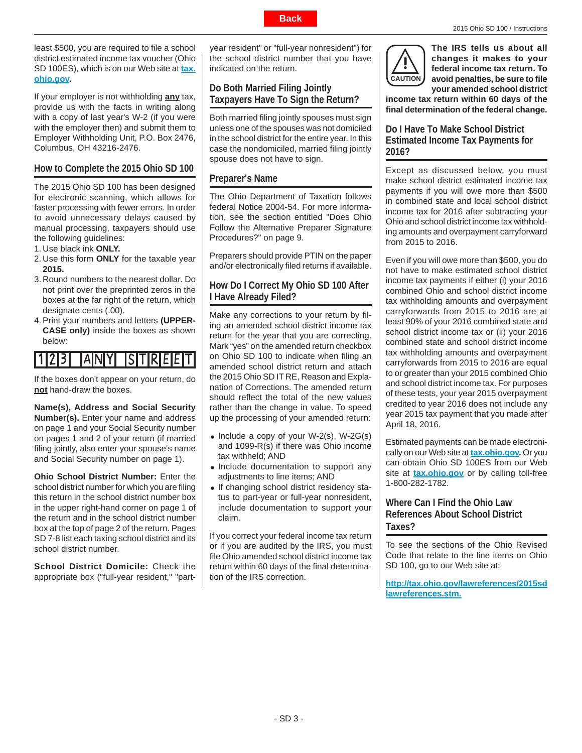least $500, you are required to file a school district estimated income tax voucher (Ohio SD 100ES), which is on our Web site at **tax.ohio.gov**.

If your employer is not withholding **any** tax, provide us with the facts in writing along with a copy of last year's W-2 (if you were with the employer then) and submit them to Employer Withholding Unit, P.O. Box 2476, Columbus, OH 43216-2476.

## How to Complete the 2015 Ohio SD 100

The 2015 Ohio SD 100 has been designed for electronic scanning, which allows for faster processing with fewer errors. In order to avoid unnecessary delays caused by manual processing, taxpayers should use the following guidelines:

1. Use black ink **ONLY.**
2. Use this form **ONLY** for the taxable year **2015.**
3. Round numbers to the nearest dollar. Do not print over the preprinted zeros in the boxes at the far right of the return, which designate cents (.00).
4. Print your numbers and letters **(UPPER-CASE only)** inside the boxes as shown below:

1 2 3 A N Y S T R E E T

If the boxes don't appear on your return, do **not** hand-draw the boxes.

**Name(s), Address and Social Security Number(s).** Enter your name and address on page 1 and your Social Security number on pages 1 and 2 of your return (if married filing jointly, also enter your spouse's name and Social Security number on page 1).

**Ohio School District Number:** Enter the school district number for which you are filing this return in the school district number box in the upper right-hand corner on page 1 of the return and in the school district number box at the top of page 2 of the return. Pages SD 7-8 list each taxing school district and its school district number.

**School District Domicile:** Check the appropriate box ("full-year resident," "part-year resident" or "full-year nonresident") for the school district number that you have indicated on the return.

## Do Both Married Filing Jointly Taxpayers Have To Sign the Return?

Both married filing jointly spouses must sign unless one of the spouses was not domiciled in the school district for the entire year. In this case the nondomiciled, married filing jointly spouse does not have to sign.

## Preparer's Name

The Ohio Department of Taxation follows federal Notice 2004-54. For more information, see the section entitled "Does Ohio Follow the Alternative Preparer Signature Procedures?" on page 9.

Preparers should provide PTIN on the paper and/or electronically filed returns if available.

## How Do I Correct My Ohio SD 100 After I Have Already Filed?

Make any corrections to your return by filing an amended school district income tax return for the year that you are correcting. Mark "yes" on the amended return checkbox on Ohio SD 100 to indicate when filing an amended school district return and attach the 2015 Ohio SD IT RE, Reason and Explanation of Corrections. The amended return should reflect the total of the new values rather than the change in value. To speed up the processing of your amended return:

- Include a copy of your W-2(s), W-2G(s) and 1099-R(s) if there was Ohio income tax withheld; AND
- Include documentation to support any adjustments to line items; AND
- If changing school district residency status to part-year or full-year nonresident, include documentation to support your claim.

If you correct your federal income tax return or if you are audited by the IRS, you must file Ohio amended school district income tax return within 60 days of the final determination of the IRS correction.

CAUTION

**The IRS tells us about all changes it makes to your federal income tax return. To avoid penalties, be sure to file your amended school district income tax return within 60 days of the final determination of the federal change.**

## Do I Have To Make School District Estimated Income Tax Payments for 2016?

Except as discussed below, you must make school district estimated income tax payments if you will owe more than $500 in combined state and local school district income tax for 2016 after subtracting your Ohio and school district income tax withholding amounts and overpayment carryforward from 2015 to 2016.

Even if you will owe more than $500, you do not have to make estimated school district income tax payments if either (i) your 2016 combined Ohio and school district income tax withholding amounts and overpayment carryforwards from 2015 to 2016 are at least 90% of your 2016 combined state and school district income tax or (ii) your 2016 combined state and school district income tax withholding amounts and overpayment carryforwards from 2015 to 2016 are equal to or greater than your 2015 combined Ohio and school district income tax. For purposes of these tests, your year 2015 overpayment credited to year 2016 does not include any year 2015 tax payment that you made after April 18, 2016.

Estimated payments can be made electronically on our Web site at **tax.ohio.gov.** Or you can obtain Ohio SD 100ES from our Web site at **tax.ohio.gov** or by calling toll-free 1-800-282-1782.

## Where Can I Find the Ohio Law References About School District Taxes?

To see the sections of the Ohio Revised Code that relate to the line items on Ohio SD 100, go to our Web site at:

**http://tax.ohio.gov/lawreferences/2015sdlawreferences.stm.**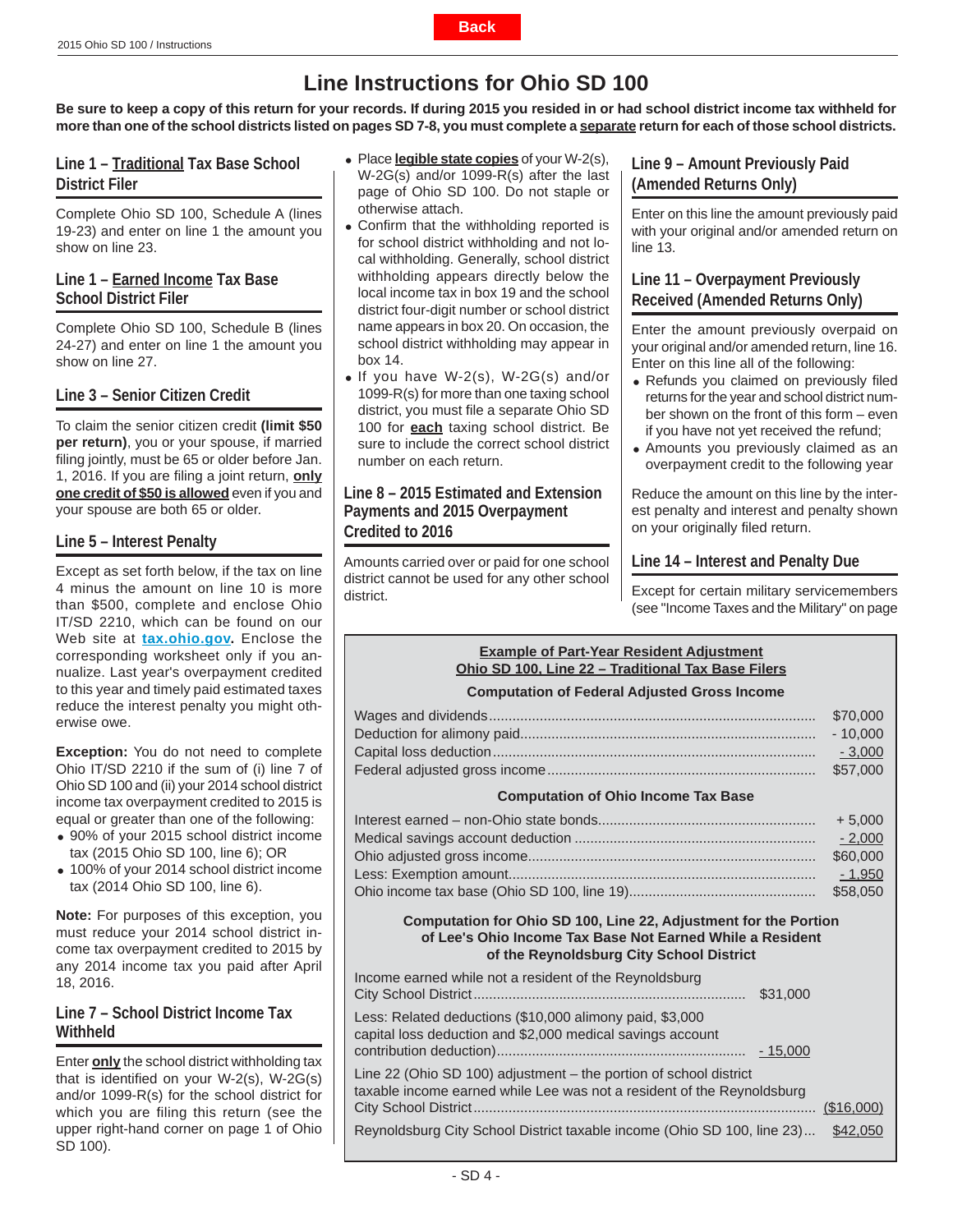# Line Instructions for Ohio SD 100

**Be sure to keep a copy of this return for your records. If during 2015 you resided in or had school district income tax withheld for more than one of the school districts listed on pages SD 7-8, you must complete a separate return for each of those school districts.**

## Line 1 – Traditional Tax Base School District Filer

Complete Ohio SD 100, Schedule A (lines 19-23) and enter on line 1 the amount you show on line 23.

## Line 1 – Earned Income Tax Base School District Filer

Complete Ohio SD 100, Schedule B (lines 24-27) and enter on line 1 the amount you show on line 27.

## Line 3 – Senior Citizen Credit

To claim the senior citizen credit **(limit $50 per return)**, you or your spouse, if married filing jointly, must be 65 or older before Jan. 1, 2016. If you are filing a joint return, **only one credit of $50 is allowed** even if you and your spouse are both 65 or older.

## Line 5 – Interest Penalty

Except as set forth below, if the tax on line 4 minus the amount on line 10 is more than $500, complete and enclose Ohio IT/SD 2210, which can be found on our Web site at **tax.ohio.gov**. Enclose the corresponding worksheet only if you annualize. Last year's overpayment credited to this year and timely paid estimated taxes reduce the interest penalty you might otherwise owe.

**Exception:** You do not need to complete Ohio IT/SD 2210 if the sum of (i) line 7 of Ohio SD 100 and (ii) your 2014 school district income tax overpayment credited to 2015 is equal or greater than one of the following:

- 90% of your 2015 school district income tax (2015 Ohio SD 100, line 6); OR
- 100% of your 2014 school district income tax (2014 Ohio SD 100, line 6).

**Note:** For purposes of this exception, you must reduce your 2014 school district income tax overpayment credited to 2015 by any 2014 income tax you paid after April 18, 2016.

## Line 7 – School District Income Tax Withheld

Enter **only** the school district withholding tax that is identified on your W-2(s), W-2G(s) and/or 1099-R(s) for the school district for which you are filing this return (see the upper right-hand corner on page 1 of Ohio SD 100).

- Place **legible state copies** of your W-2(s), W-2G(s) and/or 1099-R(s) after the last page of Ohio SD 100. Do not staple or otherwise attach.
- Confirm that the withholding reported is for school district withholding and not local withholding. Generally, school district withholding appears directly below the local income tax in box 19 and the school district four-digit number or school district name appears in box 20. On occasion, the school district withholding may appear in box 14.
- If you have W-2(s), W-2G(s) and/or 1099-R(s) for more than one taxing school district, you must file a separate Ohio SD 100 for **each** taxing school district. Be sure to include the correct school district number on each return.

## Line 8 – 2015 Estimated and Extension Payments and 2015 Overpayment Credited to 2016

Amounts carried over or paid for one school district cannot be used for any other school district.

## Line 9 – Amount Previously Paid (Amended Returns Only)

Enter on this line the amount previously paid with your original and/or amended return on line 13.

## Line 11 – Overpayment Previously Received (Amended Returns Only)

Enter the amount previously overpaid on your original and/or amended return, line 16. Enter on this line all of the following:

- Refunds you claimed on previously filed returns for the year and school district number shown on the front of this form – even if you have not yet received the refund;
- Amounts you previously claimed as an overpayment credit to the following year

Reduce the amount on this line by the interest penalty and interest and penalty shown on your originally filed return.

## Line 14 – Interest and Penalty Due

Except for certain military servicemembers (see "Income Taxes and the Military" on page

---

**Example of Part-Year Resident Adjustment**
**Ohio SD 100, Line 22 – Traditional Tax Base Filers**

**Computation of Federal Adjusted Gross Income**

| | |
|---|---|
| Wages and dividends | $70,000 |
| Deduction for alimony paid | - 10,000 |
| Capital loss deduction | - 3,000 |
| Federal adjusted gross income | $57,000 |

**Computation of Ohio Income Tax Base**

| | |
|---|---|
| Interest earned – non-Ohio state bonds | + 5,000 |
| Medical savings account deduction | - 2,000 |
| Ohio adjusted gross income | $60,000 |
| Less: Exemption amount | - 1,950 |
| Ohio income tax base (Ohio SD 100, line 19) | $58,050 |

**Computation for Ohio SD 100, Line 22, Adjustment for the Portion of Lee's Ohio Income Tax Base Not Earned While a Resident of the Reynoldsburg City School District**

| | | |
|---|---|---|
| Income earned while not a resident of the Reynoldsburg City School District | $31,000 | |
| Less: Related deductions ($10,000 alimony paid, $3,000 capital loss deduction and $2,000 medical savings account contribution deduction) | - 15,000 | |
| Line 22 (Ohio SD 100) adjustment – the portion of school district taxable income earned while Lee was not a resident of the Reynoldsburg City School District | | ($16,000) |
| Reynoldsburg City School District taxable income (Ohio SD 100, line 23) | | $42,050 |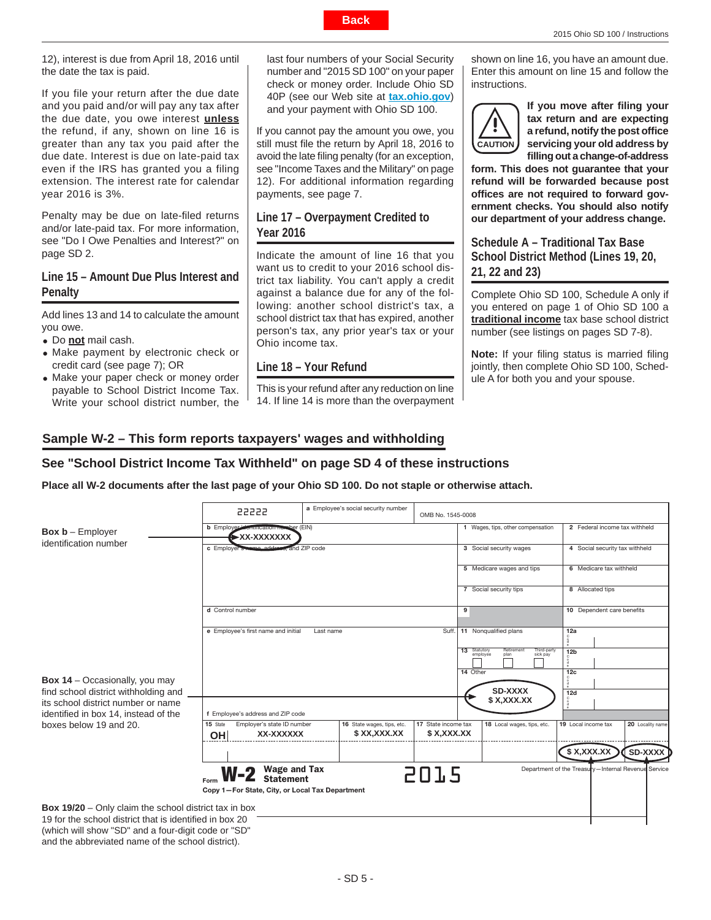12), interest is due from April 18, 2016 until the date the tax is paid.

If you file your return after the due date and you paid and/or will pay any tax after the due date, you owe interest **unless** the refund, if any, shown on line 16 is greater than any tax you paid after the due date. Interest is due on late-paid tax even if the IRS has granted you a filing extension. The interest rate for calendar year 2016 is 3%.

Penalty may be due on late-filed returns and/or late-paid tax. For more information, see "Do I Owe Penalties and Interest?" on page SD 2.

## Line 15 – Amount Due Plus Interest and Penalty

Add lines 13 and 14 to calculate the amount you owe.

- Do **not** mail cash.
- Make payment by electronic check or credit card (see page 7); OR
- Make your paper check or money order payable to School District Income Tax. Write your school district number, the last four numbers of your Social Security number and "2015 SD 100" on your paper check or money order. Include Ohio SD 40P (see our Web site at **tax.ohio.gov**) and your payment with Ohio SD 100.

If you cannot pay the amount you owe, you still must file the return by April 18, 2016 to avoid the late filing penalty (for an exception, see "Income Taxes and the Military" on page 12). For additional information regarding payments, see page 7.

## Line 17 – Overpayment Credited to Year 2016

Indicate the amount of line 16 that you want us to credit to your 2016 school district tax liability. You can't apply a credit against a balance due for any of the following: another school district's tax, a school district tax that has expired, another person's tax, any prior year's tax or your Ohio income tax.

## Line 18 – Your Refund

This is your refund after any reduction on line 14. If line 14 is more than the overpayment shown on line 16, you have an amount due. Enter this amount on line 15 and follow the instructions.

CAUTION

**If you move after filing your tax return and are expecting a refund, notify the post office servicing your old address by filling out a change-of-address form. This does not guarantee that your refund will be forwarded because post offices are not required to forward government checks. You should also notify our department of your address change.**

## Schedule A – Traditional Tax Base School District Method (Lines 19, 20, 21, 22 and 23)

Complete Ohio SD 100, Schedule A only if you entered on page 1 of Ohio SD 100 a **traditional income** tax base school district number (see listings on pages SD 7-8).

**Note:** If your filing status is married filing jointly, then complete Ohio SD 100, Schedule A for both you and your spouse.

## Sample W-2 – This form reports taxpayers' wages and withholding

## See "School District Income Tax Withheld" on page SD 4 of these instructions

**Place all W-2 documents after the last page of your Ohio SD 100. Do not staple or otherwise attach.**

**Box b** – Employer identification number

**Box 14** – Occasionally, you may find school district withholding and its school district number or name identified in box 14, instead of the boxes below 19 and 20.

**Box 19/20** – Only claim the school district tax in box 19 for the school district that is identified in box 20 (which will show "SD" and a four-digit code or "SD" and the abbreviated name of the school district).

22222 | a Employee's social security number | OMB No. 1545-0008

b Employer identification number (EIN): XX-XXXXXXX

c Employer's name, address, and ZIP code

1 Wages, tips, other compensation | 2 Federal income tax withheld
3 Social security wages | 4 Social security tax withheld
5 Medicare wages and tips | 6 Medicare tax withheld
7 Social security tips | 8 Allocated tips

d Control number | 9 | 10 Dependent care benefits

e Employee's first name and initial | Last name | Suff. | 11 Nonqualified plans | 12a

13 Statutory employee | Retirement plan | Third-party sick pay | 12b

14 Other: SD-XXXX $ X,XXX.XX | 12c | 12d

f Employee's address and ZIP code

| 15 State | Employer's state ID number | 16 State wages, tips, etc. | 17 State income tax | 18 Local wages, tips, etc. | 19 Local income tax | 20 Locality name |
|---|---|---|---|---|---|---|
| OH | XX-XXXXXX | $ XX,XXX.XX | $ X,XXX.XX | | $ X,XXX.XX | SD-XXXX |

Form **W-2** Wage and Tax Statement 2015 — Department of the Treasury—Internal Revenue Service

Copy 1—For State, City, or Local Tax Department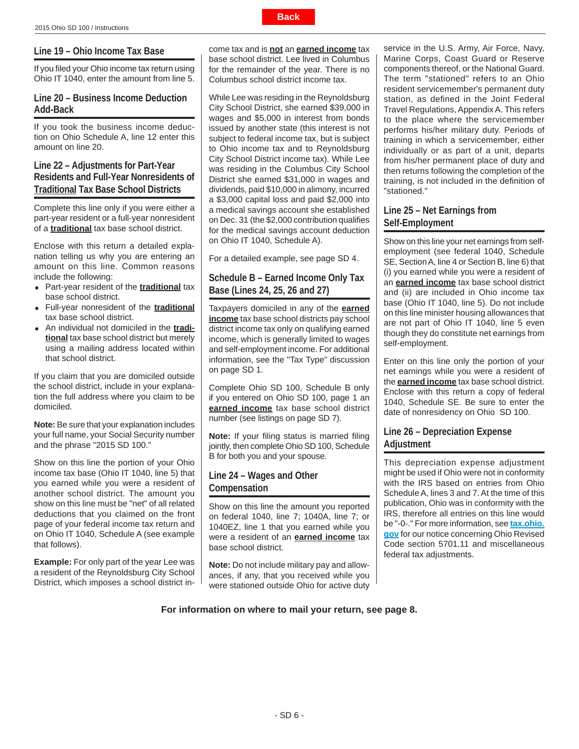## Line 19 – Ohio Income Tax Base

If you filed your Ohio income tax return using Ohio IT 1040, enter the amount from line 5.

## Line 20 – Business Income Deduction Add-Back

If you took the business income deduction on Ohio Schedule A, line 12 enter this amount on line 20.

## Line 22 – Adjustments for Part-Year Residents and Full-Year Nonresidents of Traditional Tax Base School Districts

Complete this line only if you were either a part-year resident or a full-year nonresident of a **traditional** tax base school district.

Enclose with this return a detailed explanation telling us why you are entering an amount on this line. Common reasons include the following:

- Part-year resident of the **traditional** tax base school district.
- Full-year nonresident of the **traditional** tax base school district.
- An individual not domiciled in the **traditional** tax base school district but merely using a mailing address located within that school district.

If you claim that you are domiciled outside the school district, include in your explanation the full address where you claim to be domiciled.

**Note:** Be sure that your explanation includes your full name, your Social Security number and the phrase "2015 SD 100."

Show on this line the portion of your Ohio income tax base (Ohio IT 1040, line 5) that you earned while you were a resident of another school district. The amount you show on this line must be "net" of all related deductions that you claimed on the front page of your federal income tax return and on Ohio IT 1040, Schedule A (see example that follows).

**Example:** For only part of the year Lee was a resident of the Reynoldsburg City School District, which imposes a school district income tax and is **not** an **earned income** tax base school district. Lee lived in Columbus for the remainder of the year. There is no Columbus school district income tax.

While Lee was residing in the Reynoldsburg City School District, she earned $39,000 in wages and $5,000 in interest from bonds issued by another state (this interest is not subject to federal income tax, but is subject to Ohio income tax and to Reynoldsburg City School District income tax). While Lee was residing in the Columbus City School District she earned $31,000 in wages and dividends, paid $10,000 in alimony, incurred a $3,000 capital loss and paid $2,000 into a medical savings account she established on Dec. 31 (the $2,000 contribution qualifies for the medical savings account deduction on Ohio IT 1040, Schedule A).

For a detailed example, see page SD 4.

## Schedule B – Earned Income Only Tax Base (Lines 24, 25, 26 and 27)

Taxpayers domiciled in any of the **earned income** tax base school districts pay school district income tax only on qualifying earned income, which is generally limited to wages and self-employment income. For additional information, see the "Tax Type" discussion on page SD 1.

Complete Ohio SD 100, Schedule B only if you entered on Ohio SD 100, page 1 an **earned income** tax base school district number (see listings on page SD 7).

**Note:** If your filing status is married filing jointly, then complete Ohio SD 100, Schedule B for both you and your spouse.

## Line 24 – Wages and Other Compensation

Show on this line the amount you reported on federal 1040, line 7; 1040A, line 7; or 1040EZ, line 1 that you earned while you were a resident of an **earned income** tax base school district.

**Note:** Do not include military pay and allowances, if any, that you received while you were stationed outside Ohio for active duty service in the U.S. Army, Air Force, Navy, Marine Corps, Coast Guard or Reserve components thereof, or the National Guard. The term "stationed" refers to an Ohio resident servicemember's permanent duty station, as defined in the Joint Federal Travel Regulations, Appendix A. This refers to the place where the servicemember performs his/her military duty. Periods of training in which a servicemember, either individually or as part of a unit, departs from his/her permanent place of duty and then returns following the completion of the training, is not included in the definition of "stationed."

## Line 25 – Net Earnings from Self-Employment

Show on this line your net earnings from self-employment (see federal 1040, Schedule SE, Section A, line 4 or Section B, line 6) that (i) you earned while you were a resident of an **earned income** tax base school district and (ii) are included in Ohio income tax base (Ohio IT 1040, line 5). Do not include on this line minister housing allowances that are not part of Ohio IT 1040, line 5 even though they do constitute net earnings from self-employment.

Enter on this line only the portion of your net earnings while you were a resident of the **earned income** tax base school district. Enclose with this return a copy of federal 1040, Schedule SE. Be sure to enter the date of nonresidency on Ohio SD 100.

## Line 26 – Depreciation Expense Adjustment

This depreciation expense adjustment might be used if Ohio were not in conformity with the IRS based on entries from Ohio Schedule A, lines 3 and 7. At the time of this publication, Ohio was in conformity with the IRS, therefore all entries on this line would be "-0-." For more information, see **tax.ohio.gov** for our notice concerning Ohio Revised Code section 5701.11 and miscellaneous federal tax adjustments.

**For information on where to mail your return, see page 8.**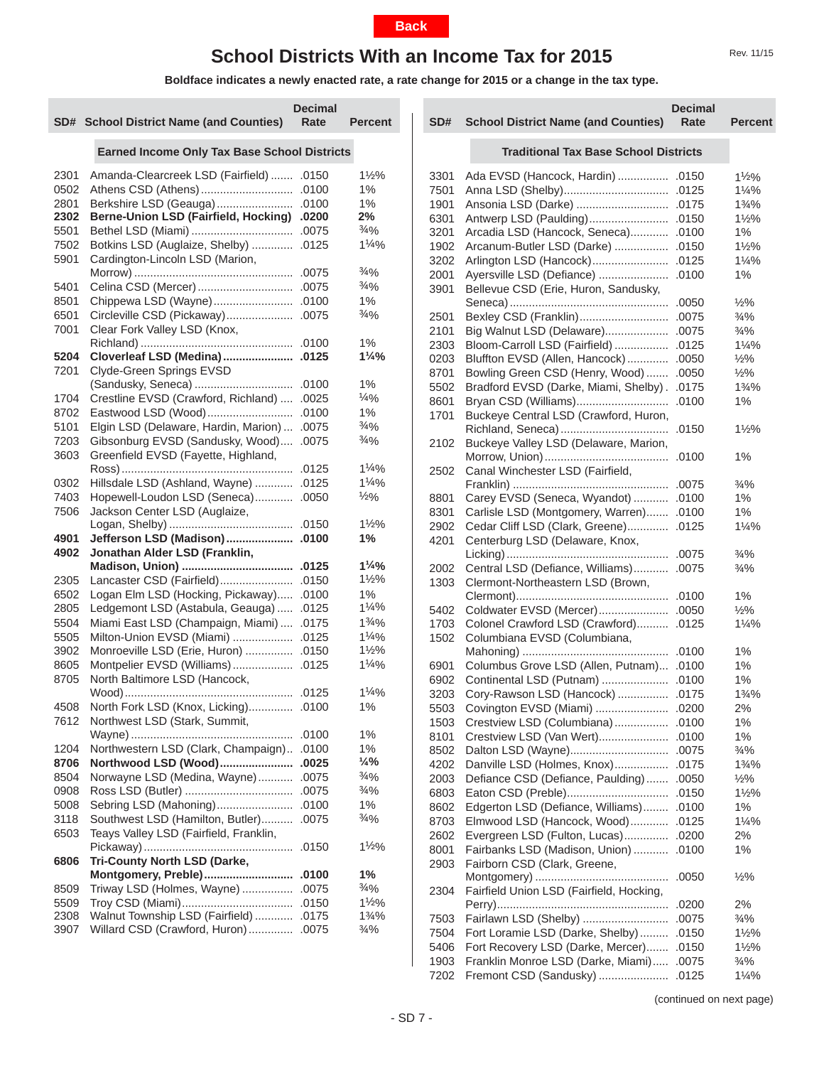Back

# School Districts With an Income Tax for 2015

Rev. 11/15

**Boldface indicates a newly enacted rate, a rate change for 2015 or a change in the tax type.**

## Earned Income Only Tax Base School Districts

| SD# | School District Name (and Counties) | Decimal Rate | Percent |
|---|---|---|---|
| 2301 | Amanda-Clearcreek LSD (Fairfield) | .0150 | 1½% |
| 0502 | Athens CSD (Athens) | .0100 | 1% |
| 2801 | Berkshire LSD (Geauga) | .0100 | 1% |
| **2302** | **Berne-Union LSD (Fairfield, Hocking)** | **.0200** | **2%** |
| 5501 | Bethel LSD (Miami) | .0075 | ¾% |
| 7502 | Botkins LSD (Auglaize, Shelby) | .0125 | 1¼% |
| 5901 | Cardington-Lincoln LSD (Marion, Morrow) | .0075 | ¾% |
| 5401 | Celina CSD (Mercer) | .0075 | ¾% |
| 8501 | Chippewa LSD (Wayne) | .0100 | 1% |
| 6501 | Circleville CSD (Pickaway) | .0075 | ¾% |
| 7001 | Clear Fork Valley LSD (Knox, Richland) | .0100 | 1% |
| **5204** | **Cloverleaf LSD (Medina)** | **.0125** | **1¼%** |
| 7201 | Clyde-Green Springs EVSD (Sandusky, Seneca) | .0100 | 1% |
| 1704 | Crestline EVSD (Crawford, Richland) | .0025 | ¼% |
| 8702 | Eastwood LSD (Wood) | .0100 | 1% |
| 5101 | Elgin LSD (Delaware, Hardin, Marion) | .0075 | ¾% |
| 7203 | Gibsonburg EVSD (Sandusky, Wood) | .0075 | ¾% |
| 3603 | Greenfield EVSD (Fayette, Highland, Ross) | .0125 | 1¼% |
| 0302 | Hillsdale LSD (Ashland, Wayne) | .0125 | 1¼% |
| 7403 | Hopewell-Loudon LSD (Seneca) | .0050 | ½% |
| 7506 | Jackson Center LSD (Auglaize, Logan, Shelby) | .0150 | 1½% |
| **4901** | **Jefferson LSD (Madison)** | **.0100** | **1%** |
| **4902** | **Jonathan Alder LSD (Franklin, Madison, Union)** | **.0125** | **1¼%** |
| 2305 | Lancaster CSD (Fairfield) | .0150 | 1½% |
| 6502 | Logan Elm LSD (Hocking, Pickaway) | .0100 | 1% |
| 2805 | Ledgemont LSD (Astabula, Geauga) | .0125 | 1¼% |
| 5504 | Miami East LSD (Champaign, Miami) | .0175 | 1¾% |
| 5505 | Milton-Union EVSD (Miami) | .0125 | 1¼% |
| 3902 | Monroeville LSD (Erie, Huron) | .0150 | 1½% |
| 8605 | Montpelier EVSD (Williams) | .0125 | 1¼% |
| 8705 | North Baltimore LSD (Hancock, Wood) | .0125 | 1¼% |
| 4508 | North Fork LSD (Knox, Licking) | .0100 | 1% |
| 7612 | Northwest LSD (Stark, Summit, Wayne) | .0100 | 1% |
| 1204 | Northwestern LSD (Clark, Champaign) | .0100 | 1% |
| **8706** | **Northwood LSD (Wood)** | **.0025** | **¼%** |
| 8504 | Norwayne LSD (Medina, Wayne) | .0075 | ¾% |
| 0908 | Ross LSD (Butler) | .0075 | ¾% |
| 5008 | Sebring LSD (Mahoning) | .0100 | 1% |
| 3118 | Southwest LSD (Hamilton, Butler) | .0075 | ¾% |
| 6503 | Teays Valley LSD (Fairfield, Franklin, Pickaway) | .0150 | 1½% |
| **6806** | **Tri-County North LSD (Darke, Montgomery, Preble)** | **.0100** | **1%** |
| 8509 | Triway LSD (Holmes, Wayne) | .0075 | ¾% |
| 5509 | Troy CSD (Miami) | .0150 | 1½% |
| 2308 | Walnut Township LSD (Fairfield) | .0175 | 1¾% |
| 3907 | Willard CSD (Crawford, Huron) | .0075 | ¾% |

## Traditional Tax Base School Districts

| SD# | School District Name (and Counties) | Decimal Rate | Percent |
|---|---|---|---|
| 3301 | Ada EVSD (Hancock, Hardin) | .0150 | 1½% |
| 7501 | Anna LSD (Shelby) | .0125 | 1¼% |
| 1901 | Ansonia LSD (Darke) | .0175 | 1¾% |
| 6301 | Antwerp LSD (Paulding) | .0150 | 1½% |
| 3201 | Arcadia LSD (Hancock, Seneca) | .0100 | 1% |
| 1902 | Arcanum-Butler LSD (Darke) | .0150 | 1½% |
| 3202 | Arlington LSD (Hancock) | .0125 | 1¼% |
| 2001 | Ayersville LSD (Defiance) | .0100 | 1% |
| 3901 | Bellevue CSD (Erie, Huron, Sandusky, Seneca) | .0050 | ½% |
| 2501 | Bexley CSD (Franklin) | .0075 | ¾% |
| 2101 | Big Walnut LSD (Delaware) | .0075 | ¾% |
| 2303 | Bloom-Carroll LSD (Fairfield) | .0125 | 1¼% |
| 0203 | Bluffton EVSD (Allen, Hancock) | .0050 | ½% |
| 8701 | Bowling Green CSD (Henry, Wood) | .0050 | ½% |
| 5502 | Bradford EVSD (Darke, Miami, Shelby) | .0175 | 1¾% |
| 8601 | Bryan CSD (Williams) | .0100 | 1% |
| 1701 | Buckeye Central LSD (Crawford, Huron, Richland, Seneca) | .0150 | 1½% |
| 2102 | Buckeye Valley LSD (Delaware, Marion, Morrow, Union) | .0100 | 1% |
| 2502 | Canal Winchester LSD (Fairfield, Franklin) | .0075 | ¾% |
| 8801 | Carey EVSD (Seneca, Wyandot) | .0100 | 1% |
| 8301 | Carlisle LSD (Montgomery, Warren) | .0100 | 1% |
| 2902 | Cedar Cliff LSD (Clark, Greene) | .0125 | 1¼% |
| 4201 | Centerburg LSD (Delaware, Knox, Licking) | .0075 | ¾% |
| 2002 | Central LSD (Defiance, Williams) | .0075 | ¾% |
| 1303 | Clermont-Northeastern LSD (Brown, Clermont) | .0100 | 1% |
| 5402 | Coldwater EVSD (Mercer) | .0050 | ½% |
| 1703 | Colonel Crawford LSD (Crawford) | .0125 | 1¼% |
| 1502 | Columbiana EVSD (Columbiana, Mahoning) | .0100 | 1% |
| 6901 | Columbus Grove LSD (Allen, Putnam) | .0100 | 1% |
| 6902 | Continental LSD (Putnam) | .0100 | 1% |
| 3203 | Cory-Rawson LSD (Hancock) | .0175 | 1¾% |
| 5503 | Covington EVSD (Miami) | .0200 | 2% |
| 1503 | Crestview LSD (Columbiana) | .0100 | 1% |
| 8101 | Crestview LSD (Van Wert) | .0100 | 1% |
| 8502 | Dalton LSD (Wayne) | .0075 | ¾% |
| 4202 | Danville LSD (Holmes, Knox) | .0175 | 1¾% |
| 2003 | Defiance CSD (Defiance, Paulding) | .0050 | ½% |
| 6803 | Eaton CSD (Preble) | .0150 | 1½% |
| 8602 | Edgerton LSD (Defiance, Williams) | .0100 | 1% |
| 8703 | Elmwood LSD (Hancock, Wood) | .0125 | 1¼% |
| 2602 | Evergreen LSD (Fulton, Lucas) | .0200 | 2% |
| 8001 | Fairbanks LSD (Madison, Union) | .0100 | 1% |
| 2903 | Fairborn CSD (Clark, Greene, Montgomery) | .0050 | ½% |
| 2304 | Fairfield Union LSD (Fairfield, Hocking, Perry) | .0200 | 2% |
| 7503 | Fairlawn LSD (Shelby) | .0075 | ¾% |
| 7504 | Fort Loramie LSD (Darke, Shelby) | .0150 | 1½% |
| 5406 | Fort Recovery LSD (Darke, Mercer) | .0150 | 1½% |
| 1903 | Franklin Monroe LSD (Darke, Miami) | .0075 | ¾% |
| 7202 | Fremont CSD (Sandusky) | .0125 | 1¼% |

(continued on next page)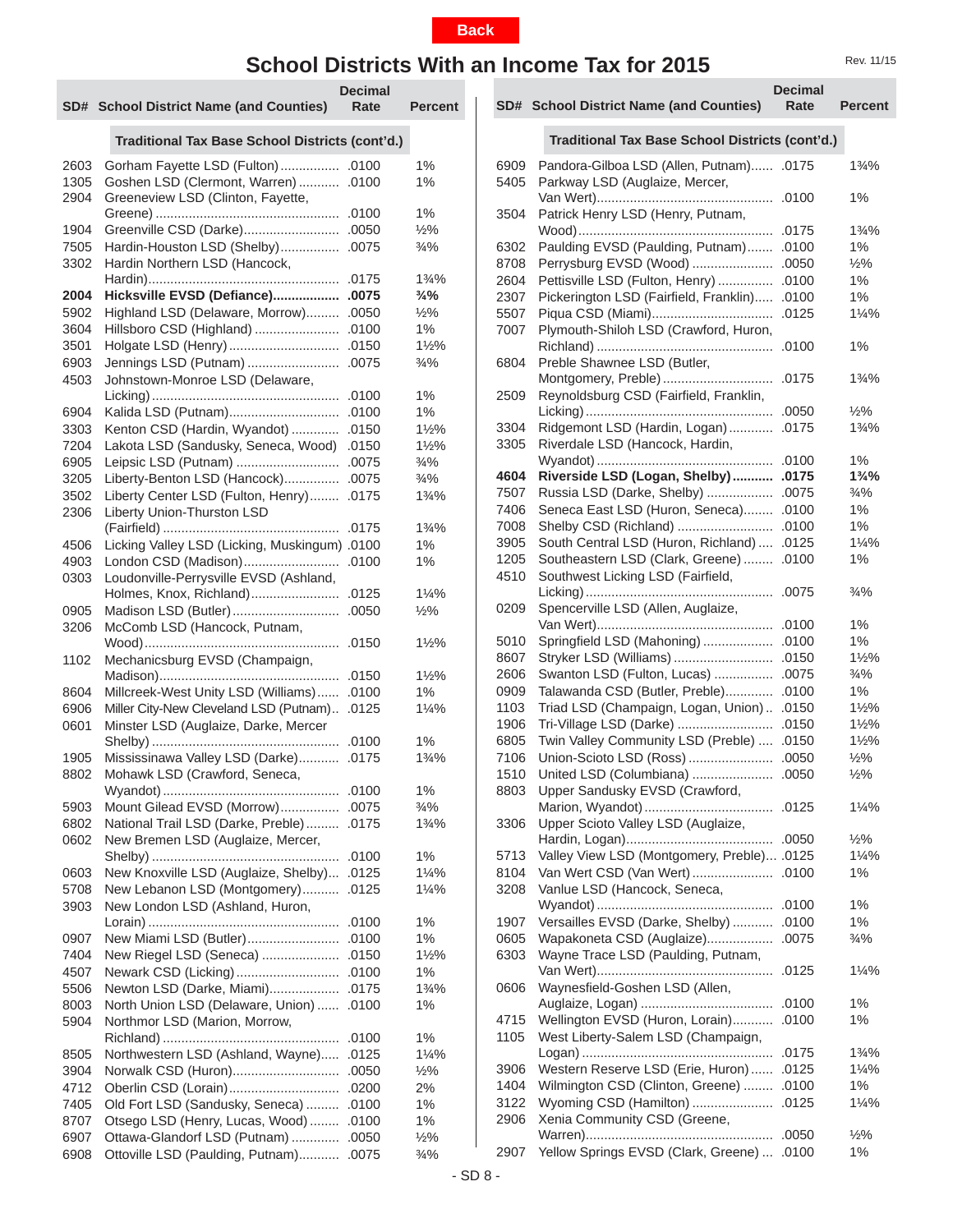Back

# School Districts With an Income Tax for 2015

Rev. 11/15

| SD# | School District Name (and Counties) | Decimal Rate | Percent |
|---|---|---|---|
| | **Traditional Tax Base School Districts (cont'd.)** | | |
| 2603 | Gorham Fayette LSD (Fulton) | .0100 | 1% |
| 1305 | Goshen LSD (Clermont, Warren) | .0100 | 1% |
| 2904 | Greeneview LSD (Clinton, Fayette, Greene) | .0100 | 1% |
| 1904 | Greenville CSD (Darke) | .0050 | ½% |
| 7505 | Hardin-Houston LSD (Shelby) | .0075 | ¾% |
| 3302 | Hardin Northern LSD (Hancock, Hardin) | .0175 | 1¾% |
| **2004** | **Hicksville EVSD (Defiance)** | **.0075** | **¾%** |
| 5902 | Highland LSD (Delaware, Morrow) | .0050 | ½% |
| 3604 | Hillsboro CSD (Highland) | .0100 | 1% |
| 3501 | Holgate LSD (Henry) | .0150 | 1½% |
| 6903 | Jennings LSD (Putnam) | .0075 | ¾% |
| 4503 | Johnstown-Monroe LSD (Delaware, Licking) | .0100 | 1% |
| 6904 | Kalida LSD (Putnam) | .0100 | 1% |
| 3303 | Kenton CSD (Hardin, Wyandot) | .0150 | 1½% |
| 7204 | Lakota LSD (Sandusky, Seneca, Wood) | .0150 | 1½% |
| 6905 | Leipsic LSD (Putnam) | .0075 | ¾% |
| 3205 | Liberty-Benton LSD (Hancock) | .0075 | ¾% |
| 3502 | Liberty Center LSD (Fulton, Henry) | .0175 | 1¾% |
| 2306 | Liberty Union-Thurston LSD (Fairfield) | .0175 | 1¾% |
| 4506 | Licking Valley LSD (Licking, Muskingum) | .0100 | 1% |
| 4903 | London CSD (Madison) | .0100 | 1% |
| 0303 | Loudonville-Perrysville EVSD (Ashland, Holmes, Knox, Richland) | .0125 | 1¼% |
| 0905 | Madison LSD (Butler) | .0050 | ½% |
| 3206 | McComb LSD (Hancock, Putnam, Wood) | .0150 | 1½% |
| 1102 | Mechanicsburg EVSD (Champaign, Madison) | .0150 | 1½% |
| 8604 | Millcreek-West Unity LSD (Williams) | .0100 | 1% |
| 6906 | Miller City-New Cleveland LSD (Putnam) | .0125 | 1¼% |
| 0601 | Minster LSD (Auglaize, Darke, Mercer Shelby) | .0100 | 1% |
| 1905 | Mississinawa Valley LSD (Darke) | .0175 | 1¾% |
| 8802 | Mohawk LSD (Crawford, Seneca, Wyandot) | .0100 | 1% |
| 5903 | Mount Gilead EVSD (Morrow) | .0075 | ¾% |
| 6802 | National Trail LSD (Darke, Preble) | .0175 | 1¾% |
| 0602 | New Bremen LSD (Auglaize, Mercer, Shelby) | .0100 | 1% |
| 0603 | New Knoxville LSD (Auglaize, Shelby) | .0125 | 1¼% |
| 5708 | New Lebanon LSD (Montgomery) | .0125 | 1¼% |
| 3903 | New London LSD (Ashland, Huron, Lorain) | .0100 | 1% |
| 0907 | New Miami LSD (Butler) | .0100 | 1% |
| 7404 | New Riegel LSD (Seneca) | .0150 | 1½% |
| 4507 | Newark CSD (Licking) | .0100 | 1% |
| 5506 | Newton LSD (Darke, Miami) | .0175 | 1¾% |
| 8003 | North Union LSD (Delaware, Union) | .0100 | 1% |
| 5904 | Northmor LSD (Marion, Morrow, Richland) | .0100 | 1% |
| 8505 | Northwestern LSD (Ashland, Wayne) | .0125 | 1¼% |
| 3904 | Norwalk CSD (Huron) | .0050 | ½% |
| 4712 | Oberlin CSD (Lorain) | .0200 | 2% |
| 7405 | Old Fort LSD (Sandusky, Seneca) | .0100 | 1% |
| 8707 | Otsego LSD (Henry, Lucas, Wood) | .0100 | 1% |
| 6907 | Ottawa-Glandorf LSD (Putnam) | .0050 | ½% |
| 6908 | Ottoville LSD (Paulding, Putnam) | .0075 | ¾% |

| SD# | School District Name (and Counties) | Decimal Rate | Percent |
|---|---|---|---|
| | **Traditional Tax Base School Districts (cont'd.)** | | |
| 6909 | Pandora-Gilboa LSD (Allen, Putnam) | .0175 | 1¾% |
| 5405 | Parkway LSD (Auglaize, Mercer, Van Wert) | .0100 | 1% |
| 3504 | Patrick Henry LSD (Henry, Putnam, Wood) | .0175 | 1¾% |
| 6302 | Paulding EVSD (Paulding, Putnam) | .0100 | 1% |
| 8708 | Perrysburg EVSD (Wood) | .0050 | ½% |
| 2604 | Pettisville LSD (Fulton, Henry) | .0100 | 1% |
| 2307 | Pickerington LSD (Fairfield, Franklin) | .0100 | 1% |
| 5507 | Piqua CSD (Miami) | .0125 | 1¼% |
| 7007 | Plymouth-Shiloh LSD (Crawford, Huron, Richland) | .0100 | 1% |
| 6804 | Preble Shawnee LSD (Butler, Montgomery, Preble) | .0175 | 1¾% |
| 2509 | Reynoldsburg CSD (Fairfield, Franklin, Licking) | .0050 | ½% |
| 3304 | Ridgemont LSD (Hardin, Logan) | .0175 | 1¾% |
| 3305 | Riverdale LSD (Hancock, Hardin, Wyandot) | .0100 | 1% |
| **4604** | **Riverside LSD (Logan, Shelby)** | **.0175** | **1¾%** |
| 7507 | Russia LSD (Darke, Shelby) | .0075 | ¾% |
| 7406 | Seneca East LSD (Huron, Seneca) | .0100 | 1% |
| 7008 | Shelby CSD (Richland) | .0100 | 1% |
| 3905 | South Central LSD (Huron, Richland) | .0125 | 1¼% |
| 1205 | Southeastern LSD (Clark, Greene) | .0100 | 1% |
| 4510 | Southwest Licking LSD (Fairfield, Licking) | .0075 | ¾% |
| 0209 | Spencerville LSD (Allen, Auglaize, Van Wert) | .0100 | 1% |
| 5010 | Springfield LSD (Mahoning) | .0100 | 1% |
| 8607 | Stryker LSD (Williams) | .0150 | 1½% |
| 2606 | Swanton LSD (Fulton, Lucas) | .0075 | ¾% |
| 0909 | Talawanda CSD (Butler, Preble) | .0100 | 1% |
| 1103 | Triad LSD (Champaign, Logan, Union) | .0150 | 1½% |
| 1906 | Tri-Village LSD (Darke) | .0150 | 1½% |
| 6805 | Twin Valley Community LSD (Preble) | .0150 | 1½% |
| 7106 | Union-Scioto LSD (Ross) | .0050 | ½% |
| 1510 | United LSD (Columbiana) | .0050 | ½% |
| 8803 | Upper Sandusky EVSD (Crawford, Marion, Wyandot) | .0125 | 1¼% |
| 3306 | Upper Scioto Valley LSD (Auglaize, Hardin, Logan) | .0050 | ½% |
| 5713 | Valley View LSD (Montgomery, Preble) | .0125 | 1¼% |
| 8104 | Van Wert CSD (Van Wert) | .0100 | 1% |
| 3208 | Vanlue LSD (Hancock, Seneca, Wyandot) | .0100 | 1% |
| 1907 | Versailles EVSD (Darke, Shelby) | .0100 | 1% |
| 0605 | Wapakoneta CSD (Auglaize) | .0075 | ¾% |
| 6303 | Wayne Trace LSD (Paulding, Putnam, Van Wert) | .0125 | 1¼% |
| 0606 | Waynesfield-Goshen LSD (Allen, Auglaize, Logan) | .0100 | 1% |
| 4715 | Wellington EVSD (Huron, Lorain) | .0100 | 1% |
| 1105 | West Liberty-Salem LSD (Champaign, Logan) | .0175 | 1¾% |
| 3906 | Western Reserve LSD (Erie, Huron) | .0125 | 1¼% |
| 1404 | Wilmington CSD (Clinton, Greene) | .0100 | 1% |
| 3122 | Wyoming CSD (Hamilton) | .0125 | 1¼% |
| 2906 | Xenia Community CSD (Greene, Warren) | .0050 | ½% |
| 2907 | Yellow Springs EVSD (Clark, Greene) | .0100 | 1% |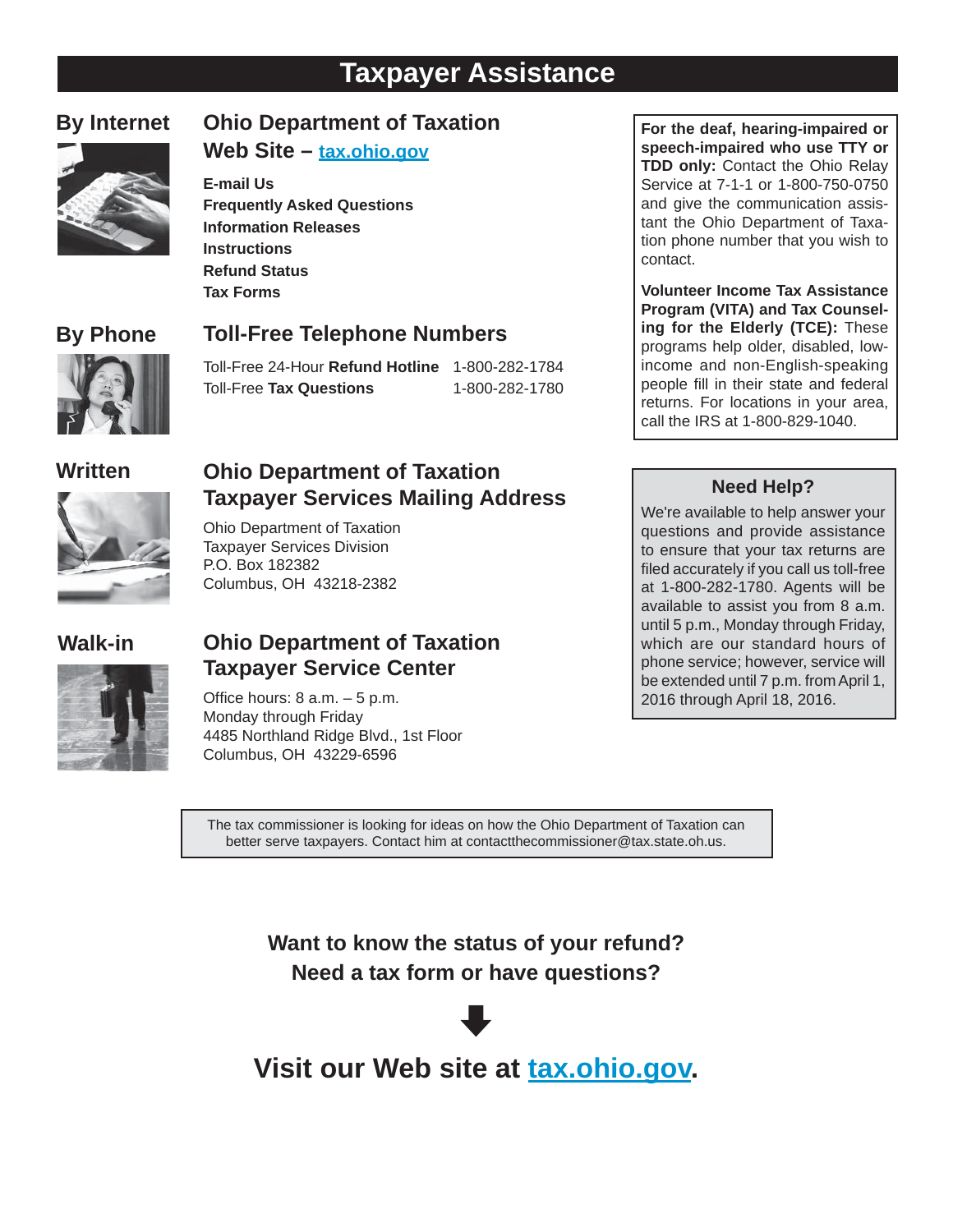# Taxpayer Assistance

## By Internet

### Ohio Department of Taxation Web Site – tax.ohio.gov

**E-mail Us**
**Frequently Asked Questions**
**Information Releases**
**Instructions**
**Refund Status**
**Tax Forms**

## By Phone

### Toll-Free Telephone Numbers

| | |
|---|---|
| Toll-Free 24-Hour **Refund Hotline** | 1-800-282-1784 |
| Toll-Free **Tax Questions** | 1-800-282-1780 |

## Written

### Ohio Department of Taxation Taxpayer Services Mailing Address

Ohio Department of Taxation
Taxpayer Services Division
P.O. Box 182382
Columbus, OH 43218-2382

## Walk-in

### Ohio Department of Taxation Taxpayer Service Center

Office hours: 8 a.m. – 5 p.m.
Monday through Friday
4485 Northland Ridge Blvd., 1st Floor
Columbus, OH 43229-6596

**For the deaf, hearing-impaired or speech-impaired who use TTY or TDD only:** Contact the Ohio Relay Service at 7-1-1 or 1-800-750-0750 and give the communication assistant the Ohio Department of Taxation phone number that you wish to contact.

**Volunteer Income Tax Assistance Program (VITA) and Tax Counseling for the Elderly (TCE):** These programs help older, disabled, low-income and non-English-speaking people fill in their state and federal returns. For locations in your area, call the IRS at 1-800-829-1040.

### Need Help?

We're available to help answer your questions and provide assistance to ensure that your tax returns are filed accurately if you call us toll-free at 1-800-282-1780. Agents will be available to assist you from 8 a.m. until 5 p.m., Monday through Friday, which are our standard hours of phone service; however, service will be extended until 7 p.m. from April 1, 2016 through April 18, 2016.

The tax commissioner is looking for ideas on how the Ohio Department of Taxation can better serve taxpayers. Contact him at contactthecommissioner@tax.state.oh.us.

**Want to know the status of your refund?**
**Need a tax form or have questions?**

## Visit our Web site at tax.ohio.gov.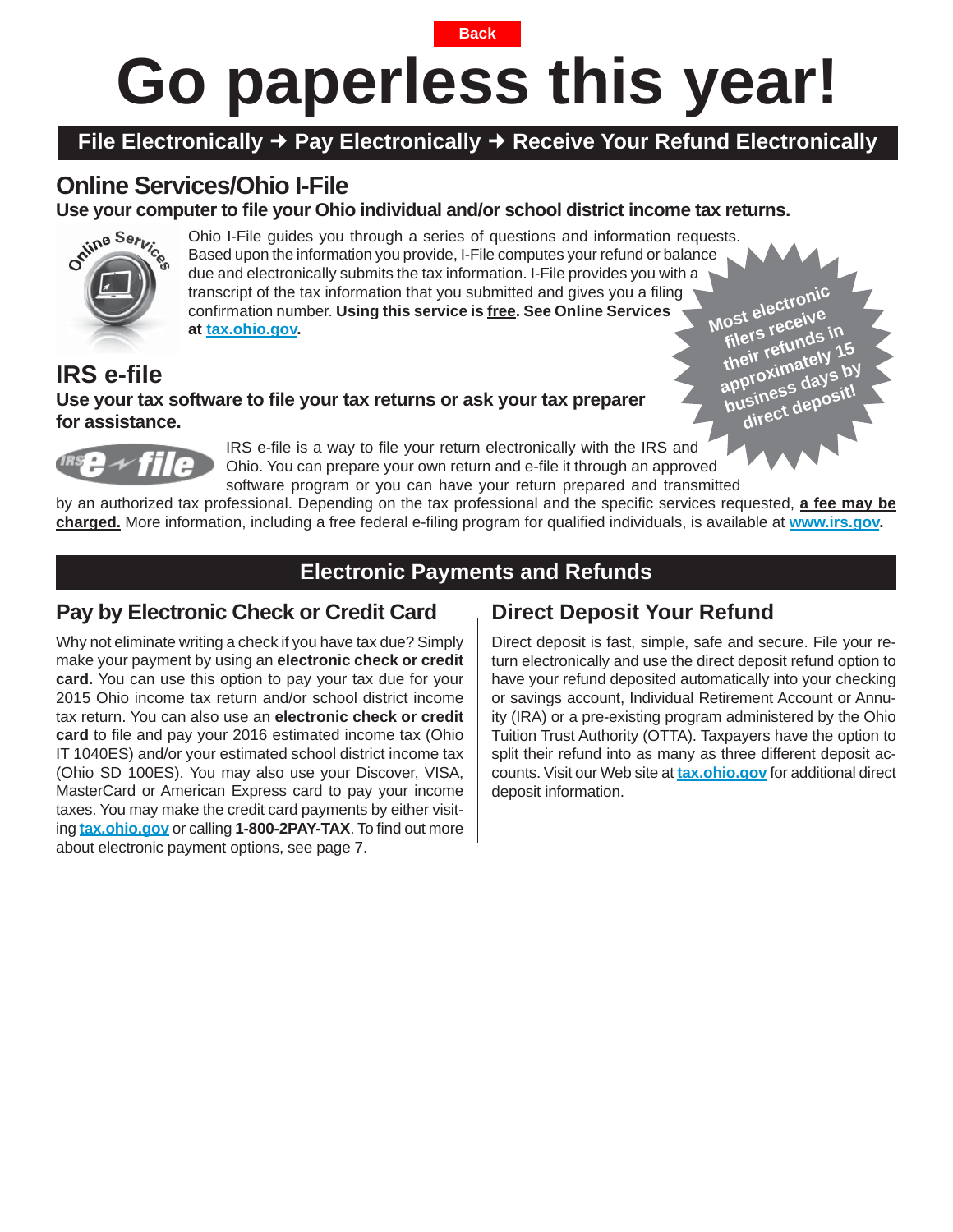Back

# Go paperless this year!

**File Electronically ➔ Pay Electronically ➔ Receive Your Refund Electronically**

## Online Services/Ohio I-File

**Use your computer to file your Ohio individual and/or school district income tax returns.**

Ohio I-File guides you through a series of questions and information requests. Based upon the information you provide, I-File computes your refund or balance due and electronically submits the tax information. I-File provides you with a transcript of the tax information that you submitted and gives you a filing confirmation number. **Using this service is free. See Online Services at tax.ohio.gov.**

Most electronic filers receive their refunds in approximately 15 business days by direct deposit!

## IRS e-file

**Use your tax software to file your tax returns or ask your tax preparer for assistance.**

IRS e-file is a way to file your return electronically with the IRS and Ohio. You can prepare your own return and e-file it through an approved software program or you can have your return prepared and transmitted by an authorized tax professional. Depending on the tax professional and the specific services requested, **a fee may be charged.** More information, including a free federal e-filing program for qualified individuals, is available at **www.irs.gov**.

## Electronic Payments and Refunds

### Pay by Electronic Check or Credit Card

Why not eliminate writing a check if you have tax due? Simply make your payment by using an **electronic check or credit card.** You can use this option to pay your tax due for your 2015 Ohio income tax return and/or school district income tax return. You can also use an **electronic check or credit card** to file and pay your 2016 estimated income tax (Ohio IT 1040ES) and/or your estimated school district income tax (Ohio SD 100ES). You may also use your Discover, VISA, MasterCard or American Express card to pay your income taxes. You may make the credit card payments by either visiting **tax.ohio.gov** or calling **1-800-2PAY-TAX**. To find out more about electronic payment options, see page 7.

### Direct Deposit Your Refund

Direct deposit is fast, simple, safe and secure. File your return electronically and use the direct deposit refund option to have your refund deposited automatically into your checking or savings account, Individual Retirement Account or Annuity (IRA) or a pre-existing program administered by the Ohio Tuition Trust Authority (OTTA). Taxpayers have the option to split their refund into as many as three different deposit accounts. Visit our Web site at **tax.ohio.gov** for additional direct deposit information.